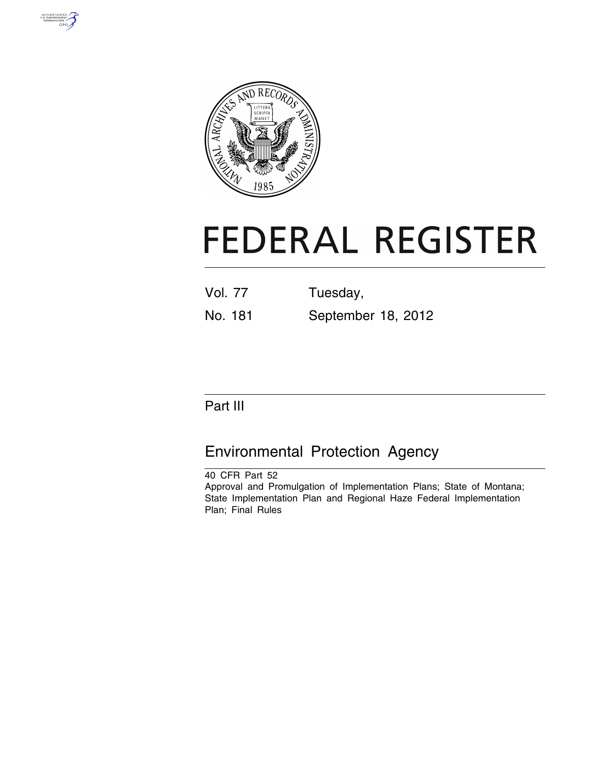# FEDERAL REGISTER

Vol. 77 Tuesday,

No. 181 September 18, 2012

## Part III

## Environmental Protection Agency

40 CFR Part 52

Approval and Promulgation of Implementation Plans; State of Montana; State Implementation Plan and Regional Haze Federal Implementation Plan; Final Rules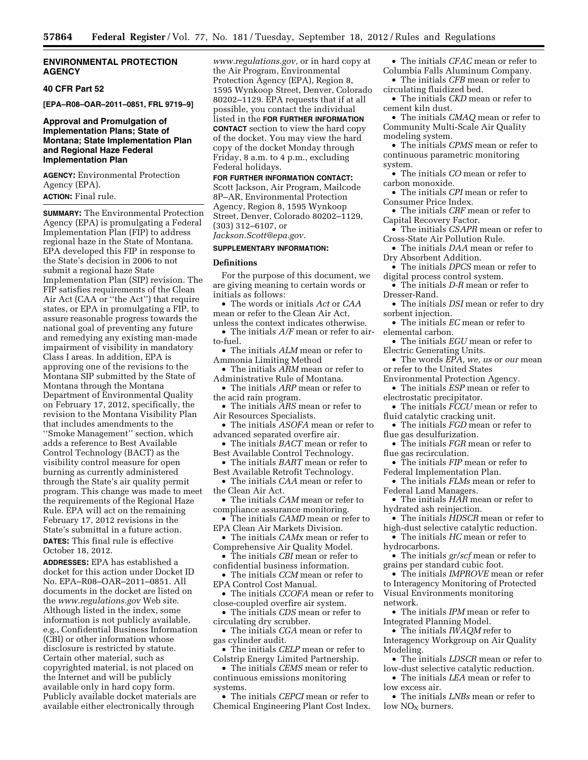## ENVIRONMENTAL PROTECTION AGENCY

### 40 CFR Part 52

**[EPA–R08–OAR–2011–0851, FRL 9719–9]**

### Approval and Promulgation of Implementation Plans; State of Montana; State Implementation Plan and Regional Haze Federal Implementation Plan

**AGENCY:** Environmental Protection Agency (EPA).

**ACTION:** Final rule.

**SUMMARY:** The Environmental Protection Agency (EPA) is promulgating a Federal Implementation Plan (FIP) to address regional haze in the State of Montana. EPA developed this FIP in response to the State's decision in 2006 to not submit a regional haze State Implementation Plan (SIP) revision. The FIP satisfies requirements of the Clean Air Act (CAA or ''the Act'') that require states, or EPA in promulgating a FIP, to assure reasonable progress towards the national goal of preventing any future and remedying any existing man-made impairment of visibility in mandatory Class I areas. In addition, EPA is approving one of the revisions to the Montana SIP submitted by the State of Montana through the Montana Department of Environmental Quality on February 17, 2012, specifically, the revision to the Montana Visibility Plan that includes amendments to the ''Smoke Management'' section, which adds a reference to Best Available Control Technology (BACT) as the visibility control measure for open burning as currently administered through the State's air quality permit program. This change was made to meet the requirements of the Regional Haze Rule. EPA will act on the remaining February 17, 2012 revisions in the State's submittal in a future action.

**DATES:** This final rule is effective October 18, 2012.

**ADDRESSES:** EPA has established a docket for this action under Docket ID No. EPA–R08–OAR–2011–0851. All documents in the docket are listed on the *www.regulations.gov* Web site. Although listed in the index, some information is not publicly available, e.g., Confidential Business Information (CBI) or other information whose disclosure is restricted by statute. Certain other material, such as copyrighted material, is not placed on the Internet and will be publicly available only in hard copy form. Publicly available docket materials are available either electronically through *www.regulations.gov,* or in hard copy at the Air Program, Environmental Protection Agency (EPA), Region 8, 1595 Wynkoop Street, Denver, Colorado 80202–1129. EPA requests that if at all possible, you contact the individual listed in the **FOR FURTHER INFORMATION CONTACT** section to view the hard copy of the docket. You may view the hard copy of the docket Monday through Friday, 8 a.m. to 4 p.m., excluding Federal holidays.

**FOR FURTHER INFORMATION CONTACT:** Scott Jackson, Air Program, Mailcode 8P–AR, Environmental Protection Agency, Region 8, 1595 Wynkoop Street, Denver, Colorado 80202–1129, (303) 312–6107, or *Jackson.Scott@epa.gov.*

**SUPPLEMENTARY INFORMATION:**

#### Definitions

For the purpose of this document, we are giving meaning to certain words or initials as follows:

- The words or initials *Act* or *CAA* mean or refer to the Clean Air Act, unless the context indicates otherwise.
- The initials *A/F* mean or refer to air-to-fuel.
- The initials *ALM* mean or refer to Ammonia Limiting Method
- The initials *ARM* mean or refer to Administrative Rule of Montana.
- The initials *ARP* mean or refer to the acid rain program.
- The initials *ARS* mean or refer to Air Resources Specialists.
- The initials *ASOFA* mean or refer to advanced separated overfire air.
- The initials *BACT* mean or refer to Best Available Control Technology.
- The initials *BART* mean or refer to Best Available Retrofit Technology.
- The initials *CAA* mean or refer to the Clean Air Act.
- The initials *CAM* mean or refer to compliance assurance monitoring.
- The initials *CAMD* mean or refer to EPA Clean Air Markets Division.
- The initials *CAMx* mean or refer to Comprehensive Air Quality Model.
- The initials *CBI* mean or refer to confidential business information.
- The initials *CCM* mean or refer to EPA Control Cost Manual.
- The initials *CCOFA* mean or refer to close-coupled overfire air system.
- The initials *CDS* mean or refer to circulating dry scrubber.
- The initials *CGA* mean or refer to gas cylinder audit.
- The initials *CELP* mean or refer to Colstrip Energy Limited Partnership.
- The initials *CEMS* mean or refer to continuous emissions monitoring systems.
- The initials *CEPCI* mean or refer to Chemical Engineering Plant Cost Index.
- The initials *CFAC* mean or refer to Columbia Falls Aluminum Company.
- The initials *CFB* mean or refer to circulating fluidized bed.
- The initials *CKD* mean or refer to cement kiln dust.
- The initials *CMAQ* mean or refer to Community Multi-Scale Air Quality modeling system.
- The initials *CPMS* mean or refer to continuous parametric monitoring system.
- The initials *CO* mean or refer to carbon monoxide.
- The initials *CPI* mean or refer to Consumer Price Index.
- The initials *CRF* mean or refer to Capital Recovery Factor.
- The initials *CSAPR* mean or refer to Cross-State Air Pollution Rule.
- The initials *DAA* mean or refer to Dry Absorbent Addition.
- The initials *DPCS* mean or refer to digital process control system.
- The initials *D-R* mean or refer to Dresser-Rand.
- The initials *DSI* mean or refer to dry sorbent injection.
- The initials *EC* mean or refer to elemental carbon.
- The initials *EGU* mean or refer to Electric Generating Units.
- The words *EPA, we, us* or *our* mean or refer to the United States Environmental Protection Agency.
- The initials *ESP* mean or refer to electrostatic precipitator.
- The initials *FCCU* mean or refer to fluid catalytic cracking unit.
- The initials *FGD* mean or refer to flue gas desulfurization.
- The initials *FGR* mean or refer to flue gas recirculation.
- The initials *FIP* mean or refer to Federal Implementation Plan.
- The initials *FLMs* mean or refer to Federal Land Managers.
- The initials *HAR* mean or refer to hydrated ash reinjection.
- The initials *HDSCR* mean or refer to high-dust selective catalytic reduction.
- The initials *HC* mean or refer to hydrocarbons.
- The initials *gr/scf* mean or refer to grains per standard cubic foot.
- The initials *IMPROVE* mean or refer to Interagency Monitoring of Protected Visual Environments monitoring network.
- The initials *IPM* mean or refer to Integrated Planning Model.
- The initials *IWAQM* refer to Interagency Workgroup on Air Quality Modeling.
- The initials *LDSCR* mean or refer to low-dust selective catalytic reduction.
- The initials *LEA* mean or refer to low excess air.
- The initials *LNBs* mean or refer to low $NO_X$ burners.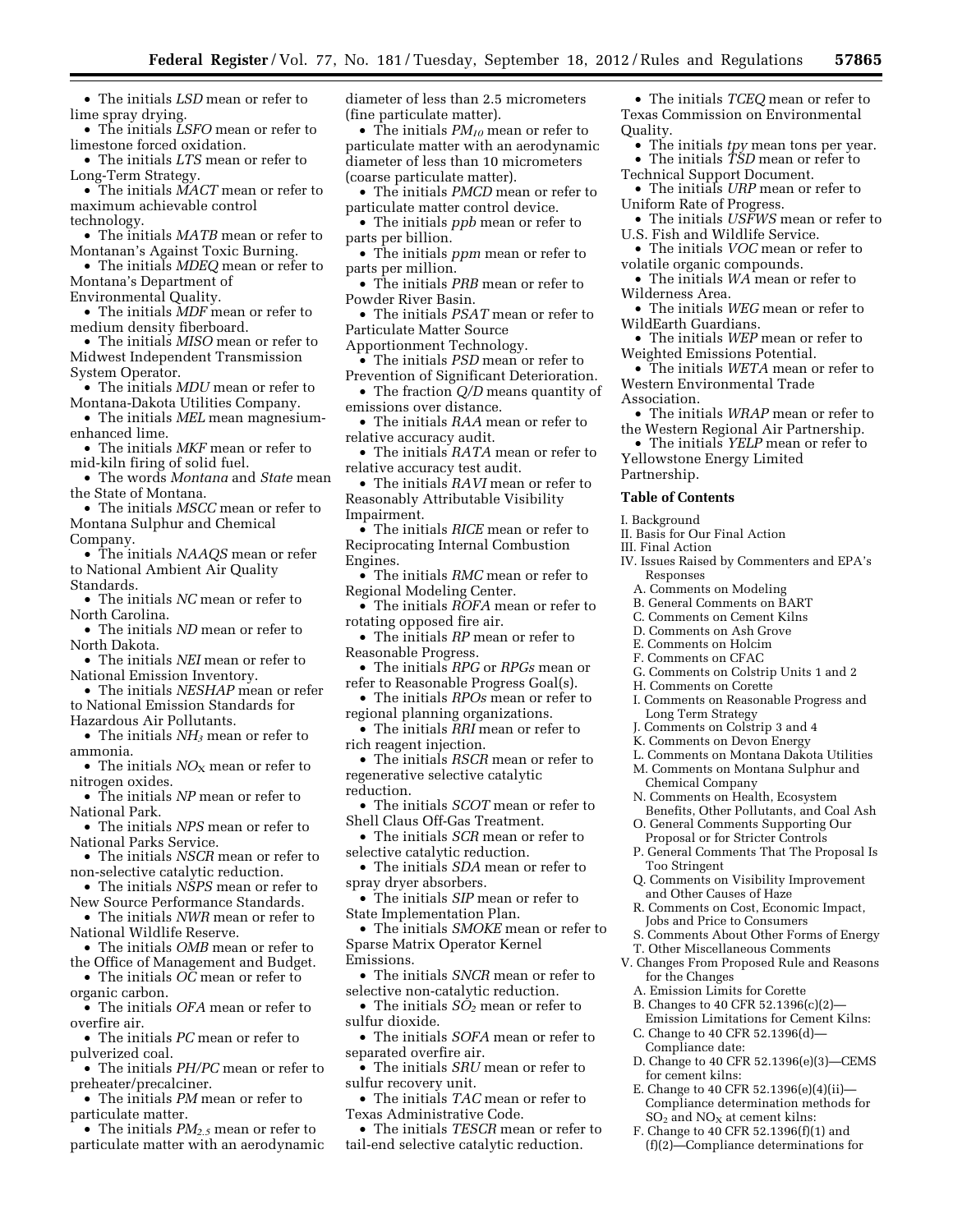- The initials *LSD* mean or refer to lime spray drying.
- The initials *LSFO* mean or refer to limestone forced oxidation.
- The initials *LTS* mean or refer to Long-Term Strategy.
- The initials *MACT* mean or refer to maximum achievable control technology.
- The initials *MATB* mean or refer to Montanan's Against Toxic Burning.
- The initials *MDEQ* mean or refer to Montana's Department of Environmental Quality.
- The initials *MDF* mean or refer to medium density fiberboard.
- The initials *MISO* mean or refer to Midwest Independent Transmission System Operator.
- The initials *MDU* mean or refer to Montana-Dakota Utilities Company.
- The initials *MEL* mean magnesium-enhanced lime.
- The initials *MKF* mean or refer to mid-kiln firing of solid fuel.
- The words *Montana* and *State* mean the State of Montana.
- The initials *MSCC* mean or refer to Montana Sulphur and Chemical Company.
- The initials *NAAQS* mean or refer to National Ambient Air Quality Standards.
- The initials *NC* mean or refer to North Carolina.
- The initials *ND* mean or refer to North Dakota.
- The initials *NEI* mean or refer to National Emission Inventory.
- The initials *NESHAP* mean or refer to National Emission Standards for Hazardous Air Pollutants.
- The initials $NH_3$ mean or refer to ammonia.
- The initials $NO_X$ mean or refer to nitrogen oxides.
- The initials *NP* mean or refer to National Park.
- The initials *NPS* mean or refer to National Parks Service.
- The initials *NSCR* mean or refer to non-selective catalytic reduction.
- The initials *NSPS* mean or refer to New Source Performance Standards.
- The initials *NWR* mean or refer to National Wildlife Reserve.
- The initials *OMB* mean or refer to the Office of Management and Budget.
- The initials *OC* mean or refer to organic carbon.
- The initials *OFA* mean or refer to overfire air.
- The initials *PC* mean or refer to pulverized coal.
- The initials *PH/PC* mean or refer to preheater/precalciner.
- The initials *PM* mean or refer to particulate matter.
- The initials $PM_{2.5}$ mean or refer to particulate matter with an aerodynamic diameter of less than 2.5 micrometers (fine particulate matter).
- The initials $PM_{10}$ mean or refer to particulate matter with an aerodynamic diameter of less than 10 micrometers (coarse particulate matter).
- The initials *PMCD* mean or refer to particulate matter control device.
- The initials *ppb* mean or refer to parts per billion.
- The initials *ppm* mean or refer to parts per million.
- The initials *PRB* mean or refer to Powder River Basin.
- The initials *PSAT* mean or refer to Particulate Matter Source Apportionment Technology.
- The initials *PSD* mean or refer to Prevention of Significant Deterioration.
- The fraction *Q/D* means quantity of emissions over distance.
- The initials *RAA* mean or refer to relative accuracy audit.
- The initials *RATA* mean or refer to relative accuracy test audit.
- The initials *RAVI* mean or refer to Reasonably Attributable Visibility Impairment.
- The initials *RICE* mean or refer to Reciprocating Internal Combustion Engines.
- The initials *RMC* mean or refer to Regional Modeling Center.
- The initials *ROFA* mean or refer to rotating opposed fire air.
- The initials *RP* mean or refer to Reasonable Progress.
- The initials *RPG* or *RPGs* mean or refer to Reasonable Progress Goal(s).
- The initials *RPOs* mean or refer to regional planning organizations.
- The initials *RRI* mean or refer to rich reagent injection.
- The initials *RSCR* mean or refer to regenerative selective catalytic reduction.
- The initials *SCOT* mean or refer to Shell Claus Off-Gas Treatment.
- The initials *SCR* mean or refer to selective catalytic reduction.
- The initials *SDA* mean or refer to spray dryer absorbers.
- The initials *SIP* mean or refer to State Implementation Plan.
- The initials *SMOKE* mean or refer to Sparse Matrix Operator Kernel Emissions.
- The initials *SNCR* mean or refer to selective non-catalytic reduction.
- The initials $SO_2$ mean or refer to sulfur dioxide.
- The initials *SOFA* mean or refer to separated overfire air.
- The initials *SRU* mean or refer to sulfur recovery unit.
- The initials *TAC* mean or refer to Texas Administrative Code.
- The initials *TESCR* mean or refer to tail-end selective catalytic reduction.
- The initials *TCEQ* mean or refer to Texas Commission on Environmental Quality.
- The initials *tpy* mean tons per year.
- The initials *TSD* mean or refer to Technical Support Document.
- The initials *URP* mean or refer to Uniform Rate of Progress.
- The initials *USFWS* mean or refer to U.S. Fish and Wildlife Service.
- The initials *VOC* mean or refer to volatile organic compounds.
- The initials *WA* mean or refer to Wilderness Area.
- The initials *WEG* mean or refer to WildEarth Guardians.
- The initials *WEP* mean or refer to Weighted Emissions Potential.
- The initials *WETA* mean or refer to Western Environmental Trade Association.
- The initials *WRAP* mean or refer to the Western Regional Air Partnership.
- The initials *YELP* mean or refer to Yellowstone Energy Limited Partnership.

## Table of Contents

I. Background
II. Basis for Our Final Action
III. Final Action
IV. Issues Raised by Commenters and EPA's Responses
  A. Comments on Modeling
  B. General Comments on BART
  C. Comments on Cement Kilns
  D. Comments on Ash Grove
  E. Comments on Holcim
  F. Comments on CFAC
  G. Comments on Colstrip Units 1 and 2
  H. Comments on Corette
  I. Comments on Reasonable Progress and Long Term Strategy
  J. Comments on Colstrip 3 and 4
  K. Comments on Devon Energy
  L. Comments on Montana Dakota Utilities
  M. Comments on Montana Sulphur and Chemical Company
  N. Comments on Health, Ecosystem Benefits, Other Pollutants, and Coal Ash
  O. General Comments Supporting Our Proposal or for Stricter Controls
  P. General Comments That The Proposal Is Too Stringent
  Q. Comments on Visibility Improvement and Other Causes of Haze
  R. Comments on Cost, Economic Impact, Jobs and Price to Consumers
  S. Comments About Other Forms of Energy
  T. Other Miscellaneous Comments
V. Changes From Proposed Rule and Reasons for the Changes
  A. Emission Limits for Corette
  B. Changes to 40 CFR 52.1396(c)(2)—Emission Limitations for Cement Kilns:
  C. Change to 40 CFR 52.1396(d)—Compliance date:
  D. Change to 40 CFR 52.1396(e)(3)—CEMS for cement kilns:
  E. Change to 40 CFR 52.1396(e)(4)(ii)—Compliance determination methods for $SO_2$ and $NO_X$ at cement kilns:
  F. Change to 40 CFR 52.1396(f)(1) and (f)(2)—Compliance determinations for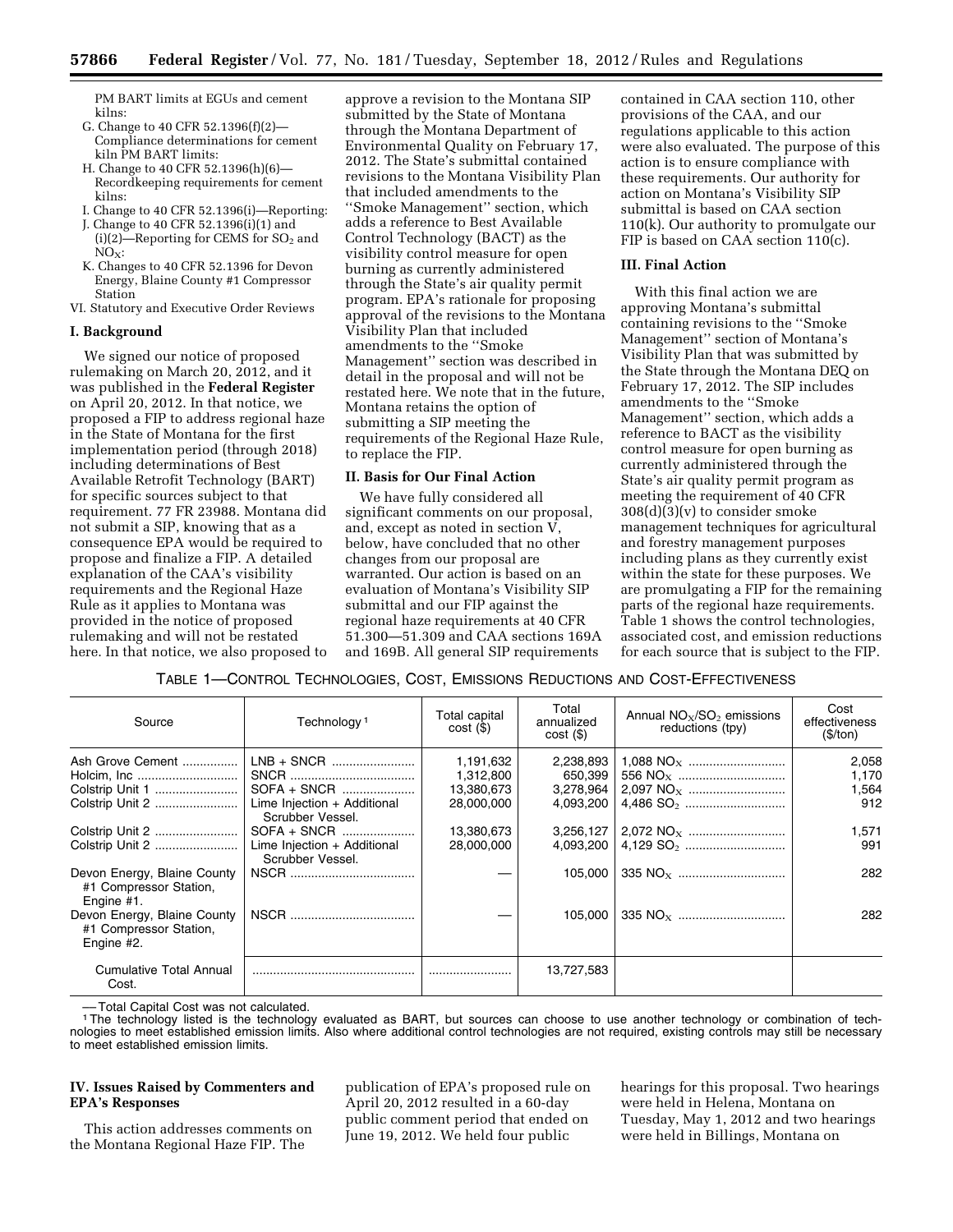PM BART limits at EGUs and cement kilns:
- G. Change to 40 CFR 52.1396(f)(2)—Compliance determinations for cement kiln PM BART limits:
- H. Change to 40 CFR 52.1396(h)(6)—Recordkeeping requirements for cement kilns:
- I. Change to 40 CFR 52.1396(i)—Reporting:
- J. Change to 40 CFR 52.1396(i)(1) and (i)(2)—Reporting for CEMS for $SO_2$ and $NO_X$:
- K. Changes to 40 CFR 52.1396 for Devon Energy, Blaine County #1 Compressor Station

VI. Statutory and Executive Order Reviews

## I. Background

We signed our notice of proposed rulemaking on March 20, 2012, and it was published in the **Federal Register** on April 20, 2012. In that notice, we proposed a FIP to address regional haze in the State of Montana for the first implementation period (through 2018) including determinations of Best Available Retrofit Technology (BART) for specific sources subject to that requirement. 77 FR 23988. Montana did not submit a SIP, knowing that as a consequence EPA would be required to propose and finalize a FIP. A detailed explanation of the CAA's visibility requirements and the Regional Haze Rule as it applies to Montana was provided in the notice of proposed rulemaking and will not be restated here. In that notice, we also proposed to approve a revision to the Montana SIP submitted by the State of Montana through the Montana Department of Environmental Quality on February 17, 2012. The State's submittal contained revisions to the Montana Visibility Plan that included amendments to the ''Smoke Management'' section, which adds a reference to Best Available Control Technology (BACT) as the visibility control measure for open burning as currently administered through the State's air quality permit program. EPA's rationale for proposing approval of the revisions to the Montana Visibility Plan that included amendments to the ''Smoke Management'' section was described in detail in the proposal and will not be restated here. We note that in the future, Montana retains the option of submitting a SIP meeting the requirements of the Regional Haze Rule, to replace the FIP.

## II. Basis for Our Final Action

We have fully considered all significant comments on our proposal, and, except as noted in section V, below, have concluded that no other changes from our proposal are warranted. Our action is based on an evaluation of Montana's Visibility SIP submittal and our FIP against the regional haze requirements at 40 CFR 51.300—51.309 and CAA sections 169A and 169B. All general SIP requirements contained in CAA section 110, other provisions of the CAA, and our regulations applicable to this action were also evaluated. The purpose of this action is to ensure compliance with these requirements. Our authority for action on Montana's Visibility SIP submittal is based on CAA section 110(k). Our authority to promulgate our FIP is based on CAA section 110(c).

## III. Final Action

With this final action we are approving Montana's submittal containing revisions to the ''Smoke Management'' section of Montana's Visibility Plan that was submitted by the State through the Montana DEQ on February 17, 2012. The SIP includes amendments to the ''Smoke Management'' section, which adds a reference to BACT as the visibility control measure for open burning as currently administered through the State's air quality permit program as meeting the requirement of 40 CFR 308(d)(3)(v) to consider smoke management techniques for agricultural and forestry management purposes including plans as they currently exist within the state for these purposes. We are promulgating a FIP for the remaining parts of the regional haze requirements. Table 1 shows the control technologies, associated cost, and emission reductions for each source that is subject to the FIP.

TABLE 1—CONTROL TECHNOLOGIES, COST, EMISSIONS REDUCTIONS AND COST-EFFECTIVENESS

| Source | Technology [1] | Total capital cost ($) | Total annualized cost ($) | Annual $NO_X/SO_2$ emissions reductions (tpy) | Cost effectiveness ($/ton) |
|---|---|---|---|---|---|
| Ash Grove Cement | LNB + SNCR | 1,191,632 | 2,238,893 | 1,088 $NO_X$ | 2,058 |
| Holcim, Inc | SNCR | 1,312,800 | 650,399 | 556 $NO_X$ | 1,170 |
| Colstrip Unit 1 | SOFA + SNCR | 13,380,673 | 3,278,964 | 2,097 $NO_X$ | 1,564 |
| Colstrip Unit 2 | Lime Injection + Additional Scrubber Vessel. | 28,000,000 | 4,093,200 | 4,486 $SO_2$ | 912 |
| Colstrip Unit 2 | SOFA + SNCR | 13,380,673 | 3,256,127 | 2,072 $NO_X$ | 1,571 |
| Colstrip Unit 2 | Lime Injection + Additional Scrubber Vessel. | 28,000,000 | 4,093,200 | 4,129 $SO_2$ | 991 |
| Devon Energy, Blaine County #1 Compressor Station, Engine #1. | NSCR | — | 105,000 | 335 $NO_X$ | 282 |
| Devon Energy, Blaine County #1 Compressor Station, Engine #2. | NSCR | — | 105,000 | 335 $NO_X$ | 282 |
| Cumulative Total Annual Cost. | | | 13,727,583 | | |

— Total Capital Cost was not calculated.

[1] The technology listed is the technology evaluated as BART, but sources can choose to use another technology or combination of technologies to meet established emission limits. Also where additional control technologies are not required, existing controls may still be necessary to meet established emission limits.

## IV. Issues Raised by Commenters and EPA's Responses

This action addresses comments on the Montana Regional Haze FIP. The publication of EPA's proposed rule on April 20, 2012 resulted in a 60-day public comment period that ended on June 19, 2012. We held four public hearings for this proposal. Two hearings were held in Helena, Montana on Tuesday, May 1, 2012 and two hearings were held in Billings, Montana on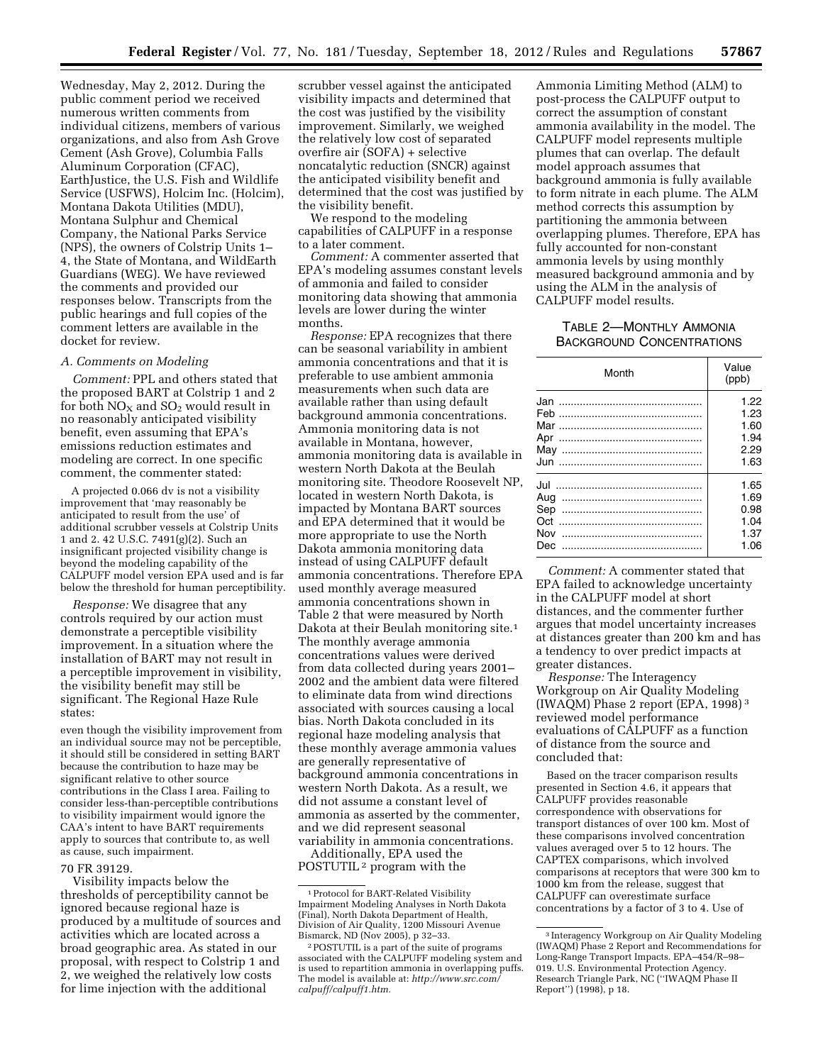Wednesday, May 2, 2012. During the public comment period we received numerous written comments from individual citizens, members of various organizations, and also from Ash Grove Cement (Ash Grove), Columbia Falls Aluminum Corporation (CFAC), EarthJustice, the U.S. Fish and Wildlife Service (USFWS), Holcim Inc. (Holcim), Montana Dakota Utilities (MDU), Montana Sulphur and Chemical Company, the National Parks Service (NPS), the owners of Colstrip Units 1–4, the State of Montana, and WildEarth Guardians (WEG). We have reviewed the comments and provided our responses below. Transcripts from the public hearings and full copies of the comment letters are available in the docket for review.

### A. Comments on Modeling

*Comment:* PPL and others stated that the proposed BART at Colstrip 1 and 2 for both $NO_X$ and $SO_2$ would result in no reasonably anticipated visibility benefit, even assuming that EPA's emissions reduction estimates and modeling are correct. In one specific comment, the commenter stated:

> A projected 0.066 dv is not a visibility improvement that 'may reasonably be anticipated to result from the use' of additional scrubber vessels at Colstrip Units 1 and 2. 42 U.S.C. 7491(g)(2). Such an insignificant projected visibility change is beyond the modeling capability of the CALPUFF model version EPA used and is far below the threshold for human perceptibility.

*Response:* We disagree that any controls required by our action must demonstrate a perceptible visibility improvement. In a situation where the installation of BART may not result in a perceptible improvement in visibility, the visibility benefit may still be significant. The Regional Haze Rule states:

> even though the visibility improvement from an individual source may not be perceptible, it should still be considered in setting BART because the contribution to haze may be significant relative to other source contributions in the Class I area. Failing to consider less-than-perceptible contributions to visibility impairment would ignore the CAA's intent to have BART requirements apply to sources that contribute to, as well as cause, such impairment.

70 FR 39129.

Visibility impacts below the thresholds of perceptibility cannot be ignored because regional haze is produced by a multitude of sources and activities which are located across a broad geographic area. As stated in our proposal, with respect to Colstrip 1 and 2, we weighed the relatively low costs for lime injection with the additional scrubber vessel against the anticipated visibility impacts and determined that the cost was justified by the visibility improvement. Similarly, we weighed the relatively low cost of separated overfire air (SOFA) + selective noncatalytic reduction (SNCR) against the anticipated visibility benefit and determined that the cost was justified by the visibility benefit.

We respond to the modeling capabilities of CALPUFF in a response to a later comment.

*Comment:* A commenter asserted that EPA's modeling assumes constant levels of ammonia and failed to consider monitoring data showing that ammonia levels are lower during the winter months.

*Response:* EPA recognizes that there can be seasonal variability in ambient ammonia concentrations and that it is preferable to use ambient ammonia measurements when such data are available rather than using default background ammonia concentrations. Ammonia monitoring data is not available in Montana, however, ammonia monitoring data is available in western North Dakota at the Beulah monitoring site. Theodore Roosevelt NP, located in western North Dakota, is impacted by Montana BART sources and EPA determined that it would be more appropriate to use the North Dakota ammonia monitoring data instead of using CALPUFF default ammonia concentrations. Therefore EPA used monthly average measured ammonia concentrations shown in Table 2 that were measured by North Dakota at their Beulah monitoring site.[1] The monthly average ammonia concentrations values were derived from data collected during years 2001–2002 and the ambient data were filtered to eliminate data from wind directions associated with sources causing a local bias. North Dakota concluded in its regional haze modeling analysis that these monthly average ammonia values are generally representative of background ammonia concentrations in western North Dakota. As a result, we did not assume a constant level of ammonia as asserted by the commenter, and we did represent seasonal variability in ammonia concentrations.

Additionally, EPA used the POSTUTIL[2] program with the Ammonia Limiting Method (ALM) to post-process the CALPUFF output to correct the assumption of constant ammonia availability in the model. The CALPUFF model represents multiple plumes that can overlap. The default model approach assumes that background ammonia is fully available to form nitrate in each plume. The ALM method corrects this assumption by partitioning the ammonia between overlapping plumes. Therefore, EPA has fully accounted for non-constant ammonia levels by using monthly measured background ammonia and by using the ALM in the analysis of CALPUFF model results.

TABLE 2—MONTHLY AMMONIA BACKGROUND CONCENTRATIONS

| Month | Value (ppb) |
| --- | --- |
| Jan | 1.22 |
| Feb | 1.23 |
| Mar | 1.60 |
| Apr | 1.94 |
| May | 2.29 |
| Jun | 1.63 |
| Jul | 1.65 |
| Aug | 1.69 |
| Sep | 0.98 |
| Oct | 1.04 |
| Nov | 1.37 |
| Dec | 1.06 |

*Comment:* A commenter stated that EPA failed to acknowledge uncertainty in the CALPUFF model at short distances, and the commenter further argues that model uncertainty increases at distances greater than 200 km and has a tendency to over predict impacts at greater distances.

*Response:* The Interagency Workgroup on Air Quality Modeling (IWAQM) Phase 2 report (EPA, 1998)[3] reviewed model performance evaluations of CALPUFF as a function of distance from the source and concluded that:

> Based on the tracer comparison results presented in Section 4.6, it appears that CALPUFF provides reasonable correspondence with observations for transport distances of over 100 km. Most of these comparisons involved concentration values averaged over 5 to 12 hours. The CAPTEX comparisons, which involved comparisons at receptors that were 300 km to 1000 km from the release, suggest that CALPUFF can overestimate surface concentrations by a factor of 3 to 4. Use of

[1] Protocol for BART-Related Visibility Impairment Modeling Analyses in North Dakota (Final), North Dakota Department of Health, Division of Air Quality, 1200 Missouri Avenue Bismarck, ND (Nov 2005), p 32–33.

[2] POSTUTIL is a part of the suite of programs associated with the CALPUFF modeling system and is used to repartition ammonia in overlapping puffs. The model is available at: *http://www.src.com/calpuff/calpuff1.htm.*

[3] Interagency Workgroup on Air Quality Modeling (IWAQM) Phase 2 Report and Recommendations for Long-Range Transport Impacts. EPA–454/R–98–019. U.S. Environmental Protection Agency. Research Triangle Park, NC ("IWAQM Phase II Report") (1998), p 18.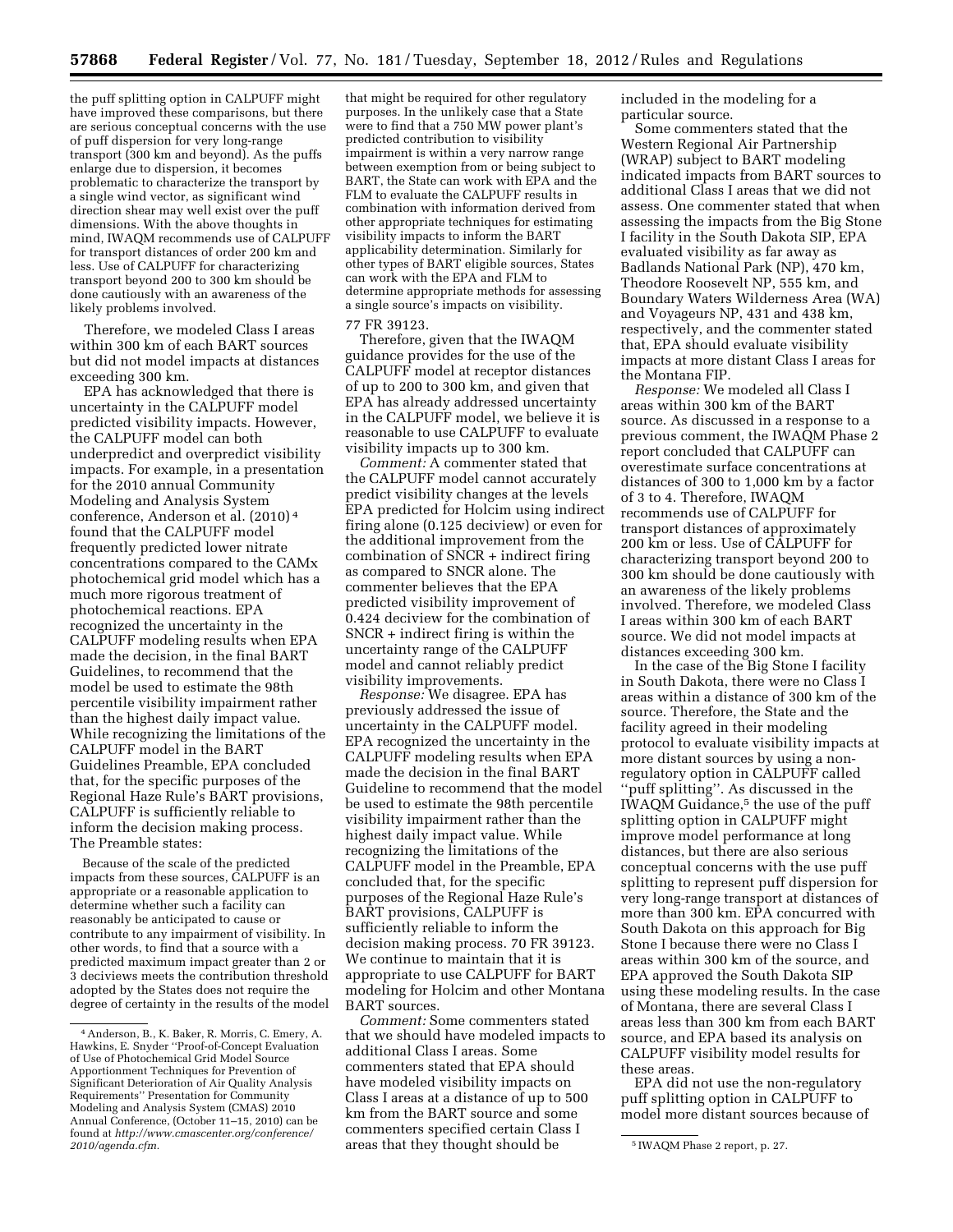the puff splitting option in CALPUFF might have improved these comparisons, but there are serious conceptual concerns with the use of puff dispersion for very long-range transport (300 km and beyond). As the puffs enlarge due to dispersion, it becomes problematic to characterize the transport by a single wind vector, as significant wind direction shear may well exist over the puff dimensions. With the above thoughts in mind, IWAQM recommends use of CALPUFF for transport distances of order 200 km and less. Use of CALPUFF for characterizing transport beyond 200 to 300 km should be done cautiously with an awareness of the likely problems involved.

Therefore, we modeled Class I areas within 300 km of each BART sources but did not model impacts at distances exceeding 300 km.

EPA has acknowledged that there is uncertainty in the CALPUFF model predicted visibility impacts. However, the CALPUFF model can both underpredict and overpredict visibility impacts. For example, in a presentation for the 2010 annual Community Modeling and Analysis System conference, Anderson et al. (2010) [4] found that the CALPUFF model frequently predicted lower nitrate concentrations compared to the CAMx photochemical grid model which has a much more rigorous treatment of photochemical reactions. EPA recognized the uncertainty in the CALPUFF modeling results when EPA made the decision, in the final BART Guidelines, to recommend that the model be used to estimate the 98th percentile visibility impairment rather than the highest daily impact value. While recognizing the limitations of the CALPUFF model in the BART Guidelines Preamble, EPA concluded that, for the specific purposes of the Regional Haze Rule's BART provisions, CALPUFF is sufficiently reliable to inform the decision making process. The Preamble states:

> Because of the scale of the predicted impacts from these sources, CALPUFF is an appropriate or a reasonable application to determine whether such a facility can reasonably be anticipated to cause or contribute to any impairment of visibility. In other words, to find that a source with a predicted maximum impact greater than 2 or 3 deciviews meets the contribution threshold adopted by the States does not require the degree of certainty in the results of the model that might be required for other regulatory purposes. In the unlikely case that a State were to find that a 750 MW power plant's predicted contribution to visibility impairment is within a very narrow range between exemption from or being subject to BART, the State can work with EPA and the FLM to evaluate the CALPUFF results in combination with information derived from other appropriate techniques for estimating visibility impacts to inform the BART applicability determination. Similarly for other types of BART eligible sources, States can work with the EPA and FLM to determine appropriate methods for assessing a single source's impacts on visibility.
>
> 77 FR 39123.

Therefore, given that the IWAQM guidance provides for the use of the CALPUFF model at receptor distances of up to 200 to 300 km, and given that EPA has already addressed uncertainty in the CALPUFF model, we believe it is reasonable to use CALPUFF to evaluate visibility impacts up to 300 km.

*Comment:* A commenter stated that the CALPUFF model cannot accurately predict visibility changes at the levels EPA predicted for Holcim using indirect firing alone (0.125 deciview) or even for the additional improvement from the combination of SNCR + indirect firing as compared to SNCR alone. The commenter believes that the EPA predicted visibility improvement of 0.424 deciview for the combination of SNCR + indirect firing is within the uncertainty range of the CALPUFF model and cannot reliably predict visibility improvements.

*Response:* We disagree. EPA has previously addressed the issue of uncertainty in the CALPUFF model. EPA recognized the uncertainty in the CALPUFF modeling results when EPA made the decision in the final BART Guideline to recommend that the model be used to estimate the 98th percentile visibility impairment rather than the highest daily impact value. While recognizing the limitations of the CALPUFF model in the Preamble, EPA concluded that, for the specific purposes of the Regional Haze Rule's BART provisions, CALPUFF is sufficiently reliable to inform the decision making process. 70 FR 39123. We continue to maintain that it is appropriate to use CALPUFF for BART modeling for Holcim and other Montana BART sources.

*Comment:* Some commenters stated that we should have modeled impacts to additional Class I areas. Some commenters stated that EPA should have modeled visibility impacts on Class I areas at a distance of up to 500 km from the BART source and some commenters specified certain Class I areas that they thought should be included in the modeling for a particular source.

Some commenters stated that the Western Regional Air Partnership (WRAP) subject to BART modeling indicated impacts from BART sources to additional Class I areas that we did not assess. One commenter stated that when assessing the impacts from the Big Stone I facility in the South Dakota SIP, EPA evaluated visibility as far away as Badlands National Park (NP), 470 km, Theodore Roosevelt NP, 555 km, and Boundary Waters Wilderness Area (WA) and Voyageurs NP, 431 and 438 km, respectively, and the commenter stated that, EPA should evaluate visibility impacts at more distant Class I areas for the Montana FIP.

*Response:* We modeled all Class I areas within 300 km of the BART source. As discussed in a response to a previous comment, the IWAQM Phase 2 report concluded that CALPUFF can overestimate surface concentrations at distances of 300 to 1,000 km by a factor of 3 to 4. Therefore, IWAQM recommends use of CALPUFF for transport distances of approximately 200 km or less. Use of CALPUFF for characterizing transport beyond 200 to 300 km should be done cautiously with an awareness of the likely problems involved. Therefore, we modeled Class I areas within 300 km of each BART source. We did not model impacts at distances exceeding 300 km.

In the case of the Big Stone I facility in South Dakota, there were no Class I areas within a distance of 300 km of the source. Therefore, the State and the facility agreed in their modeling protocol to evaluate visibility impacts at more distant sources by using a non-regulatory option in CALPUFF called "puff splitting". As discussed in the IWAQM Guidance,[5] the use of the puff splitting option in CALPUFF might improve model performance at long distances, but there are also serious conceptual concerns with the use puff splitting to represent puff dispersion for very long-range transport at distances of more than 300 km. EPA concurred with South Dakota on this approach for Big Stone I because there were no Class I areas within 300 km of the source, and EPA approved the South Dakota SIP using these modeling results. In the case of Montana, there are several Class I areas less than 300 km from each BART source, and EPA based its analysis on CALPUFF visibility model results for these areas.

EPA did not use the non-regulatory puff splitting option in CALPUFF to model more distant sources because of

---

[4] Anderson, B., K. Baker, R. Morris, C. Emery, A. Hawkins, E. Snyder "Proof-of-Concept Evaluation of Use of Photochemical Grid Model Source Apportionment Techniques for Prevention of Significant Deterioration of Air Quality Analysis Requirements" Presentation for Community Modeling and Analysis System (CMAS) 2010 Annual Conference, (October 11–15, 2010) can be found at *http://www.cmascenter.org/conference/2010/agenda.cfm.*

[5] IWAQM Phase 2 report, p. 27.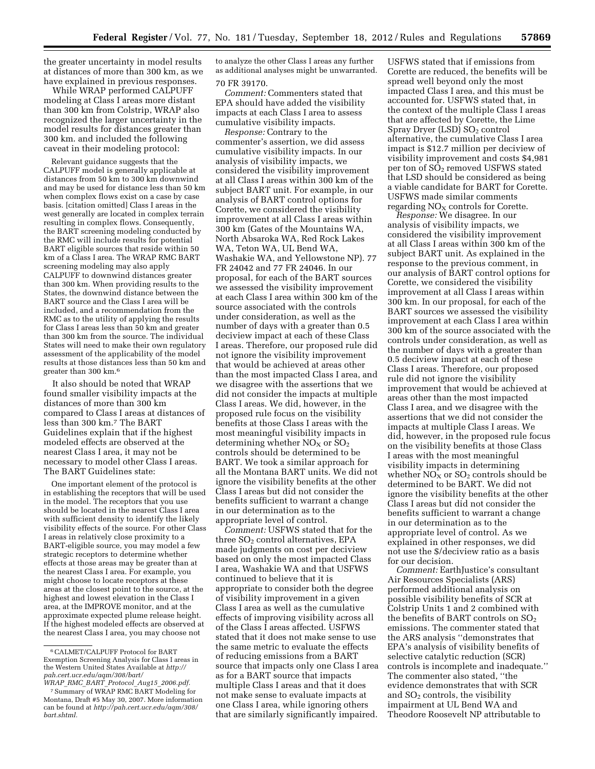the greater uncertainty in model results at distances of more than 300 km, as we have explained in previous responses.

While WRAP performed CALPUFF modeling at Class I areas more distant than 300 km from Colstrip, WRAP also recognized the larger uncertainty in the model results for distances greater than 300 km. and included the following caveat in their modeling protocol:

> Relevant guidance suggests that the CALPUFF model is generally applicable at distances from 50 km to 300 km downwind and may be used for distance less than 50 km when complex flows exist on a case by case basis. [citation omitted] Class I areas in the west generally are located in complex terrain resulting in complex flows. Consequently, the BART screening modeling conducted by the RMC will include results for potential BART eligible sources that reside within 50 km of a Class I area. The WRAP RMC BART screening modeling may also apply CALPUFF to downwind distances greater than 300 km. When providing results to the States, the downwind distance between the BART source and the Class I area will be included, and a recommendation from the RMC as to the utility of applying the results for Class I areas less than 50 km and greater than 300 km from the source. The individual States will need to make their own regulatory assessment of the applicability of the model results at those distances less than 50 km and greater than 300 km.[6]

It also should be noted that WRAP found smaller visibility impacts at the distances of more than 300 km compared to Class I areas at distances of less than 300 km.[7] The BART Guidelines explain that if the highest modeled effects are observed at the nearest Class I area, it may not be necessary to model other Class I areas. The BART Guidelines state:

> One important element of the protocol is in establishing the receptors that will be used in the model. The receptors that you use should be located in the nearest Class I area with sufficient density to identify the likely visibility effects of the source. For other Class I areas in relatively close proximity to a BART-eligible source, you may model a few strategic receptors to determine whether effects at those areas may be greater than at the nearest Class I area. For example, you might choose to locate receptors at these areas at the closest point to the source, at the highest and lowest elevation in the Class I area, at the IMPROVE monitor, and at the approximate expected plume release height. If the highest modeled effects are observed at the nearest Class I area, you may choose not to analyze the other Class I areas any further as additional analyses might be unwarranted.

70 FR 39170.

*Comment:* Commenters stated that EPA should have added the visibility impacts at each Class I area to assess cumulative visibility impacts.

*Response:* Contrary to the commenter's assertion, we did assess cumulative visibility impacts. In our analysis of visibility impacts, we considered the visibility improvement at all Class I areas within 300 km of the subject BART unit. For example, in our analysis of BART control options for Corette, we considered the visibility improvement at all Class I areas within 300 km (Gates of the Mountains WA, North Absaroka WA, Red Rock Lakes WA, Teton WA, UL Bend WA, Washakie WA, and Yellowstone NP). 77 FR 24042 and 77 FR 24046. In our proposal, for each of the BART sources we assessed the visibility improvement at each Class I area within 300 km of the source associated with the controls under consideration, as well as the number of days with a greater than 0.5 deciview impact at each of these Class I areas. Therefore, our proposed rule did not ignore the visibility improvement that would be achieved at areas other than the most impacted Class I area, and we disagree with the assertions that we did not consider the impacts at multiple Class I areas. We did, however, in the proposed rule focus on the visibility benefits at those Class I areas with the most meaningful visibility impacts in determining whether $NO_X$ or $SO_2$ controls should be determined to be BART. We took a similar approach for all the Montana BART units. We did not ignore the visibility benefits at the other Class I areas but did not consider the benefits sufficient to warrant a change in our determination as to the appropriate level of control.

*Comment:* USFWS stated that for the three $SO_2$ control alternatives, EPA made judgments on cost per deciview based on only the most impacted Class I area, Washakie WA and that USFWS continued to believe that it is appropriate to consider both the degree of visibility improvement in a given Class I area as well as the cumulative effects of improving visibility across all of the Class I areas affected. USFWS stated that it does not make sense to use the same metric to evaluate the effects of reducing emissions from a BART source that impacts only one Class I area as for a BART source that impacts multiple Class I areas and that it does not make sense to evaluate impacts at one Class I area, while ignoring others that are similarly significantly impaired. USFWS stated that if emissions from Corette are reduced, the benefits will be spread well beyond only the most impacted Class I area, and this must be accounted for. USFWS stated that, in the context of the multiple Class I areas that are affected by Corette, the Lime Spray Dryer (LSD) $SO_2$ control alternative, the cumulative Class I area impact is \$12.7 million per deciview of visibility improvement and costs \$4,981 per ton of $SO_2$ removed USFWS stated that LSD should be considered as being a viable candidate for BART for Corette. USFWS made similar comments regarding $NO_X$ controls for Corette.

*Response:* We disagree. In our analysis of visibility impacts, we considered the visibility improvement at all Class I areas within 300 km of the subject BART unit. As explained in the response to the previous comment, in our analysis of BART control options for Corette, we considered the visibility improvement at all Class I areas within 300 km. In our proposal, for each of the BART sources we assessed the visibility improvement at each Class I area within 300 km of the source associated with the controls under consideration, as well as the number of days with a greater than 0.5 deciview impact at each of these Class I areas. Therefore, our proposed rule did not ignore the visibility improvement that would be achieved at areas other than the most impacted Class I area, and we disagree with the assertions that we did not consider the impacts at multiple Class I areas. We did, however, in the proposed rule focus on the visibility benefits at those Class I areas with the most meaningful visibility impacts in determining whether $NO_X$ or $SO_2$ controls should be determined to be BART. We did not ignore the visibility benefits at the other Class I areas but did not consider the benefits sufficient to warrant a change in our determination as to the appropriate level of control. As we explained in other responses, we did not use the \$/deciview ratio as a basis for our decision.

*Comment:* EarthJustice's consultant Air Resources Specialists (ARS) performed additional analysis on possible visibility benefits of SCR at Colstrip Units 1 and 2 combined with the benefits of BART controls on $SO_2$ emissions. The commenter stated that the ARS analysis "demonstrates that EPA's analysis of visibility benefits of selective catalytic reduction (SCR) controls is incomplete and inadequate." The commenter also stated, "the evidence demonstrates that with SCR and $SO_2$ controls, the visibility impairment at UL Bend WA and Theodore Roosevelt NP attributable to

---

[6] CALMET/CALPUFF Protocol for BART Exemption Screening Analysis for Class I areas in the Western United States Available at *http://pah.cert.ucr.edu/aqm/308/bart/WRAP_RMC_BART_Protocol_Aug15_2006.pdf.*

[7] Summary of WRAP RMC BART Modeling for Montana, Draft #5 May 30, 2007. More information can be found at *http://pah.cert.ucr.edu/aqm/308/bart.shtml.*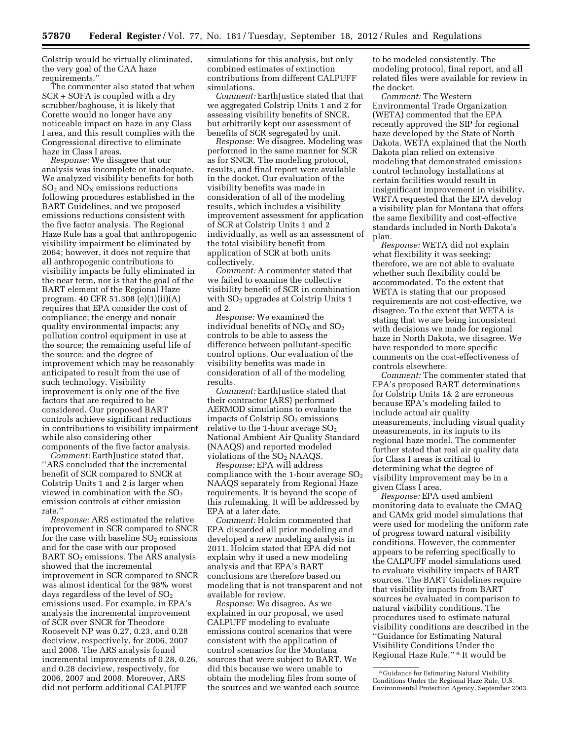Colstrip would be virtually eliminated, the very goal of the CAA haze requirements.''

The commenter also stated that when SCR + SOFA is coupled with a dry scrubber/baghouse, it is likely that Corette would no longer have any noticeable impact on haze in any Class I area, and this result complies with the Congressional directive to eliminate haze in Class I areas.

*Response:* We disagree that our analysis was incomplete or inadequate. We analyzed visibility benefits for both $SO_2$ and $NO_X$ emissions reductions following procedures established in the BART Guidelines, and we proposed emissions reductions consistent with the five factor analysis. The Regional Haze Rule has a goal that anthropogenic visibility impairment be eliminated by 2064; however, it does not require that all anthropogenic contributions to visibility impacts be fully eliminated in the near term, nor is that the goal of the BART element of the Regional Haze program. 40 CFR 51.308 (e)(1)(ii)(A) requires that EPA consider the cost of compliance; the energy and nonair quality environmental impacts; any pollution control equipment in use at the source; the remaining useful life of the source; and the degree of improvement which may be reasonably anticipated to result from the use of such technology. Visibility improvement is only one of the five factors that are required to be considered. Our proposed BART controls achieve significant reductions in contributions to visibility impairment while also considering other components of the five factor analysis.

*Comment:* EarthJustice stated that, ''ARS concluded that the incremental benefit of SCR compared to SNCR at Colstrip Units 1 and 2 is larger when viewed in combination with the $SO_2$ emission controls at either emission rate.''

*Response:* ARS estimated the relative improvement in SCR compared to SNCR for the case with baseline $SO_2$ emissions and for the case with our proposed BART $SO_2$ emissions. The ARS analysis showed that the incremental improvement in SCR compared to SNCR was almost identical for the 98% worst days regardless of the level of $SO_2$ emissions used. For example, in EPA's analysis the incremental improvement of SCR over SNCR for Theodore Roosevelt NP was 0.27, 0.23, and 0.28 deciview, respectively, for 2006, 2007 and 2008. The ARS analysis found incremental improvements of 0.28, 0.26, and 0.28 deciview, respectively, for 2006, 2007 and 2008. Moreover, ARS did not perform additional CALPUFF simulations for this analysis, but only combined estimates of extinction contributions from different CALPUFF simulations.

*Comment:* EarthJustice stated that that we aggregated Colstrip Units 1 and 2 for assessing visibility benefits of SNCR, but arbitrarily kept our assessment of benefits of SCR segregated by unit.

*Response:* We disagree. Modeling was performed in the same manner for SCR as for SNCR. The modeling protocol, results, and final report were available in the docket. Our evaluation of the visibility benefits was made in consideration of all of the modeling results, which includes a visibility improvement assessment for application of SCR at Colstrip Units 1 and 2 individually, as well as an assessment of the total visibility benefit from application of SCR at both units collectively.

*Comment:* A commenter stated that we failed to examine the collective visibility benefit of SCR in combination with $SO_2$ upgrades at Colstrip Units 1 and 2.

*Response:* We examined the individual benefits of $NO_X$ and $SO_2$ controls to be able to assess the difference between pollutant-specific control options. Our evaluation of the visibility benefits was made in consideration of all of the modeling results.

*Comment:* EarthJustice stated that their contractor (ARS) performed AERMOD simulations to evaluate the impacts of Colstrip $SO_2$ emissions relative to the 1-hour average $SO_2$ National Ambient Air Quality Standard (NAAQS) and reported modeled violations of the $SO_2$ NAAQS.

*Response:* EPA will address compliance with the 1-hour average $SO_2$ NAAQS separately from Regional Haze requirements. It is beyond the scope of this rulemaking. It will be addressed by EPA at a later date.

*Comment:* Holcim commented that EPA discarded all prior modeling and developed a new modeling analysis in 2011. Holcim stated that EPA did not explain why it used a new modeling analysis and that EPA's BART conclusions are therefore based on modeling that is not transparent and not available for review.

*Response:* We disagree. As we explained in our proposal, we used CALPUFF modeling to evaluate emissions control scenarios that were consistent with the application of control scenarios for the Montana sources that were subject to BART. We did this because we were unable to obtain the modeling files from some of the sources and we wanted each source to be modeled consistently. The modeling protocol, final report, and all related files were available for review in the docket.

*Comment:* The Western Environmental Trade Organization (WETA) commented that the EPA recently approved the SIP for regional haze developed by the State of North Dakota. WETA explained that the North Dakota plan relied on extensive modeling that demonstrated emissions control technology installations at certain facilities would result in insignificant improvement in visibility. WETA requested that the EPA develop a visibility plan for Montana that offers the same flexibility and cost-effective standards included in North Dakota's plan.

*Response:* WETA did not explain what flexibility it was seeking; therefore, we are not able to evaluate whether such flexibility could be accommodated. To the extent that WETA is stating that our proposed requirements are not cost-effective, we disagree. To the extent that WETA is stating that we are being inconsistent with decisions we made for regional haze in North Dakota, we disagree. We have responded to more specific comments on the cost-effectiveness of controls elsewhere.

*Comment:* The commenter stated that EPA's proposed BART determinations for Colstrip Units 1& 2 are erroneous because EPA's modeling failed to include actual air quality measurements, including visual quality measurements, in its inputs to its regional haze model. The commenter further stated that real air quality data for Class I areas is critical to determining what the degree of visibility improvement may be in a given Class I area.

*Response:* EPA used ambient monitoring data to evaluate the CMAQ and CAMx grid model simulations that were used for modeling the uniform rate of progress toward natural visibility conditions. However, the commenter appears to be referring specifically to the CALPUFF model simulations used to evaluate visibility impacts of BART sources. The BART Guidelines require that visibility impacts from BART sources be evaluated in comparison to natural visibility conditions. The procedures used to estimate natural visibility conditions are described in the ''Guidance for Estimating Natural Visibility Conditions Under the Regional Haze Rule.'' [8] It would be

[8] Guidance for Estimating Natural Visibility Conditions Under the Regional Haze Rule, U.S. Environmental Protection Agency, September 2003.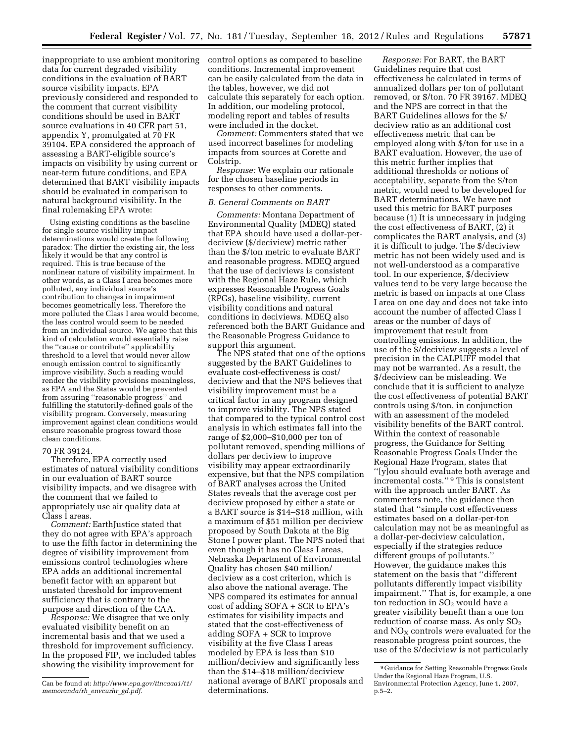inappropriate to use ambient monitoring data for current degraded visibility conditions in the evaluation of BART source visibility impacts. EPA previously considered and responded to the comment that current visibility conditions should be used in BART source evaluations in 40 CFR part 51, appendix Y, promulgated at 70 FR 39104. EPA considered the approach of assessing a BART-eligible source's impacts on visibility by using current or near-term future conditions, and EPA determined that BART visibility impacts should be evaluated in comparison to natural background visibility. In the final rulemaking EPA wrote:

> Using existing conditions as the baseline for single source visibility impact determinations would create the following paradox: The dirtier the existing air, the less likely it would be that any control is required. This is true because of the nonlinear nature of visibility impairment. In other words, as a Class I area becomes more polluted, any individual source's contribution to changes in impairment becomes geometrically less. Therefore the more polluted the Class I area would become, the less control would seem to be needed from an individual source. We agree that this kind of calculation would essentially raise the ''cause or contribute'' applicability threshold to a level that would never allow enough emission control to significantly improve visibility. Such a reading would render the visibility provisions meaningless, as EPA and the States would be prevented from assuring ''reasonable progress'' and fulfilling the statutorily-defined goals of the visibility program. Conversely, measuring improvement against clean conditions would ensure reasonable progress toward those clean conditions.

70 FR 39124.

Therefore, EPA correctly used estimates of natural visibility conditions in our evaluation of BART source visibility impacts, and we disagree with the comment that we failed to appropriately use air quality data at Class I areas.

*Comment:* EarthJustice stated that they do not agree with EPA's approach to use the fifth factor in determining the degree of visibility improvement from emissions control technologies where EPA adds an additional incremental benefit factor with an apparent but unstated threshold for improvement sufficiency that is contrary to the purpose and direction of the CAA.

*Response:* We disagree that we only evaluated visibility benefit on an incremental basis and that we used a threshold for improvement sufficiency. In the proposed FIP, we included tables showing the visibility improvement for control options as compared to baseline conditions. Incremental improvement can be easily calculated from the data in the tables, however, we did not calculate this separately for each option. In addition, our modeling protocol, modeling report and tables of results were included in the docket.

*Comment:* Commenters stated that we used incorrect baselines for modeling impacts from sources at Corette and Colstrip.

*Response:* We explain our rationale for the chosen baseline periods in responses to other comments.

*B. General Comments on BART*

*Comments:* Montana Department of Environmental Quality (MDEQ) stated that EPA should have used a dollar-per-deciview ($/deciview) metric rather than the $/ton metric to evaluate BART and reasonable progress. MDEQ argued that the use of deciviews is consistent with the Regional Haze Rule, which expresses Reasonable Progress Goals (RPGs), baseline visibility, current visibility conditions and natural conditions in deciviews. MDEQ also referenced both the BART Guidance and the Reasonable Progress Guidance to support this argument.

The NPS stated that one of the options suggested by the BART Guidelines to evaluate cost-effectiveness is cost/deciview and that the NPS believes that visibility improvement must be a critical factor in any program designed to improve visibility. The NPS stated that compared to the typical control cost analysis in which estimates fall into the range of $2,000–$10,000 per ton of pollutant removed, spending millions of dollars per deciview to improve visibility may appear extraordinarily expensive, but that the NPS compilation of BART analyses across the United States reveals that the average cost per deciview proposed by either a state or a BART source is $14–$18 million, with a maximum of $51 million per deciview proposed by South Dakota at the Big Stone I power plant. The NPS noted that even though it has no Class I areas, Nebraska Department of Environmental Quality has chosen $40 million/deciview as a cost criterion, which is also above the national average. The NPS compared its estimates for annual cost of adding SOFA + SCR to EPA's estimates for visibility impacts and stated that the cost-effectiveness of adding SOFA + SCR to improve visibility at the five Class I areas modeled by EPA is less than $10 million/deciview and significantly less than the $14–$18 million/deciview national average of BART proposals and determinations.

*Response:* For BART, the BART Guidelines require that cost effectiveness be calculated in terms of annualized dollars per ton of pollutant removed, or $/ton. 70 FR 39167. MDEQ and the NPS are correct in that the BART Guidelines allows for the $/deciview ratio as an additional cost effectiveness metric that can be employed along with $/ton for use in a BART evaluation. However, the use of this metric further implies that additional thresholds or notions of acceptability, separate from the $/ton metric, would need to be developed for BART determinations. We have not used this metric for BART purposes because (1) It is unnecessary in judging the cost effectiveness of BART, (2) it complicates the BART analysis, and (3) it is difficult to judge. The $/deciview metric has not been widely used and is not well-understood as a comparative tool. In our experience, $/deciview values tend to be very large because the metric is based on impacts at one Class I area on one day and does not take into account the number of affected Class I areas or the number of days of improvement that result from controlling emissions. In addition, the use of the $/deciview suggests a level of precision in the CALPUFF model that may not be warranted. As a result, the $/deciview can be misleading. We conclude that it is sufficient to analyze the cost effectiveness of potential BART controls using $/ton, in conjunction with an assessment of the modeled visibility benefits of the BART control. Within the context of reasonable progress, the Guidance for Setting Reasonable Progress Goals Under the Regional Haze Program, states that ''[y]ou should evaluate both average and incremental costs.''[9] This is consistent with the approach under BART. As commenters note, the guidance then stated that ''simple cost effectiveness estimates based on a dollar-per-ton calculation may not be as meaningful as a dollar-per-deciview calculation, especially if the strategies reduce different groups of pollutants.'' However, the guidance makes this statement on the basis that ''different pollutants differently impact visibility impairment.'' That is, for example, a one ton reduction in $SO_2$ would have a greater visibility benefit than a one ton reduction of coarse mass. As only $SO_2$ and $NO_X$ controls were evaluated for the reasonable progress point sources, the use of the $/deciview is not particularly

---

Can be found at: *http://www.epa.gov/ttncaaa1/t1/memoranda/rh_envcurhr_gd.pdf.*

[9] Guidance for Setting Reasonable Progress Goals Under the Regional Haze Program, U.S. Environmental Protection Agency, June 1, 2007, p.5–2.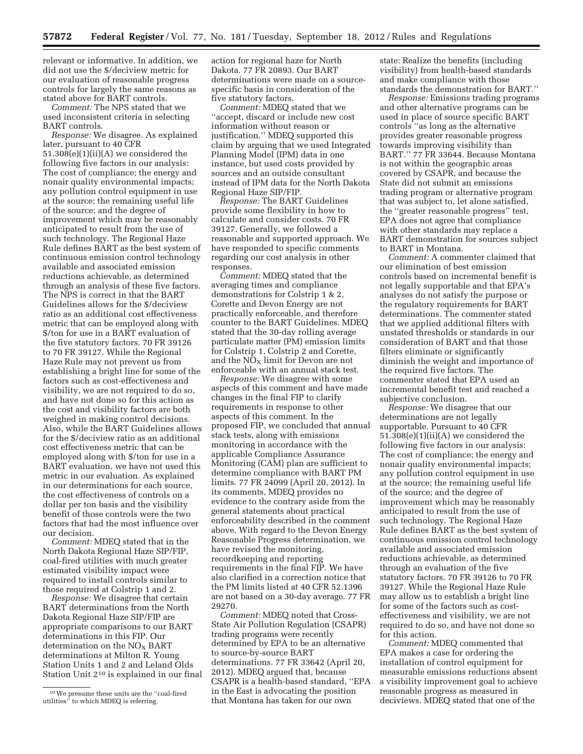relevant or informative. In addition, we did not use the $/deciview metric for our evaluation of reasonable progress controls for largely the same reasons as stated above for BART controls.

*Comment:* The NPS stated that we used inconsistent criteria in selecting BART controls.

*Response:* We disagree. As explained later, pursuant to 40 CFR 51.308(e)(1)(ii)(A) we considered the following five factors in our analysis: The cost of compliance; the energy and nonair quality environmental impacts; any pollution control equipment in use at the source; the remaining useful life of the source; and the degree of improvement which may be reasonably anticipated to result from the use of such technology. The Regional Haze Rule defines BART as the best system of continuous emission control technology available and associated emission reductions achievable, as determined through an analysis of these five factors. The NPS is correct in that the BART Guidelines allows for the $/deciview ratio as an additional cost effectiveness metric that can be employed along with $/ton for use in a BART evaluation of the five statutory factors. 70 FR 39126 to 70 FR 39127. While the Regional Haze Rule may not prevent us from establishing a bright line for some of the factors such as cost-effectiveness and visibility, we are not required to do so, and have not done so for this action as the cost and visibility factors are both weighed in making control decisions. Also, while the BART Guidelines allows for the $/deciview ratio as an additional cost effectiveness metric that can be employed along with $/ton for use in a BART evaluation, we have not used this metric in our evaluation. As explained in our determinations for each source, the cost effectiveness of controls on a dollar per ton basis and the visibility benefit of those controls were the two factors that had the most influence over our decision.

*Comment:* MDEQ stated that in the North Dakota Regional Haze SIP/FIP, coal-fired utilities with much greater estimated visibility impact were required to install controls similar to those required at Colstrip 1 and 2.

*Response:* We disagree that certain BART determinations from the North Dakota Regional Haze SIP/FIP are appropriate comparisons to our BART determinations in this FIP. Our determination on the $NO_X$ BART determinations at Milton R. Young Station Units 1 and 2 and Leland Olds Station Unit 2[10] is explained in our final action for regional haze for North Dakota. 77 FR 20893. Our BART determinations were made on a source-specific basis in consideration of the five statutory factors.

*Comment:* MDEQ stated that we ''accept, discard or include new cost information without reason or justification.'' MDEQ supported this claim by arguing that we used Integrated Planning Model (IPM) data in one instance, but used costs provided by sources and an outside consultant instead of IPM data for the North Dakota Regional Haze SIP/FIP.

*Response:* The BART Guidelines provide some flexibility in how to calculate and consider costs. 70 FR 39127. Generally, we followed a reasonable and supported approach. We have responded to specific comments regarding our cost analysis in other responses.

*Comment:* MDEQ stated that the averaging times and compliance demonstrations for Colstrip 1 & 2, Corette and Devon Energy are not practically enforceable, and therefore counter to the BART Guidelines. MDEQ stated that the 30-day rolling average particulate matter (PM) emission limits for Colstrip 1, Colstrip 2 and Corette, and the $NO_X$ limit for Devon are not enforceable with an annual stack test.

*Response:* We disagree with some aspects of this comment and have made changes in the final FIP to clarify requirements in response to other aspects of this comment. In the proposed FIP, we concluded that annual stack tests, along with emissions monitoring in accordance with the applicable Compliance Assurance Monitoring (CAM) plan are sufficient to determine compliance with BART PM limits. 77 FR 24099 (April 20, 2012). In its comments, MDEQ provides no evidence to the contrary aside from the general statements about practical enforceability described in the comment above. With regard to the Devon Energy Reasonable Progress determination, we have revised the monitoring, recordkeeping and reporting requirements in the final FIP. We have also clarified in a correction notice that the PM limits listed at 40 CFR 52.1396 are not based on a 30-day average. 77 FR 29270.

*Comment:* MDEQ noted that Cross-State Air Pollution Regulation (CSAPR) trading programs were recently determined by EPA to be an alternative to source-by-source BART determinations. 77 FR 33642 (April 20, 2012). MDEQ argued that, because CSAPR is a health-based standard, ''EPA in the East is advocating the position that Montana has taken for our own state: Realize the benefits (including visibility) from health-based standards and make compliance with those standards the demonstration for BART.''

*Response:* Emissions trading programs and other alternative programs can be used in place of source specific BART controls ''as long as the alternative provides greater reasonable progress towards improving visibility than BART.'' 77 FR 33644. Because Montana is not within the geographic areas covered by CSAPR, and because the State did not submit an emissions trading program or alternative program that was subject to, let alone satisfied, the ''greater reasonable progress'' test, EPA does not agree that compliance with other standards may replace a BART demonstration for sources subject to BART in Montana.

*Comment:* A commenter claimed that our elimination of best emission controls based on incremental benefit is not legally supportable and that EPA's analyses do not satisfy the purpose or the regulatory requirements for BART determinations. The commenter stated that we applied additional filters with unstated thresholds or standards in our consideration of BART and that those filters eliminate or significantly diminish the weight and importance of the required five factors. The commenter stated that EPA used an incremental benefit test and reached a subjective conclusion.

*Response:* We disagree that our determinations are not legally supportable. Pursuant to 40 CFR 51.308(e)(1)(ii)(A) we considered the following five factors in our analysis: The cost of compliance; the energy and nonair quality environmental impacts; any pollution control equipment in use at the source; the remaining useful life of the source; and the degree of improvement which may be reasonably anticipated to result from the use of such technology. The Regional Haze Rule defines BART as the best system of continuous emission control technology available and associated emission reductions achievable, as determined through an evaluation of the five statutory factors. 70 FR 39126 to 70 FR 39127. While the Regional Haze Rule may allow us to establish a bright line for some of the factors such as cost-effectiveness and visibility, we are not required to do so, and have not done so for this action.

*Comment:* MDEQ commented that EPA makes a case for ordering the installation of control equipment for measurable emissions reductions absent a visibility improvement goal to achieve reasonable progress as measured in deciviews. MDEQ stated that one of the

[10] We presume these units are the ''coal-fired utilities'' to which MDEQ is referring.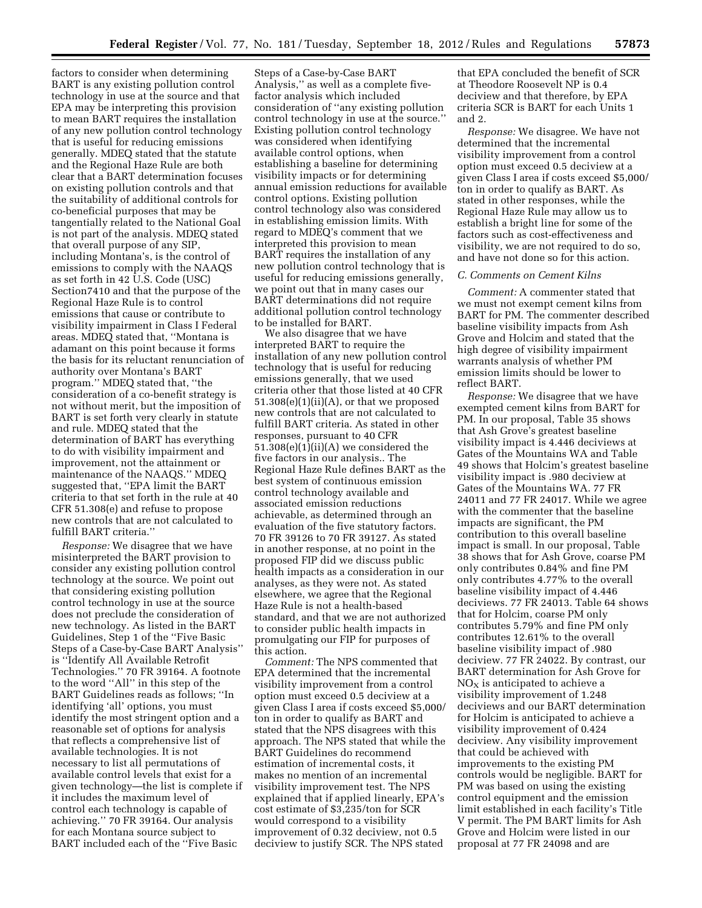factors to consider when determining BART is any existing pollution control technology in use at the source and that EPA may be interpreting this provision to mean BART requires the installation of any new pollution control technology that is useful for reducing emissions generally. MDEQ stated that the statute and the Regional Haze Rule are both clear that a BART determination focuses on existing pollution controls and that the suitability of additional controls for co-beneficial purposes that may be tangentially related to the National Goal is not part of the analysis. MDEQ stated that overall purpose of any SIP, including Montana's, is the control of emissions to comply with the NAAQS as set forth in 42 U.S. Code (USC) Section7410 and that the purpose of the Regional Haze Rule is to control emissions that cause or contribute to visibility impairment in Class I Federal areas. MDEQ stated that, ''Montana is adamant on this point because it forms the basis for its reluctant renunciation of authority over Montana's BART program.'' MDEQ stated that, ''the consideration of a co-benefit strategy is not without merit, but the imposition of BART is set forth very clearly in statute and rule. MDEQ stated that the determination of BART has everything to do with visibility impairment and improvement, not the attainment or maintenance of the NAAQS.'' MDEQ suggested that, ''EPA limit the BART criteria to that set forth in the rule at 40 CFR 51.308(e) and refuse to propose new controls that are not calculated to fulfill BART criteria.''

*Response:* We disagree that we have misinterpreted the BART provision to consider any existing pollution control technology at the source. We point out that considering existing pollution control technology in use at the source does not preclude the consideration of new technology. As listed in the BART Guidelines, Step 1 of the ''Five Basic Steps of a Case-by-Case BART Analysis'' is ''Identify All Available Retrofit Technologies.'' 70 FR 39164. A footnote to the word ''All'' in this step of the BART Guidelines reads as follows; ''In identifying 'all' options, you must identify the most stringent option and a reasonable set of options for analysis that reflects a comprehensive list of available technologies. It is not necessary to list all permutations of available control levels that exist for a given technology—the list is complete if it includes the maximum level of control each technology is capable of achieving.'' 70 FR 39164. Our analysis for each Montana source subject to BART included each of the ''Five Basic Steps of a Case-by-Case BART Analysis,'' as well as a complete five-factor analysis which included consideration of ''any existing pollution control technology in use at the source.'' Existing pollution control technology was considered when identifying available control options, when establishing a baseline for determining visibility impacts or for determining annual emission reductions for available control options. Existing pollution control technology also was considered in establishing emission limits. With regard to MDEQ's comment that we interpreted this provision to mean BART requires the installation of any new pollution control technology that is useful for reducing emissions generally, we point out that in many cases our BART determinations did not require additional pollution control technology to be installed for BART.

We also disagree that we have interpreted BART to require the installation of any new pollution control technology that is useful for reducing emissions generally, that we used criteria other that those listed at 40 CFR 51.308(e)(1)(ii)(A), or that we proposed new controls that are not calculated to fulfill BART criteria. As stated in other responses, pursuant to 40 CFR 51.308(e)(1)(ii)(A) we considered the five factors in our analysis.. The Regional Haze Rule defines BART as the best system of continuous emission control technology available and associated emission reductions achievable, as determined through an evaluation of the five statutory factors. 70 FR 39126 to 70 FR 39127. As stated in another response, at no point in the proposed FIP did we discuss public health impacts as a consideration in our analyses, as they were not. As stated elsewhere, we agree that the Regional Haze Rule is not a health-based standard, and that we are not authorized to consider public health impacts in promulgating our FIP for purposes of this action.

*Comment:* The NPS commented that EPA determined that the incremental visibility improvement from a control option must exceed 0.5 deciview at a given Class I area if costs exceed $5,000/ton in order to qualify as BART and stated that the NPS disagrees with this approach. The NPS stated that while the BART Guidelines do recommend estimation of incremental costs, it makes no mention of an incremental visibility improvement test. The NPS explained that if applied linearly, EPA's cost estimate of $3,235/ton for SCR would correspond to a visibility improvement of 0.32 deciview, not 0.5 deciview to justify SCR. The NPS stated that EPA concluded the benefit of SCR at Theodore Roosevelt NP is 0.4 deciview and that therefore, by EPA criteria SCR is BART for each Units 1 and 2.

*Response:* We disagree. We have not determined that the incremental visibility improvement from a control option must exceed 0.5 deciview at a given Class I area if costs exceed $5,000/ton in order to qualify as BART. As stated in other responses, while the Regional Haze Rule may allow us to establish a bright line for some of the factors such as cost-effectiveness and visibility, we are not required to do so, and have not done so for this action.

### C. Comments on Cement Kilns

*Comment:* A commenter stated that we must not exempt cement kilns from BART for PM. The commenter described baseline visibility impacts from Ash Grove and Holcim and stated that the high degree of visibility impairment warrants analysis of whether PM emission limits should be lower to reflect BART.

*Response:* We disagree that we have exempted cement kilns from BART for PM. In our proposal, Table 35 shows that Ash Grove's greatest baseline visibility impact is 4.446 deciviews at Gates of the Mountains WA and Table 49 shows that Holcim's greatest baseline visibility impact is .980 deciview at Gates of the Mountains WA. 77 FR 24011 and 77 FR 24017. While we agree with the commenter that the baseline impacts are significant, the PM contribution to this overall baseline impact is small. In our proposal, Table 38 shows that for Ash Grove, coarse PM only contributes 0.84% and fine PM only contributes 4.77% to the overall baseline visibility impact of 4.446 deciviews. 77 FR 24013. Table 64 shows that for Holcim, coarse PM only contributes 5.79% and fine PM only contributes 12.61% to the overall baseline visibility impact of .980 deciview. 77 FR 24022. By contrast, our BART determination for Ash Grove for $NO_X$ is anticipated to achieve a visibility improvement of 1.248 deciviews and our BART determination for Holcim is anticipated to achieve a visibility improvement of 0.424 deciview. Any visibility improvement that could be achieved with improvements to the existing PM controls would be negligible. BART for PM was based on using the existing control equipment and the emission limit established in each facility's Title V permit. The PM BART limits for Ash Grove and Holcim were listed in our proposal at 77 FR 24098 and are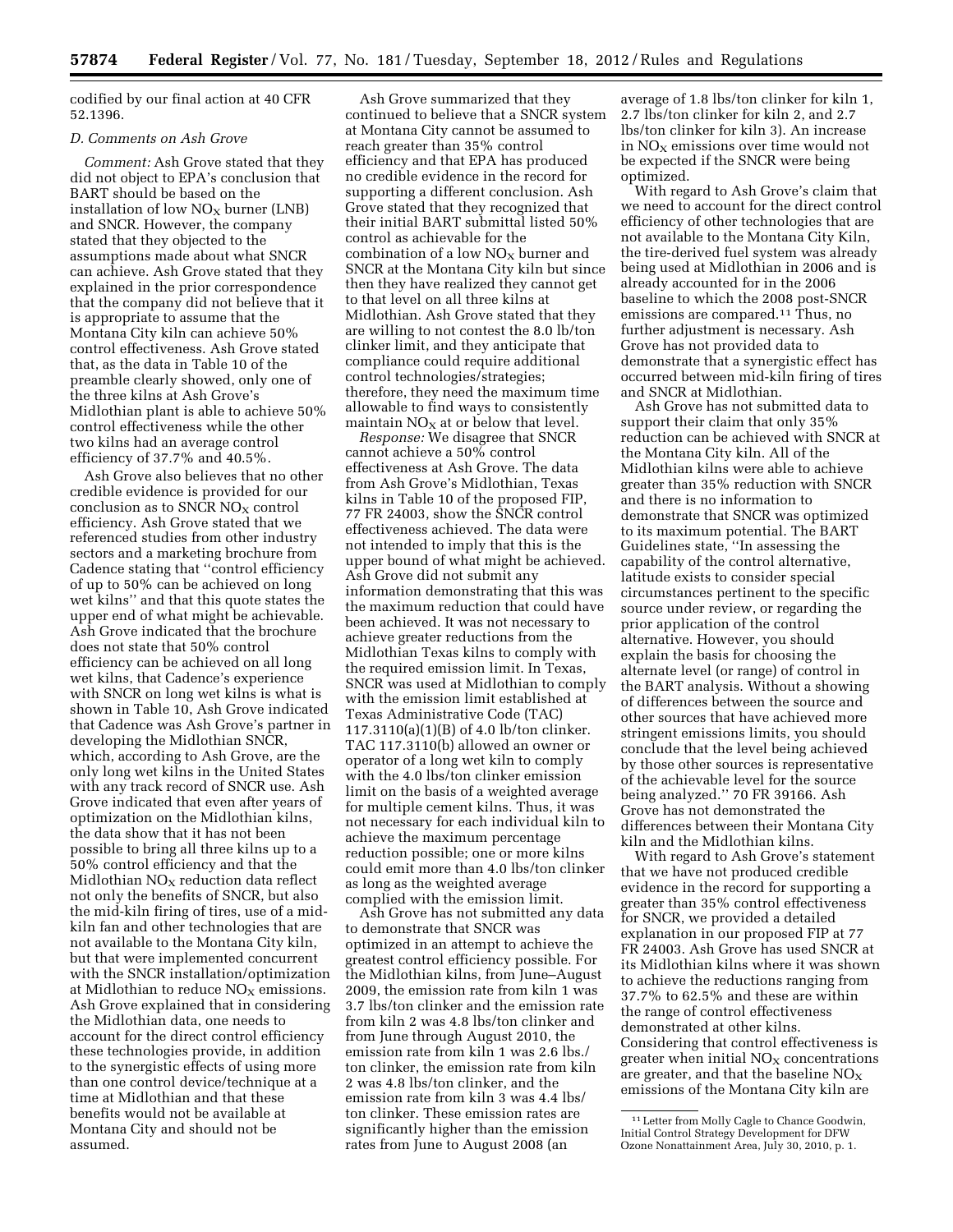codified by our final action at 40 CFR 52.1396.

### D. Comments on Ash Grove

*Comment:* Ash Grove stated that they did not object to EPA's conclusion that BART should be based on the installation of low $NO_X$ burner (LNB) and SNCR. However, the company stated that they objected to the assumptions made about what SNCR can achieve. Ash Grove stated that they explained in the prior correspondence that the company did not believe that it is appropriate to assume that the Montana City kiln can achieve 50% control effectiveness. Ash Grove stated that, as the data in Table 10 of the preamble clearly showed, only one of the three kilns at Ash Grove's Midlothian plant is able to achieve 50% control effectiveness while the other two kilns had an average control efficiency of 37.7% and 40.5%.

Ash Grove also believes that no other credible evidence is provided for our conclusion as to SNCR $NO_X$ control efficiency. Ash Grove stated that we referenced studies from other industry sectors and a marketing brochure from Cadence stating that "control efficiency of up to 50% can be achieved on long wet kilns" and that this quote states the upper end of what might be achievable. Ash Grove indicated that the brochure does not state that 50% control efficiency can be achieved on all long wet kilns, that Cadence's experience with SNCR on long wet kilns is what is shown in Table 10, Ash Grove indicated that Cadence was Ash Grove's partner in developing the Midlothian SNCR, which, according to Ash Grove, are the only long wet kilns in the United States with any track record of SNCR use. Ash Grove indicated that even after years of optimization on the Midlothian kilns, the data show that it has not been possible to bring all three kilns up to a 50% control efficiency and that the Midlothian $NO_X$ reduction data reflect not only the benefits of SNCR, but also the mid-kiln firing of tires, use of a mid-kiln fan and other technologies that are not available to the Montana City kiln, but that were implemented concurrent with the SNCR installation/optimization at Midlothian to reduce $NO_X$ emissions. Ash Grove explained that in considering the Midlothian data, one needs to account for the direct control efficiency these technologies provide, in addition to the synergistic effects of using more than one control device/technique at a time at Midlothian and that these benefits would not be available at Montana City and should not be assumed.

Ash Grove summarized that they continued to believe that a SNCR system at Montana City cannot be assumed to reach greater than 35% control efficiency and that EPA has produced no credible evidence in the record for supporting a different conclusion. Ash Grove stated that they recognized that their initial BART submittal listed 50% control as achievable for the combination of a low $NO_X$ burner and SNCR at the Montana City kiln but since then they have realized they cannot get to that level on all three kilns at Midlothian. Ash Grove stated that they are willing to not contest the 8.0 lb/ton clinker limit, and they anticipate that compliance could require additional control technologies/strategies; therefore, they need the maximum time allowable to find ways to consistently maintain $NO_X$ at or below that level.

*Response:* We disagree that SNCR cannot achieve a 50% control effectiveness at Ash Grove. The data from Ash Grove's Midlothian, Texas kilns in Table 10 of the proposed FIP, 77 FR 24003, show the SNCR control effectiveness achieved. The data were not intended to imply that this is the upper bound of what might be achieved. Ash Grove did not submit any information demonstrating that this was the maximum reduction that could have been achieved. It was not necessary to achieve greater reductions from the Midlothian Texas kilns to comply with the required emission limit. In Texas, SNCR was used at Midlothian to comply with the emission limit established at Texas Administrative Code (TAC) 117.3110(a)(1)(B) of 4.0 lb/ton clinker. TAC 117.3110(b) allowed an owner or operator of a long wet kiln to comply with the 4.0 lbs/ton clinker emission limit on the basis of a weighted average for multiple cement kilns. Thus, it was not necessary for each individual kiln to achieve the maximum percentage reduction possible; one or more kilns could emit more than 4.0 lbs/ton clinker as long as the weighted average complied with the emission limit.

Ash Grove has not submitted any data to demonstrate that SNCR was optimized in an attempt to achieve the greatest control efficiency possible. For the Midlothian kilns, from June–August 2009, the emission rate from kiln 1 was 3.7 lbs/ton clinker and the emission rate from kiln 2 was 4.8 lbs/ton clinker and from June through August 2010, the emission rate from kiln 1 was 2.6 lbs./ton clinker, the emission rate from kiln 2 was 4.8 lbs/ton clinker, and the emission rate from kiln 3 was 4.4 lbs/ton clinker. These emission rates are significantly higher than the emission rates from June to August 2008 (an average of 1.8 lbs/ton clinker for kiln 1, 2.7 lbs/ton clinker for kiln 2, and 2.7 lbs/ton clinker for kiln 3). An increase in $NO_X$ emissions over time would not be expected if the SNCR were being optimized.

With regard to Ash Grove's claim that we need to account for the direct control efficiency of other technologies that are not available to the Montana City Kiln, the tire-derived fuel system was already being used at Midlothian in 2006 and is already accounted for in the 2006 baseline to which the 2008 post-SNCR emissions are compared.[11] Thus, no further adjustment is necessary. Ash Grove has not provided data to demonstrate that a synergistic effect has occurred between mid-kiln firing of tires and SNCR at Midlothian.

Ash Grove has not submitted data to support their claim that only 35% reduction can be achieved with SNCR at the Montana City kiln. All of the Midlothian kilns were able to achieve greater than 35% reduction with SNCR and there is no information to demonstrate that SNCR was optimized to its maximum potential. The BART Guidelines state, "In assessing the capability of the control alternative, latitude exists to consider special circumstances pertinent to the specific source under review, or regarding the prior application of the control alternative. However, you should explain the basis for choosing the alternate level (or range) of control in the BART analysis. Without a showing of differences between the source and other sources that have achieved more stringent emissions limits, you should conclude that the level being achieved by those other sources is representative of the achievable level for the source being analyzed." 70 FR 39166. Ash Grove has not demonstrated the differences between their Montana City kiln and the Midlothian kilns.

With regard to Ash Grove's statement that we have not produced credible evidence in the record for supporting a greater than 35% control effectiveness for SNCR, we provided a detailed explanation in our proposed FIP at 77 FR 24003. Ash Grove has used SNCR at its Midlothian kilns where it was shown to achieve the reductions ranging from 37.7% to 62.5% and these are within the range of control effectiveness demonstrated at other kilns. Considering that control effectiveness is greater when initial $NO_X$ concentrations are greater, and that the baseline $NO_X$ emissions of the Montana City kiln are

[11] Letter from Molly Cagle to Chance Goodwin, Initial Control Strategy Development for DFW Ozone Nonattainment Area, July 30, 2010, p. 1.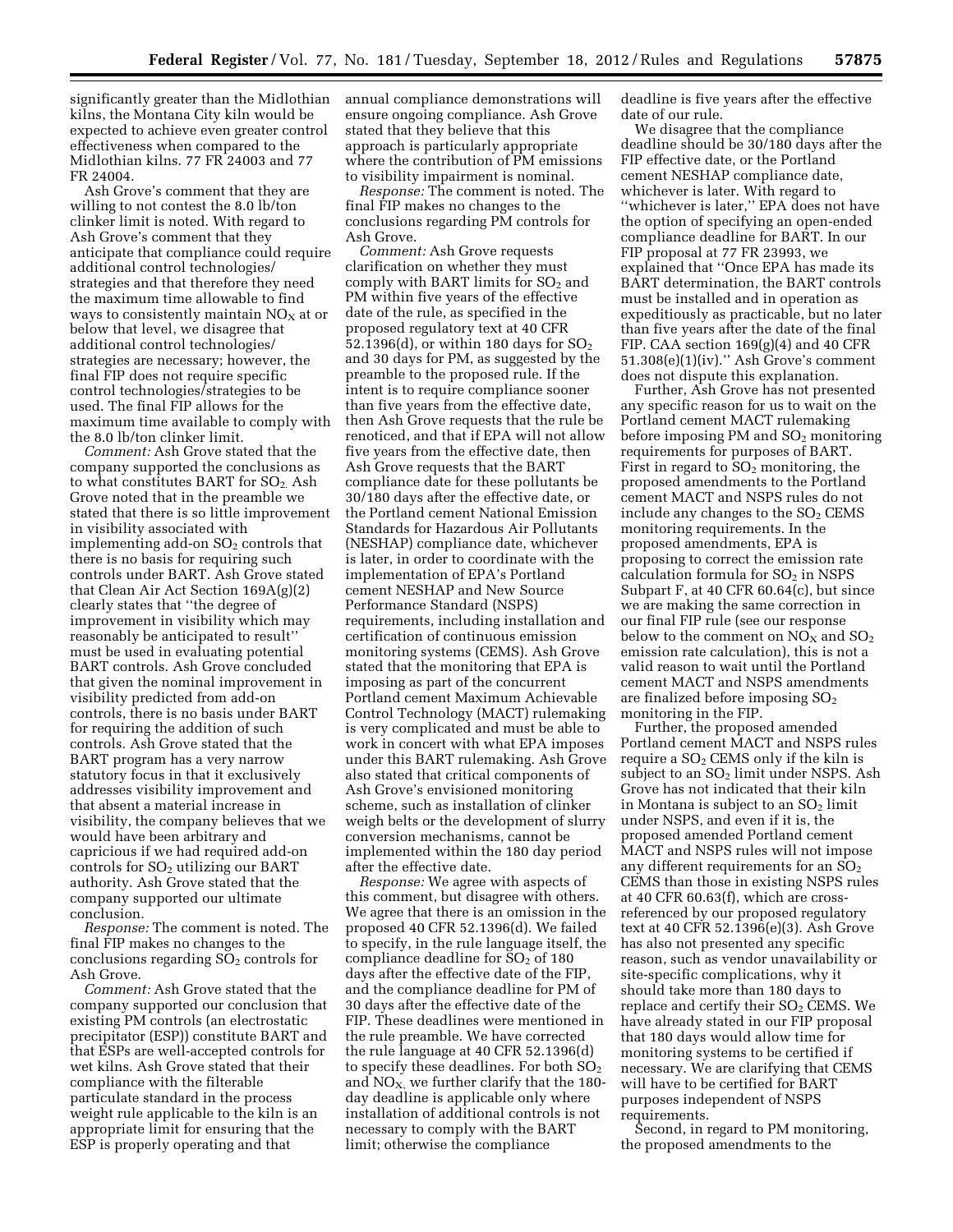significantly greater than the Midlothian kilns, the Montana City kiln would be expected to achieve even greater control effectiveness when compared to the Midlothian kilns. 77 FR 24003 and 77 FR 24004.

Ash Grove's comment that they are willing to not contest the 8.0 lb/ton clinker limit is noted. With regard to Ash Grove's comment that they anticipate that compliance could require additional control technologies/strategies and that therefore they need the maximum time allowable to find ways to consistently maintain $NO_X$ at or below that level, we disagree that additional control technologies/strategies are necessary; however, the final FIP does not require specific control technologies/strategies to be used. The final FIP allows for the maximum time available to comply with the 8.0 lb/ton clinker limit.

*Comment:* Ash Grove stated that the company supported the conclusions as to what constitutes BART for $SO_2$. Ash Grove noted that in the preamble we stated that there is so little improvement in visibility associated with implementing add-on $SO_2$ controls that there is no basis for requiring such controls under BART. Ash Grove stated that Clean Air Act Section 169A(g)(2) clearly states that "the degree of improvement in visibility which may reasonably be anticipated to result" must be used in evaluating potential BART controls. Ash Grove concluded that given the nominal improvement in visibility predicted from add-on controls, there is no basis under BART for requiring the addition of such controls. Ash Grove stated that the BART program has a very narrow statutory focus in that it exclusively addresses visibility improvement and that absent a material increase in visibility, the company believes that we would have been arbitrary and capricious if we had required add-on controls for $SO_2$ utilizing our BART authority. Ash Grove stated that the company supported our ultimate conclusion.

*Response:* The comment is noted. The final FIP makes no changes to the conclusions regarding $SO_2$ controls for Ash Grove.

*Comment:* Ash Grove stated that the company supported our conclusion that existing PM controls (an electrostatic precipitator (ESP)) constitute BART and that ESPs are well-accepted controls for wet kilns. Ash Grove stated that their compliance with the filterable particulate standard in the process weight rule applicable to the kiln is an appropriate limit for ensuring that the ESP is properly operating and that annual compliance demonstrations will ensure ongoing compliance. Ash Grove stated that they believe that this approach is particularly appropriate where the contribution of PM emissions to visibility impairment is nominal.

*Response:* The comment is noted. The final FIP makes no changes to the conclusions regarding PM controls for Ash Grove.

*Comment:* Ash Grove requests clarification on whether they must comply with BART limits for $SO_2$ and PM within five years of the effective date of the rule, as specified in the proposed regulatory text at 40 CFR 52.1396(d), or within 180 days for $SO_2$ and 30 days for PM, as suggested by the preamble to the proposed rule. If the intent is to require compliance sooner than five years from the effective date, then Ash Grove requests that the rule be renoticed, and that if EPA will not allow five years from the effective date, then Ash Grove requests that the BART compliance date for these pollutants be 30/180 days after the effective date, or the Portland cement National Emission Standards for Hazardous Air Pollutants (NESHAP) compliance date, whichever is later, in order to coordinate with the implementation of EPA's Portland cement NESHAP and New Source Performance Standard (NSPS) requirements, including installation and certification of continuous emission monitoring systems (CEMS). Ash Grove stated that the monitoring that EPA is imposing as part of the concurrent Portland cement Maximum Achievable Control Technology (MACT) rulemaking is very complicated and must be able to work in concert with what EPA imposes under this BART rulemaking. Ash Grove also stated that critical components of Ash Grove's envisioned monitoring scheme, such as installation of clinker weigh belts or the development of slurry conversion mechanisms, cannot be implemented within the 180 day period after the effective date.

*Response:* We agree with aspects of this comment, but disagree with others. We agree that there is an omission in the proposed 40 CFR 52.1396(d). We failed to specify, in the rule language itself, the compliance deadline for $SO_2$ of 180 days after the effective date of the FIP, and the compliance deadline for PM of 30 days after the effective date of the FIP. These deadlines were mentioned in the rule preamble. We have corrected the rule language at 40 CFR 52.1396(d) to specify these deadlines. For both $SO_2$ and $NO_X$, we further clarify that the 180-day deadline is applicable only where installation of additional controls is not necessary to comply with the BART limit; otherwise the compliance deadline is five years after the effective date of our rule.

We disagree that the compliance deadline should be 30/180 days after the FIP effective date, or the Portland cement NESHAP compliance date, whichever is later. With regard to "whichever is later," EPA does not have the option of specifying an open-ended compliance deadline for BART. In our FIP proposal at 77 FR 23993, we explained that "Once EPA has made its BART determination, the BART controls must be installed and in operation as expeditiously as practicable, but no later than five years after the date of the final FIP. CAA section 169(g)(4) and 40 CFR 51.308(e)(1)(iv)." Ash Grove's comment does not dispute this explanation.

Further, Ash Grove has not presented any specific reason for us to wait on the Portland cement MACT rulemaking before imposing PM and $SO_2$ monitoring requirements for purposes of BART. First in regard to $SO_2$ monitoring, the proposed amendments to the Portland cement MACT and NSPS rules do not include any changes to the $SO_2$ CEMS monitoring requirements. In the proposed amendments, EPA is proposing to correct the emission rate calculation formula for $SO_2$ in NSPS Subpart F, at 40 CFR 60.64(c), but since we are making the same correction in our final FIP rule (see our response below to the comment on $NO_X$ and $SO_2$ emission rate calculation), this is not a valid reason to wait until the Portland cement MACT and NSPS amendments are finalized before imposing $SO_2$ monitoring in the FIP.

Further, the proposed amended Portland cement MACT and NSPS rules require a $SO_2$ CEMS only if the kiln is subject to an $SO_2$ limit under NSPS. Ash Grove has not indicated that their kiln in Montana is subject to an $SO_2$ limit under NSPS, and even if it is, the proposed amended Portland cement MACT and NSPS rules will not impose any different requirements for an $SO_2$ CEMS than those in existing NSPS rules at 40 CFR 60.63(f), which are cross-referenced by our proposed regulatory text at 40 CFR 52.1396(e)(3). Ash Grove has also not presented any specific reason, such as vendor unavailability or site-specific complications, why it should take more than 180 days to replace and certify their $SO_2$ CEMS. We have already stated in our FIP proposal that 180 days would allow time for monitoring systems to be certified if necessary. We are clarifying that CEMS will have to be certified for BART purposes independent of NSPS requirements.

Second, in regard to PM monitoring, the proposed amendments to the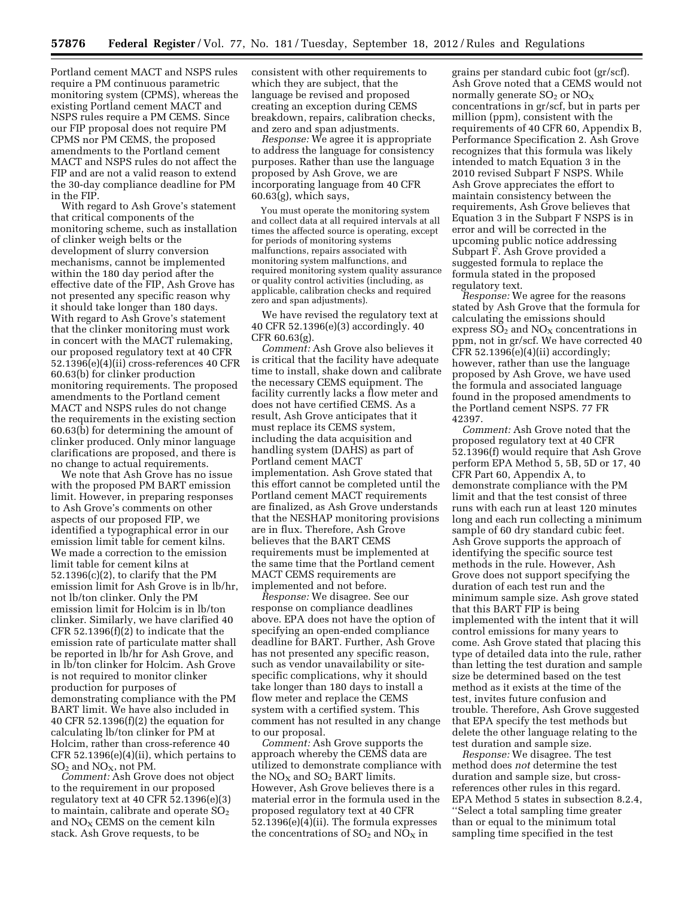Portland cement MACT and NSPS rules require a PM continuous parametric monitoring system (CPMS), whereas the existing Portland cement MACT and NSPS rules require a PM CEMS. Since our FIP proposal does not require PM CPMS nor PM CEMS, the proposed amendments to the Portland cement MACT and NSPS rules do not affect the FIP and are not a valid reason to extend the 30-day compliance deadline for PM in the FIP.

With regard to Ash Grove's statement that critical components of the monitoring scheme, such as installation of clinker weigh belts or the development of slurry conversion mechanisms, cannot be implemented within the 180 day period after the effective date of the FIP, Ash Grove has not presented any specific reason why it should take longer than 180 days. With regard to Ash Grove's statement that the clinker monitoring must work in concert with the MACT rulemaking, our proposed regulatory text at 40 CFR 52.1396(e)(4)(ii) cross-references 40 CFR 60.63(b) for clinker production monitoring requirements. The proposed amendments to the Portland cement MACT and NSPS rules do not change the requirements in the existing section 60.63(b) for determining the amount of clinker produced. Only minor language clarifications are proposed, and there is no change to actual requirements.

We note that Ash Grove has no issue with the proposed PM BART emission limit. However, in preparing responses to Ash Grove's comments on other aspects of our proposed FIP, we identified a typographical error in our emission limit table for cement kilns. We made a correction to the emission limit table for cement kilns at 52.1396(c)(2), to clarify that the PM emission limit for Ash Grove is in lb/hr, not lb/ton clinker. Only the PM emission limit for Holcim is in lb/ton clinker. Similarly, we have clarified 40 CFR 52.1396(f)(2) to indicate that the emission rate of particulate matter shall be reported in lb/hr for Ash Grove, and in lb/ton clinker for Holcim. Ash Grove is not required to monitor clinker production for purposes of demonstrating compliance with the PM BART limit. We have also included in 40 CFR 52.1396(f)(2) the equation for calculating lb/ton clinker for PM at Holcim, rather than cross-reference 40 CFR 52.1396(e)(4)(ii), which pertains to $SO_2$ and $NO_X$, not PM.

*Comment:* Ash Grove does not object to the requirement in our proposed regulatory text at 40 CFR 52.1396(e)(3) to maintain, calibrate and operate $SO_2$ and $NO_X$ CEMS on the cement kiln stack. Ash Grove requests, to be consistent with other requirements to which they are subject, that the language be revised and proposed creating an exception during CEMS breakdown, repairs, calibration checks, and zero and span adjustments.

*Response:* We agree it is appropriate to address the language for consistency purposes. Rather than use the language proposed by Ash Grove, we are incorporating language from 40 CFR 60.63(g), which says,

> You must operate the monitoring system and collect data at all required intervals at all times the affected source is operating, except for periods of monitoring systems malfunctions, repairs associated with monitoring system malfunctions, and required monitoring system quality assurance or quality control activities (including, as applicable, calibration checks and required zero and span adjustments).

We have revised the regulatory text at 40 CFR 52.1396(e)(3) accordingly. 40 CFR 60.63(g).

*Comment:* Ash Grove also believes it is critical that the facility have adequate time to install, shake down and calibrate the necessary CEMS equipment. The facility currently lacks a flow meter and does not have certified CEMS. As a result, Ash Grove anticipates that it must replace its CEMS system, including the data acquisition and handling system (DAHS) as part of Portland cement MACT implementation. Ash Grove stated that this effort cannot be completed until the Portland cement MACT requirements are finalized, as Ash Grove understands that the NESHAP monitoring provisions are in flux. Therefore, Ash Grove believes that the BART CEMS requirements must be implemented at the same time that the Portland cement MACT CEMS requirements are implemented and not before.

*Response:* We disagree. See our response on compliance deadlines above. EPA does not have the option of specifying an open-ended compliance deadline for BART. Further, Ash Grove has not presented any specific reason, such as vendor unavailability or site-specific complications, why it should take longer than 180 days to install a flow meter and replace the CEMS system with a certified system. This comment has not resulted in any change to our proposal.

*Comment:* Ash Grove supports the approach whereby the CEMS data are utilized to demonstrate compliance with the $NO_X$ and $SO_2$ BART limits. However, Ash Grove believes there is a material error in the formula used in the proposed regulatory text at 40 CFR 52.1396(e)(4)(ii). The formula expresses the concentrations of $SO_2$ and $NO_X$ in grains per standard cubic foot (gr/scf). Ash Grove noted that a CEMS would not normally generate $SO_2$ or $NO_X$ concentrations in gr/scf, but in parts per million (ppm), consistent with the requirements of 40 CFR 60, Appendix B, Performance Specification 2. Ash Grove recognizes that this formula was likely intended to match Equation 3 in the 2010 revised Subpart F NSPS. While Ash Grove appreciates the effort to maintain consistency between the requirements, Ash Grove believes that Equation 3 in the Subpart F NSPS is in error and will be corrected in the upcoming public notice addressing Subpart F. Ash Grove provided a suggested formula to replace the formula stated in the proposed regulatory text.

*Response:* We agree for the reasons stated by Ash Grove that the formula for calculating the emissions should express $SO_2$ and $NO_X$ concentrations in ppm, not in gr/scf. We have corrected 40 CFR 52.1396(e)(4)(ii) accordingly; however, rather than use the language proposed by Ash Grove, we have used the formula and associated language found in the proposed amendments to the Portland cement NSPS. 77 FR 42397.

*Comment:* Ash Grove noted that the proposed regulatory text at 40 CFR 52.1396(f) would require that Ash Grove perform EPA Method 5, 5B, 5D or 17, 40 CFR Part 60, Appendix A, to demonstrate compliance with the PM limit and that the test consist of three runs with each run at least 120 minutes long and each run collecting a minimum sample of 60 dry standard cubic feet. Ash Grove supports the approach of identifying the specific source test methods in the rule. However, Ash Grove does not support specifying the duration of each test run and the minimum sample size. Ash grove stated that this BART FIP is being implemented with the intent that it will control emissions for many years to come. Ash Grove stated that placing this type of detailed data into the rule, rather than letting the test duration and sample size be determined based on the test method as it exists at the time of the test, invites future confusion and trouble. Therefore, Ash Grove suggested that EPA specify the test methods but delete the other language relating to the test duration and sample size.

*Response:* We disagree. The test method does *not* determine the test duration and sample size, but cross-references other rules in this regard. EPA Method 5 states in subsection 8.2.4, ''Select a total sampling time greater than or equal to the minimum total sampling time specified in the test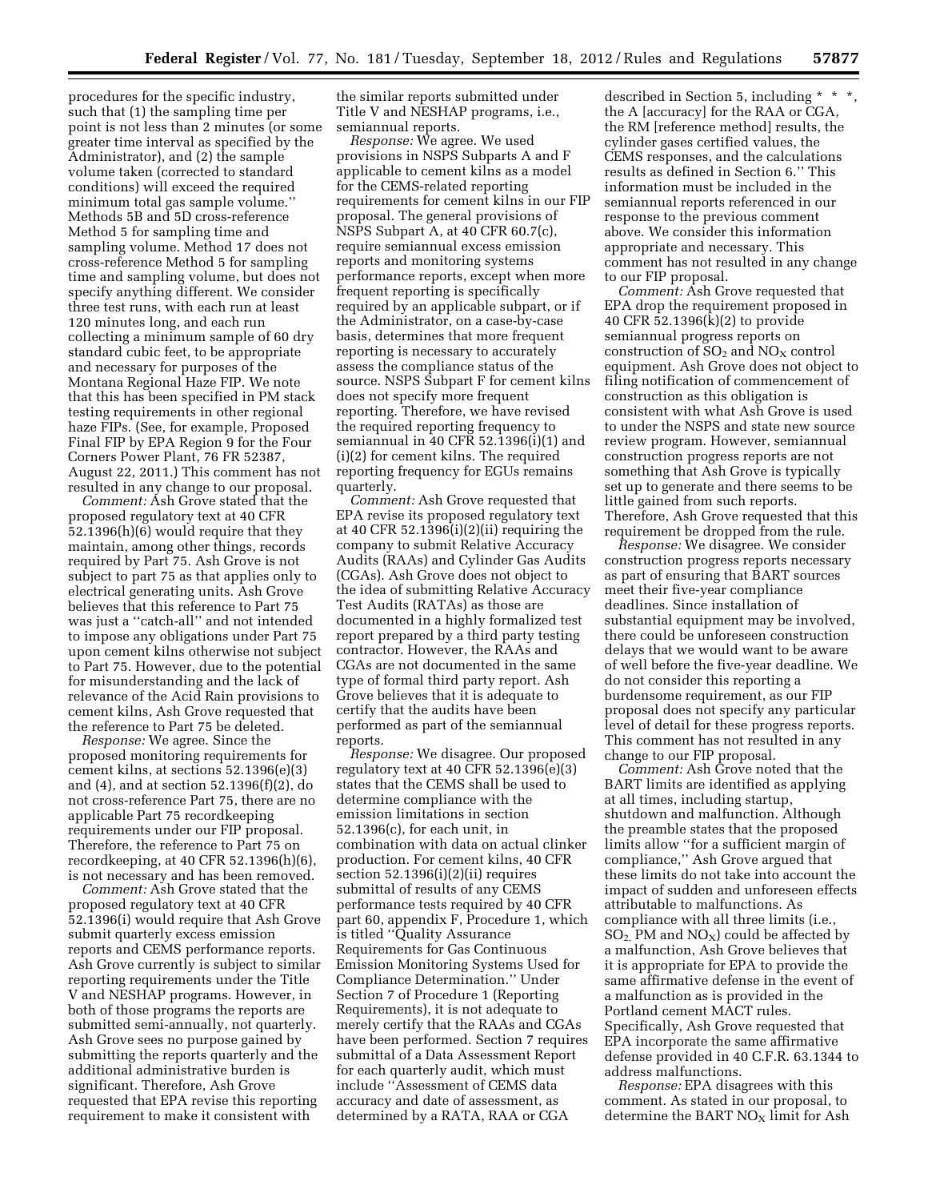procedures for the specific industry, such that (1) the sampling time per point is not less than 2 minutes (or some greater time interval as specified by the Administrator), and (2) the sample volume taken (corrected to standard conditions) will exceed the required minimum total gas sample volume.'' Methods 5B and 5D cross-reference Method 5 for sampling time and sampling volume, but does not specify anything different. We consider three test runs, with each run at least 120 minutes long, and each run collecting a minimum sample of 60 dry standard cubic feet, to be appropriate and necessary for purposes of the Montana Regional Haze FIP. We note that this has been specified in PM stack testing requirements in other regional haze FIPs. (See, for example, Proposed Final FIP by EPA Region 9 for the Four Corners Power Plant, 76 FR 52387, August 22, 2011.) This comment has not resulted in any change to our proposal.

*Comment:* Ash Grove stated that the proposed regulatory text at 40 CFR 52.1396(h)(6) would require that they maintain, among other things, records required by Part 75. Ash Grove is not subject to part 75 as that applies only to electrical generating units. Ash Grove believes that this reference to Part 75 was just a ''catch-all'' and not intended to impose any obligations under Part 75 upon cement kilns otherwise not subject to Part 75. However, due to the potential for misunderstanding and the lack of relevance of the Acid Rain provisions to cement kilns, Ash Grove requested that the reference to Part 75 be deleted.

*Response:* We agree. Since the proposed monitoring requirements for cement kilns, at sections 52.1396(e)(3) and (4), and at section 52.1396(f)(2), do not cross-reference Part 75, there are no applicable Part 75 recordkeeping requirements under our FIP proposal. Therefore, the reference to Part 75 on recordkeeping, at 40 CFR 52.1396(h)(6), is not necessary and has been removed.

*Comment:* Ash Grove stated that the proposed regulatory text at 40 CFR 52.1396(i) would require that Ash Grove submit quarterly excess emission reports and CEMS performance reports. Ash Grove currently is subject to similar reporting requirements under the Title V and NESHAP programs. However, in both of those programs the reports are submitted semi-annually, not quarterly. Ash Grove sees no purpose gained by submitting the reports quarterly and the additional administrative burden is significant. Therefore, Ash Grove requested that EPA revise this reporting requirement to make it consistent with the similar reports submitted under Title V and NESHAP programs, i.e., semiannual reports.

*Response:* We agree. We used provisions in NSPS Subparts A and F applicable to cement kilns as a model for the CEMS-related reporting requirements for cement kilns in our FIP proposal. The general provisions of NSPS Subpart A, at 40 CFR 60.7(c), require semiannual excess emission reports and monitoring systems performance reports, except when more frequent reporting is specifically required by an applicable subpart, or if the Administrator, on a case-by-case basis, determines that more frequent reporting is necessary to accurately assess the compliance status of the source. NSPS Subpart F for cement kilns does not specify more frequent reporting. Therefore, we have revised the required reporting frequency to semiannual in 40 CFR 52.1396(i)(1) and (i)(2) for cement kilns. The required reporting frequency for EGUs remains quarterly.

*Comment:* Ash Grove requested that EPA revise its proposed regulatory text at 40 CFR 52.1396(i)(2)(ii) requiring the company to submit Relative Accuracy Audits (RAAs) and Cylinder Gas Audits (CGAs). Ash Grove does not object to the idea of submitting Relative Accuracy Test Audits (RATAs) as those are documented in a highly formalized test report prepared by a third party testing contractor. However, the RAAs and CGAs are not documented in the same type of formal third party report. Ash Grove believes that it is adequate to certify that the audits have been performed as part of the semiannual reports.

*Response:* We disagree. Our proposed regulatory text at 40 CFR 52.1396(e)(3) states that the CEMS shall be used to determine compliance with the emission limitations in section 52.1396(c), for each unit, in combination with data on actual clinker production. For cement kilns, 40 CFR section 52.1396(i)(2)(ii) requires submittal of results of any CEMS performance tests required by 40 CFR part 60, appendix F, Procedure 1, which is titled ''Quality Assurance Requirements for Gas Continuous Emission Monitoring Systems Used for Compliance Determination.'' Under Section 7 of Procedure 1 (Reporting Requirements), it is not adequate to merely certify that the RAAs and CGAs have been performed. Section 7 requires submittal of a Data Assessment Report for each quarterly audit, which must include ''Assessment of CEMS data accuracy and date of assessment, as determined by a RATA, RAA or CGA described in Section 5, including * * *, the A [accuracy] for the RAA or CGA, the RM [reference method] results, the cylinder gases certified values, the CEMS responses, and the calculations results as defined in Section 6.'' This information must be included in the semiannual reports referenced in our response to the previous comment above. We consider this information appropriate and necessary. This comment has not resulted in any change to our FIP proposal.

*Comment:* Ash Grove requested that EPA drop the requirement proposed in 40 CFR 52.1396(k)(2) to provide semiannual progress reports on construction of $SO_2$ and $NO_X$ control equipment. Ash Grove does not object to filing notification of commencement of construction as this obligation is consistent with what Ash Grove is used to under the NSPS and state new source review program. However, semiannual construction progress reports are not something that Ash Grove is typically set up to generate and there seems to be little gained from such reports. Therefore, Ash Grove requested that this requirement be dropped from the rule.

*Response:* We disagree. We consider construction progress reports necessary as part of ensuring that BART sources meet their five-year compliance deadlines. Since installation of substantial equipment may be involved, there could be unforeseen construction delays that we would want to be aware of well before the five-year deadline. We do not consider this reporting a burdensome requirement, as our FIP proposal does not specify any particular level of detail for these progress reports. This comment has not resulted in any change to our FIP proposal.

*Comment:* Ash Grove noted that the BART limits are identified as applying at all times, including startup, shutdown and malfunction. Although the preamble states that the proposed limits allow ''for a sufficient margin of compliance,'' Ash Grove argued that these limits do not take into account the impact of sudden and unforeseen effects attributable to malfunctions. As compliance with all three limits (i.e., $SO_2$, PM and $NO_X$) could be affected by a malfunction, Ash Grove believes that it is appropriate for EPA to provide the same affirmative defense in the event of a malfunction as is provided in the Portland cement MACT rules. Specifically, Ash Grove requested that EPA incorporate the same affirmative defense provided in 40 C.F.R. 63.1344 to address malfunctions.

*Response:* EPA disagrees with this comment. As stated in our proposal, to determine the BART $NO_X$ limit for Ash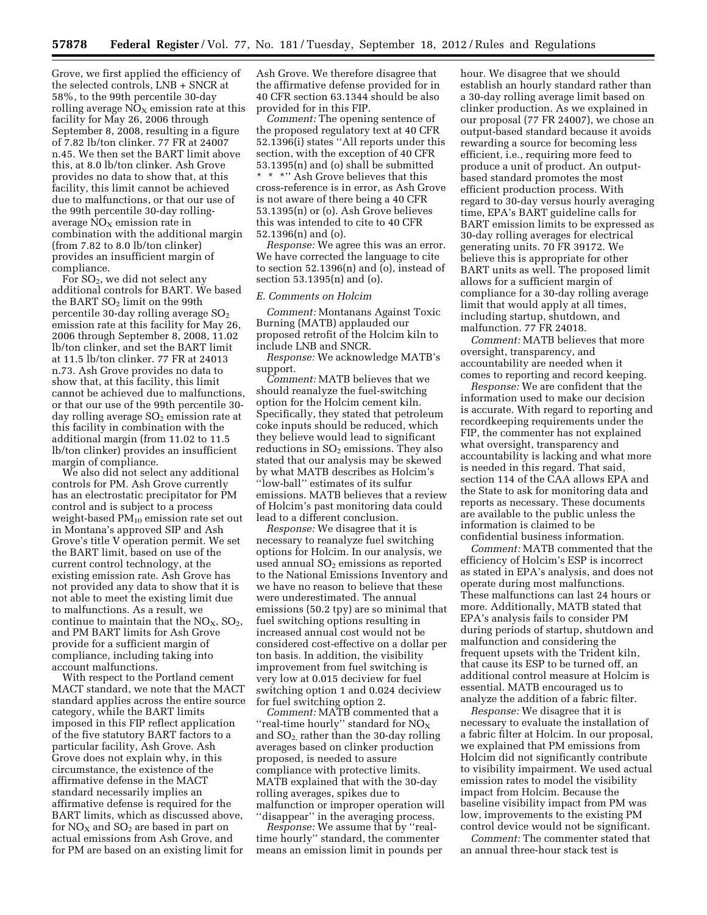Grove, we first applied the efficiency of the selected controls, LNB + SNCR at 58%, to the 99th percentile 30-day rolling average $NO_X$ emission rate at this facility for May 26, 2006 through September 8, 2008, resulting in a figure of 7.82 lb/ton clinker. 77 FR at 24007 n.45. We then set the BART limit above this, at 8.0 lb/ton clinker. Ash Grove provides no data to show that, at this facility, this limit cannot be achieved due to malfunctions, or that our use of the 99th percentile 30-day rolling-average $NO_X$ emission rate in combination with the additional margin (from 7.82 to 8.0 lb/ton clinker) provides an insufficient margin of compliance.

For $SO_2$, we did not select any additional controls for BART. We based the BART $SO_2$ limit on the 99th percentile 30-day rolling average $SO_2$ emission rate at this facility for May 26, 2006 through September 8, 2008, 11.02 lb/ton clinker, and set the BART limit at 11.5 lb/ton clinker. 77 FR at 24013 n.73. Ash Grove provides no data to show that, at this facility, this limit cannot be achieved due to malfunctions, or that our use of the 99th percentile 30-day rolling average $SO_2$ emission rate at this facility in combination with the additional margin (from 11.02 to 11.5 lb/ton clinker) provides an insufficient margin of compliance.

We also did not select any additional controls for PM. Ash Grove currently has an electrostatic precipitator for PM control and is subject to a process weight-based $PM_{10}$ emission rate set out in Montana's approved SIP and Ash Grove's title V operation permit. We set the BART limit, based on use of the current control technology, at the existing emission rate. Ash Grove has not provided any data to show that it is not able to meet the existing limit due to malfunctions. As a result, we continue to maintain that the $NO_X$, $SO_2$, and PM BART limits for Ash Grove provide for a sufficient margin of compliance, including taking into account malfunctions.

With respect to the Portland cement MACT standard, we note that the MACT standard applies across the entire source category, while the BART limits imposed in this FIP reflect application of the five statutory BART factors to a particular facility, Ash Grove. Ash Grove does not explain why, in this circumstance, the existence of the affirmative defense in the MACT standard necessarily implies an affirmative defense is required for the BART limits, which as discussed above, for $NO_X$ and $SO_2$ are based in part on actual emissions from Ash Grove, and for PM are based on an existing limit for Ash Grove. We therefore disagree that the affirmative defense provided for in 40 CFR section 63.1344 should be also provided for in this FIP.

*Comment:* The opening sentence of the proposed regulatory text at 40 CFR 52.1396(i) states ''All reports under this section, with the exception of 40 CFR 53.1395(n) and (o) shall be submitted * * *'' Ash Grove believes that this cross-reference is in error, as Ash Grove is not aware of there being a 40 CFR 53.1395(n) or (o). Ash Grove believes this was intended to cite to 40 CFR 52.1396(n) and (o).

*Response:* We agree this was an error. We have corrected the language to cite to section 52.1396(n) and (o), instead of section 53.1395(n) and (o).

### E. Comments on Holcim

*Comment:* Montanans Against Toxic Burning (MATB) applauded our proposed retrofit of the Holcim kiln to include LNB and SNCR.

*Response:* We acknowledge MATB's support.

*Comment:* MATB believes that we should reanalyze the fuel-switching option for the Holcim cement kiln. Specifically, they stated that petroleum coke inputs should be reduced, which they believe would lead to significant reductions in $SO_2$ emissions. They also stated that our analysis may be skewed by what MATB describes as Holcim's ''low-ball'' estimates of its sulfur emissions. MATB believes that a review of Holcim's past monitoring data could lead to a different conclusion.

*Response:* We disagree that it is necessary to reanalyze fuel switching options for Holcim. In our analysis, we used annual $SO_2$ emissions as reported to the National Emissions Inventory and we have no reason to believe that these were underestimated. The annual emissions (50.2 tpy) are so minimal that fuel switching options resulting in increased annual cost would not be considered cost-effective on a dollar per ton basis. In addition, the visibility improvement from fuel switching is very low at 0.015 deciview for fuel switching option 1 and 0.024 deciview for fuel switching option 2.

*Comment:* MATB commented that a ''real-time hourly'' standard for $NO_X$ and $SO_2$, rather than the 30-day rolling averages based on clinker production proposed, is needed to assure compliance with protective limits. MATB explained that with the 30-day rolling averages, spikes due to malfunction or improper operation will ''disappear'' in the averaging process.

*Response:* We assume that by ''real-time hourly'' standard, the commenter means an emission limit in pounds per hour. We disagree that we should establish an hourly standard rather than a 30-day rolling average limit based on clinker production. As we explained in our proposal (77 FR 24007), we chose an output-based standard because it avoids rewarding a source for becoming less efficient, i.e., requiring more feed to produce a unit of product. An output-based standard promotes the most efficient production process. With regard to 30-day versus hourly averaging time, EPA's BART guideline calls for BART emission limits to be expressed as 30-day rolling averages for electrical generating units. 70 FR 39172. We believe this is appropriate for other BART units as well. The proposed limit allows for a sufficient margin of compliance for a 30-day rolling average limit that would apply at all times, including startup, shutdown, and malfunction. 77 FR 24018.

*Comment:* MATB believes that more oversight, transparency, and accountability are needed when it comes to reporting and record keeping.

*Response:* We are confident that the information used to make our decision is accurate. With regard to reporting and recordkeeping requirements under the FIP, the commenter has not explained what oversight, transparency and accountability is lacking and what more is needed in this regard. That said, section 114 of the CAA allows EPA and the State to ask for monitoring data and reports as necessary. These documents are available to the public unless the information is claimed to be confidential business information.

*Comment:* MATB commented that the efficiency of Holcim's ESP is incorrect as stated in EPA's analysis, and does not operate during most malfunctions. These malfunctions can last 24 hours or more. Additionally, MATB stated that EPA's analysis fails to consider PM during periods of startup, shutdown and malfunction and considering the frequent upsets with the Trident kiln, that cause its ESP to be turned off, an additional control measure at Holcim is essential. MATB encouraged us to analyze the addition of a fabric filter.

*Response:* We disagree that it is necessary to evaluate the installation of a fabric filter at Holcim. In our proposal, we explained that PM emissions from Holcim did not significantly contribute to visibility impairment. We used actual emission rates to model the visibility impact from Holcim. Because the baseline visibility impact from PM was low, improvements to the existing PM control device would not be significant.

*Comment:* The commenter stated that an annual three-hour stack test is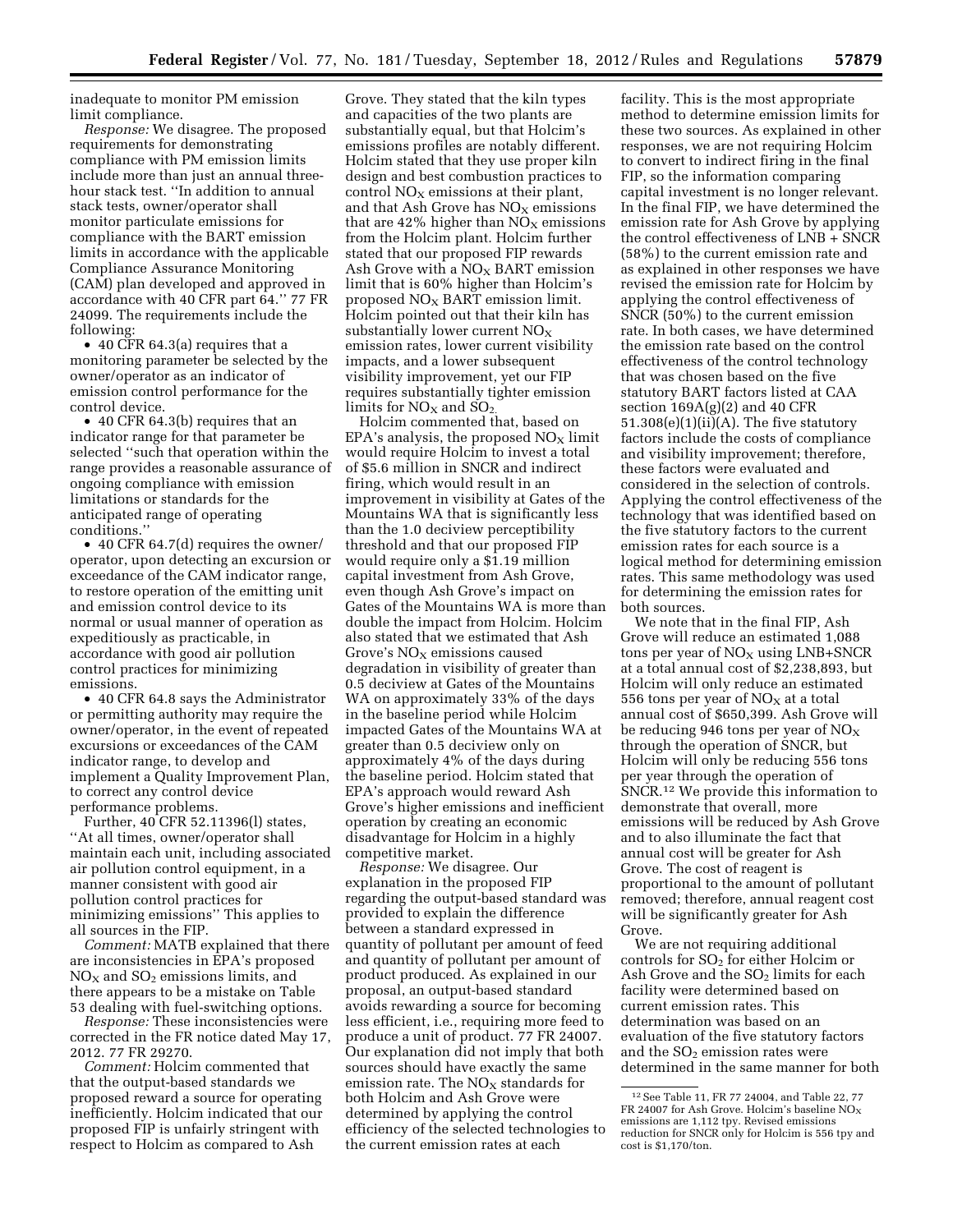inadequate to monitor PM emission limit compliance.

*Response:* We disagree. The proposed requirements for demonstrating compliance with PM emission limits include more than just an annual three-hour stack test. ''In addition to annual stack tests, owner/operator shall monitor particulate emissions for compliance with the BART emission limits in accordance with the applicable Compliance Assurance Monitoring (CAM) plan developed and approved in accordance with 40 CFR part 64.'' 77 FR 24099. The requirements include the following:

- 40 CFR 64.3(a) requires that a monitoring parameter be selected by the owner/operator as an indicator of emission control performance for the control device.
- 40 CFR 64.3(b) requires that an indicator range for that parameter be selected ''such that operation within the range provides a reasonable assurance of ongoing compliance with emission limitations or standards for the anticipated range of operating conditions.''
- 40 CFR 64.7(d) requires the owner/operator, upon detecting an excursion or exceedance of the CAM indicator range, to restore operation of the emitting unit and emission control device to its normal or usual manner of operation as expeditiously as practicable, in accordance with good air pollution control practices for minimizing emissions.
- 40 CFR 64.8 says the Administrator or permitting authority may require the owner/operator, in the event of repeated excursions or exceedances of the CAM indicator range, to develop and implement a Quality Improvement Plan, to correct any control device performance problems.

Further, 40 CFR 52.11396(l) states, ''At all times, owner/operator shall maintain each unit, including associated air pollution control equipment, in a manner consistent with good air pollution control practices for minimizing emissions'' This applies to all sources in the FIP.

*Comment:* MATB explained that there are inconsistencies in EPA's proposed $NO_X$ and $SO_2$ emissions limits, and there appears to be a mistake on Table 53 dealing with fuel-switching options.

*Response:* These inconsistencies were corrected in the FR notice dated May 17, 2012. 77 FR 29270.

*Comment:* Holcim commented that that the output-based standards we proposed reward a source for operating inefficiently. Holcim indicated that our proposed FIP is unfairly stringent with respect to Holcim as compared to Ash Grove. They stated that the kiln types and capacities of the two plants are substantially equal, but that Holcim's emissions profiles are notably different. Holcim stated that they use proper kiln design and best combustion practices to control $NO_X$ emissions at their plant, and that Ash Grove has $NO_X$ emissions that are 42% higher than $NO_X$ emissions from the Holcim plant. Holcim further stated that our proposed FIP rewards Ash Grove with a $NO_X$ BART emission limit that is 60% higher than Holcim's proposed $NO_X$ BART emission limit. Holcim pointed out that their kiln has substantially lower current $NO_X$ emission rates, lower current visibility impacts, and a lower subsequent visibility improvement, yet our FIP requires substantially tighter emission limits for $NO_X$ and $SO_2$.

Holcim commented that, based on EPA's analysis, the proposed $NO_X$ limit would require Holcim to invest a total of \$5.6 million in SNCR and indirect firing, which would result in an improvement in visibility at Gates of the Mountains WA that is significantly less than the 1.0 deciview perceptibility threshold and that our proposed FIP would require only a \$1.19 million capital investment from Ash Grove, even though Ash Grove's impact on Gates of the Mountains WA is more than double the impact from Holcim. Holcim also stated that we estimated that Ash Grove's $NO_X$ emissions caused degradation in visibility of greater than 0.5 deciview at Gates of the Mountains WA on approximately 33% of the days in the baseline period while Holcim impacted Gates of the Mountains WA at greater than 0.5 deciview only on approximately 4% of the days during the baseline period. Holcim stated that EPA's approach would reward Ash Grove's higher emissions and inefficient operation by creating an economic disadvantage for Holcim in a highly competitive market.

*Response:* We disagree. Our explanation in the proposed FIP regarding the output-based standard was provided to explain the difference between a standard expressed in quantity of pollutant per amount of feed and quantity of pollutant per amount of product produced. As explained in our proposal, an output-based standard avoids rewarding a source for becoming less efficient, i.e., requiring more feed to produce a unit of product. 77 FR 24007. Our explanation did not imply that both sources should have exactly the same emission rate. The $NO_X$ standards for both Holcim and Ash Grove were determined by applying the control efficiency of the selected technologies to the current emission rates at each facility. This is the most appropriate method to determine emission limits for these two sources. As explained in other responses, we are not requiring Holcim to convert to indirect firing in the final FIP, so the information comparing capital investment is no longer relevant. In the final FIP, we have determined the emission rate for Ash Grove by applying the control effectiveness of LNB + SNCR (58%) to the current emission rate and as explained in other responses we have revised the emission rate for Holcim by applying the control effectiveness of SNCR (50%) to the current emission rate. In both cases, we have determined the emission rate based on the control effectiveness of the control technology that was chosen based on the five statutory BART factors listed at CAA section 169A(g)(2) and 40 CFR 51.308(e)(1)(ii)(A). The five statutory factors include the costs of compliance and visibility improvement; therefore, these factors were evaluated and considered in the selection of controls. Applying the control effectiveness of the technology that was identified based on the five statutory factors to the current emission rates for each source is a logical method for determining emission rates. This same methodology was used for determining the emission rates for both sources.

We note that in the final FIP, Ash Grove will reduce an estimated 1,088 tons per year of $NO_X$ using LNB+SNCR at a total annual cost of \$2,238,893, but Holcim will only reduce an estimated 556 tons per year of $NO_X$ at a total annual cost of \$650,399. Ash Grove will be reducing 946 tons per year of $NO_X$ through the operation of SNCR, but Holcim will only be reducing 556 tons per year through the operation of SNCR.[12] We provide this information to demonstrate that overall, more emissions will be reduced by Ash Grove and to also illuminate the fact that annual cost will be greater for Ash Grove. The cost of reagent is proportional to the amount of pollutant removed; therefore, annual reagent cost will be significantly greater for Ash Grove.

We are not requiring additional controls for $SO_2$ for either Holcim or Ash Grove and the $SO_2$ limits for each facility were determined based on current emission rates. This determination was based on an evaluation of the five statutory factors and the $SO_2$ emission rates were determined in the same manner for both

[12] See Table 11, FR 77 24004, and Table 22, 77 FR 24007 for Ash Grove. Holcim's baseline $NO_X$ emissions are 1,112 tpy. Revised emissions reduction for SNCR only for Holcim is 556 tpy and cost is \$1,170/ton.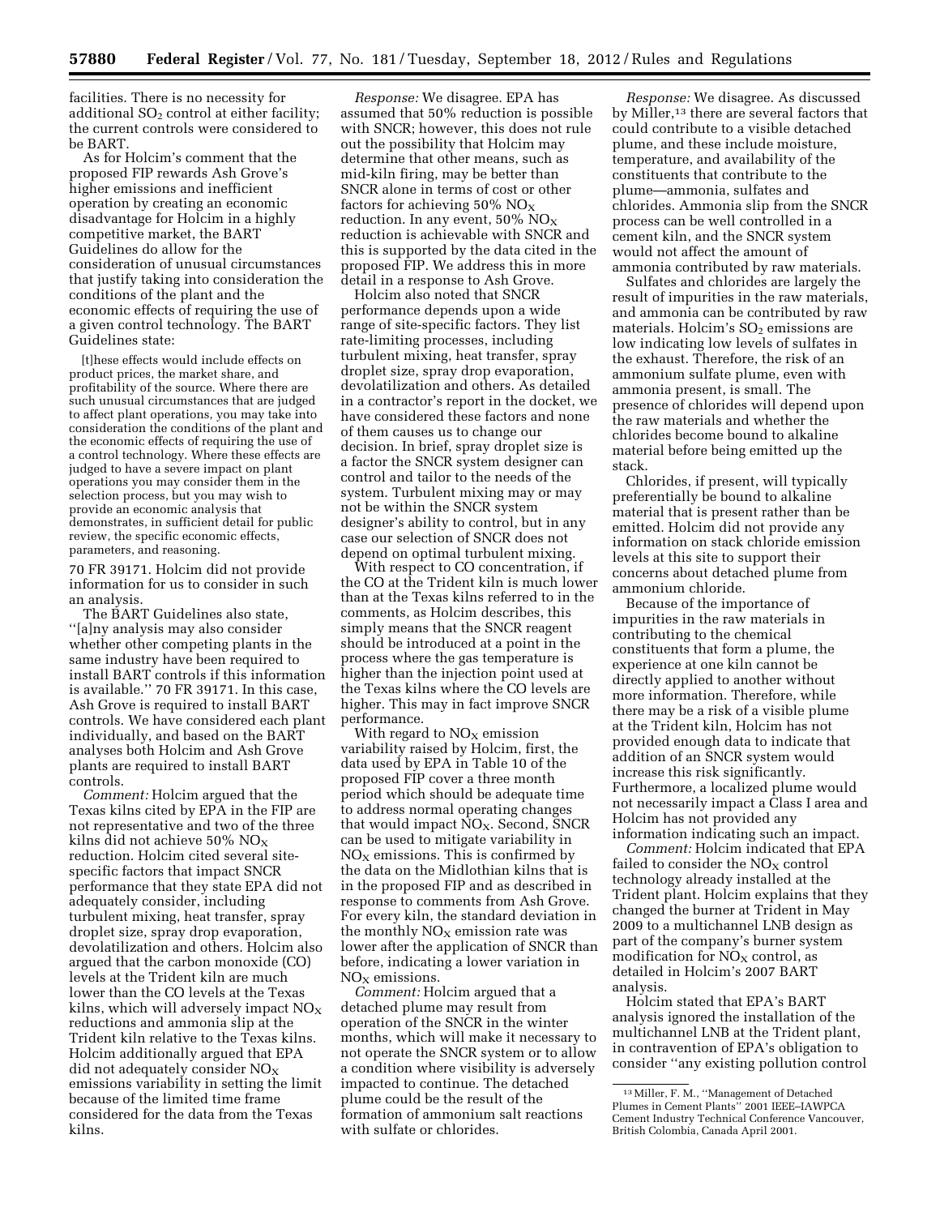facilities. There is no necessity for additional $SO_2$ control at either facility; the current controls were considered to be BART.

As for Holcim's comment that the proposed FIP rewards Ash Grove's higher emissions and inefficient operation by creating an economic disadvantage for Holcim in a highly competitive market, the BART Guidelines do allow for the consideration of unusual circumstances that justify taking into consideration the conditions of the plant and the economic effects of requiring the use of a given control technology. The BART Guidelines state:

> [t]hese effects would include effects on product prices, the market share, and profitability of the source. Where there are such unusual circumstances that are judged to affect plant operations, you may take into consideration the conditions of the plant and the economic effects of requiring the use of a control technology. Where these effects are judged to have a severe impact on plant operations you may consider them in the selection process, but you may wish to provide an economic analysis that demonstrates, in sufficient detail for public review, the specific economic effects, parameters, and reasoning.

70 FR 39171. Holcim did not provide information for us to consider in such an analysis.

The BART Guidelines also state, ''[a]ny analysis may also consider whether other competing plants in the same industry have been required to install BART controls if this information is available.'' 70 FR 39171. In this case, Ash Grove is required to install BART controls. We have considered each plant individually, and based on the BART analyses both Holcim and Ash Grove plants are required to install BART controls.

*Comment:* Holcim argued that the Texas kilns cited by EPA in the FIP are not representative and two of the three kilns did not achieve 50% $NO_X$ reduction. Holcim cited several site-specific factors that impact SNCR performance that they state EPA did not adequately consider, including turbulent mixing, heat transfer, spray droplet size, spray drop evaporation, devolatilization and others. Holcim also argued that the carbon monoxide (CO) levels at the Trident kiln are much lower than the CO levels at the Texas kilns, which will adversely impact $NO_X$ reductions and ammonia slip at the Trident kiln relative to the Texas kilns. Holcim additionally argued that EPA did not adequately consider $NO_X$ emissions variability in setting the limit because of the limited time frame considered for the data from the Texas kilns.

*Response:* We disagree. EPA has assumed that 50% reduction is possible with SNCR; however, this does not rule out the possibility that Holcim may determine that other means, such as mid-kiln firing, may be better than SNCR alone in terms of cost or other factors for achieving 50% $NO_X$ reduction. In any event, 50% $NO_X$ reduction is achievable with SNCR and this is supported by the data cited in the proposed FIP. We address this in more detail in a response to Ash Grove.

Holcim also noted that SNCR performance depends upon a wide range of site-specific factors. They list rate-limiting processes, including turbulent mixing, heat transfer, spray droplet size, spray drop evaporation, devolatilization and others. As detailed in a contractor's report in the docket, we have considered these factors and none of them causes us to change our decision. In brief, spray droplet size is a factor the SNCR system designer can control and tailor to the needs of the system. Turbulent mixing may or may not be within the SNCR system designer's ability to control, but in any case our selection of SNCR does not depend on optimal turbulent mixing.

With respect to CO concentration, if the CO at the Trident kiln is much lower than at the Texas kilns referred to in the comments, as Holcim describes, this simply means that the SNCR reagent should be introduced at a point in the process where the gas temperature is higher than the injection point used at the Texas kilns where the CO levels are higher. This may in fact improve SNCR performance.

With regard to $NO_X$ emission variability raised by Holcim, first, the data used by EPA in Table 10 of the proposed FIP cover a three month period which should be adequate time to address normal operating changes that would impact $NO_X$. Second, SNCR can be used to mitigate variability in $NO_X$ emissions. This is confirmed by the data on the Midlothian kilns that is in the proposed FIP and as described in response to comments from Ash Grove. For every kiln, the standard deviation in the monthly $NO_X$ emission rate was lower after the application of SNCR than before, indicating a lower variation in $NO_X$ emissions.

*Comment:* Holcim argued that a detached plume may result from operation of the SNCR in the winter months, which will make it necessary to not operate the SNCR system or to allow a condition where visibility is adversely impacted to continue. The detached plume could be the result of the formation of ammonium salt reactions with sulfate or chlorides.

*Response:* We disagree. As discussed by Miller,[13] there are several factors that could contribute to a visible detached plume, and these include moisture, temperature, and availability of the constituents that contribute to the plume—ammonia, sulfates and chlorides. Ammonia slip from the SNCR process can be well controlled in a cement kiln, and the SNCR system would not affect the amount of ammonia contributed by raw materials.

Sulfates and chlorides are largely the result of impurities in the raw materials, and ammonia can be contributed by raw materials. Holcim's $SO_2$ emissions are low indicating low levels of sulfates in the exhaust. Therefore, the risk of an ammonium sulfate plume, even with ammonia present, is small. The presence of chlorides will depend upon the raw materials and whether the chlorides become bound to alkaline material before being emitted up the stack.

Chlorides, if present, will typically preferentially be bound to alkaline material that is present rather than be emitted. Holcim did not provide any information on stack chloride emission levels at this site to support their concerns about detached plume from ammonium chloride.

Because of the importance of impurities in the raw materials in contributing to the chemical constituents that form a plume, the experience at one kiln cannot be directly applied to another without more information. Therefore, while there may be a risk of a visible plume at the Trident kiln, Holcim has not provided enough data to indicate that addition of an SNCR system would increase this risk significantly. Furthermore, a localized plume would not necessarily impact a Class I area and Holcim has not provided any information indicating such an impact.

*Comment:* Holcim indicated that EPA failed to consider the $NO_X$ control technology already installed at the Trident plant. Holcim explains that they changed the burner at Trident in May 2009 to a multichannel LNB design as part of the company's burner system modification for $NO_X$ control, as detailed in Holcim's 2007 BART analysis.

Holcim stated that EPA's BART analysis ignored the installation of the multichannel LNB at the Trident plant, in contravention of EPA's obligation to consider ''any existing pollution control

[13] Miller, F. M., ''Management of Detached Plumes in Cement Plants'' 2001 IEEE–IAWPCA Cement Industry Technical Conference Vancouver, British Colombia, Canada April 2001.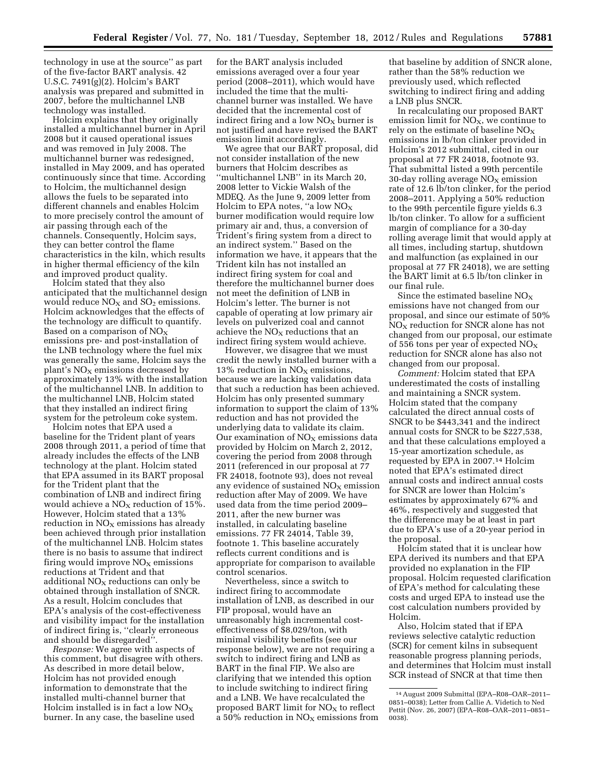technology in use at the source'' as part of the five-factor BART analysis. 42 U.S.C. 7491(g)(2). Holcim's BART analysis was prepared and submitted in 2007, before the multichannel LNB technology was installed.

Holcim explains that they originally installed a multichannel burner in April 2008 but it caused operational issues and was removed in July 2008. The multichannel burner was redesigned, installed in May 2009, and has operated continuously since that time. According to Holcim, the multichannel design allows the fuels to be separated into different channels and enables Holcim to more precisely control the amount of air passing through each of the channels. Consequently, Holcim says, they can better control the flame characteristics in the kiln, which results in higher thermal efficiency of the kiln and improved product quality.

Holcim stated that they also anticipated that the multichannel design would reduce $NO_X$ and $SO_2$ emissions. Holcim acknowledges that the effects of the technology are difficult to quantify. Based on a comparison of $NO_X$ emissions pre- and post-installation of the LNB technology where the fuel mix was generally the same, Holcim says the plant's $NO_X$ emissions decreased by approximately 13% with the installation of the multichannel LNB. In addition to the multichannel LNB, Holcim stated that they installed an indirect firing system for the petroleum coke system.

Holcim notes that EPA used a baseline for the Trident plant of years 2008 through 2011, a period of time that already includes the effects of the LNB technology at the plant. Holcim stated that EPA assumed in its BART proposal for the Trident plant that the combination of LNB and indirect firing would achieve a $NO_X$ reduction of 15%. However, Holcim stated that a 13% reduction in $NO_X$ emissions has already been achieved through prior installation of the multichannel LNB. Holcim states there is no basis to assume that indirect firing would improve $NO_X$ emissions reductions at Trident and that additional $NO_X$ reductions can only be obtained through installation of SNCR. As a result, Holcim concludes that EPA's analysis of the cost-effectiveness and visibility impact for the installation of indirect firing is, ''clearly erroneous and should be disregarded''.

*Response:* We agree with aspects of this comment, but disagree with others. As described in more detail below, Holcim has not provided enough information to demonstrate that the installed multi-channel burner that Holcim installed is in fact a low $NO_X$ burner. In any case, the baseline used for the BART analysis included emissions averaged over a four year period (2008–2011), which would have included the time that the multi-channel burner was installed. We have decided that the incremental cost of indirect firing and a low $NO_X$ burner is not justified and have revised the BART emission limit accordingly.

We agree that our BART proposal, did not consider installation of the new burners that Holcim describes as ''multichannel LNB'' in its March 20, 2008 letter to Vickie Walsh of the MDEQ. As the June 9, 2009 letter from Holcim to EPA notes, ''a low $NO_X$ burner modification would require low primary air and, thus, a conversion of Trident's firing system from a direct to an indirect system.'' Based on the information we have, it appears that the Trident kiln has not installed an indirect firing system for coal and therefore the multichannel burner does not meet the definition of LNB in Holcim's letter. The burner is not capable of operating at low primary air levels on pulverized coal and cannot achieve the $NO_X$ reductions that an indirect firing system would achieve.

However, we disagree that we must credit the newly installed burner with a 13% reduction in $NO_X$ emissions, because we are lacking validation data that such a reduction has been achieved. Holcim has only presented summary information to support the claim of 13% reduction and has not provided the underlying data to validate its claim. Our examination of $NO_X$ emissions data provided by Holcim on March 2, 2012, covering the period from 2008 through 2011 (referenced in our proposal at 77 FR 24018, footnote 93), does not reveal any evidence of sustained $NO_X$ emission reduction after May of 2009. We have used data from the time period 2009–2011, after the new burner was installed, in calculating baseline emissions. 77 FR 24014, Table 39, footnote 1. This baseline accurately reflects current conditions and is appropriate for comparison to available control scenarios.

Nevertheless, since a switch to indirect firing to accommodate installation of LNB, as described in our FIP proposal, would have an unreasonably high incremental cost-effectiveness of $8,029/ton, with minimal visibility benefits (see our response below), we are not requiring a switch to indirect firing and LNB as BART in the final FIP. We also are clarifying that we intended this option to include switching to indirect firing and a LNB. We have recalculated the proposed BART limit for $NO_X$ to reflect a 50% reduction in $NO_X$ emissions from that baseline by addition of SNCR alone, rather than the 58% reduction we previously used, which reflected switching to indirect firing and adding a LNB plus SNCR.

In recalculating our proposed BART emission limit for $NO_X$, we continue to rely on the estimate of baseline $NO_X$ emissions in lb/ton clinker provided in Holcim's 2012 submittal, cited in our proposal at 77 FR 24018, footnote 93. That submittal listed a 99th percentile 30-day rolling average $NO_X$ emission rate of 12.6 lb/ton clinker, for the period 2008–2011. Applying a 50% reduction to the 99th percentile figure yields 6.3 lb/ton clinker. To allow for a sufficient margin of compliance for a 30-day rolling average limit that would apply at all times, including startup, shutdown and malfunction (as explained in our proposal at 77 FR 24018), we are setting the BART limit at 6.5 lb/ton clinker in our final rule.

Since the estimated baseline $NO_X$ emissions have not changed from our proposal, and since our estimate of 50% $NO_X$ reduction for SNCR alone has not changed from our proposal, our estimate of 556 tons per year of expected $NO_X$ reduction for SNCR alone has also not changed from our proposal.

*Comment:* Holcim stated that EPA underestimated the costs of installing and maintaining a SNCR system. Holcim stated that the company calculated the direct annual costs of SNCR to be $443,341 and the indirect annual costs for SNCR to be $227,538, and that these calculations employed a 15-year amortization schedule, as requested by EPA in 2007.[14] Holcim noted that EPA's estimated direct annual costs and indirect annual costs for SNCR are lower than Holcim's estimates by approximately 67% and 46%, respectively and suggested that the difference may be at least in part due to EPA's use of a 20-year period in the proposal.

Holcim stated that it is unclear how EPA derived its numbers and that EPA provided no explanation in the FIP proposal. Holcim requested clarification of EPA's method for calculating these costs and urged EPA to instead use the cost calculation numbers provided by Holcim.

Also, Holcim stated that if EPA reviews selective catalytic reduction (SCR) for cement kilns in subsequent reasonable progress planning periods, and determines that Holcim must install SCR instead of SNCR at that time then

[14] August 2009 Submittal (EPA–R08–OAR–2011–0851–0038); Letter from Callie A. Videtich to Ned Pettit (Nov. 26, 2007) (EPA–R08–OAR–2011–0851–0038).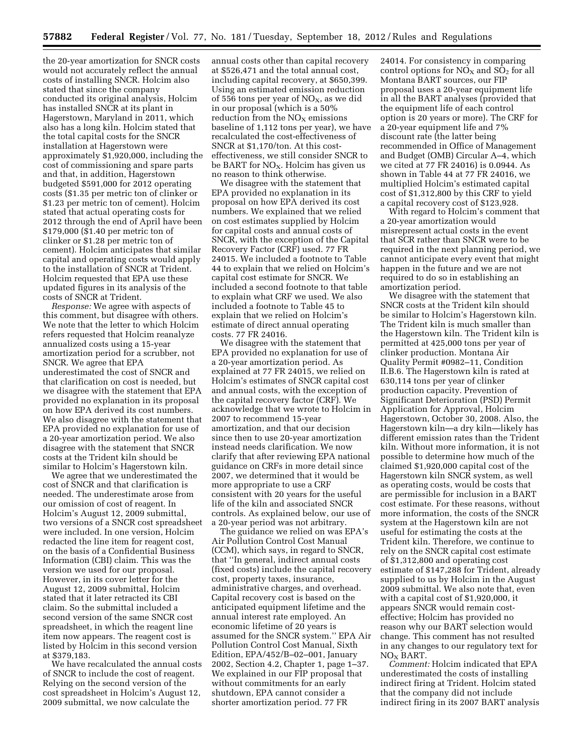the 20-year amortization for SNCR costs would not accurately reflect the annual costs of installing SNCR. Holcim also stated that since the company conducted its original analysis, Holcim has installed SNCR at its plant in Hagerstown, Maryland in 2011, which also has a long kiln. Holcim stated that the total capital costs for the SNCR installation at Hagerstown were approximately $1,920,000, including the cost of commissioning and spare parts and that, in addition, Hagerstown budgeted $591,000 for 2012 operating costs ($1.35 per metric ton of clinker or $1.23 per metric ton of cement). Holcim stated that actual operating costs for 2012 through the end of April have been $179,000 ($1.40 per metric ton of clinker or $1.28 per metric ton of cement). Holcim anticipates that similar capital and operating costs would apply to the installation of SNCR at Trident. Holcim requested that EPA use these updated figures in its analysis of the costs of SNCR at Trident.

*Response:* We agree with aspects of this comment, but disagree with others. We note that the letter to which Holcim refers requested that Holcim reanalyze annualized costs using a 15-year amortization period for a scrubber, not SNCR. We agree that EPA underestimated the cost of SNCR and that clarification on cost is needed, but we disagree with the statement that EPA provided no explanation in its proposal on how EPA derived its cost numbers. We also disagree with the statement that EPA provided no explanation for use of a 20-year amortization period. We also disagree with the statement that SNCR costs at the Trident kiln should be similar to Holcim's Hagerstown kiln.

We agree that we underestimated the cost of SNCR and that clarification is needed. The underestimate arose from our omission of cost of reagent. In Holcim's August 12, 2009 submittal, two versions of a SNCR cost spreadsheet were included. In one version, Holcim redacted the line item for reagent cost, on the basis of a Confidential Business Information (CBI) claim. This was the version we used for our proposal. However, in its cover letter for the August 12, 2009 submittal, Holcim stated that it later retracted its CBI claim. So the submittal included a second version of the same SNCR cost spreadsheet, in which the reagent line item now appears. The reagent cost is listed by Holcim in this second version at $379,183.

We have recalculated the annual costs of SNCR to include the cost of reagent. Relying on the second version of the cost spreadsheet in Holcim's August 12, 2009 submittal, we now calculate the annual costs other than capital recovery at $526,471 and the total annual cost, including capital recovery, at $650,399. Using an estimated emission reduction of 556 tons per year of $NO_X$, as we did in our proposal (which is a 50% reduction from the $NO_X$ emissions baseline of 1,112 tons per year), we have recalculated the cost-effectiveness of SNCR at $1,170/ton. At this cost-effectiveness, we still consider SNCR to be BART for $NO_X$. Holcim has given us no reason to think otherwise.

We disagree with the statement that EPA provided no explanation in its proposal on how EPA derived its cost numbers. We explained that we relied on cost estimates supplied by Holcim for capital costs and annual costs of SNCR, with the exception of the Capital Recovery Factor (CRF) used. 77 FR 24015. We included a footnote to Table 44 to explain that we relied on Holcim's capital cost estimate for SNCR. We included a second footnote to that table to explain what CRF we used. We also included a footnote to Table 45 to explain that we relied on Holcim's estimate of direct annual operating costs. 77 FR 24016.

We disagree with the statement that EPA provided no explanation for use of a 20-year amortization period. As explained at 77 FR 24015, we relied on Holcim's estimates of SNCR capital cost and annual costs, with the exception of the capital recovery factor (CRF). We acknowledge that we wrote to Holcim in 2007 to recommend 15-year amortization, and that our decision since then to use 20-year amortization instead needs clarification. We now clarify that after reviewing EPA national guidance on CRFs in more detail since 2007, we determined that it would be more appropriate to use a CRF consistent with 20 years for the useful life of the kiln and associated SNCR controls. As explained below, our use of a 20-year period was not arbitrary.

The guidance we relied on was EPA's Air Pollution Control Cost Manual (CCM), which says, in regard to SNCR, that "In general, indirect annual costs (fixed costs) include the capital recovery cost, property taxes, insurance, administrative charges, and overhead. Capital recovery cost is based on the anticipated equipment lifetime and the annual interest rate employed. An economic lifetime of 20 years is assumed for the SNCR system." EPA Air Pollution Control Cost Manual, Sixth Edition, EPA/452/B–02–001, January 2002, Section 4.2, Chapter 1, page 1–37. We explained in our FIP proposal that without commitments for an early shutdown, EPA cannot consider a shorter amortization period. 77 FR 24014. For consistency in comparing control options for $NO_X$ and $SO_2$ for all Montana BART sources, our FIP proposal uses a 20-year equipment life in all the BART analyses (provided that the equipment life of each control option is 20 years or more). The CRF for a 20-year equipment life and 7% discount rate (the latter being recommended in Office of Management and Budget (OMB) Circular A–4, which we cited at 77 FR 24016) is 0.0944. As shown in Table 44 at 77 FR 24016, we multiplied Holcim's estimated capital cost of $1,312,800 by this CRF to yield a capital recovery cost of $123,928.

With regard to Holcim's comment that a 20-year amortization would misrepresent actual costs in the event that SCR rather than SNCR were to be required in the next planning period, we cannot anticipate every event that might happen in the future and we are not required to do so in establishing an amortization period.

We disagree with the statement that SNCR costs at the Trident kiln should be similar to Holcim's Hagerstown kiln. The Trident kiln is much smaller than the Hagerstown kiln. The Trident kiln is permitted at 425,000 tons per year of clinker production. Montana Air Quality Permit #0982–11, Condition II.B.6. The Hagerstown kiln is rated at 630,114 tons per year of clinker production capacity. Prevention of Significant Deterioration (PSD) Permit Application for Approval, Holcim Hagerstown, October 30, 2008. Also, the Hagerstown kiln—a dry kiln—likely has different emission rates than the Trident kiln. Without more information, it is not possible to determine how much of the claimed $1,920,000 capital cost of the Hagerstown kiln SNCR system, as well as operating costs, would be costs that are permissible for inclusion in a BART cost estimate. For these reasons, without more information, the costs of the SNCR system at the Hagerstown kiln are not useful for estimating the costs at the Trident kiln. Therefore, we continue to rely on the SNCR capital cost estimate of $1,312,800 and operating cost estimate of $147,288 for Trident, already supplied to us by Holcim in the August 2009 submittal. We also note that, even with a capital cost of $1,920,000, it appears SNCR would remain cost-effective; Holcim has provided no reason why our BART selection would change. This comment has not resulted in any changes to our regulatory text for $NO_X$ BART.

*Comment:* Holcim indicated that EPA underestimated the costs of installing indirect firing at Trident. Holcim stated that the company did not include indirect firing in its 2007 BART analysis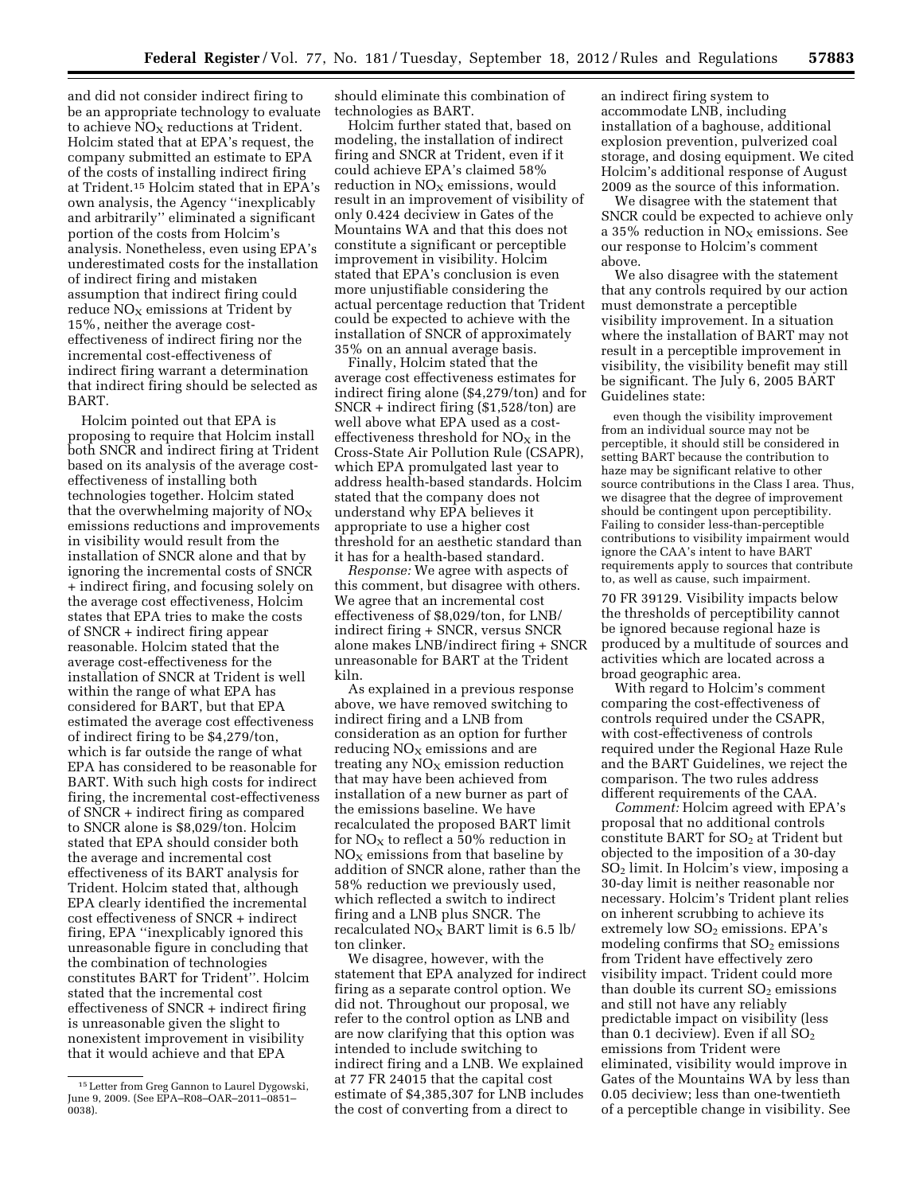and did not consider indirect firing to be an appropriate technology to evaluate to achieve $NO_X$ reductions at Trident. Holcim stated that at EPA's request, the company submitted an estimate to EPA of the costs of installing indirect firing at Trident.[15] Holcim stated that in EPA's own analysis, the Agency ''inexplicably and arbitrarily'' eliminated a significant portion of the costs from Holcim's analysis. Nonetheless, even using EPA's underestimated costs for the installation of indirect firing and mistaken assumption that indirect firing could reduce $NO_X$ emissions at Trident by 15%, neither the average cost-effectiveness of indirect firing nor the incremental cost-effectiveness of indirect firing warrant a determination that indirect firing should be selected as BART.

Holcim pointed out that EPA is proposing to require that Holcim install both SNCR and indirect firing at Trident based on its analysis of the average cost-effectiveness of installing both technologies together. Holcim stated that the overwhelming majority of $NO_X$ emissions reductions and improvements in visibility would result from the installation of SNCR alone and that by ignoring the incremental costs of SNCR + indirect firing, and focusing solely on the average cost effectiveness, Holcim states that EPA tries to make the costs of SNCR + indirect firing appear reasonable. Holcim stated that the average cost-effectiveness for the installation of SNCR at Trident is well within the range of what EPA has considered for BART, but that EPA estimated the average cost effectiveness of indirect firing to be $4,279/ton, which is far outside the range of what EPA has considered to be reasonable for BART. With such high costs for indirect firing, the incremental cost-effectiveness of SNCR + indirect firing as compared to SNCR alone is $8,029/ton. Holcim stated that EPA should consider both the average and incremental cost effectiveness of its BART analysis for Trident. Holcim stated that, although EPA clearly identified the incremental cost effectiveness of SNCR + indirect firing, EPA ''inexplicably ignored this unreasonable figure in concluding that the combination of technologies constitutes BART for Trident''. Holcim stated that the incremental cost effectiveness of SNCR + indirect firing is unreasonable given the slight to nonexistent improvement in visibility that it would achieve and that EPA should eliminate this combination of technologies as BART.

Holcim further stated that, based on modeling, the installation of indirect firing and SNCR at Trident, even if it could achieve EPA's claimed 58% reduction in $NO_X$ emissions, would result in an improvement of visibility of only 0.424 deciview in Gates of the Mountains WA and that this does not constitute a significant or perceptible improvement in visibility. Holcim stated that EPA's conclusion is even more unjustifiable considering the actual percentage reduction that Trident could be expected to achieve with the installation of SNCR of approximately 35% on an annual average basis.

Finally, Holcim stated that the average cost effectiveness estimates for indirect firing alone ($4,279/ton) and for SNCR + indirect firing ($1,528/ton) are well above what EPA used as a cost-effectiveness threshold for $NO_X$ in the Cross-State Air Pollution Rule (CSAPR), which EPA promulgated last year to address health-based standards. Holcim stated that the company does not understand why EPA believes it appropriate to use a higher cost threshold for an aesthetic standard than it has for a health-based standard.

*Response:* We agree with aspects of this comment, but disagree with others. We agree that an incremental cost effectiveness of $8,029/ton, for LNB/indirect firing + SNCR, versus SNCR alone makes LNB/indirect firing + SNCR unreasonable for BART at the Trident kiln.

As explained in a previous response above, we have removed switching to indirect firing and a LNB from consideration as an option for further reducing $NO_X$ emissions and are treating any $NO_X$ emission reduction that may have been achieved from installation of a new burner as part of the emissions baseline. We have recalculated the proposed BART limit for $NO_X$ to reflect a 50% reduction in $NO_X$ emissions from that baseline by addition of SNCR alone, rather than the 58% reduction we previously used, which reflected a switch to indirect firing and a LNB plus SNCR. The recalculated $NO_X$ BART limit is 6.5 lb/ton clinker.

We disagree, however, with the statement that EPA analyzed for indirect firing as a separate control option. We did not. Throughout our proposal, we refer to the control option as LNB and are now clarifying that this option was intended to include switching to indirect firing and a LNB. We explained at 77 FR 24015 that the capital cost estimate of $4,385,307 for LNB includes the cost of converting from a direct to an indirect firing system to accommodate LNB, including installation of a baghouse, additional explosion prevention, pulverized coal storage, and dosing equipment. We cited Holcim's additional response of August 2009 as the source of this information.

We disagree with the statement that SNCR could be expected to achieve only a 35% reduction in $NO_X$ emissions. See our response to Holcim's comment above.

We also disagree with the statement that any controls required by our action must demonstrate a perceptible visibility improvement. In a situation where the installation of BART may not result in a perceptible improvement in visibility, the visibility benefit may still be significant. The July 6, 2005 BART Guidelines state:

> even though the visibility improvement from an individual source may not be perceptible, it should still be considered in setting BART because the contribution to haze may be significant relative to other source contributions in the Class I area. Thus, we disagree that the degree of improvement should be contingent upon perceptibility. Failing to consider less-than-perceptible contributions to visibility impairment would ignore the CAA's intent to have BART requirements apply to sources that contribute to, as well as cause, such impairment.

70 FR 39129. Visibility impacts below the thresholds of perceptibility cannot be ignored because regional haze is produced by a multitude of sources and activities which are located across a broad geographic area.

With regard to Holcim's comment comparing the cost-effectiveness of controls required under the CSAPR, with cost-effectiveness of controls required under the Regional Haze Rule and the BART Guidelines, we reject the comparison. The two rules address different requirements of the CAA.

*Comment:* Holcim agreed with EPA's proposal that no additional controls constitute BART for $SO_2$ at Trident but objected to the imposition of a 30-day $SO_2$ limit. In Holcim's view, imposing a 30-day limit is neither reasonable nor necessary. Holcim's Trident plant relies on inherent scrubbing to achieve its extremely low $SO_2$ emissions. EPA's modeling confirms that $SO_2$ emissions from Trident have effectively zero visibility impact. Trident could more than double its current $SO_2$ emissions and still not have any reliably predictable impact on visibility (less than 0.1 deciview). Even if all $SO_2$ emissions from Trident were eliminated, visibility would improve in Gates of the Mountains WA by less than 0.05 deciview; less than one-twentieth of a perceptible change in visibility. See

---

[15] Letter from Greg Gannon to Laurel Dygowski, June 9, 2009. (See EPA–R08–OAR–2011–0851–0038).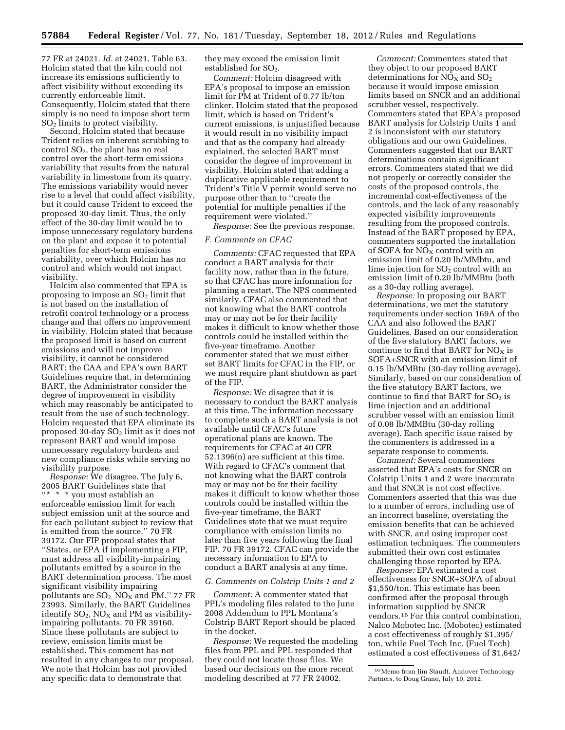77 FR at 24021. *Id.* at 24021, Table 63. Holcim stated that the kiln could not increase its emissions sufficiently to affect visibility without exceeding its currently enforceable limit. Consequently, Holcim stated that there simply is no need to impose short term $SO_2$ limits to protect visibility.

Second, Holcim stated that because Trident relies on inherent scrubbing to control $SO_2$, the plant has no real control over the short-term emissions variability that results from the natural variability in limestone from its quarry. The emissions variability would never rise to a level that could affect visibility, but it could cause Trident to exceed the proposed 30-day limit. Thus, the only effect of the 30-day limit would be to impose unnecessary regulatory burdens on the plant and expose it to potential penalties for short-term emissions variability, over which Holcim has no control and which would not impact visibility.

Holcim also commented that EPA is proposing to impose an $SO_2$ limit that is not based on the installation of retrofit control technology or a process change and that offers no improvement in visibility. Holcim stated that because the proposed limit is based on current emissions and will not improve visibility, it cannot be considered BART; the CAA and EPA's own BART Guidelines require that, in determining BART, the Administrator consider the degree of improvement in visibility which may reasonably be anticipated to result from the use of such technology. Holcim requested that EPA eliminate its proposed 30-day $SO_2$ limit as it does not represent BART and would impose unnecessary regulatory burdens and new compliance risks while serving no visibility purpose.

*Response:* We disagree. The July 6, 2005 BART Guidelines state that "* * * you must establish an enforceable emission limit for each subject emission unit at the source and for each pollutant subject to review that is emitted from the source." 70 FR 39172. Our FIP proposal states that "States, or EPA if implementing a FIP, must address all visibility-impairing pollutants emitted by a source in the BART determination process. The most significant visibility impairing pollutants are $SO_2$, $NO_X$ and PM." 77 FR 23993. Similarly, the BART Guidelines identify $SO_2$, $NO_X$ and PM as visibility-impairing pollutants. 70 FR 39160. Since these pollutants are subject to review, emission limits must be established. This comment has not resulted in any changes to our proposal. We note that Holcim has not provided any specific data to demonstrate that they may exceed the emission limit established for $SO_2$.

*Comment:* Holcim disagreed with EPA's proposal to impose an emission limit for PM at Trident of 0.77 lb/ton clinker. Holcim stated that the proposed limit, which is based on Trident's current emissions, is unjustified because it would result in no visibility impact and that as the company had already explained, the selected BART must consider the degree of improvement in visibility. Holcim stated that adding a duplicative applicable requirement to Trident's Title V permit would serve no purpose other than to "create the potential for multiple penalties if the requirement were violated."

*Response:* See the previous response.

### *F. Comments on CFAC*

*Comments:* CFAC requested that EPA conduct a BART analysis for their facility now, rather than in the future, so that CFAC has more information for planning a restart. The NPS commented similarly. CFAC also commented that not knowing what the BART controls may or may not be for their facility makes it difficult to know whether those controls could be installed within the five-year timeframe. Another commenter stated that we must either set BART limits for CFAC in the FIP, or we must require plant shutdown as part of the FIP.

*Response:* We disagree that it is necessary to conduct the BART analysis at this time. The information necessary to complete such a BART analysis is not available until CFAC's future operational plans are known. The requirements for CFAC at 40 CFR 52.1396(n) are sufficient at this time. With regard to CFAC's comment that not knowing what the BART controls may or may not be for their facility makes it difficult to know whether those controls could be installed within the five-year timeframe, the BART Guidelines state that we must require compliance with emission limits no later than five years following the final FIP. 70 FR 39172. CFAC can provide the necessary information to EPA to conduct a BART analysis at any time.

### *G. Comments on Colstrip Units 1 and 2*

*Comment:* A commenter stated that PPL's modeling files related to the June 2008 Addendum to PPL Montana's Colstrip BART Report should be placed in the docket.

*Response:* We requested the modeling files from PPL and PPL responded that they could not locate those files. We based our decisions on the more recent modeling described at 77 FR 24002.

*Comment:* Commenters stated that they object to our proposed BART determinations for $NO_X$ and $SO_2$ because it would impose emission limits based on SNCR and an additional scrubber vessel, respectively. Commenters stated that EPA's proposed BART analysis for Colstrip Units 1 and 2 is inconsistent with our statutory obligations and our own Guidelines. Commenters suggested that our BART determinations contain significant errors. Commenters stated that we did not properly or correctly consider the costs of the proposed controls, the incremental cost-effectiveness of the controls, and the lack of any reasonably expected visibility improvements resulting from the proposed controls. Instead of the BART proposed by EPA, commenters supported the installation of SOFA for $NO_X$ control with an emission limit of 0.20 lb/MMbtu, and lime injection for $SO_2$ control with an emission limit of 0.20 lb/MMBtu (both as a 30-day rolling average).

*Response:* In proposing our BART determinations, we met the statutory requirements under section 169A of the CAA and also followed the BART Guidelines. Based on our consideration of the five statutory BART factors, we continue to find that BART for $NO_X$ is SOFA+SNCR with an emission limit of 0.15 lb/MMBtu (30-day rolling average). Similarly, based on our consideration of the five statutory BART factors, we continue to find that BART for $SO_2$ is lime injection and an additional scrubber vessel with an emission limit of 0.08 lb/MMBtu (30-day rolling average). Each specific issue raised by the commenters is addressed in a separate response to comments.

*Comment:* Several commenters asserted that EPA's costs for SNCR on Colstrip Units 1 and 2 were inaccurate and that SNCR is not cost effective. Commenters asserted that this was due to a number of errors, including use of an incorrect baseline, overstating the emission benefits that can be achieved with SNCR, and using improper cost estimation techniques. The commenters submitted their own cost estimates challenging those reported by EPA.

*Response:* EPA estimated a cost effectiveness for SNCR+SOFA of about $1,550/ton. This estimate has been confirmed after the proposal through information supplied by SNCR vendors.[16] For this control combination, Nalco Mobotec Inc. (Mobotec) estimated a cost effectiveness of roughly $1,395/ton, while Fuel Tech Inc. (Fuel Tech) estimated a cost effectiveness of $1,642/

[16] Memo from Jim Staudt, Andover Technology Partners, to Doug Grano, July 10, 2012.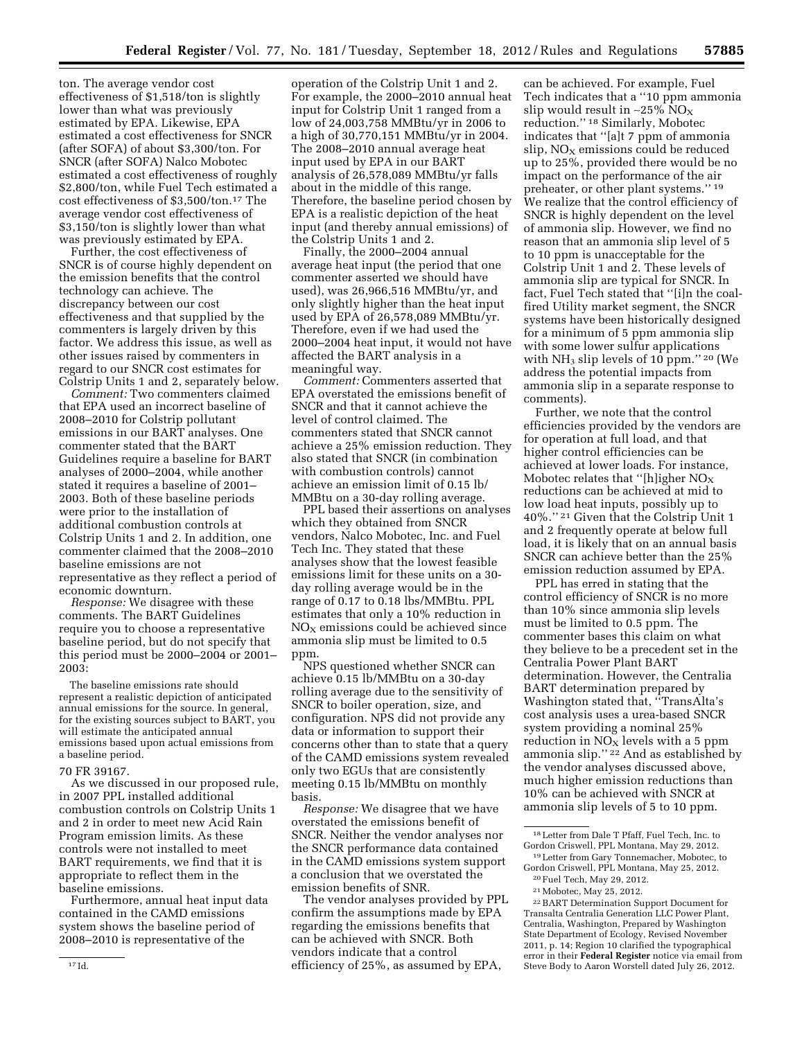ton. The average vendor cost effectiveness of $1,518/ton is slightly lower than what was previously estimated by EPA. Likewise, EPA estimated a cost effectiveness for SNCR (after SOFA) of about $3,300/ton. For SNCR (after SOFA) Nalco Mobotec estimated a cost effectiveness of roughly $2,800/ton, while Fuel Tech estimated a cost effectiveness of $3,500/ton.[17] The average vendor cost effectiveness of $3,150/ton is slightly lower than what was previously estimated by EPA.

Further, the cost effectiveness of SNCR is of course highly dependent on the emission benefits that the control technology can achieve. The discrepancy between our cost effectiveness and that supplied by the commenters is largely driven by this factor. We address this issue, as well as other issues raised by commenters in regard to our SNCR cost estimates for Colstrip Units 1 and 2, separately below.

*Comment:* Two commenters claimed that EPA used an incorrect baseline of 2008–2010 for Colstrip pollutant emissions in our BART analyses. One commenter stated that the BART Guidelines require a baseline for BART analyses of 2000–2004, while another stated it requires a baseline of 2001–2003. Both of these baseline periods were prior to the installation of additional combustion controls at Colstrip Units 1 and 2. In addition, one commenter claimed that the 2008–2010 baseline emissions are not representative as they reflect a period of economic downturn.

*Response:* We disagree with these comments. The BART Guidelines require you to choose a representative baseline period, but do not specify that this period must be 2000–2004 or 2001–2003:

> The baseline emissions rate should represent a realistic depiction of anticipated annual emissions for the source. In general, for the existing sources subject to BART, you will estimate the anticipated annual emissions based upon actual emissions from a baseline period.

70 FR 39167.

As we discussed in our proposed rule, in 2007 PPL installed additional combustion controls on Colstrip Units 1 and 2 in order to meet new Acid Rain Program emission limits. As these controls were not installed to meet BART requirements, we find that it is appropriate to reflect them in the baseline emissions.

Furthermore, annual heat input data contained in the CAMD emissions system shows the baseline period of 2008–2010 is representative of the operation of the Colstrip Unit 1 and 2. For example, the 2000–2010 annual heat input for Colstrip Unit 1 ranged from a low of 24,003,758 MMBtu/yr in 2006 to a high of 30,770,151 MMBtu/yr in 2004. The 2008–2010 annual average heat input used by EPA in our BART analysis of 26,578,089 MMBtu/yr falls about in the middle of this range. Therefore, the baseline period chosen by EPA is a realistic depiction of the heat input (and thereby annual emissions) of the Colstrip Units 1 and 2.

Finally, the 2000–2004 annual average heat input (the period that one commenter asserted we should have used), was 26,966,516 MMBtu/yr, and only slightly higher than the heat input used by EPA of 26,578,089 MMBtu/yr. Therefore, even if we had used the 2000–2004 heat input, it would not have affected the BART analysis in a meaningful way.

*Comment:* Commenters asserted that EPA overstated the emissions benefit of SNCR and that it cannot achieve the level of control claimed. The commenters stated that SNCR cannot achieve a 25% emission reduction. They also stated that SNCR (in combination with combustion controls) cannot achieve an emission limit of 0.15 lb/MMBtu on a 30-day rolling average.

PPL based their assertions on analyses which they obtained from SNCR vendors, Nalco Mobotec, Inc. and Fuel Tech Inc. They stated that these analyses show that the lowest feasible emissions limit for these units on a 30-day rolling average would be in the range of 0.17 to 0.18 lbs/MMBtu. PPL estimates that only a 10% reduction in $NO_X$ emissions could be achieved since ammonia slip must be limited to 0.5 ppm.

NPS questioned whether SNCR can achieve 0.15 lb/MMBtu on a 30-day rolling average due to the sensitivity of SNCR to boiler operation, size, and configuration. NPS did not provide any data or information to support their concerns other than to state that a query of the CAMD emissions system revealed only two EGUs that are consistently meeting 0.15 lb/MMBtu on monthly basis.

*Response:* We disagree that we have overstated the emissions benefit of SNCR. Neither the vendor analyses nor the SNCR performance data contained in the CAMD emissions system support a conclusion that we overstated the emission benefits of SNR.

The vendor analyses provided by PPL confirm the assumptions made by EPA regarding the emissions benefits that can be achieved with SNCR. Both vendors indicate that a control efficiency of 25%, as assumed by EPA, can be achieved. For example, Fuel Tech indicates that a "10 ppm ammonia slip would result in ~25% $NO_X$ reduction."[18] Similarly, Mobotec indicates that "[a]t 7 ppm of ammonia slip, $NO_X$ emissions could be reduced up to 25%, provided there would be no impact on the performance of the air preheater, or other plant systems."[19] We realize that the control efficiency of SNCR is highly dependent on the level of ammonia slip. However, we find no reason that an ammonia slip level of 5 to 10 ppm is unacceptable for the Colstrip Unit 1 and 2. These levels of ammonia slip are typical for SNCR. In fact, Fuel Tech stated that "[i]n the coal-fired Utility market segment, the SNCR systems have been historically designed for a minimum of 5 ppm ammonia slip with some lower sulfur applications with $NH_3$ slip levels of 10 ppm."[20] (We address the potential impacts from ammonia slip in a separate response to comments).

Further, we note that the control efficiencies provided by the vendors are for operation at full load, and that higher control efficiencies can be achieved at lower loads. For instance, Mobotec relates that "[h]igher $NO_X$ reductions can be achieved at mid to low load heat inputs, possibly up to 40%."[21] Given that the Colstrip Unit 1 and 2 frequently operate at below full load, it is likely that on an annual basis SNCR can achieve better than the 25% emission reduction assumed by EPA.

PPL has erred in stating that the control efficiency of SNCR is no more than 10% since ammonia slip levels must be limited to 0.5 ppm. The commenter bases this claim on what they believe to be a precedent set in the Centralia Power Plant BART determination. However, the Centralia BART determination prepared by Washington stated that, "TransAlta's cost analysis uses a urea-based SNCR system providing a nominal 25% reduction in $NO_X$ levels with a 5 ppm ammonia slip."[22] And as established by the vendor analyses discussed above, much higher emission reductions than 10% can be achieved with SNCR at ammonia slip levels of 5 to 10 ppm.

---

[17] Id.

[18] Letter from Dale T Pfaff, Fuel Tech, Inc. to Gordon Criswell, PPL Montana, May 29, 2012.

[19] Letter from Gary Tonnemacher, Mobotec, to Gordon Criswell, PPL Montana, May 25, 2012.

[20] Fuel Tech, May 29, 2012.

[21] Mobotec, May 25, 2012.

[22] BART Determination Support Document for Transalta Centralia Generation LLC Power Plant, Centralia, Washington, Prepared by Washington State Department of Ecology, Revised November 2011, p. 14; Region 10 clarified the typographical error in their **Federal Register** notice via email from Steve Body to Aaron Worstell dated July 26, 2012.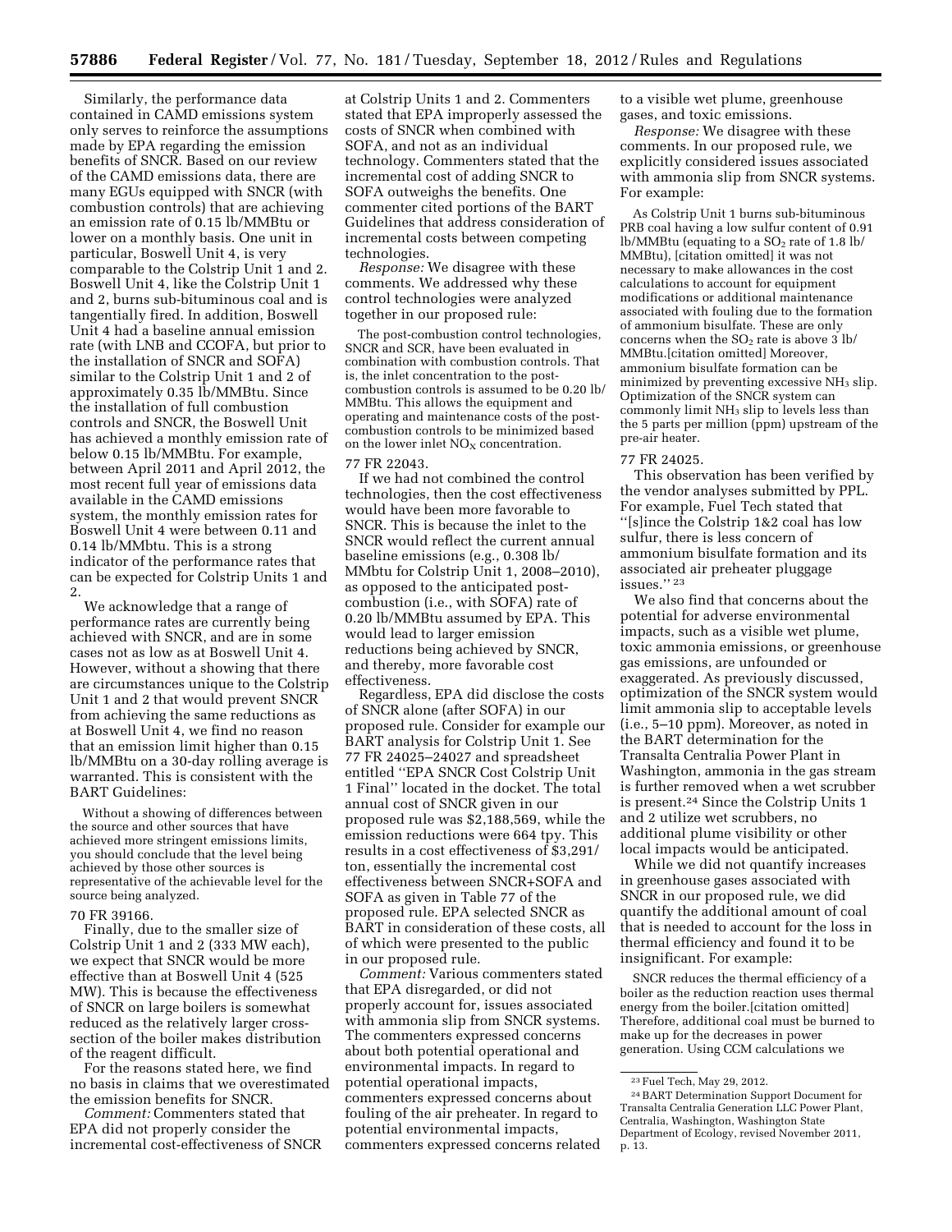Similarly, the performance data contained in CAMD emissions system only serves to reinforce the assumptions made by EPA regarding the emission benefits of SNCR. Based on our review of the CAMD emissions data, there are many EGUs equipped with SNCR (with combustion controls) that are achieving an emission rate of 0.15 lb/MMBtu or lower on a monthly basis. One unit in particular, Boswell Unit 4, is very comparable to the Colstrip Unit 1 and 2. Boswell Unit 4, like the Colstrip Unit 1 and 2, burns sub-bituminous coal and is tangentially fired. In addition, Boswell Unit 4 had a baseline annual emission rate (with LNB and CCOFA, but prior to the installation of SNCR and SOFA) similar to the Colstrip Unit 1 and 2 of approximately 0.35 lb/MMBtu. Since the installation of full combustion controls and SNCR, the Boswell Unit has achieved a monthly emission rate of below 0.15 lb/MMBtu. For example, between April 2011 and April 2012, the most recent full year of emissions data available in the CAMD emissions system, the monthly emission rates for Boswell Unit 4 were between 0.11 and 0.14 lb/MMbtu. This is a strong indicator of the performance rates that can be expected for Colstrip Units 1 and 2.

We acknowledge that a range of performance rates are currently being achieved with SNCR, and are in some cases not as low as at Boswell Unit 4. However, without a showing that there are circumstances unique to the Colstrip Unit 1 and 2 that would prevent SNCR from achieving the same reductions as at Boswell Unit 4, we find no reason that an emission limit higher than 0.15 lb/MMBtu on a 30-day rolling average is warranted. This is consistent with the BART Guidelines:

> Without a showing of differences between the source and other sources that have achieved more stringent emissions limits, you should conclude that the level being achieved by those other sources is representative of the achievable level for the source being analyzed.

70 FR 39166.

Finally, due to the smaller size of Colstrip Unit 1 and 2 (333 MW each), we expect that SNCR would be more effective than at Boswell Unit 4 (525 MW). This is because the effectiveness of SNCR on large boilers is somewhat reduced as the relatively larger cross-section of the boiler makes distribution of the reagent difficult.

For the reasons stated here, we find no basis in claims that we overestimated the emission benefits for SNCR.

*Comment:* Commenters stated that EPA did not properly consider the incremental cost-effectiveness of SNCR at Colstrip Units 1 and 2. Commenters stated that EPA improperly assessed the costs of SNCR when combined with SOFA, and not as an individual technology. Commenters stated that the incremental cost of adding SNCR to SOFA outweighs the benefits. One commenter cited portions of the BART Guidelines that address consideration of incremental costs between competing technologies.

*Response:* We disagree with these comments. We addressed why these control technologies were analyzed together in our proposed rule:

> The post-combustion control technologies, SNCR and SCR, have been evaluated in combination with combustion controls. That is, the inlet concentration to the post-combustion controls is assumed to be 0.20 lb/MMBtu. This allows the equipment and operating and maintenance costs of the post-combustion controls to be minimized based on the lower inlet $NO_X$ concentration.

77 FR 22043.

If we had not combined the control technologies, then the cost effectiveness would have been more favorable to SNCR. This is because the inlet to the SNCR would reflect the current annual baseline emissions (e.g., 0.308 lb/MMbtu for Colstrip Unit 1, 2008–2010), as opposed to the anticipated post-combustion (i.e., with SOFA) rate of 0.20 lb/MMBtu assumed by EPA. This would lead to larger emission reductions being achieved by SNCR, and thereby, more favorable cost effectiveness.

Regardless, EPA did disclose the costs of SNCR alone (after SOFA) in our proposed rule. Consider for example our BART analysis for Colstrip Unit 1. See 77 FR 24025–24027 and spreadsheet entitled "EPA SNCR Cost Colstrip Unit 1 Final" located in the docket. The total annual cost of SNCR given in our proposed rule was $2,188,569, while the emission reductions were 664 tpy. This results in a cost effectiveness of $3,291/ton, essentially the incremental cost effectiveness between SNCR+SOFA and SOFA as given in Table 77 of the proposed rule. EPA selected SNCR as BART in consideration of these costs, all of which were presented to the public in our proposed rule.

*Comment:* Various commenters stated that EPA disregarded, or did not properly account for, issues associated with ammonia slip from SNCR systems. The commenters expressed concerns about both potential operational and environmental impacts. In regard to potential operational impacts, commenters expressed concerns about fouling of the air preheater. In regard to potential environmental impacts, commenters expressed concerns related to a visible wet plume, greenhouse gases, and toxic emissions.

*Response:* We disagree with these comments. In our proposed rule, we explicitly considered issues associated with ammonia slip from SNCR systems. For example:

> As Colstrip Unit 1 burns sub-bituminous PRB coal having a low sulfur content of 0.91 lb/MMBtu (equating to a $SO_2$ rate of 1.8 lb/MMBtu), [citation omitted] it was not necessary to make allowances in the cost calculations to account for equipment modifications or additional maintenance associated with fouling due to the formation of ammonium bisulfate. These are only concerns when the $SO_2$ rate is above 3 lb/MMBtu.[citation omitted] Moreover, ammonium bisulfate formation can be minimized by preventing excessive $NH_3$ slip. Optimization of the SNCR system can commonly limit $NH_3$ slip to levels less than the 5 parts per million (ppm) upstream of the pre-air heater.

77 FR 24025.

This observation has been verified by the vendor analyses submitted by PPL. For example, Fuel Tech stated that "[s]ince the Colstrip 1&2 coal has low sulfur, there is less concern of ammonium bisulfate formation and its associated air preheater pluggage issues." [23]

We also find that concerns about the potential for adverse environmental impacts, such as a visible wet plume, toxic ammonia emissions, or greenhouse gas emissions, are unfounded or exaggerated. As previously discussed, optimization of the SNCR system would limit ammonia slip to acceptable levels (i.e., 5–10 ppm). Moreover, as noted in the BART determination for the Transalta Centralia Power Plant in Washington, ammonia in the gas stream is further removed when a wet scrubber is present.[24] Since the Colstrip Units 1 and 2 utilize wet scrubbers, no additional plume visibility or other local impacts would be anticipated.

While we did not quantify increases in greenhouse gases associated with SNCR in our proposed rule, we did quantify the additional amount of coal that is needed to account for the loss in thermal efficiency and found it to be insignificant. For example:

> SNCR reduces the thermal efficiency of a boiler as the reduction reaction uses thermal energy from the boiler.[citation omitted] Therefore, additional coal must be burned to make up for the decreases in power generation. Using CCM calculations we

---

[23] Fuel Tech, May 29, 2012.

[24] BART Determination Support Document for Transalta Centralia Generation LLC Power Plant, Centralia, Washington, Washington State Department of Ecology, revised November 2011, p. 13.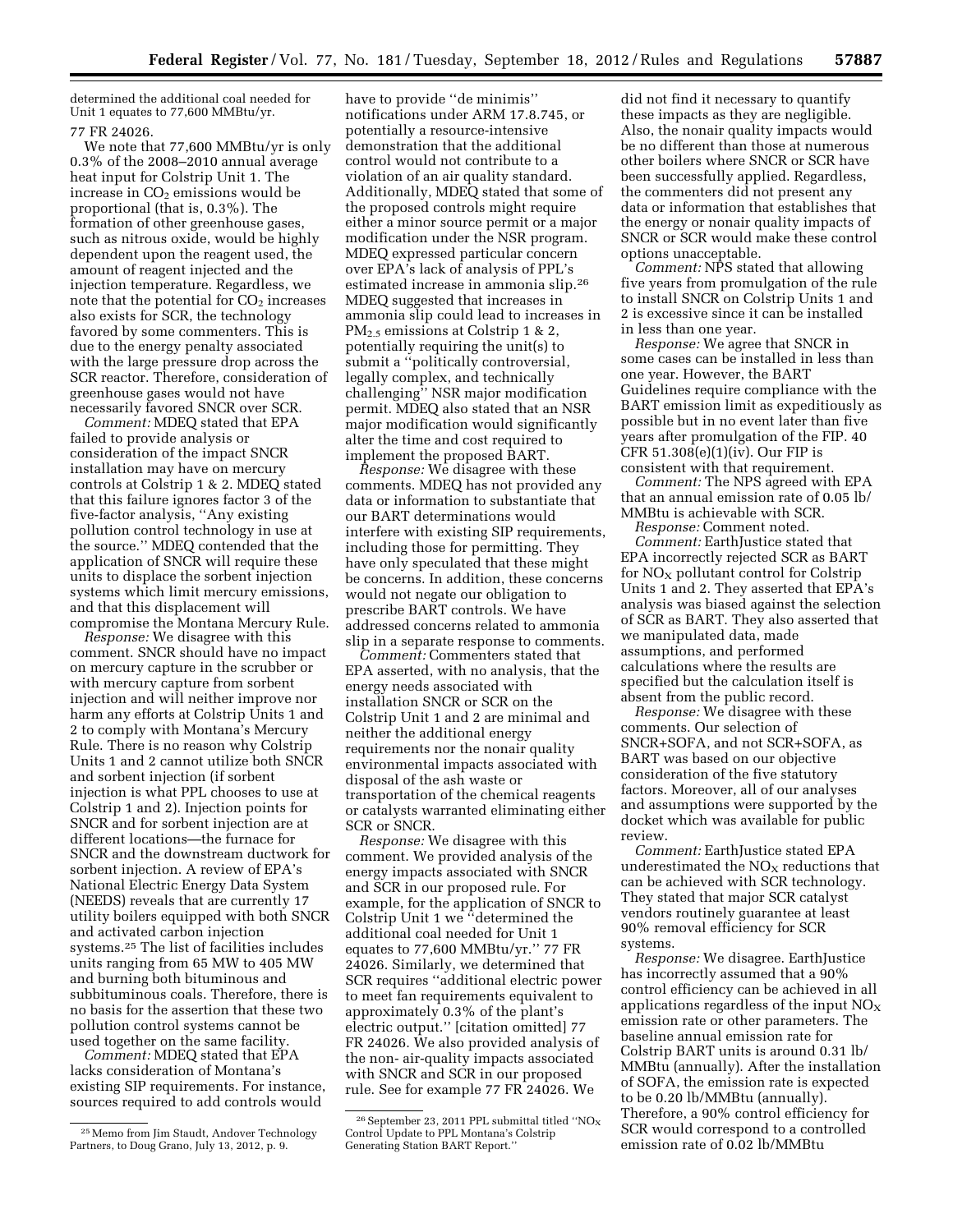determined the additional coal needed for Unit 1 equates to 77,600 MMBtu/yr.

77 FR 24026.

We note that 77,600 MMBtu/yr is only 0.3% of the 2008–2010 annual average heat input for Colstrip Unit 1. The increase in $CO_2$ emissions would be proportional (that is, 0.3%). The formation of other greenhouse gases, such as nitrous oxide, would be highly dependent upon the reagent used, the amount of reagent injected and the injection temperature. Regardless, we note that the potential for $CO_2$ increases also exists for SCR, the technology favored by some commenters. This is due to the energy penalty associated with the large pressure drop across the SCR reactor. Therefore, consideration of greenhouse gases would not have necessarily favored SNCR over SCR.

*Comment:* MDEQ stated that EPA failed to provide analysis or consideration of the impact SNCR installation may have on mercury controls at Colstrip 1 & 2. MDEQ stated that this failure ignores factor 3 of the five-factor analysis, ''Any existing pollution control technology in use at the source.'' MDEQ contended that the application of SNCR will require these units to displace the sorbent injection systems which limit mercury emissions, and that this displacement will compromise the Montana Mercury Rule.

*Response:* We disagree with this comment. SNCR should have no impact on mercury capture in the scrubber or with mercury capture from sorbent injection and will neither improve nor harm any efforts at Colstrip Units 1 and 2 to comply with Montana's Mercury Rule. There is no reason why Colstrip Units 1 and 2 cannot utilize both SNCR and sorbent injection (if sorbent injection is what PPL chooses to use at Colstrip 1 and 2). Injection points for SNCR and for sorbent injection are at different locations—the furnace for SNCR and the downstream ductwork for sorbent injection. A review of EPA's National Electric Energy Data System (NEEDS) reveals that are currently 17 utility boilers equipped with both SNCR and activated carbon injection systems.[25] The list of facilities includes units ranging from 65 MW to 405 MW and burning both bituminous and subbituminous coals. Therefore, there is no basis for the assertion that these two pollution control systems cannot be used together on the same facility.

*Comment:* MDEQ stated that EPA lacks consideration of Montana's existing SIP requirements. For instance, sources required to add controls would have to provide ''de minimis'' notifications under ARM 17.8.745, or potentially a resource-intensive demonstration that the additional control would not contribute to a violation of an air quality standard. Additionally, MDEQ stated that some of the proposed controls might require either a minor source permit or a major modification under the NSR program. MDEQ expressed particular concern over EPA's lack of analysis of PPL's estimated increase in ammonia slip.[26] MDEQ suggested that increases in ammonia slip could lead to increases in $PM_{2.5}$ emissions at Colstrip 1 & 2, potentially requiring the unit(s) to submit a ''politically controversial, legally complex, and technically challenging'' NSR major modification permit. MDEQ also stated that an NSR major modification would significantly alter the time and cost required to implement the proposed BART.

*Response:* We disagree with these comments. MDEQ has not provided any data or information to substantiate that our BART determinations would interfere with existing SIP requirements, including those for permitting. They have only speculated that these might be concerns. In addition, these concerns would not negate our obligation to prescribe BART controls. We have addressed concerns related to ammonia slip in a separate response to comments.

*Comment:* Commenters stated that EPA asserted, with no analysis, that the energy needs associated with installation SNCR or SCR on the Colstrip Unit 1 and 2 are minimal and neither the additional energy requirements nor the nonair quality environmental impacts associated with disposal of the ash waste or transportation of the chemical reagents or catalysts warranted eliminating either SCR or SNCR.

*Response:* We disagree with this comment. We provided analysis of the energy impacts associated with SNCR and SCR in our proposed rule. For example, for the application of SNCR to Colstrip Unit 1 we ''determined the additional coal needed for Unit 1 equates to 77,600 MMBtu/yr.'' 77 FR 24026. Similarly, we determined that SCR requires ''additional electric power to meet fan requirements equivalent to approximately 0.3% of the plant's electric output.'' [citation omitted] 77 FR 24026. We also provided analysis of the non- air-quality impacts associated with SNCR and SCR in our proposed rule. See for example 77 FR 24026. We did not find it necessary to quantify these impacts as they are negligible. Also, the nonair quality impacts would be no different than those at numerous other boilers where SNCR or SCR have been successfully applied. Regardless, the commenters did not present any data or information that establishes that the energy or nonair quality impacts of SNCR or SCR would make these control options unacceptable.

*Comment:* NPS stated that allowing five years from promulgation of the rule to install SNCR on Colstrip Units 1 and 2 is excessive since it can be installed in less than one year.

*Response:* We agree that SNCR in some cases can be installed in less than one year. However, the BART Guidelines require compliance with the BART emission limit as expeditiously as possible but in no event later than five years after promulgation of the FIP. 40 CFR 51.308(e)(1)(iv). Our FIP is consistent with that requirement.

*Comment:* The NPS agreed with EPA that an annual emission rate of 0.05 lb/MMBtu is achievable with SCR.

*Response:* Comment noted.

*Comment:* EarthJustice stated that EPA incorrectly rejected SCR as BART for $NO_X$ pollutant control for Colstrip Units 1 and 2. They asserted that EPA's analysis was biased against the selection of SCR as BART. They also asserted that we manipulated data, made assumptions, and performed calculations where the results are specified but the calculation itself is absent from the public record.

*Response:* We disagree with these comments. Our selection of SNCR+SOFA, and not SCR+SOFA, as BART was based on our objective consideration of the five statutory factors. Moreover, all of our analyses and assumptions were supported by the docket which was available for public review.

*Comment:* EarthJustice stated EPA underestimated the $NO_X$ reductions that can be achieved with SCR technology. They stated that major SCR catalyst vendors routinely guarantee at least 90% removal efficiency for SCR systems.

*Response:* We disagree. EarthJustice has incorrectly assumed that a 90% control efficiency can be achieved in all applications regardless of the input $NO_X$ emission rate or other parameters. The baseline annual emission rate for Colstrip BART units is around 0.31 lb/MMBtu (annually). After the installation of SOFA, the emission rate is expected to be 0.20 lb/MMBtu (annually). Therefore, a 90% control efficiency for SCR would correspond to a controlled emission rate of 0.02 lb/MMBtu

[25] Memo from Jim Staudt, Andover Technology Partners, to Doug Grano, July 13, 2012, p. 9.

[26] September 23, 2011 PPL submittal titled ''$NO_X$ Control Update to PPL Montana's Colstrip Generating Station BART Report.''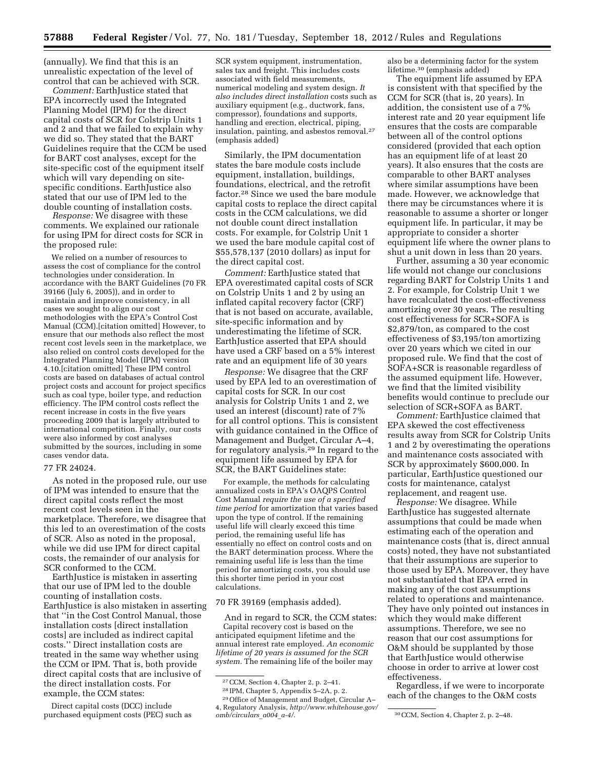(annually). We find that this is an unrealistic expectation of the level of control that can be achieved with SCR.

*Comment:* EarthJustice stated that EPA incorrectly used the Integrated Planning Model (IPM) for the direct capital costs of SCR for Colstrip Units 1 and 2 and that we failed to explain why we did so. They stated that the BART Guidelines require that the CCM be used for BART cost analyses, except for the site-specific cost of the equipment itself which will vary depending on site-specific conditions. EarthJustice also stated that our use of IPM led to the double counting of installation costs.

*Response:* We disagree with these comments. We explained our rationale for using IPM for direct costs for SCR in the proposed rule:

> We relied on a number of resources to assess the cost of compliance for the control technologies under consideration. In accordance with the BART Guidelines (70 FR 39166 (July 6, 2005)), and in order to maintain and improve consistency, in all cases we sought to align our cost methodologies with the EPA's Control Cost Manual (CCM).[citation omitted] However, to ensure that our methods also reflect the most recent cost levels seen in the marketplace, we also relied on control costs developed for the Integrated Planning Model (IPM) version 4.10.[citation omitted] These IPM control costs are based on databases of actual control project costs and account for project specifics such as coal type, boiler type, and reduction efficiency. The IPM control costs reflect the recent increase in costs in the five years proceeding 2009 that is largely attributed to international competition. Finally, our costs were also informed by cost analyses submitted by the sources, including in some cases vendor data.

77 FR 24024.

As noted in the proposed rule, our use of IPM was intended to ensure that the direct capital costs reflect the most recent cost levels seen in the marketplace. Therefore, we disagree that this led to an overestimation of the costs of SCR. Also as noted in the proposal, while we did use IPM for direct capital costs, the remainder of our analysis for SCR conformed to the CCM.

EarthJustice is mistaken in asserting that our use of IPM led to the double counting of installation costs. EarthJustice is also mistaken in asserting that "in the Cost Control Manual, those installation costs [direct installation costs] are included as indirect capital costs." Direct installation costs are treated in the same way whether using the CCM or IPM. That is, both provide direct capital costs that are inclusive of the direct installation costs. For example, the CCM states:

> Direct capital costs (DCC) include purchased equipment costs (PEC) such as SCR system equipment, instrumentation, sales tax and freight. This includes costs associated with field measurements, numerical modeling and system design. *It also includes direct installation* costs such as auxiliary equipment (e.g., ductwork, fans, compressor), foundations and supports, handling and erection, electrical, piping, insulation, painting, and asbestos removal.[27] (emphasis added)

Similarly, the IPM documentation states the bare module costs include equipment, installation, buildings, foundations, electrical, and the retrofit factor.[28] Since we used the bare module capital costs to replace the direct capital costs in the CCM calculations, we did not double count direct installation costs. For example, for Colstrip Unit 1 we used the bare module capital cost of $55,578,137 (2010 dollars) as input for the direct capital cost.

*Comment:* EarthJustice stated that EPA overestimated capital costs of SCR on Colstrip Units 1 and 2 by using an inflated capital recovery factor (CRF) that is not based on accurate, available, site-specific information and by underestimating the lifetime of SCR. EarthJustice asserted that EPA should have used a CRF based on a 5% interest rate and an equipment life of 30 years

*Response:* We disagree that the CRF used by EPA led to an overestimation of capital costs for SCR. In our cost analysis for Colstrip Units 1 and 2, we used an interest (discount) rate of 7% for all control options. This is consistent with guidance contained in the Office of Management and Budget, Circular A–4, for regulatory analysis.[29] In regard to the equipment life assumed by EPA for SCR, the BART Guidelines state:

> For example, the methods for calculating annualized costs in EPA's OAQPS Control Cost Manual *require the use of a specified time period* for amortization that varies based upon the type of control. If the remaining useful life will clearly exceed this time period, the remaining useful life has essentially no effect on control costs and on the BART determination process. Where the remaining useful life is less than the time period for amortizing costs, you should use this shorter time period in your cost calculations.

70 FR 39169 (emphasis added).

And in regard to SCR, the CCM states:

> Capital recovery cost is based on the anticipated equipment lifetime and the annual interest rate employed. *An economic lifetime of 20 years is assumed for the SCR system.* The remaining life of the boiler may also be a determining factor for the system lifetime.[30] (emphasis added)

The equipment life assumed by EPA is consistent with that specified by the CCM for SCR (that is, 20 years). In addition, the consistent use of a 7% interest rate and 20 year equipment life ensures that the costs are comparable between all of the control options considered (provided that each option has an equipment life of at least 20 years). It also ensures that the costs are comparable to other BART analyses where similar assumptions have been made. However, we acknowledge that there may be circumstances where it is reasonable to assume a shorter or longer equipment life. In particular, it may be appropriate to consider a shorter equipment life where the owner plans to shut a unit down in less than 20 years.

Further, assuming a 30 year economic life would not change our conclusions regarding BART for Colstrip Units 1 and 2. For example, for Colstrip Unit 1 we have recalculated the cost-effectiveness amortizing over 30 years. The resulting cost effectiveness for SCR+SOFA is $2,879/ton, as compared to the cost effectiveness of $3,195/ton amortizing over 20 years which we cited in our proposed rule. We find that the cost of SOFA+SCR is reasonable regardless of the assumed equipment life. However, we find that the limited visibility benefits would continue to preclude our selection of SCR+SOFA as BART.

*Comment:* EarthJustice claimed that EPA skewed the cost effectiveness results away from SCR for Colstrip Units 1 and 2 by overestimating the operations and maintenance costs associated with SCR by approximately $600,000. In particular, EarthJustice questioned our costs for maintenance, catalyst replacement, and reagent use.

*Response:* We disagree. While EarthJustice has suggested alternate assumptions that could be made when estimating each of the operation and maintenance costs (that is, direct annual costs) noted, they have not substantiated that their assumptions are superior to those used by EPA. Moreover, they have not substantiated that EPA erred in making any of the cost assumptions related to operations and maintenance. They have only pointed out instances in which they would make different assumptions. Therefore, we see no reason that our cost assumptions for O&M should be supplanted by those that EarthJustice would otherwise choose in order to arrive at lower cost effectiveness.

Regardless, if we were to incorporate each of the changes to the O&M costs

---

[27] CCM, Section 4, Chapter 2, p. 2–41.

[28] IPM, Chapter 5, Appendix 5–2A, p. 2.

[29] Office of Management and Budget, Circular A–4, Regulatory Analysis, *http://www.whitehouse.gov/omb/circulars_a004_a-4/*.

[30] CCM, Section 4, Chapter 2, p. 2–48.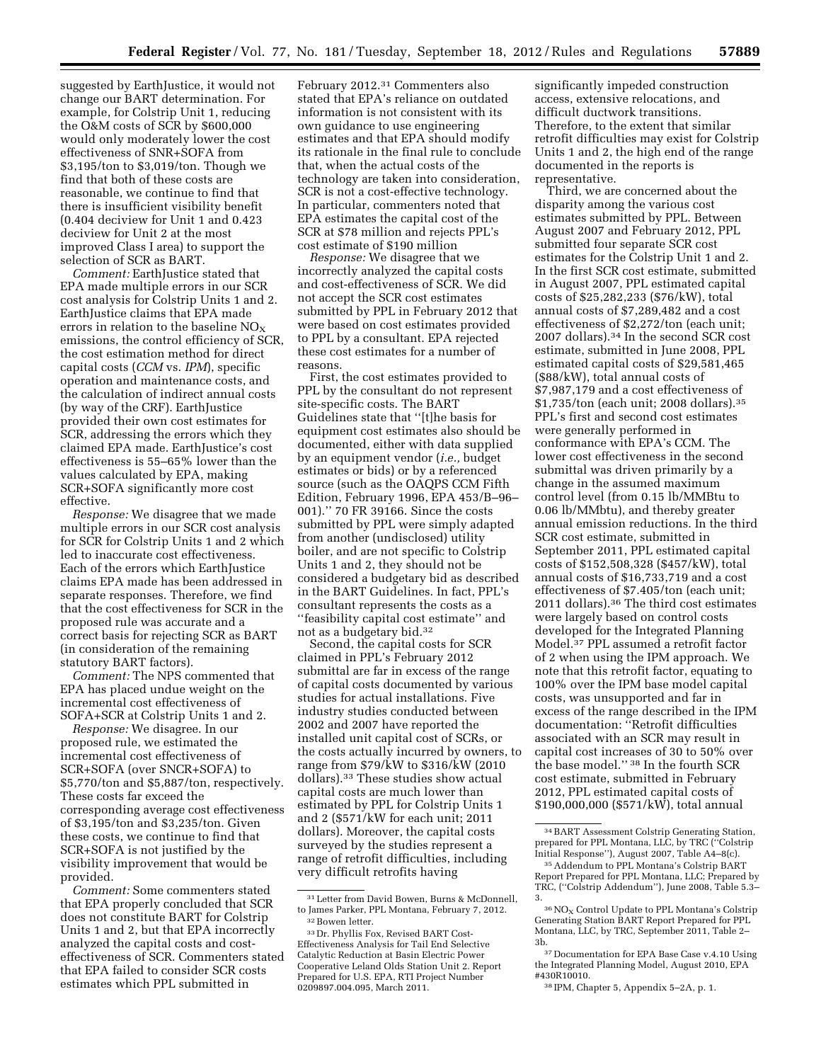suggested by EarthJustice, it would not change our BART determination. For example, for Colstrip Unit 1, reducing the O&M costs of SCR by $600,000 would only moderately lower the cost effectiveness of SNR+SOFA from $3,195/ton to $3,019/ton. Though we find that both of these costs are reasonable, we continue to find that there is insufficient visibility benefit (0.404 deciview for Unit 1 and 0.423 deciview for Unit 2 at the most improved Class I area) to support the selection of SCR as BART.

*Comment:* EarthJustice stated that EPA made multiple errors in our SCR cost analysis for Colstrip Units 1 and 2. EarthJustice claims that EPA made errors in relation to the baseline $NO_X$ emissions, the control efficiency of SCR, the cost estimation method for direct capital costs (*CCM* vs. *IPM*), specific operation and maintenance costs, and the calculation of indirect annual costs (by way of the CRF). EarthJustice provided their own cost estimates for SCR, addressing the errors which they claimed EPA made. EarthJustice's cost effectiveness is 55–65% lower than the values calculated by EPA, making SCR+SOFA significantly more cost effective.

*Response:* We disagree that we made multiple errors in our SCR cost analysis for SCR for Colstrip Units 1 and 2 which led to inaccurate cost effectiveness. Each of the errors which EarthJustice claims EPA made has been addressed in separate responses. Therefore, we find that the cost effectiveness for SCR in the proposed rule was accurate and a correct basis for rejecting SCR as BART (in consideration of the remaining statutory BART factors).

*Comment:* The NPS commented that EPA has placed undue weight on the incremental cost effectiveness of SOFA+SCR at Colstrip Units 1 and 2.

*Response:* We disagree. In our proposed rule, we estimated the incremental cost effectiveness of SCR+SOFA (over SNCR+SOFA) to $5,770/ton and $5,887/ton, respectively. These costs far exceed the corresponding average cost effectiveness of $3,195/ton and $3,235/ton. Given these costs, we continue to find that SCR+SOFA is not justified by the visibility improvement that would be provided.

*Comment:* Some commenters stated that EPA properly concluded that SCR does not constitute BART for Colstrip Units 1 and 2, but that EPA incorrectly analyzed the capital costs and cost-effectiveness of SCR. Commenters stated that EPA failed to consider SCR costs estimates which PPL submitted in February 2012.[31] Commenters also stated that EPA's reliance on outdated information is not consistent with its own guidance to use engineering estimates and that EPA should modify its rationale in the final rule to conclude that, when the actual costs of the technology are taken into consideration, SCR is not a cost-effective technology. In particular, commenters noted that EPA estimates the capital cost of the SCR at $78 million and rejects PPL's cost estimate of $190 million

*Response:* We disagree that we incorrectly analyzed the capital costs and cost-effectiveness of SCR. We did not accept the SCR cost estimates submitted by PPL in February 2012 that were based on cost estimates provided to PPL by a consultant. EPA rejected these cost estimates for a number of reasons.

First, the cost estimates provided to PPL by the consultant do not represent site-specific costs. The BART Guidelines state that ''[t]he basis for equipment cost estimates also should be documented, either with data supplied by an equipment vendor (*i.e.,* budget estimates or bids) or by a referenced source (such as the OAQPS CCM Fifth Edition, February 1996, EPA 453/B–96–001).'' 70 FR 39166. Since the costs submitted by PPL were simply adapted from another (undisclosed) utility boiler, and are not specific to Colstrip Units 1 and 2, they should not be considered a budgetary bid as described in the BART Guidelines. In fact, PPL's consultant represents the costs as a ''feasibility capital cost estimate'' and not as a budgetary bid.[32]

Second, the capital costs for SCR claimed in PPL's February 2012 submittal are far in excess of the range of capital costs documented by various studies for actual installations. Five industry studies conducted between 2002 and 2007 have reported the installed unit capital cost of SCRs, or the costs actually incurred by owners, to range from $79/kW to $316/kW (2010 dollars).[33] These studies show actual capital costs are much lower than estimated by PPL for Colstrip Units 1 and 2 ($571/kW for each unit; 2011 dollars). Moreover, the capital costs surveyed by the studies represent a range of retrofit difficulties, including very difficult retrofits having significantly impeded construction access, extensive relocations, and difficult ductwork transitions. Therefore, to the extent that similar retrofit difficulties may exist for Colstrip Units 1 and 2, the high end of the range documented in the reports is representative.

Third, we are concerned about the disparity among the various cost estimates submitted by PPL. Between August 2007 and February 2012, PPL submitted four separate SCR cost estimates for the Colstrip Unit 1 and 2. In the first SCR cost estimate, submitted in August 2007, PPL estimated capital costs of $25,282,233 ($76/kW), total annual costs of $7,289,482 and a cost effectiveness of $2,272/ton (each unit; 2007 dollars).[34] In the second SCR cost estimate, submitted in June 2008, PPL estimated capital costs of $29,581,465 ($88/kW), total annual costs of $7,987,179 and a cost effectiveness of $1,735/ton (each unit; 2008 dollars).[35] PPL's first and second cost estimates were generally performed in conformance with EPA's CCM. The lower cost effectiveness in the second submittal was driven primarily by a change in the assumed maximum control level (from 0.15 lb/MMBtu to 0.06 lb/MMbtu), and thereby greater annual emission reductions. In the third SCR cost estimate, submitted in September 2011, PPL estimated capital costs of $152,508,328 ($457/kW), total annual costs of $16,733,719 and a cost effectiveness of $7.405/ton (each unit; 2011 dollars).[36] The third cost estimates were largely based on control costs developed for the Integrated Planning Model.[37] PPL assumed a retrofit factor of 2 when using the IPM approach. We note that this retrofit factor, equating to 100% over the IPM base model capital costs, was unsupported and far in excess of the range described in the IPM documentation: ''Retrofit difficulties associated with an SCR may result in capital cost increases of 30 to 50% over the base model.'' [38] In the fourth SCR cost estimate, submitted in February 2012, PPL estimated capital costs of $190,000,000 ($571/kW), total annual

[31] Letter from David Bowen, Burns & McDonnell, to James Parker, PPL Montana, February 7, 2012.

[32] Bowen letter.

[33] Dr. Phyllis Fox, Revised BART Cost-Effectiveness Analysis for Tail End Selective Catalytic Reduction at Basin Electric Power Cooperative Leland Olds Station Unit 2. Report Prepared for U.S. EPA, RTI Project Number 0209897.004.095, March 2011.

[34] BART Assessment Colstrip Generating Station, prepared for PPL Montana, LLC, by TRC (''Colstrip Initial Response''), August 2007, Table A4–8(c).

[35] Addendum to PPL Montana's Colstrip BART Report Prepared for PPL Montana, LLC; Prepared by TRC, (''Colstrip Addendum''), June 2008, Table 5.3–3.

[36] $NO_X$ Control Update to PPL Montana's Colstrip Generating Station BART Report Prepared for PPL Montana, LLC, by TRC, September 2011, Table 2–3b.

[37] Documentation for EPA Base Case v.4.10 Using the Integrated Planning Model, August 2010, EPA #430R10010.

[38] IPM, Chapter 5, Appendix 5–2A, p. 1.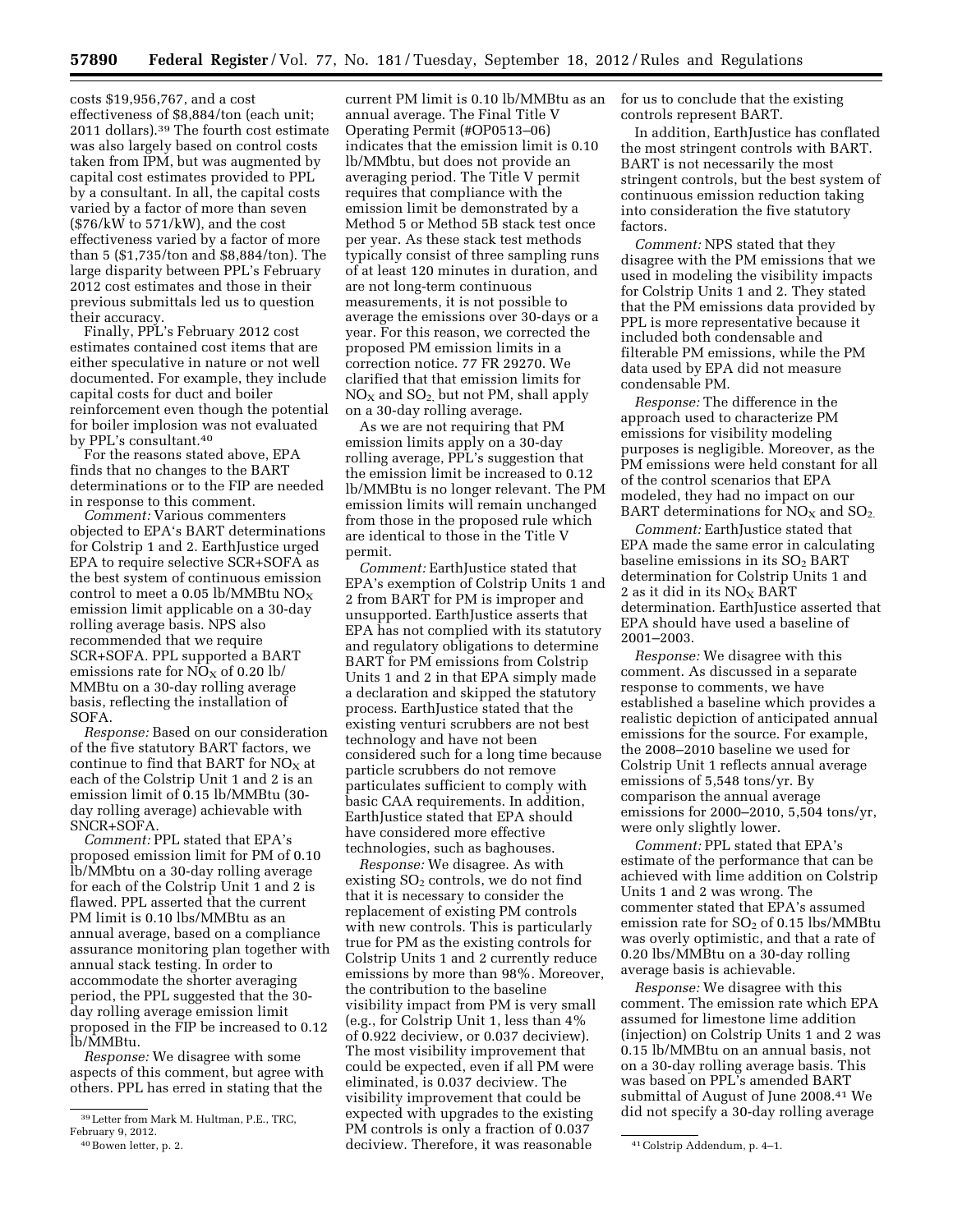costs $19,956,767, and a cost effectiveness of $8,884/ton (each unit; 2011 dollars).[39] The fourth cost estimate was also largely based on control costs taken from IPM, but was augmented by capital cost estimates provided to PPL by a consultant. In all, the capital costs varied by a factor of more than seven ($76/kW to 571/kW), and the cost effectiveness varied by a factor of more than 5 ($1,735/ton and $8,884/ton). The large disparity between PPL's February 2012 cost estimates and those in their previous submittals led us to question their accuracy.

Finally, PPL's February 2012 cost estimates contained cost items that are either speculative in nature or not well documented. For example, they include capital costs for duct and boiler reinforcement even though the potential for boiler implosion was not evaluated by PPL's consultant.[40]

For the reasons stated above, EPA finds that no changes to the BART determinations or to the FIP are needed in response to this comment.

*Comment:* Various commenters objected to EPA's BART determinations for Colstrip 1 and 2. EarthJustice urged EPA to require selective SCR+SOFA as the best system of continuous emission control to meet a 0.05 lb/MMBtu $NO_X$ emission limit applicable on a 30-day rolling average basis. NPS also recommended that we require SCR+SOFA. PPL supported a BART emissions rate for $NO_X$ of 0.20 lb/MMBtu on a 30-day rolling average basis, reflecting the installation of SOFA.

*Response:* Based on our consideration of the five statutory BART factors, we continue to find that BART for $NO_X$ at each of the Colstrip Unit 1 and 2 is an emission limit of 0.15 lb/MMBtu (30-day rolling average) achievable with SNCR+SOFA.

*Comment:* PPL stated that EPA's proposed emission limit for PM of 0.10 lb/MMbtu on a 30-day rolling average for each of the Colstrip Unit 1 and 2 is flawed. PPL asserted that the current PM limit is 0.10 lbs/MMBtu as an annual average, based on a compliance assurance monitoring plan together with annual stack testing. In order to accommodate the shorter averaging period, the PPL suggested that the 30-day rolling average emission limit proposed in the FIP be increased to 0.12 lb/MMBtu.

*Response:* We disagree with some aspects of this comment, but agree with others. PPL has erred in stating that the current PM limit is 0.10 lb/MMBtu as an annual average. The Final Title V Operating Permit (#OP0513–06) indicates that the emission limit is 0.10 lb/MMbtu, but does not provide an averaging period. The Title V permit requires that compliance with the emission limit be demonstrated by a Method 5 or Method 5B stack test once per year. As these stack test methods typically consist of three sampling runs of at least 120 minutes in duration, and are not long-term continuous measurements, it is not possible to average the emissions over 30-days or a year. For this reason, we corrected the proposed PM emission limits in a correction notice. 77 FR 29270. We clarified that that emission limits for $NO_X$ and $SO_2$, but not PM, shall apply on a 30-day rolling average.

As we are not requiring that PM emission limits apply on a 30-day rolling average, PPL's suggestion that the emission limit be increased to 0.12 lb/MMBtu is no longer relevant. The PM emission limits will remain unchanged from those in the proposed rule which are identical to those in the Title V permit.

*Comment:* EarthJustice stated that EPA's exemption of Colstrip Units 1 and 2 from BART for PM is improper and unsupported. EarthJustice asserts that EPA has not complied with its statutory and regulatory obligations to determine BART for PM emissions from Colstrip Units 1 and 2 in that EPA simply made a declaration and skipped the statutory process. EarthJustice stated that the existing venturi scrubbers are not best technology and have not been considered such for a long time because particle scrubbers do not remove particulates sufficient to comply with basic CAA requirements. In addition, EarthJustice stated that EPA should have considered more effective technologies, such as baghouses.

*Response:* We disagree. As with existing $SO_2$ controls, we do not find that it is necessary to consider the replacement of existing PM controls with new controls. This is particularly true for PM as the existing controls for Colstrip Units 1 and 2 currently reduce emissions by more than 98%. Moreover, the contribution to the baseline visibility impact from PM is very small (e.g., for Colstrip Unit 1, less than 4% of 0.922 deciview, or 0.037 deciview). The most visibility improvement that could be expected, even if all PM were eliminated, is 0.037 deciview. The visibility improvement that could be expected with upgrades to the existing PM controls is only a fraction of 0.037 deciview. Therefore, it was reasonable for us to conclude that the existing controls represent BART.

In addition, EarthJustice has conflated the most stringent controls with BART. BART is not necessarily the most stringent controls, but the best system of continuous emission reduction taking into consideration the five statutory factors.

*Comment:* NPS stated that they disagree with the PM emissions that we used in modeling the visibility impacts for Colstrip Units 1 and 2. They stated that the PM emissions data provided by PPL is more representative because it included both condensable and filterable PM emissions, while the PM data used by EPA did not measure condensable PM.

*Response:* The difference in the approach used to characterize PM emissions for visibility modeling purposes is negligible. Moreover, as the PM emissions were held constant for all of the control scenarios that EPA modeled, they had no impact on our BART determinations for $NO_X$ and $SO_2$.

*Comment:* EarthJustice stated that EPA made the same error in calculating baseline emissions in its $SO_2$ BART determination for Colstrip Units 1 and 2 as it did in its $NO_X$ BART determination. EarthJustice asserted that EPA should have used a baseline of 2001–2003.

*Response:* We disagree with this comment. As discussed in a separate response to comments, we have established a baseline which provides a realistic depiction of anticipated annual emissions for the source. For example, the 2008–2010 baseline we used for Colstrip Unit 1 reflects annual average emissions of 5,548 tons/yr. By comparison the annual average emissions for 2000–2010, 5,504 tons/yr, were only slightly lower.

*Comment:* PPL stated that EPA's estimate of the performance that can be achieved with lime addition on Colstrip Units 1 and 2 was wrong. The commenter stated that EPA's assumed emission rate for $SO_2$ of 0.15 lbs/MMBtu was overly optimistic, and that a rate of 0.20 lbs/MMBtu on a 30-day rolling average basis is achievable.

*Response:* We disagree with this comment. The emission rate which EPA assumed for limestone lime addition (injection) on Colstrip Units 1 and 2 was 0.15 lb/MMBtu on an annual basis, not on a 30-day rolling average basis. This was based on PPL's amended BART submittal of August of June 2008.[41] We did not specify a 30-day rolling average

---

[39] Letter from Mark M. Hultman, P.E., TRC, February 9, 2012.

[40] Bowen letter, p. 2.

[41] Colstrip Addendum, p. 4–1.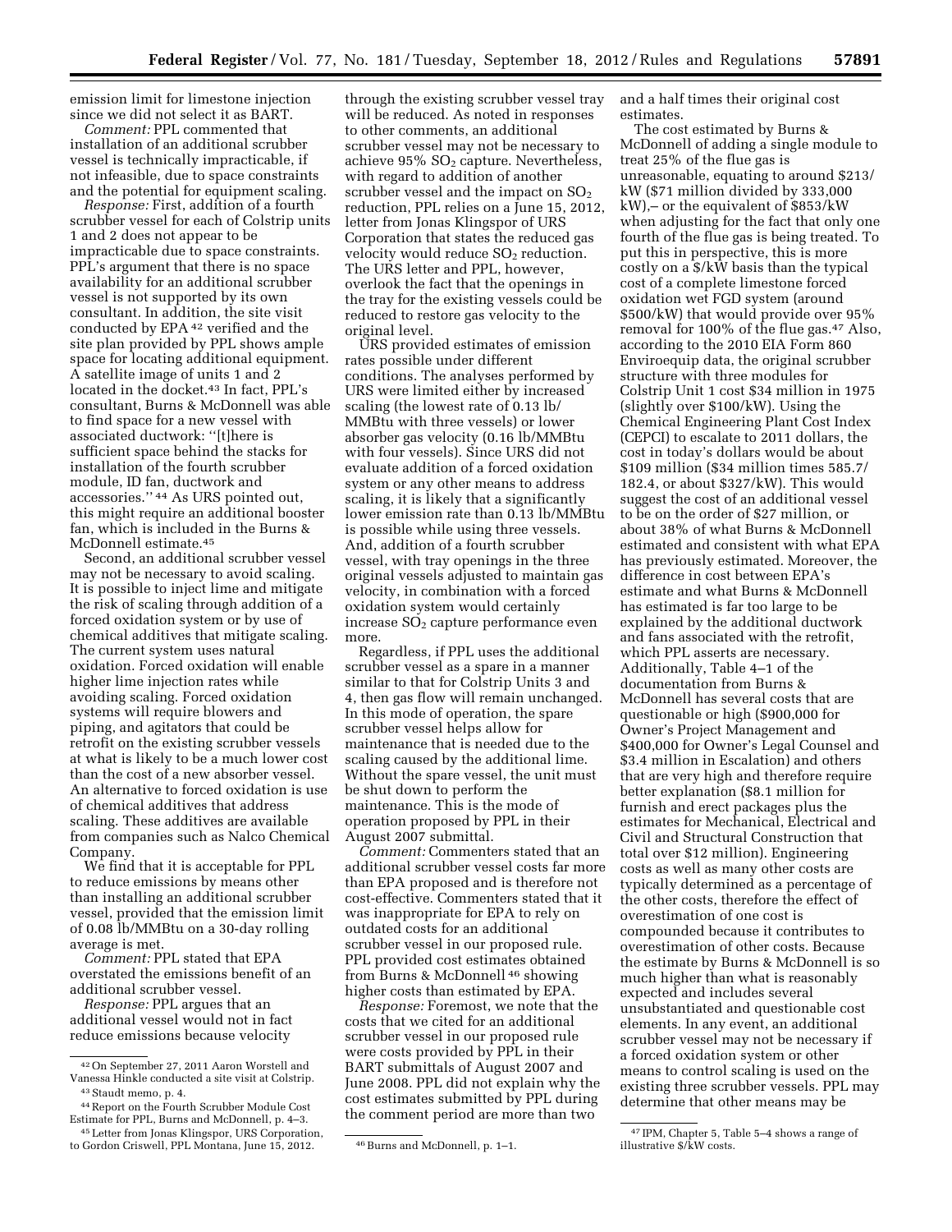emission limit for limestone injection since we did not select it as BART.

*Comment:* PPL commented that installation of an additional scrubber vessel is technically impracticable, if not infeasible, due to space constraints and the potential for equipment scaling.

*Response:* First, addition of a fourth scrubber vessel for each of Colstrip units 1 and 2 does not appear to be impracticable due to space constraints. PPL's argument that there is no space availability for an additional scrubber vessel is not supported by its own consultant. In addition, the site visit conducted by EPA[42] verified and the site plan provided by PPL shows ample space for locating additional equipment. A satellite image of units 1 and 2 located in the docket.[43] In fact, PPL's consultant, Burns & McDonnell was able to find space for a new vessel with associated ductwork: ''[t]here is sufficient space behind the stacks for installation of the fourth scrubber module, ID fan, ductwork and accessories.''[44] As URS pointed out, this might require an additional booster fan, which is included in the Burns & McDonnell estimate.[45]

Second, an additional scrubber vessel may not be necessary to avoid scaling. It is possible to inject lime and mitigate the risk of scaling through addition of a forced oxidation system or by use of chemical additives that mitigate scaling. The current system uses natural oxidation. Forced oxidation will enable higher lime injection rates while avoiding scaling. Forced oxidation systems will require blowers and piping, and agitators that could be retrofit on the existing scrubber vessels at what is likely to be a much lower cost than the cost of a new absorber vessel. An alternative to forced oxidation is use of chemical additives that address scaling. These additives are available from companies such as Nalco Chemical Company.

We find that it is acceptable for PPL to reduce emissions by means other than installing an additional scrubber vessel, provided that the emission limit of 0.08 lb/MMBtu on a 30-day rolling average is met.

*Comment:* PPL stated that EPA overstated the emissions benefit of an additional scrubber vessel.

*Response:* PPL argues that an additional vessel would not in fact reduce emissions because velocity through the existing scrubber vessel tray will be reduced. As noted in responses to other comments, an additional scrubber vessel may not be necessary to achieve 95% $SO_2$ capture. Nevertheless, with regard to addition of another scrubber vessel and the impact on $SO_2$ reduction, PPL relies on a June 15, 2012, letter from Jonas Klingspor of URS Corporation that states the reduced gas velocity would reduce $SO_2$ reduction. The URS letter and PPL, however, overlook the fact that the openings in the tray for the existing vessels could be reduced to restore gas velocity to the original level.

URS provided estimates of emission rates possible under different conditions. The analyses performed by URS were limited either by increased scaling (the lowest rate of 0.13 lb/MMBtu with three vessels) or lower absorber gas velocity (0.16 lb/MMBtu with four vessels). Since URS did not evaluate addition of a forced oxidation system or any other means to address scaling, it is likely that a significantly lower emission rate than 0.13 lb/MMBtu is possible while using three vessels. And, addition of a fourth scrubber vessel, with tray openings in the three original vessels adjusted to maintain gas velocity, in combination with a forced oxidation system would certainly increase $SO_2$ capture performance even more.

Regardless, if PPL uses the additional scrubber vessel as a spare in a manner similar to that for Colstrip Units 3 and 4, then gas flow will remain unchanged. In this mode of operation, the spare scrubber vessel helps allow for maintenance that is needed due to the scaling caused by the additional lime. Without the spare vessel, the unit must be shut down to perform the maintenance. This is the mode of operation proposed by PPL in their August 2007 submittal.

*Comment:* Commenters stated that an additional scrubber vessel costs far more than EPA proposed and is therefore not cost-effective. Commenters stated that it was inappropriate for EPA to rely on outdated costs for an additional scrubber vessel in our proposed rule. PPL provided cost estimates obtained from Burns & McDonnell[46] showing higher costs than estimated by EPA.

*Response:* Foremost, we note that the costs that we cited for an additional scrubber vessel in our proposed rule were costs provided by PPL in their BART submittals of August 2007 and June 2008. PPL did not explain why the cost estimates submitted by PPL during the comment period are more than two and a half times their original cost estimates.

The cost estimated by Burns & McDonnell of adding a single module to treat 25% of the flue gas is unreasonable, equating to around $213/kW ($71 million divided by 333,000 kW),– or the equivalent of $853/kW when adjusting for the fact that only one fourth of the flue gas is being treated. To put this in perspective, this is more costly on a $/kW basis than the typical cost of a complete limestone forced oxidation wet FGD system (around $500/kW) that would provide over 95% removal for 100% of the flue gas.[47] Also, according to the 2010 EIA Form 860 Enviroequip data, the original scrubber structure with three modules for Colstrip Unit 1 cost $34 million in 1975 (slightly over $100/kW). Using the Chemical Engineering Plant Cost Index (CEPCI) to escalate to 2011 dollars, the cost in today's dollars would be about $109 million ($34 million times 585.7/182.4, or about $327/kW). This would suggest the cost of an additional vessel to be on the order of $27 million, or about 38% of what Burns & McDonnell estimated and consistent with what EPA has previously estimated. Moreover, the difference in cost between EPA's estimate and what Burns & McDonnell has estimated is far too large to be explained by the additional ductwork and fans associated with the retrofit, which PPL asserts are necessary. Additionally, Table 4–1 of the documentation from Burns & McDonnell has several costs that are questionable or high ($900,000 for Owner's Project Management and $400,000 for Owner's Legal Counsel and $3.4 million in Escalation) and others that are very high and therefore require better explanation ($8.1 million for furnish and erect packages plus the estimates for Mechanical, Electrical and Civil and Structural Construction that total over $12 million). Engineering costs as well as many other costs are typically determined as a percentage of the other costs, therefore the effect of overestimation of one cost is compounded because it contributes to overestimation of other costs. Because the estimate by Burns & McDonnell is so much higher than what is reasonably expected and includes several unsubstantiated and questionable cost elements. In any event, an additional scrubber vessel may not be necessary if a forced oxidation system or other means to control scaling is used on the existing three scrubber vessels. PPL may determine that other means may be

---

[42] On September 27, 2011 Aaron Worstell and Vanessa Hinkle conducted a site visit at Colstrip.

[43] Staudt memo, p. 4.

[44] Report on the Fourth Scrubber Module Cost Estimate for PPL, Burns and McDonnell, p. 4–3.

[45] Letter from Jonas Klingspor, URS Corporation, to Gordon Criswell, PPL Montana, June 15, 2012.

[46] Burns and McDonnell, p. 1–1.

[47] IPM, Chapter 5, Table 5–4 shows a range of illustrative $/kW costs.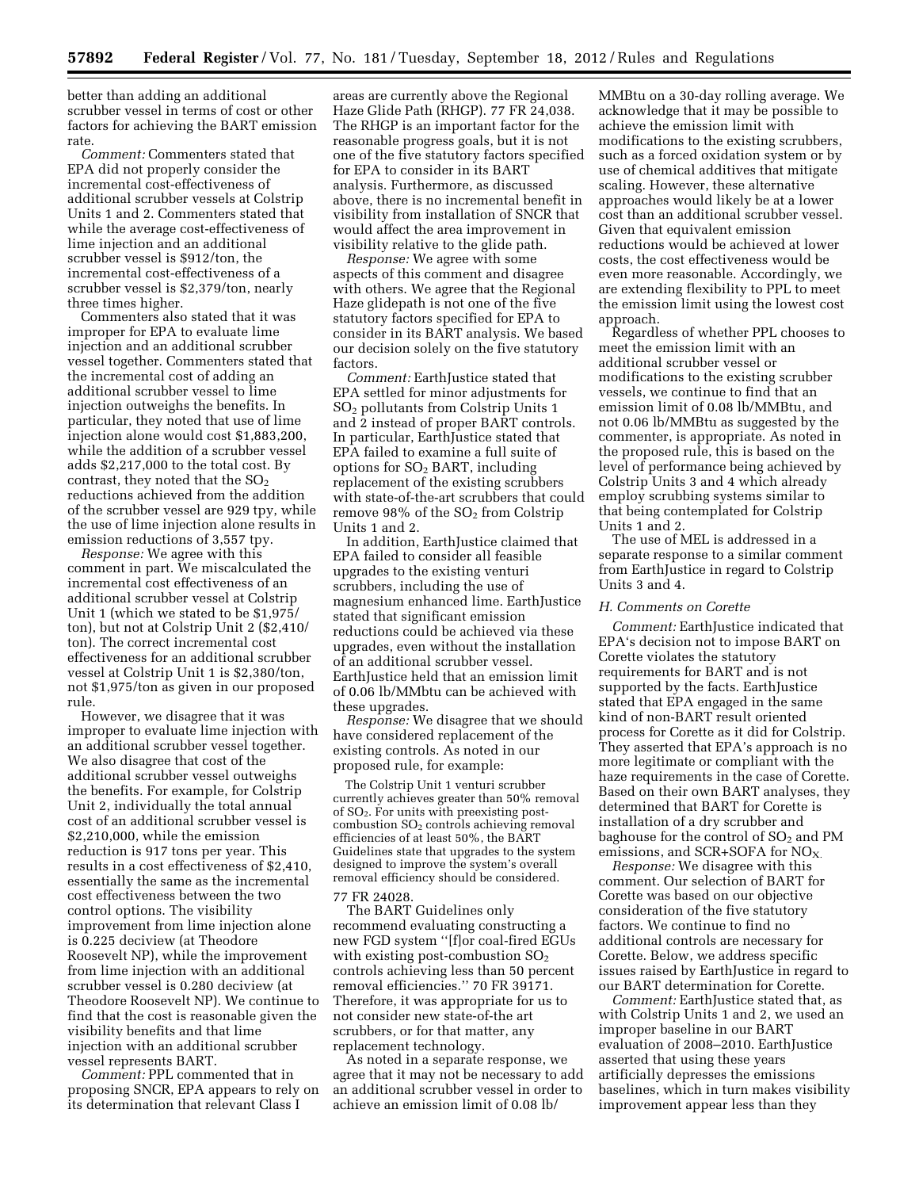better than adding an additional scrubber vessel in terms of cost or other factors for achieving the BART emission rate.

*Comment:* Commenters stated that EPA did not properly consider the incremental cost-effectiveness of additional scrubber vessels at Colstrip Units 1 and 2. Commenters stated that while the average cost-effectiveness of lime injection and an additional scrubber vessel is $912/ton, the incremental cost-effectiveness of a scrubber vessel is $2,379/ton, nearly three times higher.

Commenters also stated that it was improper for EPA to evaluate lime injection and an additional scrubber vessel together. Commenters stated that the incremental cost of adding an additional scrubber vessel to lime injection outweighs the benefits. In particular, they noted that use of lime injection alone would cost $1,883,200, while the addition of a scrubber vessel adds $2,217,000 to the total cost. By contrast, they noted that the $SO_2$ reductions achieved from the addition of the scrubber vessel are 929 tpy, while the use of lime injection alone results in emission reductions of 3,557 tpy.

*Response:* We agree with this comment in part. We miscalculated the incremental cost effectiveness of an additional scrubber vessel at Colstrip Unit 1 (which we stated to be $1,975/ton), but not at Colstrip Unit 2 ($2,410/ton). The correct incremental cost effectiveness for an additional scrubber vessel at Colstrip Unit 1 is $2,380/ton, not $1,975/ton as given in our proposed rule.

However, we disagree that it was improper to evaluate lime injection with an additional scrubber vessel together. We also disagree that cost of the additional scrubber vessel outweighs the benefits. For example, for Colstrip Unit 2, individually the total annual cost of an additional scrubber vessel is $2,210,000, while the emission reduction is 917 tons per year. This results in a cost effectiveness of $2,410, essentially the same as the incremental cost effectiveness between the two control options. The visibility improvement from lime injection alone is 0.225 deciview (at Theodore Roosevelt NP), while the improvement from lime injection with an additional scrubber vessel is 0.280 deciview (at Theodore Roosevelt NP). We continue to find that the cost is reasonable given the visibility benefits and that lime injection with an additional scrubber vessel represents BART.

*Comment:* PPL commented that in proposing SNCR, EPA appears to rely on its determination that relevant Class I areas are currently above the Regional Haze Glide Path (RHGP). 77 FR 24,038. The RHGP is an important factor for the reasonable progress goals, but it is not one of the five statutory factors specified for EPA to consider in its BART analysis. Furthermore, as discussed above, there is no incremental benefit in visibility from installation of SNCR that would affect the area improvement in visibility relative to the glide path.

*Response:* We agree with some aspects of this comment and disagree with others. We agree that the Regional Haze glidepath is not one of the five statutory factors specified for EPA to consider in its BART analysis. We based our decision solely on the five statutory factors.

*Comment:* EarthJustice stated that EPA settled for minor adjustments for $SO_2$ pollutants from Colstrip Units 1 and 2 instead of proper BART controls. In particular, EarthJustice stated that EPA failed to examine a full suite of options for $SO_2$ BART, including replacement of the existing scrubbers with state-of-the-art scrubbers that could remove 98% of the $SO_2$ from Colstrip Units 1 and 2.

In addition, EarthJustice claimed that EPA failed to consider all feasible upgrades to the existing venturi scrubbers, including the use of magnesium enhanced lime. EarthJustice stated that significant emission reductions could be achieved via these upgrades, even without the installation of an additional scrubber vessel. EarthJustice held that an emission limit of 0.06 lb/MMbtu can be achieved with these upgrades.

*Response:* We disagree that we should have considered replacement of the existing controls. As noted in our proposed rule, for example:

> The Colstrip Unit 1 venturi scrubber currently achieves greater than 50% removal of $SO_2$. For units with preexisting post-combustion $SO_2$ controls achieving removal efficiencies of at least 50%, the BART Guidelines state that upgrades to the system designed to improve the system's overall removal efficiency should be considered.

77 FR 24028.

The BART Guidelines only recommend evaluating constructing a new FGD system "[f]or coal-fired EGUs with existing post-combustion $SO_2$ controls achieving less than 50 percent removal efficiencies." 70 FR 39171. Therefore, it was appropriate for us to not consider new state-of-the art scrubbers, or for that matter, any replacement technology.

As noted in a separate response, we agree that it may not be necessary to add an additional scrubber vessel in order to achieve an emission limit of 0.08 lb/MMBtu on a 30-day rolling average. We acknowledge that it may be possible to achieve the emission limit with modifications to the existing scrubbers, such as a forced oxidation system or by use of chemical additives that mitigate scaling. However, these alternative approaches would likely be at a lower cost than an additional scrubber vessel. Given that equivalent emission reductions would be achieved at lower costs, the cost effectiveness would be even more reasonable. Accordingly, we are extending flexibility to PPL to meet the emission limit using the lowest cost approach.

Regardless of whether PPL chooses to meet the emission limit with an additional scrubber vessel or modifications to the existing scrubber vessels, we continue to find that an emission limit of 0.08 lb/MMBtu, and not 0.06 lb/MMBtu as suggested by the commenter, is appropriate. As noted in the proposed rule, this is based on the level of performance being achieved by Colstrip Units 3 and 4 which already employ scrubbing systems similar to that being contemplated for Colstrip Units 1 and 2.

The use of MEL is addressed in a separate response to a similar comment from EarthJustice in regard to Colstrip Units 3 and 4.

### H. Comments on Corette

*Comment:* EarthJustice indicated that EPA's decision not to impose BART on Corette violates the statutory requirements for BART and is not supported by the facts. EarthJustice stated that EPA engaged in the same kind of non-BART result oriented process for Corette as it did for Colstrip. They asserted that EPA's approach is no more legitimate or compliant with the haze requirements in the case of Corette. Based on their own BART analyses, they determined that BART for Corette is installation of a dry scrubber and baghouse for the control of $SO_2$ and PM emissions, and SCR+SOFA for $NO_X$.

*Response:* We disagree with this comment. Our selection of BART for Corette was based on our objective consideration of the five statutory factors. We continue to find no additional controls are necessary for Corette. Below, we address specific issues raised by EarthJustice in regard to our BART determination for Corette.

*Comment:* EarthJustice stated that, as with Colstrip Units 1 and 2, we used an improper baseline in our BART evaluation of 2008–2010. EarthJustice asserted that using these years artificially depresses the emissions baselines, which in turn makes visibility improvement appear less than they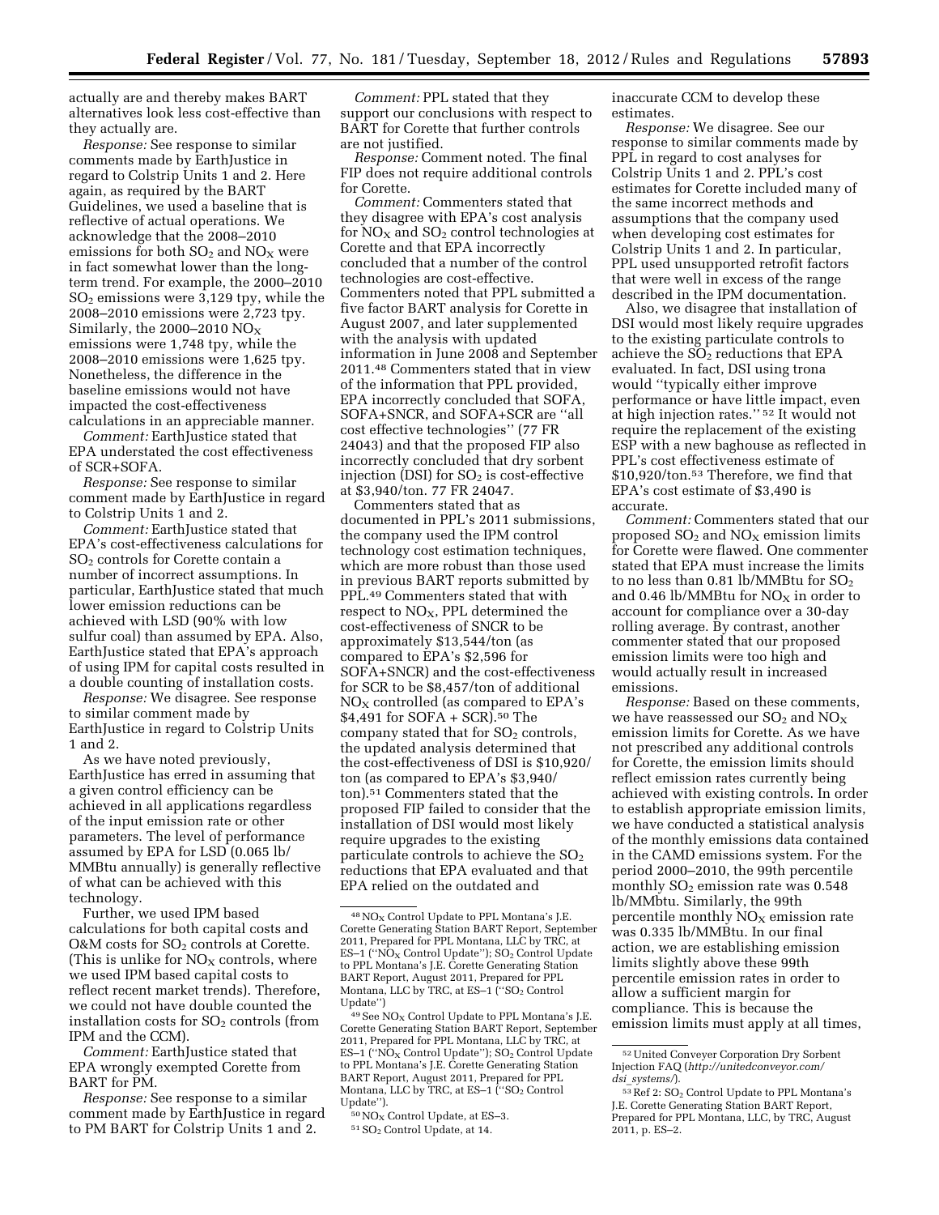actually are and thereby makes BART alternatives look less cost-effective than they actually are.

*Response:* See response to similar comments made by EarthJustice in regard to Colstrip Units 1 and 2. Here again, as required by the BART Guidelines, we used a baseline that is reflective of actual operations. We acknowledge that the 2008–2010 emissions for both $SO_2$ and $NO_X$ were in fact somewhat lower than the long-term trend. For example, the 2000–2010 $SO_2$ emissions were 3,129 tpy, while the 2008–2010 emissions were 2,723 tpy. Similarly, the 2000–2010 $NO_X$ emissions were 1,748 tpy, while the 2008–2010 emissions were 1,625 tpy. Nonetheless, the difference in the baseline emissions would not have impacted the cost-effectiveness calculations in an appreciable manner.

*Comment:* EarthJustice stated that EPA understated the cost effectiveness of SCR+SOFA.

*Response:* See response to similar comment made by EarthJustice in regard to Colstrip Units 1 and 2.

*Comment:* EarthJustice stated that EPA's cost-effectiveness calculations for $SO_2$ controls for Corette contain a number of incorrect assumptions. In particular, EarthJustice stated that much lower emission reductions can be achieved with LSD (90% with low sulfur coal) than assumed by EPA. Also, EarthJustice stated that EPA's approach of using IPM for capital costs resulted in a double counting of installation costs.

*Response:* We disagree. See response to similar comment made by EarthJustice in regard to Colstrip Units 1 and 2.

As we have noted previously, EarthJustice has erred in assuming that a given control efficiency can be achieved in all applications regardless of the input emission rate or other parameters. The level of performance assumed by EPA for LSD (0.065 lb/MMBtu annually) is generally reflective of what can be achieved with this technology.

Further, we used IPM based calculations for both capital costs and O&M costs for $SO_2$ controls at Corette. (This is unlike for $NO_X$ controls, where we used IPM based capital costs to reflect recent market trends). Therefore, we could not have double counted the installation costs for $SO_2$ controls (from IPM and the CCM).

*Comment:* EarthJustice stated that EPA wrongly exempted Corette from BART for PM.

*Response:* See response to a similar comment made by EarthJustice in regard to PM BART for Colstrip Units 1 and 2.

*Comment:* PPL stated that they support our conclusions with respect to BART for Corette that further controls are not justified.

*Response:* Comment noted. The final FIP does not require additional controls for Corette.

*Comment:* Commenters stated that they disagree with EPA's cost analysis for $NO_X$ and $SO_2$ control technologies at Corette and that EPA incorrectly concluded that a number of the control technologies are cost-effective. Commenters noted that PPL submitted a five factor BART analysis for Corette in August 2007, and later supplemented with the analysis with updated information in June 2008 and September 2011.[48] Commenters stated that in view of the information that PPL provided, EPA incorrectly concluded that SOFA, SOFA+SNCR, and SOFA+SCR are ''all cost effective technologies'' (77 FR 24043) and that the proposed FIP also incorrectly concluded that dry sorbent injection (DSI) for $SO_2$ is cost-effective at $3,940/ton. 77 FR 24047.

Commenters stated that as documented in PPL's 2011 submissions, the company used the IPM control technology cost estimation techniques, which are more robust than those used in previous BART reports submitted by PPL.[49] Commenters stated that with respect to $NO_X$, PPL determined the cost-effectiveness of SNCR to be approximately $13,544/ton (as compared to EPA's $2,596 for SOFA+SNCR) and the cost-effectiveness for SCR to be $8,457/ton of additional $NO_X$ controlled (as compared to EPA's $4,491 for SOFA + SCR).[50] The company stated that for $SO_2$ controls, the updated analysis determined that the cost-effectiveness of DSI is $10,920/ton (as compared to EPA's $3,940/ton).[51] Commenters stated that the proposed FIP failed to consider that the installation of DSI would most likely require upgrades to the existing particulate controls to achieve the $SO_2$ reductions that EPA evaluated and that EPA relied on the outdated and inaccurate CCM to develop these estimates.

*Response:* We disagree. See our response to similar comments made by PPL in regard to cost analyses for Colstrip Units 1 and 2. PPL's cost estimates for Corette included many of the same incorrect methods and assumptions that the company used when developing cost estimates for Colstrip Units 1 and 2. In particular, PPL used unsupported retrofit factors that were well in excess of the range described in the IPM documentation.

Also, we disagree that installation of DSI would most likely require upgrades to the existing particulate controls to achieve the $SO_2$ reductions that EPA evaluated. In fact, DSI using trona would ''typically either improve performance or have little impact, even at high injection rates.''[52] It would not require the replacement of the existing ESP with a new baghouse as reflected in PPL's cost effectiveness estimate of $10,920/ton.[53] Therefore, we find that EPA's cost estimate of $3,490 is accurate.

*Comment:* Commenters stated that our proposed $SO_2$ and $NO_X$ emission limits for Corette were flawed. One commenter stated that EPA must increase the limits to no less than 0.81 lb/MMBtu for $SO_2$ and 0.46 lb/MMBtu for $NO_X$ in order to account for compliance over a 30-day rolling average. By contrast, another commenter stated that our proposed emission limits were too high and would actually result in increased emissions.

*Response:* Based on these comments, we have reassessed our $SO_2$ and $NO_X$ emission limits for Corette. As we have not prescribed any additional controls for Corette, the emission limits should reflect emission rates currently being achieved with existing controls. In order to establish appropriate emission limits, we have conducted a statistical analysis of the monthly emissions data contained in the CAMD emissions system. For the period 2000–2010, the 99th percentile monthly $SO_2$ emission rate was 0.548 lb/MMbtu. Similarly, the 99th percentile monthly $NO_X$ emission rate was 0.335 lb/MMBtu. In our final action, we are establishing emission limits slightly above these 99th percentile emission rates in order to allow a sufficient margin for compliance. This is because the emission limits must apply at all times,

---

[48] $NO_X$ Control Update to PPL Montana's J.E. Corette Generating Station BART Report, September 2011, Prepared for PPL Montana, LLC by TRC, at ES–1 (''$NO_X$ Control Update''); $SO_2$ Control Update to PPL Montana's J.E. Corette Generating Station BART Report, August 2011, Prepared for PPL Montana, LLC by TRC, at ES–1 (''$SO_2$ Control Update'')

[49] See $NO_X$ Control Update to PPL Montana's J.E. Corette Generating Station BART Report, September 2011, Prepared for PPL Montana, LLC by TRC, at ES–1 (''$NO_X$ Control Update''); $SO_2$ Control Update to PPL Montana's J.E. Corette Generating Station BART Report, August 2011, Prepared for PPL Montana, LLC by TRC, at ES–1 (''$SO_2$ Control Update'').

[50] $NO_X$ Control Update, at ES–3.

[51] $SO_2$ Control Update, at 14.

[52] United Conveyer Corporation Dry Sorbent Injection FAQ (*http://unitedconveyor.com/dsi_systems/*).

[53] Ref 2: $SO_2$ Control Update to PPL Montana's J.E. Corette Generating Station BART Report, Prepared for PPL Montana, LLC, by TRC, August 2011, p. ES–2.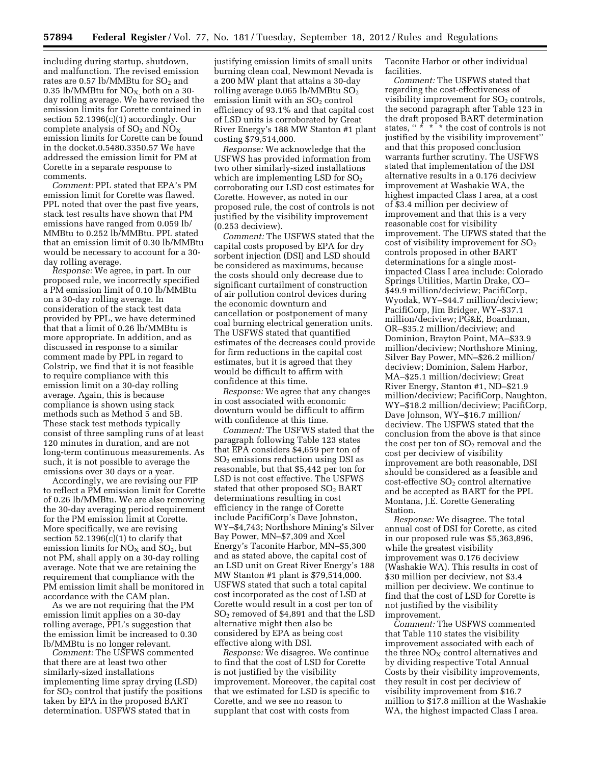including during startup, shutdown, and malfunction. The revised emission rates are 0.57 lb/MMBtu for $SO_2$ and 0.35 lb/MMBtu for $NO_X$, both on a 30-day rolling average. We have revised the emission limits for Corette contained in section 52.1396(c)(1) accordingly. Our complete analysis of $SO_2$ and $NO_X$ emission limits for Corette can be found in the docket.0.5480.3350.57 We have addressed the emission limit for PM at Corette in a separate response to comments.

*Comment:* PPL stated that EPA's PM emission limit for Corette was flawed. PPL noted that over the past five years, stack test results have shown that PM emissions have ranged from 0.059 lb/MMBtu to 0.252 lb/MMBtu. PPL stated that an emission limit of 0.30 lb/MMBtu would be necessary to account for a 30-day rolling average.

*Response:* We agree, in part. In our proposed rule, we incorrectly specified a PM emission limit of 0.10 lb/MMBtu on a 30-day rolling average. In consideration of the stack test data provided by PPL, we have determined that that a limit of 0.26 lb/MMBtu is more appropriate. In addition, and as discussed in response to a similar comment made by PPL in regard to Colstrip, we find that it is not feasible to require compliance with this emission limit on a 30-day rolling average. Again, this is because compliance is shown using stack methods such as Method 5 and 5B. These stack test methods typically consist of three sampling runs of at least 120 minutes in duration, and are not long-term continuous measurements. As such, it is not possible to average the emissions over 30 days or a year.

Accordingly, we are revising our FIP to reflect a PM emission limit for Corette of 0.26 lb/MMBtu. We are also removing the 30-day averaging period requirement for the PM emission limit at Corette. More specifically, we are revising section 52.1396(c)(1) to clarify that emission limits for $NO_X$ and $SO_2$, but not PM, shall apply on a 30-day rolling average. Note that we are retaining the requirement that compliance with the PM emission limit shall be monitored in accordance with the CAM plan.

As we are not requiring that the PM emission limit applies on a 30-day rolling average, PPL's suggestion that the emission limit be increased to 0.30 lb/MMBtu is no longer relevant.

*Comment:* The USFWS commented that there are at least two other similarly-sized installations implementing lime spray drying (LSD) for $SO_2$ control that justify the positions taken by EPA in the proposed BART determination. USFWS stated that in justifying emission limits of small units burning clean coal, Newmont Nevada is a 200 MW plant that attains a 30-day rolling average 0.065 lb/MMBtu $SO_2$ emission limit with an $SO_2$ control efficiency of 93.1% and that capital cost of LSD units is corroborated by Great River Energy's 188 MW Stanton #1 plant costing $79,514,000.

*Response:* We acknowledge that the USFWS has provided information from two other similarly-sized installations which are implementing LSD for $SO_2$ corroborating our LSD cost estimates for Corette. However, as noted in our proposed rule, the cost of controls is not justified by the visibility improvement (0.253 deciview).

*Comment:* The USFWS stated that the capital costs proposed by EPA for dry sorbent injection (DSI) and LSD should be considered as maximums, because the costs should only decrease due to significant curtailment of construction of air pollution control devices during the economic downturn and cancellation or postponement of many coal burning electrical generation units. The USFWS stated that quantified estimates of the decreases could provide for firm reductions in the capital cost estimates, but it is agreed that they would be difficult to affirm with confidence at this time.

*Response:* We agree that any changes in cost associated with economic downturn would be difficult to affirm with confidence at this time.

*Comment:* The USFWS stated that the paragraph following Table 123 states that EPA considers $4,659 per ton of $SO_2$ emissions reduction using DSI as reasonable, but that $5,442 per ton for LSD is not cost effective. The USFWS stated that other proposed $SO_2$ BART determinations resulting in cost efficiency in the range of Corette include PacifiCorp's Dave Johnston, WY–$4,743; Northshore Mining's Silver Bay Power, MN–$7,309 and Xcel Energy's Taconite Harbor, MN–$5,300 and as stated above, the capital cost of an LSD unit on Great River Energy's 188 MW Stanton #1 plant is $79,514,000. USFWS stated that such a total capital cost incorporated as the cost of LSD at Corette would result in a cost per ton of $SO_2$ removed of $4,891 and that the LSD alternative might then also be considered by EPA as being cost effective along with DSI.

*Response:* We disagree. We continue to find that the cost of LSD for Corette is not justified by the visibility improvement. Moreover, the capital cost that we estimated for LSD is specific to Corette, and we see no reason to supplant that cost with costs from Taconite Harbor or other individual facilities.

*Comment:* The USFWS stated that regarding the cost-effectiveness of visibility improvement for $SO_2$ controls, the second paragraph after Table 123 in the draft proposed BART determination states, "* * * the cost of controls is not justified by the visibility improvement" and that this proposed conclusion warrants further scrutiny. The USFWS stated that implementation of the DSI alternative results in a 0.176 deciview improvement at Washakie WA, the highest impacted Class I area, at a cost of $3.4 million per deciview of improvement and that this is a very reasonable cost for visibility improvement. The UFWS stated that the cost of visibility improvement for $SO_2$ controls proposed in other BART determinations for a single most-impacted Class I area include: Colorado Springs Utilities, Martin Drake, CO–$49.9 million/deciview; PacifiCorp, Wyodak, WY–$44.7 million/deciview; PacifiCorp, Jim Bridger, WY–$37.1 million/deciview; PG&E, Boardman, OR–$35.2 million/deciview; and Dominion, Brayton Point, MA–$33.9 million/deciview; Northshore Mining, Silver Bay Power, MN–$26.2 million/deciview; Dominion, Salem Harbor, MA–$25.1 million/deciview; Great River Energy, Stanton #1, ND–$21.9 million/deciview; PacifiCorp, Naughton, WY–$18.2 million/deciview; PacifiCorp, Dave Johnson, WY–$16.7 million/deciview. The USFWS stated that the conclusion from the above is that since the cost per ton of $SO_2$ removal and the cost per deciview of visibility improvement are both reasonable, DSI should be considered as a feasible and cost-effective $SO_2$ control alternative and be accepted as BART for the PPL Montana, J.E. Corette Generating Station.

*Response:* We disagree. The total annual cost of DSI for Corette, as cited in our proposed rule was $5,363,896, while the greatest visibility improvement was 0.176 deciview (Washakie WA). This results in cost of $30 million per deciview, not $3.4 million per deciview. We continue to find that the cost of LSD for Corette is not justified by the visibility improvement.

*Comment:* The USFWS commented that Table 110 states the visibility improvement associated with each of the three $NO_X$ control alternatives and by dividing respective Total Annual Costs by their visibility improvements, they result in cost per deciview of visibility improvement from $16.7 million to $17.8 million at the Washakie WA, the highest impacted Class I area.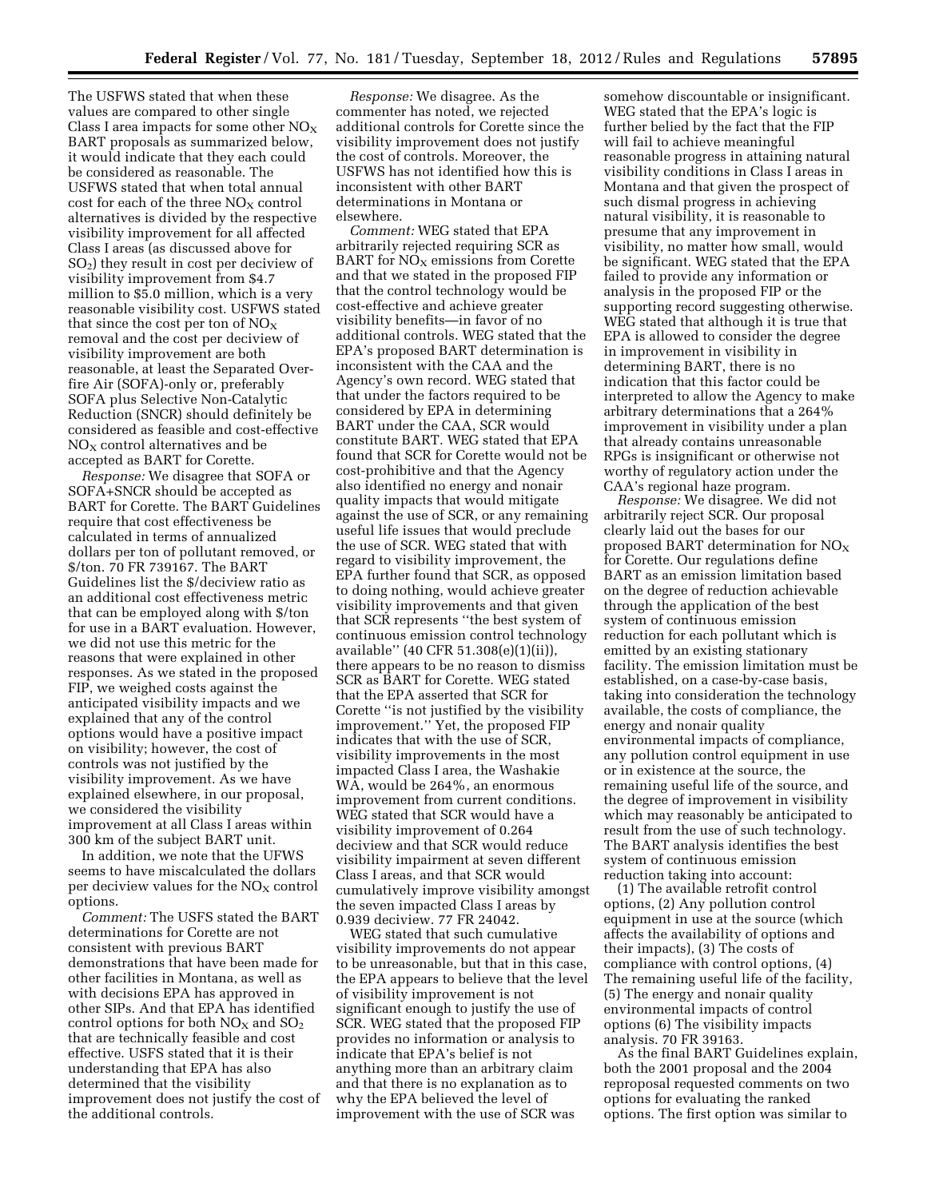The USFWS stated that when these values are compared to other single Class I area impacts for some other $NO_X$ BART proposals as summarized below, it would indicate that they each could be considered as reasonable. The USFWS stated that when total annual cost for each of the three $NO_X$ control alternatives is divided by the respective visibility improvement for all affected Class I areas (as discussed above for $SO_2$) they result in cost per deciview of visibility improvement from $4.7 million to $5.0 million, which is a very reasonable visibility cost. USFWS stated that since the cost per ton of $NO_X$ removal and the cost per deciview of visibility improvement are both reasonable, at least the Separated Over-fire Air (SOFA)-only or, preferably SOFA plus Selective Non-Catalytic Reduction (SNCR) should definitely be considered as feasible and cost-effective $NO_X$ control alternatives and be accepted as BART for Corette.

*Response:* We disagree that SOFA or SOFA+SNCR should be accepted as BART for Corette. The BART Guidelines require that cost effectiveness be calculated in terms of annualized dollars per ton of pollutant removed, or $/ton. 70 FR 739167. The BART Guidelines list the $/deciview ratio as an additional cost effectiveness metric that can be employed along with $/ton for use in a BART evaluation. However, we did not use this metric for the reasons that were explained in other responses. As we stated in the proposed FIP, we weighed costs against the anticipated visibility impacts and we explained that any of the control options would have a positive impact on visibility; however, the cost of controls was not justified by the visibility improvement. As we have explained elsewhere, in our proposal, we considered the visibility improvement at all Class I areas within 300 km of the subject BART unit.

In addition, we note that the UFWS seems to have miscalculated the dollars per deciview values for the $NO_X$ control options.

*Comment:* The USFS stated the BART determinations for Corette are not consistent with previous BART demonstrations that have been made for other facilities in Montana, as well as with decisions EPA has approved in other SIPs. And that EPA has identified control options for both $NO_X$ and $SO_2$ that are technically feasible and cost effective. USFS stated that it is their understanding that EPA has also determined that the visibility improvement does not justify the cost of the additional controls.

*Response:* We disagree. As the commenter has noted, we rejected additional controls for Corette since the visibility improvement does not justify the cost of controls. Moreover, the USFWS has not identified how this is inconsistent with other BART determinations in Montana or elsewhere.

*Comment:* WEG stated that EPA arbitrarily rejected requiring SCR as BART for $NO_X$ emissions from Corette and that we stated in the proposed FIP that the control technology would be cost-effective and achieve greater visibility benefits—in favor of no additional controls. WEG stated that the EPA's proposed BART determination is inconsistent with the CAA and the Agency's own record. WEG stated that that under the factors required to be considered by EPA in determining BART under the CAA, SCR would constitute BART. WEG stated that EPA found that SCR for Corette would not be cost-prohibitive and that the Agency also identified no energy and nonair quality impacts that would mitigate against the use of SCR, or any remaining useful life issues that would preclude the use of SCR. WEG stated that with regard to visibility improvement, the EPA further found that SCR, as opposed to doing nothing, would achieve greater visibility improvements and that given that SCR represents ''the best system of continuous emission control technology available'' (40 CFR 51.308(e)(1)(ii)), there appears to be no reason to dismiss SCR as BART for Corette. WEG stated that the EPA asserted that SCR for Corette ''is not justified by the visibility improvement.'' Yet, the proposed FIP indicates that with the use of SCR, visibility improvements in the most impacted Class I area, the Washakie WA, would be 264%, an enormous improvement from current conditions. WEG stated that SCR would have a visibility improvement of 0.264 deciview and that SCR would reduce visibility impairment at seven different Class I areas, and that SCR would cumulatively improve visibility amongst the seven impacted Class I areas by 0.939 deciview. 77 FR 24042.

WEG stated that such cumulative visibility improvements do not appear to be unreasonable, but that in this case, the EPA appears to believe that the level of visibility improvement is not significant enough to justify the use of SCR. WEG stated that the proposed FIP provides no information or analysis to indicate that EPA's belief is not anything more than an arbitrary claim and that there is no explanation as to why the EPA believed the level of improvement with the use of SCR was somehow discountable or insignificant. WEG stated that the EPA's logic is further belied by the fact that the FIP will fail to achieve meaningful reasonable progress in attaining natural visibility conditions in Class I areas in Montana and that given the prospect of such dismal progress in achieving natural visibility, it is reasonable to presume that any improvement in visibility, no matter how small, would be significant. WEG stated that the EPA failed to provide any information or analysis in the proposed FIP or the supporting record suggesting otherwise. WEG stated that although it is true that EPA is allowed to consider the degree in improvement in visibility in determining BART, there is no indication that this factor could be interpreted to allow the Agency to make arbitrary determinations that a 264% improvement in visibility under a plan that already contains unreasonable RPGs is insignificant or otherwise not worthy of regulatory action under the CAA's regional haze program.

*Response:* We disagree. We did not arbitrarily reject SCR. Our proposal clearly laid out the bases for our proposed BART determination for $NO_X$ for Corette. Our regulations define BART as an emission limitation based on the degree of reduction achievable through the application of the best system of continuous emission reduction for each pollutant which is emitted by an existing stationary facility. The emission limitation must be established, on a case-by-case basis, taking into consideration the technology available, the costs of compliance, the energy and nonair quality environmental impacts of compliance, any pollution control equipment in use or in existence at the source, the remaining useful life of the source, and the degree of improvement in visibility which may reasonably be anticipated to result from the use of such technology. The BART analysis identifies the best system of continuous emission reduction taking into account:

(1) The available retrofit control options, (2) Any pollution control equipment in use at the source (which affects the availability of options and their impacts), (3) The costs of compliance with control options, (4) The remaining useful life of the facility, (5) The energy and nonair quality environmental impacts of control options (6) The visibility impacts analysis. 70 FR 39163.

As the final BART Guidelines explain, both the 2001 proposal and the 2004 reproposal requested comments on two options for evaluating the ranked options. The first option was similar to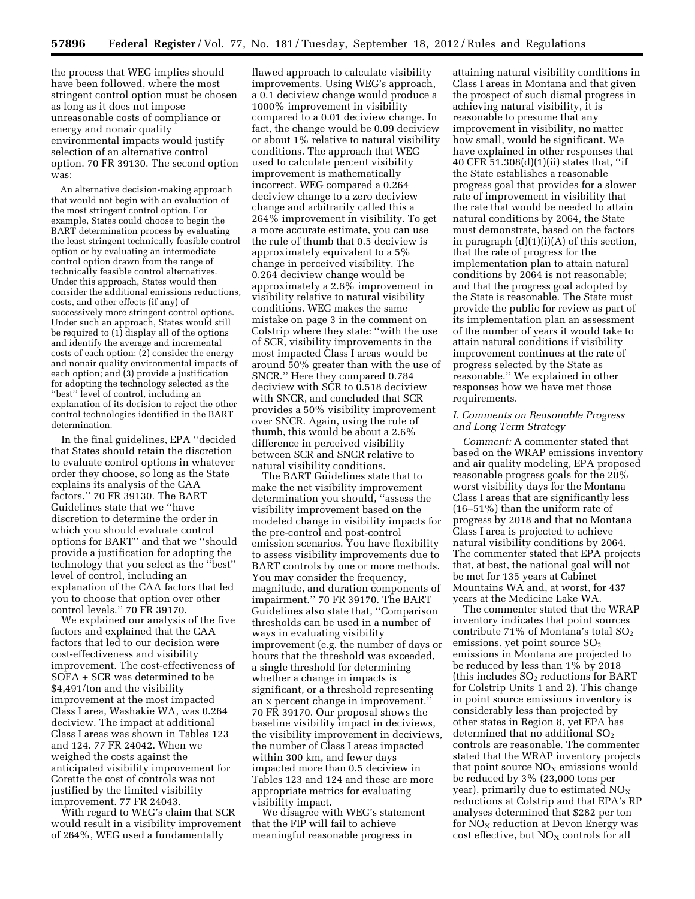the process that WEG implies should have been followed, where the most stringent control option must be chosen as long as it does not impose unreasonable costs of compliance or energy and nonair quality environmental impacts would justify selection of an alternative control option. 70 FR 39130. The second option was:

> An alternative decision-making approach that would not begin with an evaluation of the most stringent control option. For example, States could choose to begin the BART determination process by evaluating the least stringent technically feasible control option or by evaluating an intermediate control option drawn from the range of technically feasible control alternatives. Under this approach, States would then consider the additional emissions reductions, costs, and other effects (if any) of successively more stringent control options. Under such an approach, States would still be required to (1) display all of the options and identify the average and incremental costs of each option; (2) consider the energy and nonair quality environmental impacts of each option; and (3) provide a justification for adopting the technology selected as the ''best'' level of control, including an explanation of its decision to reject the other control technologies identified in the BART determination.

In the final guidelines, EPA ''decided that States should retain the discretion to evaluate control options in whatever order they choose, so long as the State explains its analysis of the CAA factors.'' 70 FR 39130. The BART Guidelines state that we ''have discretion to determine the order in which you should evaluate control options for BART'' and that we ''should provide a justification for adopting the technology that you select as the ''best'' level of control, including an explanation of the CAA factors that led you to choose that option over other control levels.'' 70 FR 39170.

We explained our analysis of the five factors and explained that the CAA factors that led to our decision were cost-effectiveness and visibility improvement. The cost-effectiveness of SOFA + SCR was determined to be $4,491/ton and the visibility improvement at the most impacted Class I area, Washakie WA, was 0.264 deciview. The impact at additional Class I areas was shown in Tables 123 and 124. 77 FR 24042. When we weighed the costs against the anticipated visibility improvement for Corette the cost of controls was not justified by the limited visibility improvement. 77 FR 24043.

With regard to WEG's claim that SCR would result in a visibility improvement of 264%, WEG used a fundamentally flawed approach to calculate visibility improvements. Using WEG's approach, a 0.1 deciview change would produce a 1000% improvement in visibility compared to a 0.01 deciview change. In fact, the change would be 0.09 deciview or about 1% relative to natural visibility conditions. The approach that WEG used to calculate percent visibility improvement is mathematically incorrect. WEG compared a 0.264 deciview change to a zero deciview change and arbitrarily called this a 264% improvement in visibility. To get a more accurate estimate, you can use the rule of thumb that 0.5 deciview is approximately equivalent to a 5% change in perceived visibility. The 0.264 deciview change would be approximately a 2.6% improvement in visibility relative to natural visibility conditions. WEG makes the same mistake on page 3 in the comment on Colstrip where they state: ''with the use of SCR, visibility improvements in the most impacted Class I areas would be around 50% greater than with the use of SNCR.'' Here they compared 0.784 deciview with SCR to 0.518 deciview with SNCR, and concluded that SCR provides a 50% visibility improvement over SNCR. Again, using the rule of thumb, this would be about a 2.6% difference in perceived visibility between SCR and SNCR relative to natural visibility conditions.

The BART Guidelines state that to make the net visibility improvement determination you should, ''assess the visibility improvement based on the modeled change in visibility impacts for the pre-control and post-control emission scenarios. You have flexibility to assess visibility improvements due to BART controls by one or more methods. You may consider the frequency, magnitude, and duration components of impairment.'' 70 FR 39170. The BART Guidelines also state that, ''Comparison thresholds can be used in a number of ways in evaluating visibility improvement (e.g. the number of days or hours that the threshold was exceeded, a single threshold for determining whether a change in impacts is significant, or a threshold representing an x percent change in improvement.'' 70 FR 39170. Our proposal shows the baseline visibility impact in deciviews, the visibility improvement in deciviews, the number of Class I areas impacted within 300 km, and fewer days impacted more than 0.5 deciview in Tables 123 and 124 and these are more appropriate metrics for evaluating visibility impact.

We disagree with WEG's statement that the FIP will fail to achieve meaningful reasonable progress in attaining natural visibility conditions in Class I areas in Montana and that given the prospect of such dismal progress in achieving natural visibility, it is reasonable to presume that any improvement in visibility, no matter how small, would be significant. We have explained in other responses that 40 CFR 51.308(d)(1)(ii) states that, ''if the State establishes a reasonable progress goal that provides for a slower rate of improvement in visibility that the rate that would be needed to attain natural conditions by 2064, the State must demonstrate, based on the factors in paragraph (d)(1)(i)(A) of this section, that the rate of progress for the implementation plan to attain natural conditions by 2064 is not reasonable; and that the progress goal adopted by the State is reasonable. The State must provide the public for review as part of its implementation plan an assessment of the number of years it would take to attain natural conditions if visibility improvement continues at the rate of progress selected by the State as reasonable.'' We explained in other responses how we have met those requirements.

### *I. Comments on Reasonable Progress and Long Term Strategy*

*Comment:* A commenter stated that based on the WRAP emissions inventory and air quality modeling, EPA proposed reasonable progress goals for the 20% worst visibility days for the Montana Class I areas that are significantly less (16–51%) than the uniform rate of progress by 2018 and that no Montana Class I area is projected to achieve natural visibility conditions by 2064. The commenter stated that EPA projects that, at best, the national goal will not be met for 135 years at Cabinet Mountains WA and, at worst, for 437 years at the Medicine Lake WA.

The commenter stated that the WRAP inventory indicates that point sources contribute 71% of Montana's total $SO_2$ emissions, yet point source $SO_2$ emissions in Montana are projected to be reduced by less than 1% by 2018 (this includes $SO_2$ reductions for BART for Colstrip Units 1 and 2). This change in point source emissions inventory is considerably less than projected by other states in Region 8, yet EPA has determined that no additional $SO_2$ controls are reasonable. The commenter stated that the WRAP inventory projects that point source $NO_X$ emissions would be reduced by 3% (23,000 tons per year), primarily due to estimated $NO_X$ reductions at Colstrip and that EPA's RP analyses determined that $282 per ton for $NO_X$ reduction at Devon Energy was cost effective, but $NO_X$ controls for all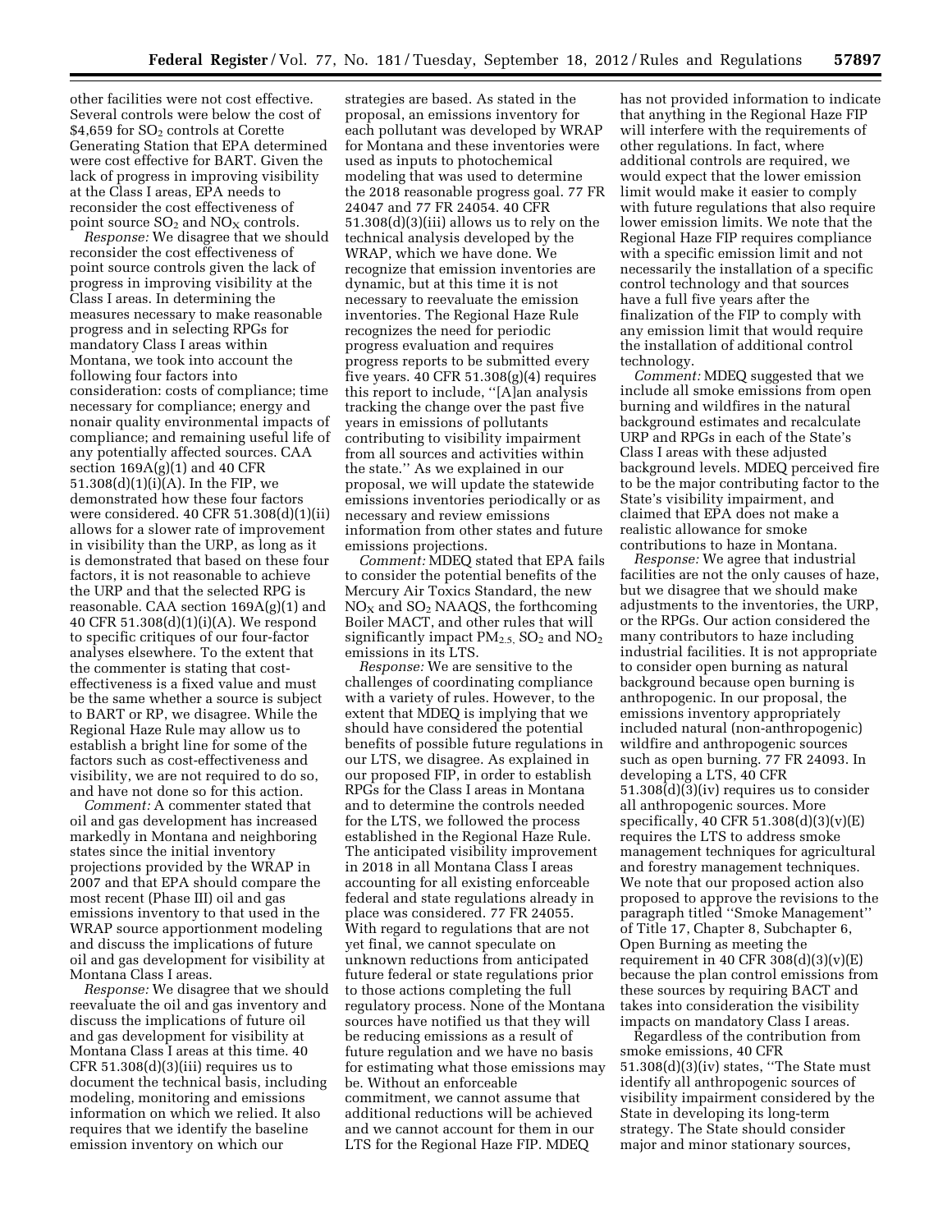other facilities were not cost effective. Several controls were below the cost of $4,659 for $SO_2$ controls at Corette Generating Station that EPA determined were cost effective for BART. Given the lack of progress in improving visibility at the Class I areas, EPA needs to reconsider the cost effectiveness of point source $SO_2$ and $NO_X$ controls.

*Response:* We disagree that we should reconsider the cost effectiveness of point source controls given the lack of progress in improving visibility at the Class I areas. In determining the measures necessary to make reasonable progress and in selecting RPGs for mandatory Class I areas within Montana, we took into account the following four factors into consideration: costs of compliance; time necessary for compliance; energy and nonair quality environmental impacts of compliance; and remaining useful life of any potentially affected sources. CAA section 169A(g)(1) and 40 CFR 51.308(d)(1)(i)(A). In the FIP, we demonstrated how these four factors were considered. 40 CFR 51.308(d)(1)(ii) allows for a slower rate of improvement in visibility than the URP, as long as it is demonstrated that based on these four factors, it is not reasonable to achieve the URP and that the selected RPG is reasonable. CAA section 169A(g)(1) and 40 CFR 51.308(d)(1)(i)(A). We respond to specific critiques of our four-factor analyses elsewhere. To the extent that the commenter is stating that cost-effectiveness is a fixed value and must be the same whether a source is subject to BART or RP, we disagree. While the Regional Haze Rule may allow us to establish a bright line for some of the factors such as cost-effectiveness and visibility, we are not required to do so, and have not done so for this action.

*Comment:* A commenter stated that oil and gas development has increased markedly in Montana and neighboring states since the initial inventory projections provided by the WRAP in 2007 and that EPA should compare the most recent (Phase III) oil and gas emissions inventory to that used in the WRAP source apportionment modeling and discuss the implications of future oil and gas development for visibility at Montana Class I areas.

*Response:* We disagree that we should reevaluate the oil and gas inventory and discuss the implications of future oil and gas development for visibility at Montana Class I areas at this time. 40 CFR 51.308(d)(3)(iii) requires us to document the technical basis, including modeling, monitoring and emissions information on which we relied. It also requires that we identify the baseline emission inventory on which our strategies are based. As stated in the proposal, an emissions inventory for each pollutant was developed by WRAP for Montana and these inventories were used as inputs to photochemical modeling that was used to determine the 2018 reasonable progress goal. 77 FR 24047 and 77 FR 24054. 40 CFR 51.308(d)(3)(iii) allows us to rely on the technical analysis developed by the WRAP, which we have done. We recognize that emission inventories are dynamic, but at this time it is not necessary to reevaluate the emission inventories. The Regional Haze Rule recognizes the need for periodic progress evaluation and requires progress reports to be submitted every five years. 40 CFR 51.308(g)(4) requires this report to include, "[A]an analysis tracking the change over the past five years in emissions of pollutants contributing to visibility impairment from all sources and activities within the state." As we explained in our proposal, we will update the statewide emissions inventories periodically or as necessary and review emissions information from other states and future emissions projections.

*Comment:* MDEQ stated that EPA fails to consider the potential benefits of the Mercury Air Toxics Standard, the new $NO_X$ and $SO_2$ NAAQS, the forthcoming Boiler MACT, and other rules that will significantly impact $PM_{2.5}$, $SO_2$ and $NO_2$ emissions in its LTS.

*Response:* We are sensitive to the challenges of coordinating compliance with a variety of rules. However, to the extent that MDEQ is implying that we should have considered the potential benefits of possible future regulations in our LTS, we disagree. As explained in our proposed FIP, in order to establish RPGs for the Class I areas in Montana and to determine the controls needed for the LTS, we followed the process established in the Regional Haze Rule. The anticipated visibility improvement in 2018 in all Montana Class I areas accounting for all existing enforceable federal and state regulations already in place was considered. 77 FR 24055. With regard to regulations that are not yet final, we cannot speculate on unknown reductions from anticipated future federal or state regulations prior to those actions completing the full regulatory process. None of the Montana sources have notified us that they will be reducing emissions as a result of future regulation and we have no basis for estimating what those emissions may be. Without an enforceable commitment, we cannot assume that additional reductions will be achieved and we cannot account for them in our LTS for the Regional Haze FIP. MDEQ has not provided information to indicate that anything in the Regional Haze FIP will interfere with the requirements of other regulations. In fact, where additional controls are required, we would expect that the lower emission limit would make it easier to comply with future regulations that also require lower emission limits. We note that the Regional Haze FIP requires compliance with a specific emission limit and not necessarily the installation of a specific control technology and that sources have a full five years after the finalization of the FIP to comply with any emission limit that would require the installation of additional control technology.

*Comment:* MDEQ suggested that we include all smoke emissions from open burning and wildfires in the natural background estimates and recalculate URP and RPGs in each of the State's Class I areas with these adjusted background levels. MDEQ perceived fire to be the major contributing factor to the State's visibility impairment, and claimed that EPA does not make a realistic allowance for smoke contributions to haze in Montana.

*Response:* We agree that industrial facilities are not the only causes of haze, but we disagree that we should make adjustments to the inventories, the URP, or the RPGs. Our action considered the many contributors to haze including industrial facilities. It is not appropriate to consider open burning as natural background because open burning is anthropogenic. In our proposal, the emissions inventory appropriately included natural (non-anthropogenic) wildfire and anthropogenic sources such as open burning. 77 FR 24093. In developing a LTS, 40 CFR 51.308(d)(3)(iv) requires us to consider all anthropogenic sources. More specifically, 40 CFR 51.308(d)(3)(v)(E) requires the LTS to address smoke management techniques for agricultural and forestry management techniques. We note that our proposed action also proposed to approve the revisions to the paragraph titled "Smoke Management" of Title 17, Chapter 8, Subchapter 6, Open Burning as meeting the requirement in 40 CFR 308(d)(3)(v)(E) because the plan control emissions from these sources by requiring BACT and takes into consideration the visibility impacts on mandatory Class I areas.

Regardless of the contribution from smoke emissions, 40 CFR 51.308(d)(3)(iv) states, "The State must identify all anthropogenic sources of visibility impairment considered by the State in developing its long-term strategy. The State should consider major and minor stationary sources,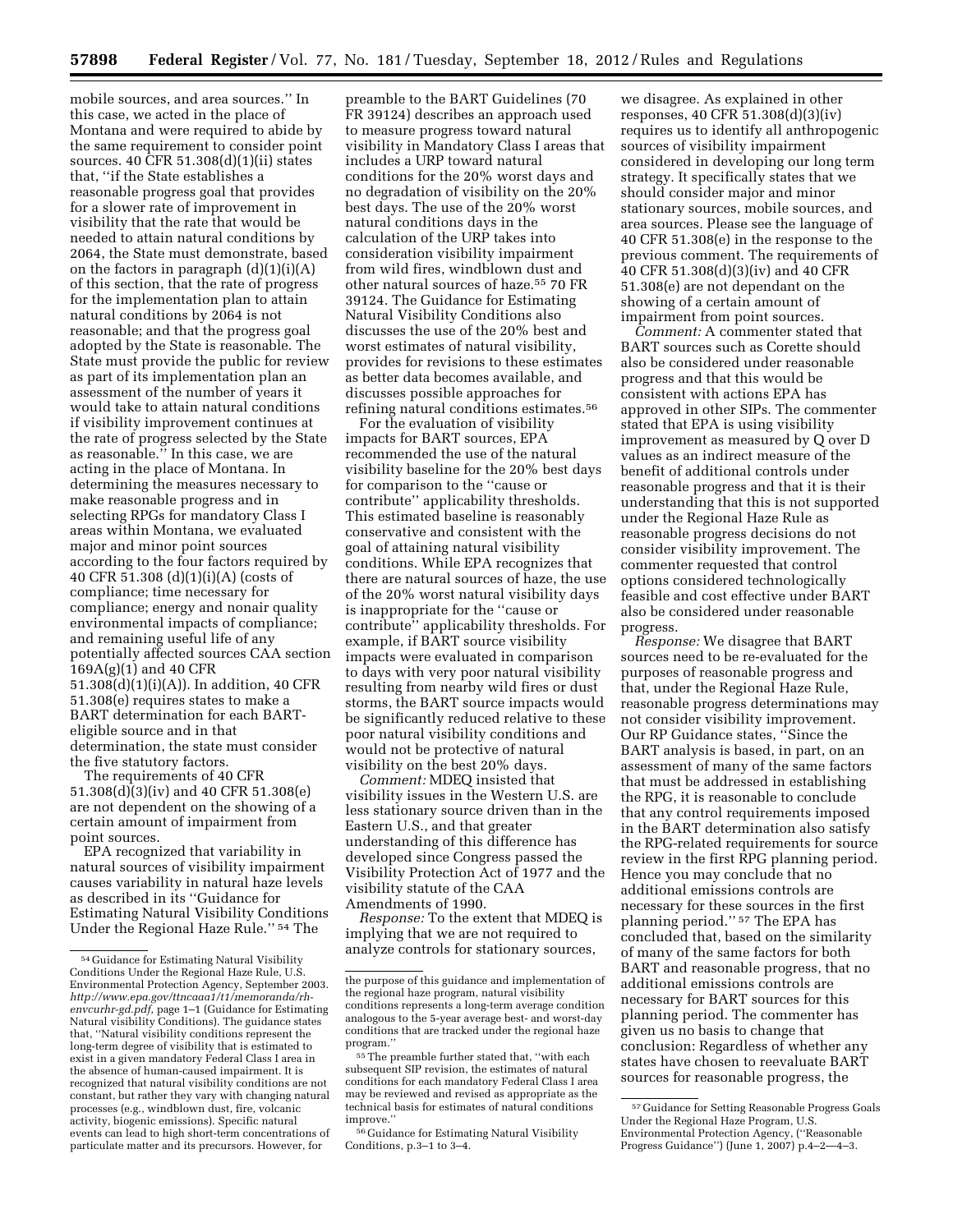mobile sources, and area sources.'' In this case, we acted in the place of Montana and were required to abide by the same requirement to consider point sources. 40 CFR 51.308(d)(1)(ii) states that, ''if the State establishes a reasonable progress goal that provides for a slower rate of improvement in visibility that the rate that would be needed to attain natural conditions by 2064, the State must demonstrate, based on the factors in paragraph (d)(1)(i)(A) of this section, that the rate of progress for the implementation plan to attain natural conditions by 2064 is not reasonable; and that the progress goal adopted by the State is reasonable. The State must provide the public for review as part of its implementation plan an assessment of the number of years it would take to attain natural conditions if visibility improvement continues at the rate of progress selected by the State as reasonable.'' In this case, we are acting in the place of Montana. In determining the measures necessary to make reasonable progress and in selecting RPGs for mandatory Class I areas within Montana, we evaluated major and minor point sources according to the four factors required by 40 CFR 51.308 (d)(1)(i)(A) (costs of compliance; time necessary for compliance; energy and nonair quality environmental impacts of compliance; and remaining useful life of any potentially affected sources CAA section 169A(g)(1) and 40 CFR 51.308(d)(1)(i)(A)). In addition, 40 CFR 51.308(e) requires states to make a BART determination for each BART-eligible source and in that determination, the state must consider the five statutory factors.

The requirements of 40 CFR 51.308(d)(3)(iv) and 40 CFR 51.308(e) are not dependent on the showing of a certain amount of impairment from point sources.

EPA recognized that variability in natural sources of visibility impairment causes variability in natural haze levels as described in its ''Guidance for Estimating Natural Visibility Conditions Under the Regional Haze Rule.''[54] The preamble to the BART Guidelines (70 FR 39124) describes an approach used to measure progress toward natural visibility in Mandatory Class I areas that includes a URP toward natural conditions for the 20% worst days and no degradation of visibility on the 20% best days. The use of the 20% worst natural conditions days in the calculation of the URP takes into consideration visibility impairment from wild fires, windblown dust and other natural sources of haze.[55] 70 FR 39124. The Guidance for Estimating Natural Visibility Conditions also discusses the use of the 20% best and worst estimates of natural visibility, provides for revisions to these estimates as better data becomes available, and discusses possible approaches for refining natural conditions estimates.[56]

For the evaluation of visibility impacts for BART sources, EPA recommended the use of the natural visibility baseline for the 20% best days for comparison to the ''cause or contribute'' applicability thresholds. This estimated baseline is reasonably conservative and consistent with the goal of attaining natural visibility conditions. While EPA recognizes that there are natural sources of haze, the use of the 20% worst natural visibility days is inappropriate for the ''cause or contribute'' applicability thresholds. For example, if BART source visibility impacts were evaluated in comparison to days with very poor natural visibility resulting from nearby wild fires or dust storms, the BART source impacts would be significantly reduced relative to these poor natural visibility conditions and would not be protective of natural visibility on the best 20% days.

*Comment:* MDEQ insisted that visibility issues in the Western U.S. are less stationary source driven than in the Eastern U.S., and that greater understanding of this difference has developed since Congress passed the Visibility Protection Act of 1977 and the visibility statute of the CAA Amendments of 1990.

*Response:* To the extent that MDEQ is implying that we are not required to analyze controls for stationary sources, we disagree. As explained in other responses, 40 CFR 51.308(d)(3)(iv) requires us to identify all anthropogenic sources of visibility impairment considered in developing our long term strategy. It specifically states that we should consider major and minor stationary sources, mobile sources, and area sources. Please see the language of 40 CFR 51.308(e) in the response to the previous comment. The requirements of 40 CFR 51.308(d)(3)(iv) and 40 CFR 51.308(e) are not dependant on the showing of a certain amount of impairment from point sources.

*Comment:* A commenter stated that BART sources such as Corette should also be considered under reasonable progress and that this would be consistent with actions EPA has approved in other SIPs. The commenter stated that EPA is using visibility improvement as measured by Q over D values as an indirect measure of the benefit of additional controls under reasonable progress and that it is their understanding that this is not supported under the Regional Haze Rule as reasonable progress decisions do not consider visibility improvement. The commenter requested that control options considered technologically feasible and cost effective under BART also be considered under reasonable progress.

*Response:* We disagree that BART sources need to be re-evaluated for the purposes of reasonable progress and that, under the Regional Haze Rule, reasonable progress determinations may not consider visibility improvement. Our RP Guidance states, ''Since the BART analysis is based, in part, on an assessment of many of the same factors that must be addressed in establishing the RPG, it is reasonable to conclude that any control requirements imposed in the BART determination also satisfy the RPG-related requirements for source review in the first RPG planning period. Hence you may conclude that no additional emissions controls are necessary for these sources in the first planning period.''[57] The EPA has concluded that, based on the similarity of many of the same factors for both BART and reasonable progress, that no additional emissions controls are necessary for BART sources for this planning period. The commenter has given us no basis to change that conclusion: Regardless of whether any states have chosen to reevaluate BART sources for reasonable progress, the

---

[54] Guidance for Estimating Natural Visibility Conditions Under the Regional Haze Rule, U.S. Environmental Protection Agency, September 2003. *http://www.epa.gov/ttncaaa1/t1/memoranda/rh-envcurhr-gd.pdf,* page 1–1 (Guidance for Estimating Natural visibility Conditions). The guidance states that, ''Natural visibility conditions represent the long-term degree of visibility that is estimated to exist in a given mandatory Federal Class I area in the absence of human-caused impairment. It is recognized that natural visibility conditions are not constant, but rather they vary with changing natural processes (e.g., windblown dust, fire, volcanic activity, biogenic emissions). Specific natural events can lead to high short-term concentrations of particulate matter and its precursors. However, for the purpose of this guidance and implementation of the regional haze program, natural visibility conditions represents a long-term average condition analogous to the 5-year average best- and worst-day conditions that are tracked under the regional haze program.''

[55] The preamble further stated that, ''with each subsequent SIP revision, the estimates of natural conditions for each mandatory Federal Class I area may be reviewed and revised as appropriate as the technical basis for estimates of natural conditions improve.''

[56] Guidance for Estimating Natural Visibility Conditions, p.3–1 to 3–4.

[57] Guidance for Setting Reasonable Progress Goals Under the Regional Haze Program, U.S. Environmental Protection Agency, (''Reasonable Progress Guidance'') (June 1, 2007) p.4–2—4–3.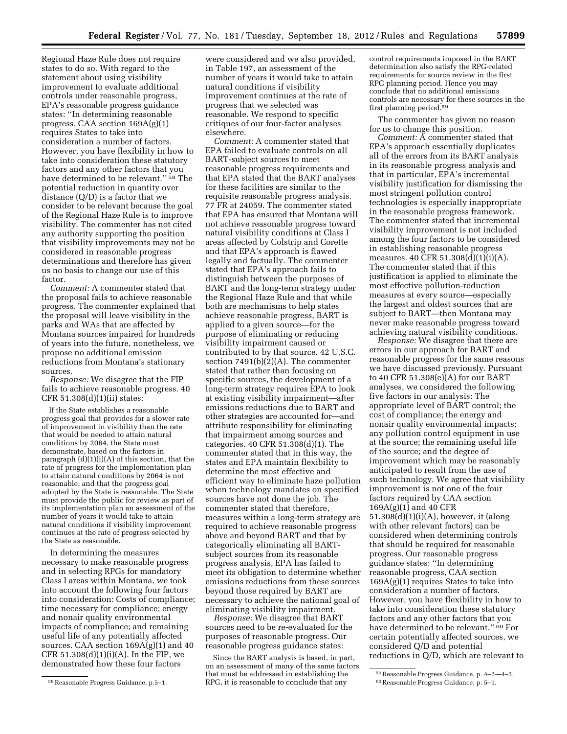Regional Haze Rule does not require states to do so. With regard to the statement about using visibility improvement to evaluate additional controls under reasonable progress, EPA's reasonable progress guidance states: ''In determining reasonable progress, CAA section 169A(g)(1) requires States to take into consideration a number of factors. However, you have flexibility in how to take into consideration these statutory factors and any other factors that you have determined to be relevant.'' [58] The potential reduction in quantity over distance (Q/D) is a factor that we consider to be relevant because the goal of the Regional Haze Rule is to improve visibility. The commenter has not cited any authority supporting the position that visibility improvements may not be considered in reasonable progress determinations and therefore has given us no basis to change our use of this factor.

*Comment:* A commenter stated that the proposal fails to achieve reasonable progress. The commenter explained that the proposal will leave visibility in the parks and WAs that are affected by Montana sources impaired for hundreds of years into the future, nonetheless, we propose no additional emission reductions from Montana's stationary sources.

*Response:* We disagree that the FIP fails to achieve reasonable progress. 40 CFR 51.308(d)(1)(ii) states:

> If the State establishes a reasonable progress goal that provides for a slower rate of improvement in visibility than the rate that would be needed to attain natural conditions by 2064, the State must demonstrate, based on the factors in paragraph (d)(1)(i)(A) of this section, that the rate of progress for the implementation plan to attain natural conditions by 2064 is not reasonable; and that the progress goal adopted by the State is reasonable. The State must provide the public for review as part of its implementation plan an assessment of the number of years it would take to attain natural conditions if visibility improvement continues at the rate of progress selected by the State as reasonable.

In determining the measures necessary to make reasonable progress and in selecting RPGs for mandatory Class I areas within Montana, we took into account the following four factors into consideration: Costs of compliance; time necessary for compliance; energy and nonair quality environmental impacts of compliance; and remaining useful life of any potentially affected sources. CAA section 169A(g)(1) and 40 CFR 51.308(d)(1)(i)(A). In the FIP, we demonstrated how these four factors were considered and we also provided, in Table 197, an assessment of the number of years it would take to attain natural conditions if visibility improvement continues at the rate of progress that we selected was reasonable. We respond to specific critiques of our four-factor analyses elsewhere.

*Comment:* A commenter stated that EPA failed to evaluate controls on all BART-subject sources to meet reasonable progress requirements and that EPA stated that the BART analyses for these facilities are similar to the requisite reasonable progress analysis. 77 FR at 24059. The commenter stated that EPA has ensured that Montana will not achieve reasonable progress toward natural visibility conditions at Class I areas affected by Colstrip and Corette and that EPA's approach is flawed legally and factually. The commenter stated that EPA's approach fails to distinguish between the purposes of BART and the long-term strategy under the Regional Haze Rule and that while both are mechanisms to help states achieve reasonable progress, BART is applied to a given source—for the purpose of eliminating or reducing visibility impairment caused or contributed to by that source. 42 U.S.C. section 7491(b)(2)(A). The commenter stated that rather than focusing on specific sources, the development of a long-term strategy requires EPA to look at existing visibility impairment—after emissions reductions due to BART and other strategies are accounted for—and attribute responsibility for eliminating that impairment among sources and categories. 40 CFR 51.308(d)(1). The commenter stated that in this way, the states and EPA maintain flexibility to determine the most effective and efficient way to eliminate haze pollution when technology mandates on specified sources have not done the job. The commenter stated that therefore, measures within a long-term strategy are required to achieve reasonable progress above and beyond BART and that by categorically eliminating all BART-subject sources from its reasonable progress analysis, EPA has failed to meet its obligation to determine whether emissions reductions from these sources beyond those required by BART are necessary to achieve the national goal of eliminating visibility impairment.

*Response:* We disagree that BART sources need to be re-evaluated for the purposes of reasonable progress. Our reasonable progress guidance states:

> Since the BART analysis is based, in part, on an assessment of many of the same factors that must be addressed in establishing the RPG, it is reasonable to conclude that any control requirements imposed in the BART determination also satisfy the RPG-related requirements for source review in the first RPG planning period. Hence you may conclude that no additional emissions controls are necessary for these sources in the first planning period.[59]

The commenter has given no reason for us to change this position.

*Comment:* A commenter stated that EPA's approach essentially duplicates all of the errors from its BART analysis in its reasonable progress analysis and that in particular, EPA's incremental visibility justification for dismissing the most stringent pollution control technologies is especially inappropriate in the reasonable progress framework. The commenter stated that incremental visibility improvement is not included among the four factors to be considered in establishing reasonable progress measures. 40 CFR 51.308(d)(1)(i)(A). The commenter stated that if this justification is applied to eliminate the most effective pollution-reduction measures at every source—especially the largest and oldest sources that are subject to BART—then Montana may never make reasonable progress toward achieving natural visibility conditions.

*Response:* We disagree that there are errors in our approach for BART and reasonable progress for the same reasons we have discussed previously. Pursuant to 40 CFR 51.308(e)(A) for our BART analyses, we considered the following five factors in our analysis: The appropriate level of BART control; the cost of compliance; the energy and nonair quality environmental impacts; any pollution control equipment in use at the source; the remaining useful life of the source; and the degree of improvement which may be reasonably anticipated to result from the use of such technology. We agree that visibility improvement is not one of the four factors required by CAA section 169A(g)(1) and 40 CFR 51.308(d)(1)(i)(A), however, it (along with other relevant factors) can be considered when determining controls that should be required for reasonable progress. Our reasonable progress guidance states: ''In determining reasonable progress, CAA section 169A(g)(1) requires States to take into consideration a number of factors. However, you have flexibility in how to take into consideration these statutory factors and any other factors that you have determined to be relevant.'' [60] For certain potentially affected sources, we considered Q/D and potential reductions in Q/D, which are relevant to

---

[58] Reasonable Progress Guidance, p.5–1.

[59] Reasonable Progress Guidance, p. 4–2—4–3.

[60] Reasonable Progress Guidance, p. 5–1.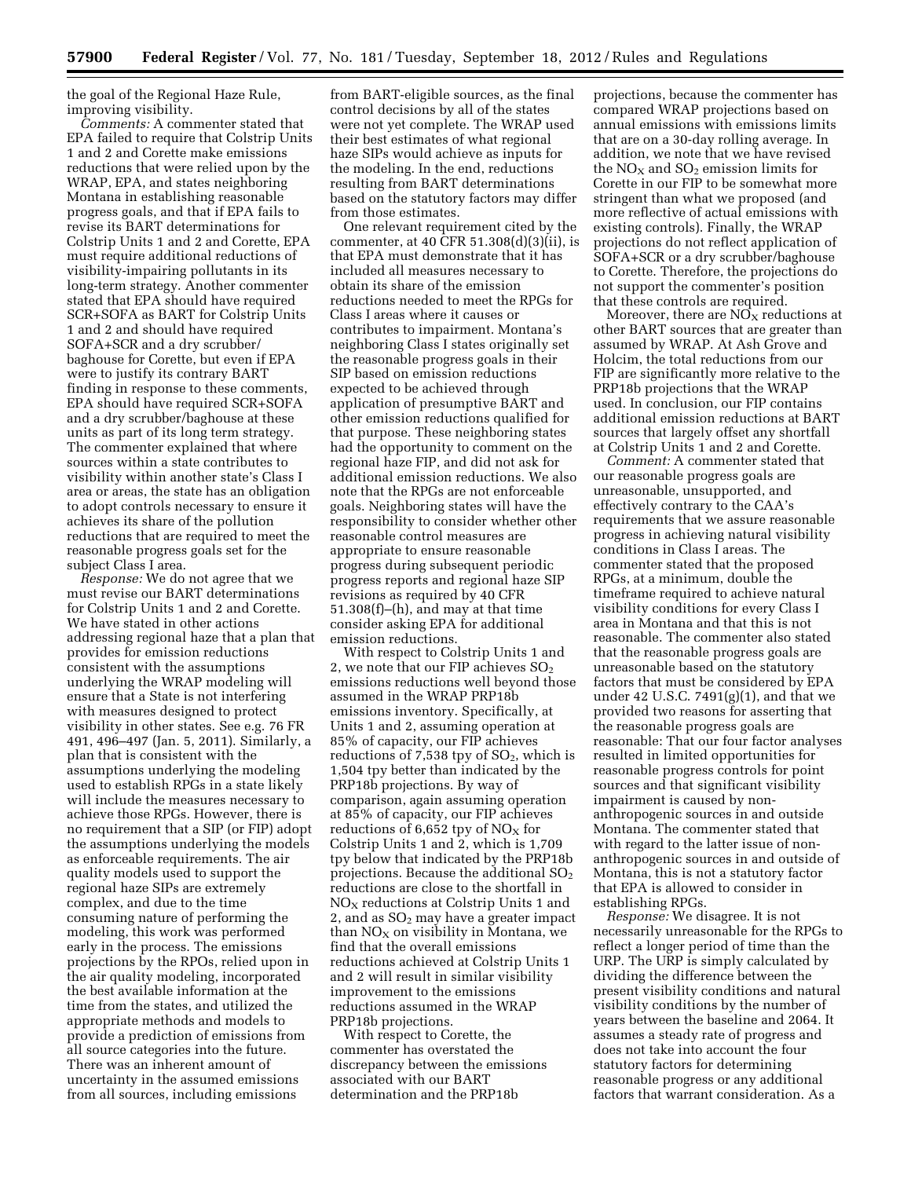the goal of the Regional Haze Rule, improving visibility.

*Comments:* A commenter stated that EPA failed to require that Colstrip Units 1 and 2 and Corette make emissions reductions that were relied upon by the WRAP, EPA, and states neighboring Montana in establishing reasonable progress goals, and that if EPA fails to revise its BART determinations for Colstrip Units 1 and 2 and Corette, EPA must require additional reductions of visibility-impairing pollutants in its long-term strategy. Another commenter stated that EPA should have required SCR+SOFA as BART for Colstrip Units 1 and 2 and should have required SOFA+SCR and a dry scrubber/baghouse for Corette, but even if EPA were to justify its contrary BART finding in response to these comments, EPA should have required SCR+SOFA and a dry scrubber/baghouse at these units as part of its long term strategy. The commenter explained that where sources within a state contributes to visibility within another state's Class I area or areas, the state has an obligation to adopt controls necessary to ensure it achieves its share of the pollution reductions that are required to meet the reasonable progress goals set for the subject Class I area.

*Response:* We do not agree that we must revise our BART determinations for Colstrip Units 1 and 2 and Corette. We have stated in other actions addressing regional haze that a plan that provides for emission reductions consistent with the assumptions underlying the WRAP modeling will ensure that a State is not interfering with measures designed to protect visibility in other states. See e.g. 76 FR 491, 496–497 (Jan. 5, 2011). Similarly, a plan that is consistent with the assumptions underlying the modeling used to establish RPGs in a state likely will include the measures necessary to achieve those RPGs. However, there is no requirement that a SIP (or FIP) adopt the assumptions underlying the models as enforceable requirements. The air quality models used to support the regional haze SIPs are extremely complex, and due to the time consuming nature of performing the modeling, this work was performed early in the process. The emissions projections by the RPOs, relied upon in the air quality modeling, incorporated the best available information at the time from the states, and utilized the appropriate methods and models to provide a prediction of emissions from all source categories into the future. There was an inherent amount of uncertainty in the assumed emissions from all sources, including emissions from BART-eligible sources, as the final control decisions by all of the states were not yet complete. The WRAP used their best estimates of what regional haze SIPs would achieve as inputs for the modeling. In the end, reductions resulting from BART determinations based on the statutory factors may differ from those estimates.

One relevant requirement cited by the commenter, at 40 CFR 51.308(d)(3)(ii), is that EPA must demonstrate that it has included all measures necessary to obtain its share of the emission reductions needed to meet the RPGs for Class I areas where it causes or contributes to impairment. Montana's neighboring Class I states originally set the reasonable progress goals in their SIP based on emission reductions expected to be achieved through application of presumptive BART and other emission reductions qualified for that purpose. These neighboring states had the opportunity to comment on the regional haze FIP, and did not ask for additional emission reductions. We also note that the RPGs are not enforceable goals. Neighboring states will have the responsibility to consider whether other reasonable control measures are appropriate to ensure reasonable progress during subsequent periodic progress reports and regional haze SIP revisions as required by 40 CFR 51.308(f)–(h), and may at that time consider asking EPA for additional emission reductions.

With respect to Colstrip Units 1 and 2, we note that our FIP achieves $SO_2$ emissions reductions well beyond those assumed in the WRAP PRP18b emissions inventory. Specifically, at Units 1 and 2, assuming operation at 85% of capacity, our FIP achieves reductions of 7,538 tpy of $SO_2$, which is 1,504 tpy better than indicated by the PRP18b projections. By way of comparison, again assuming operation at 85% of capacity, our FIP achieves reductions of 6,652 tpy of $NO_X$ for Colstrip Units 1 and 2, which is 1,709 tpy below that indicated by the PRP18b projections. Because the additional $SO_2$ reductions are close to the shortfall in $NO_X$ reductions at Colstrip Units 1 and 2, and as $SO_2$ may have a greater impact than $NO_X$ on visibility in Montana, we find that the overall emissions reductions achieved at Colstrip Units 1 and 2 will result in similar visibility improvement to the emissions reductions assumed in the WRAP PRP18b projections.

With respect to Corette, the commenter has overstated the discrepancy between the emissions associated with our BART determination and the PRP18b projections, because the commenter has compared WRAP projections based on annual emissions with emissions limits that are on a 30-day rolling average. In addition, we note that we have revised the $NO_X$ and $SO_2$ emission limits for Corette in our FIP to be somewhat more stringent than what we proposed (and more reflective of actual emissions with existing controls). Finally, the WRAP projections do not reflect application of SOFA+SCR or a dry scrubber/baghouse to Corette. Therefore, the projections do not support the commenter's position that these controls are required.

Moreover, there are $NO_X$ reductions at other BART sources that are greater than assumed by WRAP. At Ash Grove and Holcim, the total reductions from our FIP are significantly more relative to the PRP18b projections that the WRAP used. In conclusion, our FIP contains additional emission reductions at BART sources that largely offset any shortfall at Colstrip Units 1 and 2 and Corette.

*Comment:* A commenter stated that our reasonable progress goals are unreasonable, unsupported, and effectively contrary to the CAA's requirements that we assure reasonable progress in achieving natural visibility conditions in Class I areas. The commenter stated that the proposed RPGs, at a minimum, double the timeframe required to achieve natural visibility conditions for every Class I area in Montana and that this is not reasonable. The commenter also stated that the reasonable progress goals are unreasonable based on the statutory factors that must be considered by EPA under 42 U.S.C. 7491(g)(1), and that we provided two reasons for asserting that the reasonable progress goals are reasonable: That our four factor analyses resulted in limited opportunities for reasonable progress controls for point sources and that significant visibility impairment is caused by non-anthropogenic sources in and outside Montana. The commenter stated that with regard to the latter issue of non-anthropogenic sources in and outside of Montana, this is not a statutory factor that EPA is allowed to consider in establishing RPGs.

*Response:* We disagree. It is not necessarily unreasonable for the RPGs to reflect a longer period of time than the URP. The URP is simply calculated by dividing the difference between the present visibility conditions and natural visibility conditions by the number of years between the baseline and 2064. It assumes a steady rate of progress and does not take into account the four statutory factors for determining reasonable progress or any additional factors that warrant consideration. As a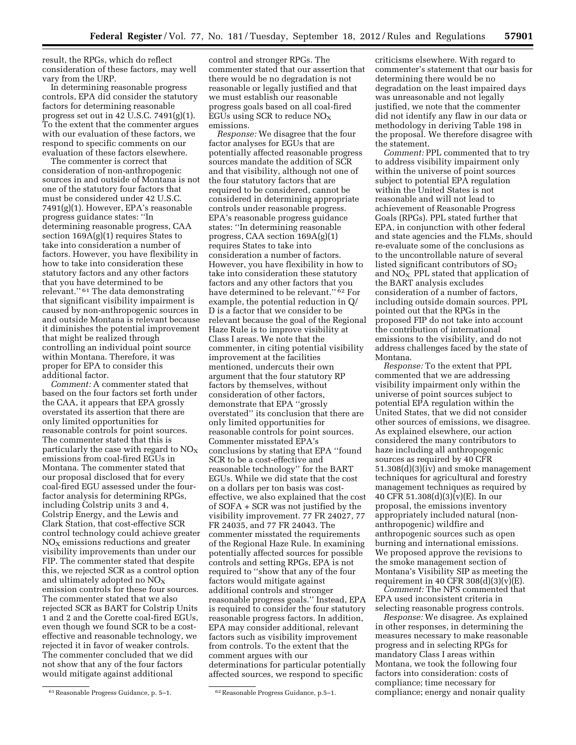result, the RPGs, which do reflect consideration of these factors, may well vary from the URP.

In determining reasonable progress controls, EPA did consider the statutory factors for determining reasonable progress set out in 42 U.S.C. 7491(g)(1). To the extent that the commenter argues with our evaluation of these factors, we respond to specific comments on our evaluation of these factors elsewhere.

The commenter is correct that consideration of non-anthropogenic sources in and outside of Montana is not one of the statutory four factors that must be considered under 42 U.S.C. 7491(g)(1). However, EPA's reasonable progress guidance states: "In determining reasonable progress, CAA section 169A(g)(1) requires States to take into consideration a number of factors. However, you have flexibility in how to take into consideration these statutory factors and any other factors that you have determined to be relevant."[61] The data demonstrating that significant visibility impairment is caused by non-anthropogenic sources in and outside Montana is relevant because it diminishes the potential improvement that might be realized through controlling an individual point source within Montana. Therefore, it was proper for EPA to consider this additional factor.

*Comment:* A commenter stated that based on the four factors set forth under the CAA, it appears that EPA grossly overstated its assertion that there are only limited opportunities for reasonable controls for point sources. The commenter stated that this is particularly the case with regard to $NO_X$ emissions from coal-fired EGUs in Montana. The commenter stated that our proposal disclosed that for every coal-fired EGU assessed under the four-factor analysis for determining RPGs, including Colstrip units 3 and 4, Colstrip Energy, and the Lewis and Clark Station, that cost-effective SCR control technology could achieve greater $NO_X$ emissions reductions and greater visibility improvements than under our FIP. The commenter stated that despite this, we rejected SCR as a control option and ultimately adopted no $NO_X$ emission controls for these four sources. The commenter stated that we also rejected SCR as BART for Colstrip Units 1 and 2 and the Corette coal-fired EGUs, even though we found SCR to be a cost-effective and reasonable technology, we rejected it in favor of weaker controls. The commenter concluded that we did not show that any of the four factors would mitigate against additional control and stronger RPGs. The commenter stated that our assertion that there would be no degradation is not reasonable or legally justified and that we must establish our reasonable progress goals based on all coal-fired EGUs using SCR to reduce $NO_X$ emissions.

*Response:* We disagree that the four factor analyses for EGUs that are potentially affected reasonable progress sources mandate the addition of SCR and that visibility, although not one of the four statutory factors that are required to be considered, cannot be considered in determining appropriate controls under reasonable progress. EPA's reasonable progress guidance states: "In determining reasonable progress, CAA section 169A(g)(1) requires States to take into consideration a number of factors. However, you have flexibility in how to take into consideration these statutory factors and any other factors that you have determined to be relevant."[62] For example, the potential reduction in Q/D is a factor that we consider to be relevant because the goal of the Regional Haze Rule is to improve visibility at Class I areas. We note that the commenter, in citing potential visibility improvement at the facilities mentioned, undercuts their own argument that the four statutory RP factors by themselves, without consideration of other factors, demonstrate that EPA "grossly overstated" its conclusion that there are only limited opportunities for reasonable controls for point sources. Commenter misstated EPA's conclusions by stating that EPA "found SCR to be a cost-effective and reasonable technology" for the BART EGUs. While we did state that the cost on a dollars per ton basis was cost-effective, we also explained that the cost of SOFA + SCR was not justified by the visibility improvement. 77 FR 24027, 77 FR 24035, and 77 FR 24043. The commenter misstated the requirements of the Regional Haze Rule. In examining potentially affected sources for possible controls and setting RPGs, EPA is not required to "show that any of the four factors would mitigate against additional controls and stronger reasonable progress goals." Instead, EPA is required to consider the four statutory reasonable progress factors. In addition, EPA may consider additional, relevant factors such as visibility improvement from controls. To the extent that the comment argues with our determinations for particular potentially affected sources, we respond to specific criticisms elsewhere. With regard to commenter's statement that our basis for determining there would be no degradation on the least impaired days was unreasonable and not legally justified, we note that the commenter did not identify any flaw in our data or methodology in deriving Table 198 in the proposal. We therefore disagree with the statement.

*Comment:* PPL commented that to try to address visibility impairment only within the universe of point sources subject to potential EPA regulation within the United States is not reasonable and will not lead to achievement of Reasonable Progress Goals (RPGs). PPL stated further that EPA, in conjunction with other federal and state agencies and the FLMs, should re-evaluate some of the conclusions as to the uncontrollable nature of several listed significant contributors of $SO_2$ and $NO_X$. PPL stated that application of the BART analysis excludes consideration of a number of factors, including outside domain sources. PPL pointed out that the RPGs in the proposed FIP do not take into account the contribution of international emissions to the visibility, and do not address challenges faced by the state of Montana.

*Response:* To the extent that PPL commented that we are addressing visibility impairment only within the universe of point sources subject to potential EPA regulation within the United States, that we did not consider other sources of emissions, we disagree. As explained elsewhere, our action considered the many contributors to haze including all anthropogenic sources as required by 40 CFR 51.308(d)(3)(iv) and smoke management techniques for agricultural and forestry management techniques as required by 40 CFR 51.308(d)(3)(v)(E). In our proposal, the emissions inventory appropriately included natural (non-anthropogenic) wildfire and anthropogenic sources such as open burning and international emissions. We proposed approve the revisions to the smoke management section of Montana's Visibility SIP as meeting the requirement in 40 CFR 308(d)(3)(v)(E).

*Comment:* The NPS commented that EPA used inconsistent criteria in selecting reasonable progress controls.

*Response:* We disagree. As explained in other responses, in determining the measures necessary to make reasonable progress and in selecting RPGs for mandatory Class I areas within Montana, we took the following four factors into consideration: costs of compliance; time necessary for compliance; energy and nonair quality

[61] Reasonable Progress Guidance, p. 5–1.

[62] Reasonable Progress Guidance, p.5–1.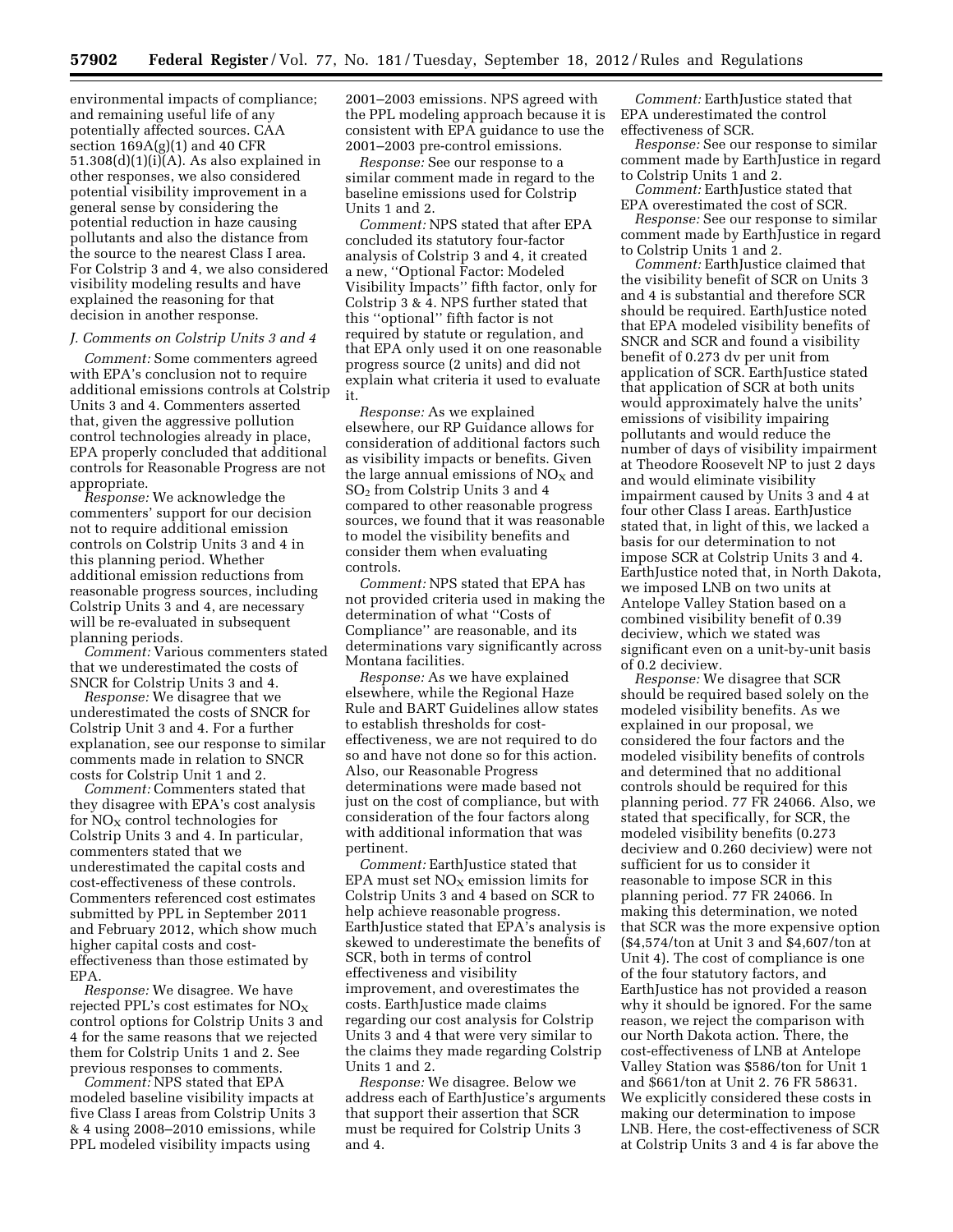environmental impacts of compliance; and remaining useful life of any potentially affected sources. CAA section 169A(g)(1) and 40 CFR 51.308(d)(1)(i)(A). As also explained in other responses, we also considered potential visibility improvement in a general sense by considering the potential reduction in haze causing pollutants and also the distance from the source to the nearest Class I area. For Colstrip 3 and 4, we also considered visibility modeling results and have explained the reasoning for that decision in another response.

### J. Comments on Colstrip Units 3 and 4

*Comment:* Some commenters agreed with EPA's conclusion not to require additional emissions controls at Colstrip Units 3 and 4. Commenters asserted that, given the aggressive pollution control technologies already in place, EPA properly concluded that additional controls for Reasonable Progress are not appropriate.

*Response:* We acknowledge the commenters' support for our decision not to require additional emission controls on Colstrip Units 3 and 4 in this planning period. Whether additional emission reductions from reasonable progress sources, including Colstrip Units 3 and 4, are necessary will be re-evaluated in subsequent planning periods.

*Comment:* Various commenters stated that we underestimated the costs of SNCR for Colstrip Units 3 and 4.

*Response:* We disagree that we underestimated the costs of SNCR for Colstrip Unit 3 and 4. For a further explanation, see our response to similar comments made in relation to SNCR costs for Colstrip Unit 1 and 2.

*Comment:* Commenters stated that they disagree with EPA's cost analysis for $NO_X$ control technologies for Colstrip Units 3 and 4. In particular, commenters stated that we underestimated the capital costs and cost-effectiveness of these controls. Commenters referenced cost estimates submitted by PPL in September 2011 and February 2012, which show much higher capital costs and cost-effectiveness than those estimated by EPA.

*Response:* We disagree. We have rejected PPL's cost estimates for $NO_X$ control options for Colstrip Units 3 and 4 for the same reasons that we rejected them for Colstrip Units 1 and 2. See previous responses to comments.

*Comment:* NPS stated that EPA modeled baseline visibility impacts at five Class I areas from Colstrip Units 3 & 4 using 2008–2010 emissions, while PPL modeled visibility impacts using 2001–2003 emissions. NPS agreed with the PPL modeling approach because it is consistent with EPA guidance to use the 2001–2003 pre-control emissions.

*Response:* See our response to a similar comment made in regard to the baseline emissions used for Colstrip Units 1 and 2.

*Comment:* NPS stated that after EPA concluded its statutory four-factor analysis of Colstrip 3 and 4, it created a new, ''Optional Factor: Modeled Visibility Impacts'' fifth factor, only for Colstrip 3 & 4. NPS further stated that this ''optional'' fifth factor is not required by statute or regulation, and that EPA only used it on one reasonable progress source (2 units) and did not explain what criteria it used to evaluate it.

*Response:* As we explained elsewhere, our RP Guidance allows for consideration of additional factors such as visibility impacts or benefits. Given the large annual emissions of $NO_X$ and $SO_2$ from Colstrip Units 3 and 4 compared to other reasonable progress sources, we found that it was reasonable to model the visibility benefits and consider them when evaluating controls.

*Comment:* NPS stated that EPA has not provided criteria used in making the determination of what ''Costs of Compliance'' are reasonable, and its determinations vary significantly across Montana facilities.

*Response:* As we have explained elsewhere, while the Regional Haze Rule and BART Guidelines allow states to establish thresholds for cost-effectiveness, we are not required to do so and have not done so for this action. Also, our Reasonable Progress determinations were made based not just on the cost of compliance, but with consideration of the four factors along with additional information that was pertinent.

*Comment:* EarthJustice stated that EPA must set $NO_X$ emission limits for Colstrip Units 3 and 4 based on SCR to help achieve reasonable progress. EarthJustice stated that EPA's analysis is skewed to underestimate the benefits of SCR, both in terms of control effectiveness and visibility improvement, and overestimates the costs. EarthJustice made claims regarding our cost analysis for Colstrip Units 3 and 4 that were very similar to the claims they made regarding Colstrip Units 1 and 2.

*Response:* We disagree. Below we address each of EarthJustice's arguments that support their assertion that SCR must be required for Colstrip Units 3 and 4.

*Comment:* EarthJustice stated that EPA underestimated the control effectiveness of SCR.

*Response:* See our response to similar comment made by EarthJustice in regard to Colstrip Units 1 and 2.

*Comment:* EarthJustice stated that EPA overestimated the cost of SCR.

*Response:* See our response to similar comment made by EarthJustice in regard to Colstrip Units 1 and 2.

*Comment:* EarthJustice claimed that the visibility benefit of SCR on Units 3 and 4 is substantial and therefore SCR should be required. EarthJustice noted that EPA modeled visibility benefits of SNCR and SCR and found a visibility benefit of 0.273 dv per unit from application of SCR. EarthJustice stated that application of SCR at both units would approximately halve the units' emissions of visibility impairing pollutants and would reduce the number of days of visibility impairment at Theodore Roosevelt NP to just 2 days and would eliminate visibility impairment caused by Units 3 and 4 at four other Class I areas. EarthJustice stated that, in light of this, we lacked a basis for our determination to not impose SCR at Colstrip Units 3 and 4. EarthJustice noted that, in North Dakota, we imposed LNB on two units at Antelope Valley Station based on a combined visibility benefit of 0.39 deciview, which we stated was significant even on a unit-by-unit basis of 0.2 deciview.

*Response:* We disagree that SCR should be required based solely on the modeled visibility benefits. As we explained in our proposal, we considered the four factors and the modeled visibility benefits of controls and determined that no additional controls should be required for this planning period. 77 FR 24066. Also, we stated that specifically, for SCR, the modeled visibility benefits (0.273 deciview and 0.260 deciview) were not sufficient for us to consider it reasonable to impose SCR in this planning period. 77 FR 24066. In making this determination, we noted that SCR was the more expensive option ($4,574/ton at Unit 3 and $4,607/ton at Unit 4). The cost of compliance is one of the four statutory factors, and EarthJustice has not provided a reason why it should be ignored. For the same reason, we reject the comparison with our North Dakota action. There, the cost-effectiveness of LNB at Antelope Valley Station was $586/ton for Unit 1 and $661/ton at Unit 2. 76 FR 58631. We explicitly considered these costs in making our determination to impose LNB. Here, the cost-effectiveness of SCR at Colstrip Units 3 and 4 is far above the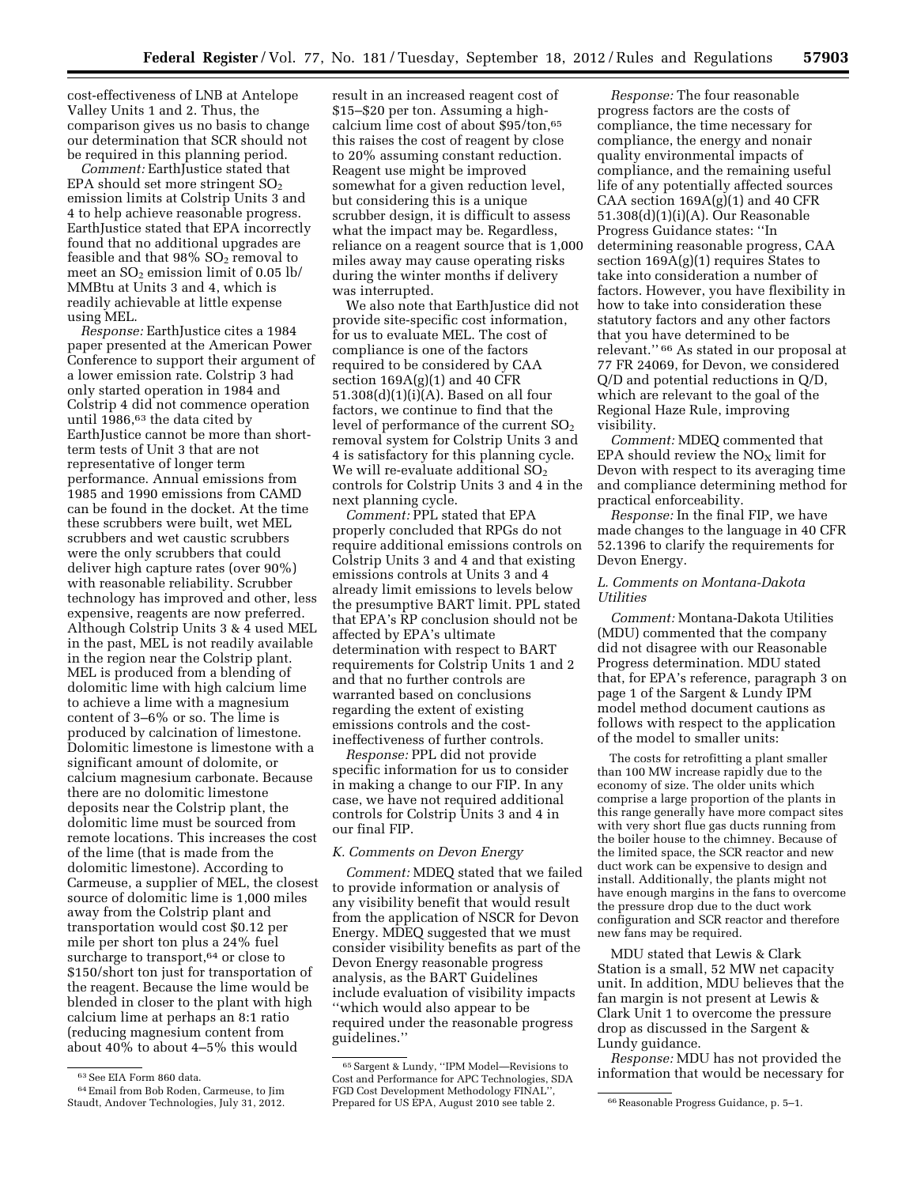cost-effectiveness of LNB at Antelope Valley Units 1 and 2. Thus, the comparison gives us no basis to change our determination that SCR should not be required in this planning period.

*Comment:* EarthJustice stated that EPA should set more stringent $SO_2$ emission limits at Colstrip Units 3 and 4 to help achieve reasonable progress. EarthJustice stated that EPA incorrectly found that no additional upgrades are feasible and that 98% $SO_2$ removal to meet an $SO_2$ emission limit of 0.05 lb/MMBtu at Units 3 and 4, which is readily achievable at little expense using MEL.

*Response:* EarthJustice cites a 1984 paper presented at the American Power Conference to support their argument of a lower emission rate. Colstrip 3 had only started operation in 1984 and Colstrip 4 did not commence operation until 1986,[63] the data cited by EarthJustice cannot be more than short-term tests of Unit 3 that are not representative of longer term performance. Annual emissions from 1985 and 1990 emissions from CAMD can be found in the docket. At the time these scrubbers were built, wet MEL scrubbers and wet caustic scrubbers were the only scrubbers that could deliver high capture rates (over 90%) with reasonable reliability. Scrubber technology has improved and other, less expensive, reagents are now preferred. Although Colstrip Units 3 & 4 used MEL in the past, MEL is not readily available in the region near the Colstrip plant. MEL is produced from a blending of dolomitic lime with high calcium lime to achieve a lime with a magnesium content of 3–6% or so. The lime is produced by calcination of limestone. Dolomitic limestone is limestone with a significant amount of dolomite, or calcium magnesium carbonate. Because there are no dolomitic limestone deposits near the Colstrip plant, the dolomitic lime must be sourced from remote locations. This increases the cost of the lime (that is made from the dolomitic limestone). According to Carmeuse, a supplier of MEL, the closest source of dolomitic lime is 1,000 miles away from the Colstrip plant and transportation would cost $0.12 per mile per short ton plus a 24% fuel surcharge to transport,[64] or close to $150/short ton just for transportation of the reagent. Because the lime would be blended in closer to the plant with high calcium lime at perhaps an 8:1 ratio (reducing magnesium content from about 40% to about 4–5% this would result in an increased reagent cost of $15–$20 per ton. Assuming a high-calcium lime cost of about $95/ton,[65] this raises the cost of reagent by close to 20% assuming constant reduction. Reagent use might be improved somewhat for a given reduction level, but considering this is a unique scrubber design, it is difficult to assess what the impact may be. Regardless, reliance on a reagent source that is 1,000 miles away may cause operating risks during the winter months if delivery was interrupted.

We also note that EarthJustice did not provide site-specific cost information, for us to evaluate MEL. The cost of compliance is one of the factors required to be considered by CAA section 169A(g)(1) and 40 CFR 51.308(d)(1)(i)(A). Based on all four factors, we continue to find that the level of performance of the current $SO_2$ removal system for Colstrip Units 3 and 4 is satisfactory for this planning cycle. We will re-evaluate additional $SO_2$ controls for Colstrip Units 3 and 4 in the next planning cycle.

*Comment:* PPL stated that EPA properly concluded that RPGs do not require additional emissions controls on Colstrip Units 3 and 4 and that existing emissions controls at Units 3 and 4 already limit emissions to levels below the presumptive BART limit. PPL stated that EPA's RP conclusion should not be affected by EPA's ultimate determination with respect to BART requirements for Colstrip Units 1 and 2 and that no further controls are warranted based on conclusions regarding the extent of existing emissions controls and the cost-ineffectiveness of further controls.

*Response:* PPL did not provide specific information for us to consider in making a change to our FIP. In any case, we have not required additional controls for Colstrip Units 3 and 4 in our final FIP.

### K. Comments on Devon Energy

*Comment:* MDEQ stated that we failed to provide information or analysis of any visibility benefit that would result from the application of NSCR for Devon Energy. MDEQ suggested that we must consider visibility benefits as part of the Devon Energy reasonable progress analysis, as the BART Guidelines include evaluation of visibility impacts ''which would also appear to be required under the reasonable progress guidelines.''

*Response:* The four reasonable progress factors are the costs of compliance, the time necessary for compliance, the energy and nonair quality environmental impacts of compliance, and the remaining useful life of any potentially affected sources CAA section 169A(g)(1) and 40 CFR 51.308(d)(1)(i)(A). Our Reasonable Progress Guidance states: ''In determining reasonable progress, CAA section 169A(g)(1) requires States to take into consideration a number of factors. However, you have flexibility in how to take into consideration these statutory factors and any other factors that you have determined to be relevant.''[66] As stated in our proposal at 77 FR 24069, for Devon, we considered Q/D and potential reductions in Q/D, which are relevant to the goal of the Regional Haze Rule, improving visibility.

*Comment:* MDEQ commented that EPA should review the $NO_X$ limit for Devon with respect to its averaging time and compliance determining method for practical enforceability.

*Response:* In the final FIP, we have made changes to the language in 40 CFR 52.1396 to clarify the requirements for Devon Energy.

### L. Comments on Montana-Dakota Utilities

*Comment:* Montana-Dakota Utilities (MDU) commented that the company did not disagree with our Reasonable Progress determination. MDU stated that, for EPA's reference, paragraph 3 on page 1 of the Sargent & Lundy IPM model method document cautions as follows with respect to the application of the model to smaller units:

> The costs for retrofitting a plant smaller than 100 MW increase rapidly due to the economy of size. The older units which comprise a large proportion of the plants in this range generally have more compact sites with very short flue gas ducts running from the boiler house to the chimney. Because of the limited space, the SCR reactor and new duct work can be expensive to design and install. Additionally, the plants might not have enough margins in the fans to overcome the pressure drop due to the duct work configuration and SCR reactor and therefore new fans may be required.

MDU stated that Lewis & Clark Station is a small, 52 MW net capacity unit. In addition, MDU believes that the fan margin is not present at Lewis & Clark Unit 1 to overcome the pressure drop as discussed in the Sargent & Lundy guidance.

*Response:* MDU has not provided the information that would be necessary for

---

[63] See EIA Form 860 data.

[64] Email from Bob Roden, Carmeuse, to Jim Staudt, Andover Technologies, July 31, 2012.

[65] Sargent & Lundy, ''IPM Model—Revisions to Cost and Performance for APC Technologies, SDA FGD Cost Development Methodology FINAL'', Prepared for US EPA, August 2010 see table 2.

[66] Reasonable Progress Guidance, p. 5–1.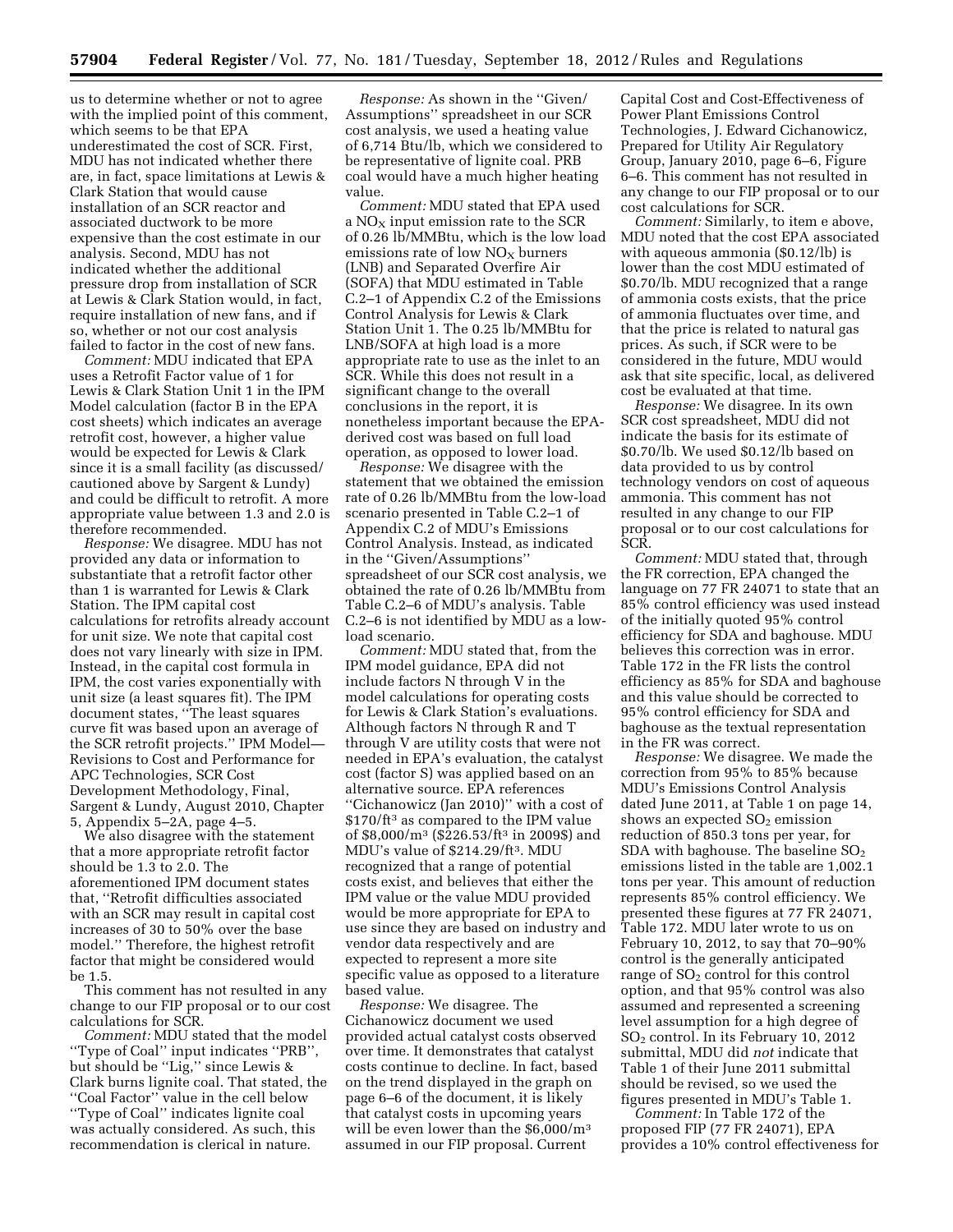us to determine whether or not to agree with the implied point of this comment, which seems to be that EPA underestimated the cost of SCR. First, MDU has not indicated whether there are, in fact, space limitations at Lewis & Clark Station that would cause installation of an SCR reactor and associated ductwork to be more expensive than the cost estimate in our analysis. Second, MDU has not indicated whether the additional pressure drop from installation of SCR at Lewis & Clark Station would, in fact, require installation of new fans, and if so, whether or not our cost analysis failed to factor in the cost of new fans.

*Comment:* MDU indicated that EPA uses a Retrofit Factor value of 1 for Lewis & Clark Station Unit 1 in the IPM Model calculation (factor B in the EPA cost sheets) which indicates an average retrofit cost, however, a higher value would be expected for Lewis & Clark since it is a small facility (as discussed/cautioned above by Sargent & Lundy) and could be difficult to retrofit. A more appropriate value between 1.3 and 2.0 is therefore recommended.

*Response:* We disagree. MDU has not provided any data or information to substantiate that a retrofit factor other than 1 is warranted for Lewis & Clark Station. The IPM capital cost calculations for retrofits already account for unit size. We note that capital cost does not vary linearly with size in IPM. Instead, in the capital cost formula in IPM, the cost varies exponentially with unit size (a least squares fit). The IPM document states, ''The least squares curve fit was based upon an average of the SCR retrofit projects.'' IPM Model—Revisions to Cost and Performance for APC Technologies, SCR Cost Development Methodology, Final, Sargent & Lundy, August 2010, Chapter 5, Appendix 5–2A, page 4–5.

We also disagree with the statement that a more appropriate retrofit factor should be 1.3 to 2.0. The aforementioned IPM document states that, ''Retrofit difficulties associated with an SCR may result in capital cost increases of 30 to 50% over the base model.'' Therefore, the highest retrofit factor that might be considered would be 1.5.

This comment has not resulted in any change to our FIP proposal or to our cost calculations for SCR.

*Comment:* MDU stated that the model ''Type of Coal'' input indicates ''PRB'', but should be ''Lig,'' since Lewis & Clark burns lignite coal. That stated, the ''Coal Factor'' value in the cell below ''Type of Coal'' indicates lignite coal was actually considered. As such, this recommendation is clerical in nature.

*Response:* As shown in the ''Given/Assumptions'' spreadsheet in our SCR cost analysis, we used a heating value of 6,714 Btu/lb, which we considered to be representative of lignite coal. PRB coal would have a much higher heating value.

*Comment:* MDU stated that EPA used a $NO_X$ input emission rate to the SCR of 0.26 lb/MMBtu, which is the low load emissions rate of low $NO_X$ burners (LNB) and Separated Overfire Air (SOFA) that MDU estimated in Table C.2–1 of Appendix C.2 of the Emissions Control Analysis for Lewis & Clark Station Unit 1. The 0.25 lb/MMBtu for LNB/SOFA at high load is a more appropriate rate to use as the inlet to an SCR. While this does not result in a significant change to the overall conclusions in the report, it is nonetheless important because the EPA-derived cost was based on full load operation, as opposed to lower load.

*Response:* We disagree with the statement that we obtained the emission rate of 0.26 lb/MMBtu from the low-load scenario presented in Table C.2–1 of Appendix C.2 of MDU's Emissions Control Analysis. Instead, as indicated in the ''Given/Assumptions'' spreadsheet of our SCR cost analysis, we obtained the rate of 0.26 lb/MMBtu from Table C.2–6 of MDU's analysis. Table C.2–6 is not identified by MDU as a low-load scenario.

*Comment:* MDU stated that, from the IPM model guidance, EPA did not include factors N through V in the model calculations for operating costs for Lewis & Clark Station's evaluations. Although factors N through R and T through V are utility costs that were not needed in EPA's evaluation, the catalyst cost (factor S) was applied based on an alternative source. EPA references ''Cichanowicz (Jan 2010)'' with a cost of $170/ft³ as compared to the IPM value of $8,000/m³ ($226.53/ft³ in 2009$) and MDU's value of $214.29/ft³. MDU recognized that a range of potential costs exist, and believes that either the IPM value or the value MDU provided would be more appropriate for EPA to use since they are based on industry and vendor data respectively and are expected to represent a more site specific value as opposed to a literature based value.

*Response:* We disagree. The Cichanowicz document we used provided actual catalyst costs observed over time. It demonstrates that catalyst costs continue to decline. In fact, based on the trend displayed in the graph on page 6–6 of the document, it is likely that catalyst costs in upcoming years will be even lower than the $6,000/m³ assumed in our FIP proposal. Current Capital Cost and Cost-Effectiveness of Power Plant Emissions Control Technologies, J. Edward Cichanowicz, Prepared for Utility Air Regulatory Group, January 2010, page 6–6, Figure 6–6. This comment has not resulted in any change to our FIP proposal or to our cost calculations for SCR.

*Comment:* Similarly, to item e above, MDU noted that the cost EPA associated with aqueous ammonia ($0.12/lb) is lower than the cost MDU estimated of $0.70/lb. MDU recognized that a range of ammonia costs exists, that the price of ammonia fluctuates over time, and that the price is related to natural gas prices. As such, if SCR were to be considered in the future, MDU would ask that site specific, local, as delivered cost be evaluated at that time.

*Response:* We disagree. In its own SCR cost spreadsheet, MDU did not indicate the basis for its estimate of $0.70/lb. We used $0.12/lb based on data provided to us by control technology vendors on cost of aqueous ammonia. This comment has not resulted in any change to our FIP proposal or to our cost calculations for SCR.

*Comment:* MDU stated that, through the FR correction, EPA changed the language on 77 FR 24071 to state that an 85% control efficiency was used instead of the initially quoted 95% control efficiency for SDA and baghouse. MDU believes this correction was in error. Table 172 in the FR lists the control efficiency as 85% for SDA and baghouse and this value should be corrected to 95% control efficiency for SDA and baghouse as the textual representation in the FR was correct.

*Response:* We disagree. We made the correction from 95% to 85% because MDU's Emissions Control Analysis dated June 2011, at Table 1 on page 14, shows an expected $SO_2$ emission reduction of 850.3 tons per year, for SDA with baghouse. The baseline $SO_2$ emissions listed in the table are 1,002.1 tons per year. This amount of reduction represents 85% control efficiency. We presented these figures at 77 FR 24071, Table 172. MDU later wrote to us on February 10, 2012, to say that 70–90% control is the generally anticipated range of $SO_2$ control for this control option, and that 95% control was also assumed and represented a screening level assumption for a high degree of $SO_2$ control. In its February 10, 2012 submittal, MDU did *not* indicate that Table 1 of their June 2011 submittal should be revised, so we used the figures presented in MDU's Table 1.

*Comment:* In Table 172 of the proposed FIP (77 FR 24071), EPA provides a 10% control effectiveness for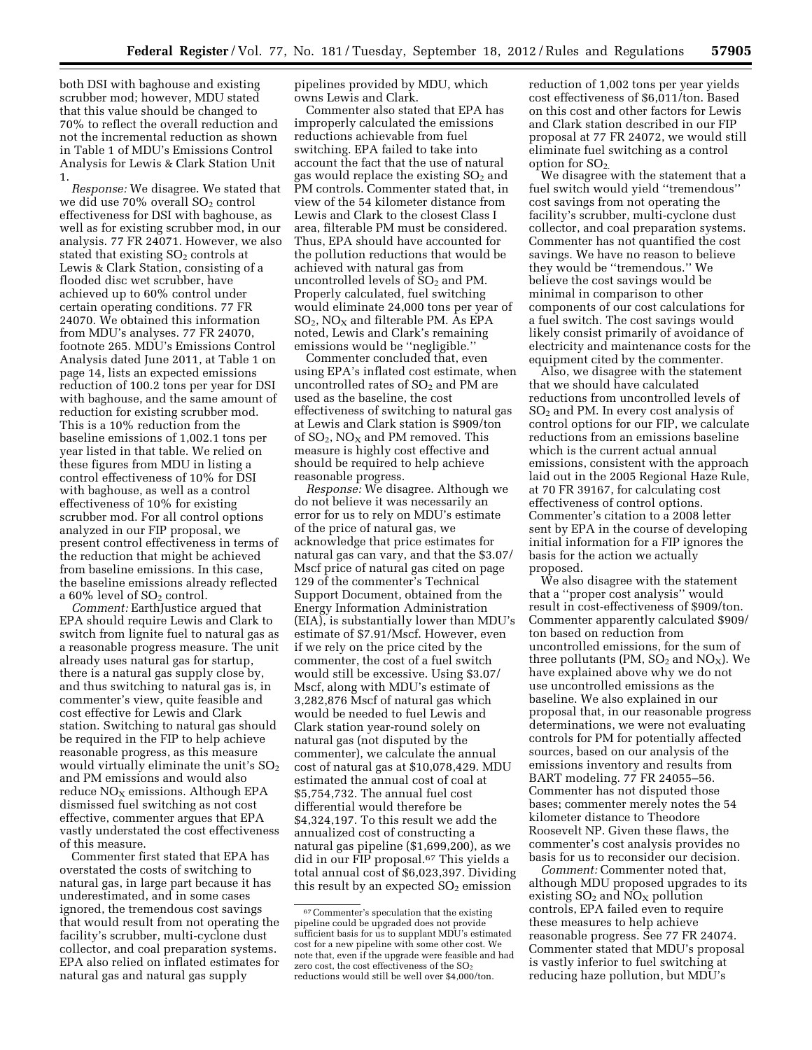both DSI with baghouse and existing scrubber mod; however, MDU stated that this value should be changed to 70% to reflect the overall reduction and not the incremental reduction as shown in Table 1 of MDU's Emissions Control Analysis for Lewis & Clark Station Unit 1.

*Response:* We disagree. We stated that we did use 70% overall $SO_2$ control effectiveness for DSI with baghouse, as well as for existing scrubber mod, in our analysis. 77 FR 24071. However, we also stated that existing $SO_2$ controls at Lewis & Clark Station, consisting of a flooded disc wet scrubber, have achieved up to 60% control under certain operating conditions. 77 FR 24070. We obtained this information from MDU's analyses. 77 FR 24070, footnote 265. MDU's Emissions Control Analysis dated June 2011, at Table 1 on page 14, lists an expected emissions reduction of 100.2 tons per year for DSI with baghouse, and the same amount of reduction for existing scrubber mod. This is a 10% reduction from the baseline emissions of 1,002.1 tons per year listed in that table. We relied on these figures from MDU in listing a control effectiveness of 10% for DSI with baghouse, as well as a control effectiveness of 10% for existing scrubber mod. For all control options analyzed in our FIP proposal, we present control effectiveness in terms of the reduction that might be achieved from baseline emissions. In this case, the baseline emissions already reflected a 60% level of $SO_2$ control.

*Comment:* EarthJustice argued that EPA should require Lewis and Clark to switch from lignite fuel to natural gas as a reasonable progress measure. The unit already uses natural gas for startup, there is a natural gas supply close by, and thus switching to natural gas is, in commenter's view, quite feasible and cost effective for Lewis and Clark station. Switching to natural gas should be required in the FIP to help achieve reasonable progress, as this measure would virtually eliminate the unit's $SO_2$ and PM emissions and would also reduce $NO_X$ emissions. Although EPA dismissed fuel switching as not cost effective, commenter argues that EPA vastly understated the cost effectiveness of this measure.

Commenter first stated that EPA has overstated the costs of switching to natural gas, in large part because it has underestimated, and in some cases ignored, the tremendous cost savings that would result from not operating the facility's scrubber, multi-cyclone dust collector, and coal preparation systems. EPA also relied on inflated estimates for natural gas and natural gas supply pipelines provided by MDU, which owns Lewis and Clark.

Commenter also stated that EPA has improperly calculated the emissions reductions achievable from fuel switching. EPA failed to take into account the fact that the use of natural gas would replace the existing $SO_2$ and PM controls. Commenter stated that, in view of the 54 kilometer distance from Lewis and Clark to the closest Class I area, filterable PM must be considered. Thus, EPA should have accounted for the pollution reductions that would be achieved with natural gas from uncontrolled levels of $SO_2$ and PM. Properly calculated, fuel switching would eliminate 24,000 tons per year of $SO_2$, $NO_X$ and filterable PM. As EPA noted, Lewis and Clark's remaining emissions would be "negligible."

Commenter concluded that, even using EPA's inflated cost estimate, when uncontrolled rates of $SO_2$ and PM are used as the baseline, the cost effectiveness of switching to natural gas at Lewis and Clark station is $909/ton of $SO_2$, $NO_X$ and PM removed. This measure is highly cost effective and should be required to help achieve reasonable progress.

*Response:* We disagree. Although we do not believe it was necessarily an error for us to rely on MDU's estimate of the price of natural gas, we acknowledge that price estimates for natural gas can vary, and that the $3.07/Mscf price of natural gas cited on page 129 of the commenter's Technical Support Document, obtained from the Energy Information Administration (EIA), is substantially lower than MDU's estimate of $7.91/Mscf. However, even if we rely on the price cited by the commenter, the cost of a fuel switch would still be excessive. Using $3.07/Mscf, along with MDU's estimate of 3,282,876 Mscf of natural gas which would be needed to fuel Lewis and Clark station year-round solely on natural gas (not disputed by the commenter), we calculate the annual cost of natural gas at $10,078,429. MDU estimated the annual cost of coal at $5,754,732. The annual fuel cost differential would therefore be $4,324,197. To this result we add the annualized cost of constructing a natural gas pipeline ($1,699,200), as we did in our FIP proposal.[67] This yields a total annual cost of $6,023,397. Dividing this result by an expected $SO_2$ emission reduction of 1,002 tons per year yields cost effectiveness of $6,011/ton. Based on this cost and other factors for Lewis and Clark station described in our FIP proposal at 77 FR 24072, we would still eliminate fuel switching as a control option for $SO_2$.

We disagree with the statement that a fuel switch would yield "tremendous" cost savings from not operating the facility's scrubber, multi-cyclone dust collector, and coal preparation systems. Commenter has not quantified the cost savings. We have no reason to believe they would be "tremendous." We believe the cost savings would be minimal in comparison to other components of our cost calculations for a fuel switch. The cost savings would likely consist primarily of avoidance of electricity and maintenance costs for the equipment cited by the commenter.

Also, we disagree with the statement that we should have calculated reductions from uncontrolled levels of $SO_2$ and PM. In every cost analysis of control options for our FIP, we calculate reductions from an emissions baseline which is the current actual annual emissions, consistent with the approach laid out in the 2005 Regional Haze Rule, at 70 FR 39167, for calculating cost effectiveness of control options. Commenter's citation to a 2008 letter sent by EPA in the course of developing initial information for a FIP ignores the basis for the action we actually proposed.

We also disagree with the statement that a "proper cost analysis" would result in cost-effectiveness of $909/ton. Commenter apparently calculated $909/ton based on reduction from uncontrolled emissions, for the sum of three pollutants (PM, $SO_2$ and $NO_X$). We have explained above why we do not use uncontrolled emissions as the baseline. We also explained in our proposal that, in our reasonable progress determinations, we were not evaluating controls for PM for potentially affected sources, based on our analysis of the emissions inventory and results from BART modeling. 77 FR 24055–56. Commenter has not disputed those bases; commenter merely notes the 54 kilometer distance to Theodore Roosevelt NP. Given these flaws, the commenter's cost analysis provides no basis for us to reconsider our decision.

*Comment:* Commenter noted that, although MDU proposed upgrades to its existing $SO_2$ and $NO_X$ pollution controls, EPA failed even to require these measures to help achieve reasonable progress. See 77 FR 24074. Commenter stated that MDU's proposal is vastly inferior to fuel switching at reducing haze pollution, but MDU's

[67] Commenter's speculation that the existing pipeline could be upgraded does not provide sufficient basis for us to supplant MDU's estimated cost for a new pipeline with some other cost. We note that, even if the upgrade were feasible and had zero cost, the cost effectiveness of the $SO_2$ reductions would still be well over $4,000/ton.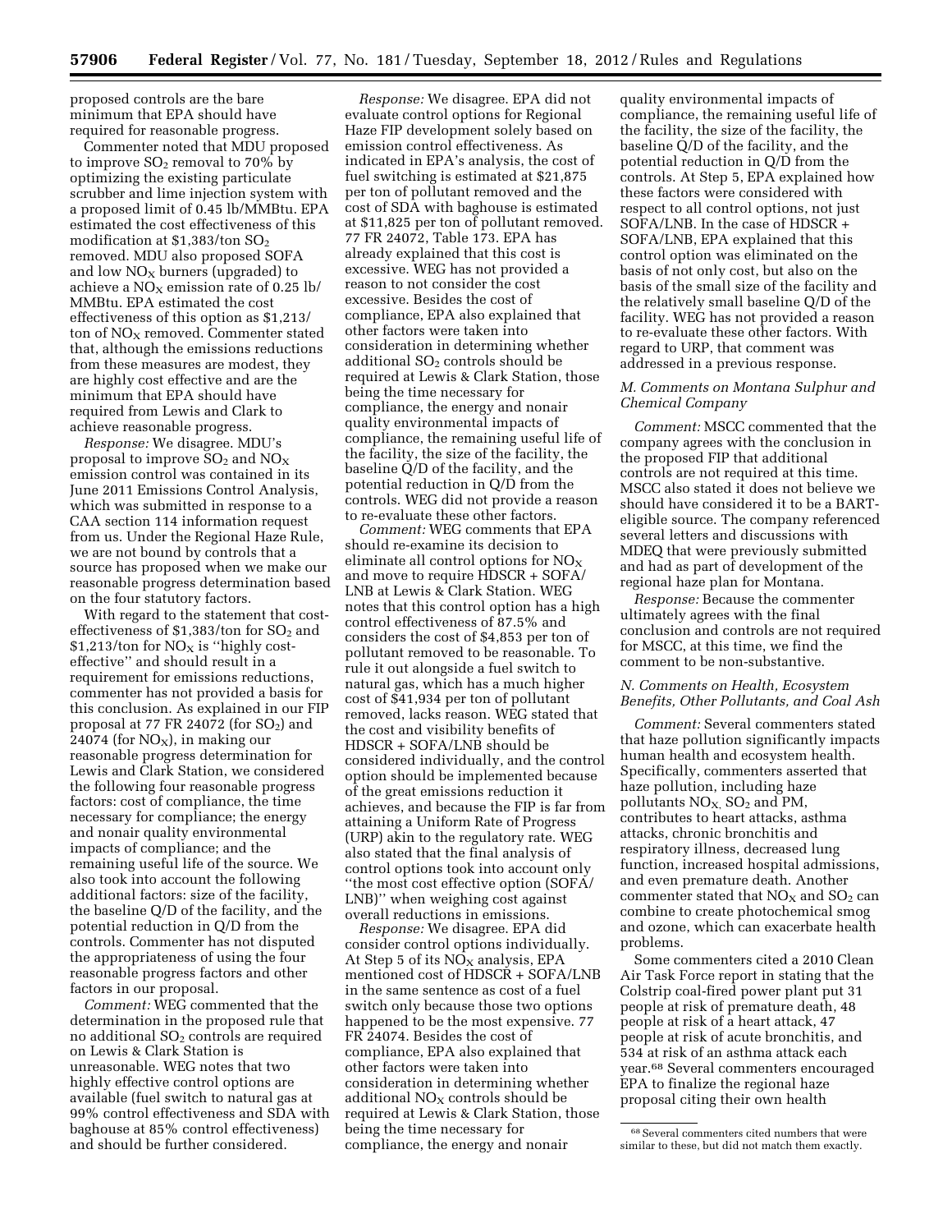proposed controls are the bare minimum that EPA should have required for reasonable progress.

Commenter noted that MDU proposed to improve $SO_2$ removal to 70% by optimizing the existing particulate scrubber and lime injection system with a proposed limit of 0.45 lb/MMBtu. EPA estimated the cost effectiveness of this modification at $1,383/ton $SO_2$ removed. MDU also proposed SOFA and low $NO_X$ burners (upgraded) to achieve a $NO_X$ emission rate of 0.25 lb/MMBtu. EPA estimated the cost effectiveness of this option as $1,213/ton of $NO_X$ removed. Commenter stated that, although the emissions reductions from these measures are modest, they are highly cost effective and are the minimum that EPA should have required from Lewis and Clark to achieve reasonable progress.

*Response:* We disagree. MDU's proposal to improve $SO_2$ and $NO_X$ emission control was contained in its June 2011 Emissions Control Analysis, which was submitted in response to a CAA section 114 information request from us. Under the Regional Haze Rule, we are not bound by controls that a source has proposed when we make our reasonable progress determination based on the four statutory factors.

With regard to the statement that cost-effectiveness of $1,383/ton for $SO_2$ and $1,213/ton for $NO_X$ is "highly cost-effective" and should result in a requirement for emissions reductions, commenter has not provided a basis for this conclusion. As explained in our FIP proposal at 77 FR 24072 (for $SO_2$) and 24074 (for $NO_X$), in making our reasonable progress determination for Lewis and Clark Station, we considered the following four reasonable progress factors: cost of compliance, the time necessary for compliance; the energy and nonair quality environmental impacts of compliance; and the remaining useful life of the source. We also took into account the following additional factors: size of the facility, the baseline Q/D of the facility, and the potential reduction in Q/D from the controls. Commenter has not disputed the appropriateness of using the four reasonable progress factors and other factors in our proposal.

*Comment:* WEG commented that the determination in the proposed rule that no additional $SO_2$ controls are required on Lewis & Clark Station is unreasonable. WEG notes that two highly effective control options are available (fuel switch to natural gas at 99% control effectiveness and SDA with baghouse at 85% control effectiveness) and should be further considered.

*Response:* We disagree. EPA did not evaluate control options for Regional Haze FIP development solely based on emission control effectiveness. As indicated in EPA's analysis, the cost of fuel switching is estimated at $21,875 per ton of pollutant removed and the cost of SDA with baghouse is estimated at $11,825 per ton of pollutant removed. 77 FR 24072, Table 173. EPA has already explained that this cost is excessive. WEG has not provided a reason to not consider the cost excessive. Besides the cost of compliance, EPA also explained that other factors were taken into consideration in determining whether additional $SO_2$ controls should be required at Lewis & Clark Station, those being the time necessary for compliance, the energy and nonair quality environmental impacts of compliance, the remaining useful life of the facility, the size of the facility, the baseline Q/D of the facility, and the potential reduction in Q/D from the controls. WEG did not provide a reason to re-evaluate these other factors.

*Comment:* WEG comments that EPA should re-examine its decision to eliminate all control options for $NO_X$ and move to require HDSCR + SOFA/LNB at Lewis & Clark Station. WEG notes that this control option has a high control effectiveness of 87.5% and considers the cost of $4,853 per ton of pollutant removed to be reasonable. To rule it out alongside a fuel switch to natural gas, which has a much higher cost of $41,934 per ton of pollutant removed, lacks reason. WEG stated that the cost and visibility benefits of HDSCR + SOFA/LNB should be considered individually, and the control option should be implemented because of the great emissions reduction it achieves, and because the FIP is far from attaining a Uniform Rate of Progress (URP) akin to the regulatory rate. WEG also stated that the final analysis of control options took into account only "the most cost effective option (SOFA/LNB)" when weighing cost against overall reductions in emissions.

*Response:* We disagree. EPA did consider control options individually. At Step 5 of its $NO_X$ analysis, EPA mentioned cost of HDSCR + SOFA/LNB in the same sentence as cost of a fuel switch only because those two options happened to be the most expensive. 77 FR 24074. Besides the cost of compliance, EPA also explained that other factors were taken into consideration in determining whether additional $NO_X$ controls should be required at Lewis & Clark Station, those being the time necessary for compliance, the energy and nonair quality environmental impacts of compliance, the remaining useful life of the facility, the size of the facility, the baseline Q/D of the facility, and the potential reduction in Q/D from the controls. At Step 5, EPA explained how these factors were considered with respect to all control options, not just SOFA/LNB. In the case of HDSCR + SOFA/LNB, EPA explained that this control option was eliminated on the basis of not only cost, but also on the basis of the small size of the facility and the relatively small baseline Q/D of the facility. WEG has not provided a reason to re-evaluate these other factors. With regard to URP, that comment was addressed in a previous response.

### M. Comments on Montana Sulphur and Chemical Company

*Comment:* MSCC commented that the company agrees with the conclusion in the proposed FIP that additional controls are not required at this time. MSCC also stated it does not believe we should have considered it to be a BART-eligible source. The company referenced several letters and discussions with MDEQ that were previously submitted and had as part of development of the regional haze plan for Montana.

*Response:* Because the commenter ultimately agrees with the final conclusion and controls are not required for MSCC, at this time, we find the comment to be non-substantive.

### N. Comments on Health, Ecosystem Benefits, Other Pollutants, and Coal Ash

*Comment:* Several commenters stated that haze pollution significantly impacts human health and ecosystem health. Specifically, commenters asserted that haze pollution, including haze pollutants $NO_X$, $SO_2$ and PM, contributes to heart attacks, asthma attacks, chronic bronchitis and respiratory illness, decreased lung function, increased hospital admissions, and even premature death. Another commenter stated that $NO_X$ and $SO_2$ can combine to create photochemical smog and ozone, which can exacerbate health problems.

Some commenters cited a 2010 Clean Air Task Force report in stating that the Colstrip coal-fired power plant put 31 people at risk of premature death, 48 people at risk of a heart attack, 47 people at risk of acute bronchitis, and 534 at risk of an asthma attack each year.[68] Several commenters encouraged EPA to finalize the regional haze proposal citing their own health

[68] Several commenters cited numbers that were similar to these, but did not match them exactly.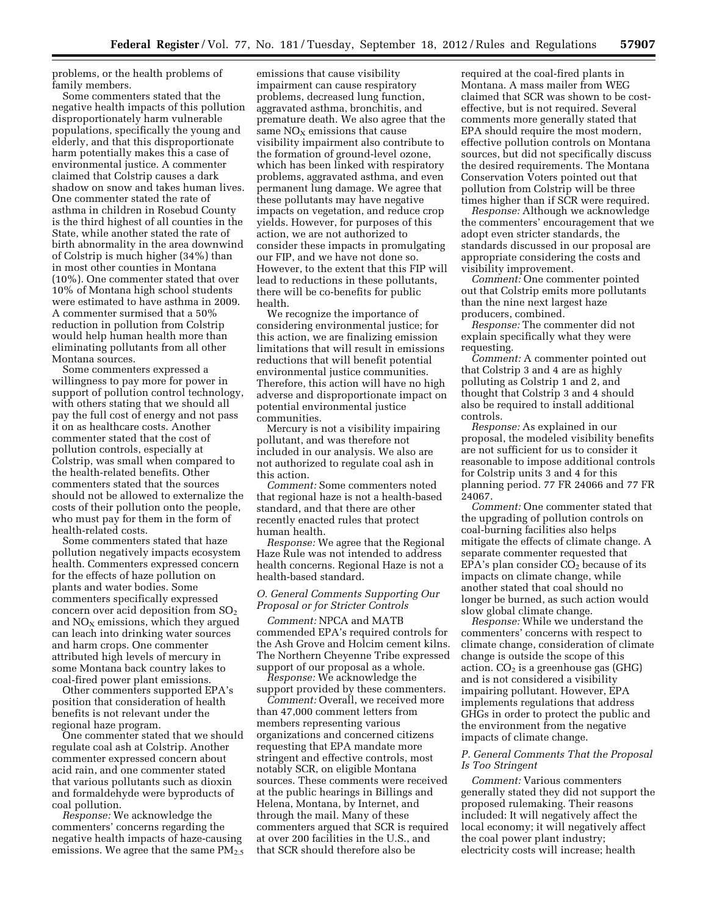problems, or the health problems of family members.

Some commenters stated that the negative health impacts of this pollution disproportionately harm vulnerable populations, specifically the young and elderly, and that this disproportionate harm potentially makes this a case of environmental justice. A commenter claimed that Colstrip causes a dark shadow on snow and takes human lives. One commenter stated the rate of asthma in children in Rosebud County is the third highest of all counties in the State, while another stated the rate of birth abnormality in the area downwind of Colstrip is much higher (34%) than in most other counties in Montana (10%). One commenter stated that over 10% of Montana high school students were estimated to have asthma in 2009. A commenter surmised that a 50% reduction in pollution from Colstrip would help human health more than eliminating pollutants from all other Montana sources.

Some commenters expressed a willingness to pay more for power in support of pollution control technology, with others stating that we should all pay the full cost of energy and not pass it on as healthcare costs. Another commenter stated that the cost of pollution controls, especially at Colstrip, was small when compared to the health-related benefits. Other commenters stated that the sources should not be allowed to externalize the costs of their pollution onto the people, who must pay for them in the form of health-related costs.

Some commenters stated that haze pollution negatively impacts ecosystem health. Commenters expressed concern for the effects of haze pollution on plants and water bodies. Some commenters specifically expressed concern over acid deposition from $SO_2$ and $NO_X$ emissions, which they argued can leach into drinking water sources and harm crops. One commenter attributed high levels of mercury in some Montana back country lakes to coal-fired power plant emissions.

Other commenters supported EPA's position that consideration of health benefits is not relevant under the regional haze program.

One commenter stated that we should regulate coal ash at Colstrip. Another commenter expressed concern about acid rain, and one commenter stated that various pollutants such as dioxin and formaldehyde were byproducts of coal pollution.

*Response:* We acknowledge the commenters' concerns regarding the negative health impacts of haze-causing emissions. We agree that the same $PM_{2.5}$ emissions that cause visibility impairment can cause respiratory problems, decreased lung function, aggravated asthma, bronchitis, and premature death. We also agree that the same $NO_X$ emissions that cause visibility impairment also contribute to the formation of ground-level ozone, which has been linked with respiratory problems, aggravated asthma, and even permanent lung damage. We agree that these pollutants may have negative impacts on vegetation, and reduce crop yields. However, for purposes of this action, we are not authorized to consider these impacts in promulgating our FIP, and we have not done so. However, to the extent that this FIP will lead to reductions in these pollutants, there will be co-benefits for public health.

We recognize the importance of considering environmental justice; for this action, we are finalizing emission limitations that will result in emissions reductions that will benefit potential environmental justice communities. Therefore, this action will have no high adverse and disproportionate impact on potential environmental justice communities.

Mercury is not a visibility impairing pollutant, and was therefore not included in our analysis. We also are not authorized to regulate coal ash in this action.

*Comment:* Some commenters noted that regional haze is not a health-based standard, and that there are other recently enacted rules that protect human health.

*Response:* We agree that the Regional Haze Rule was not intended to address health concerns. Regional Haze is not a health-based standard.

### O. General Comments Supporting Our Proposal or for Stricter Controls

*Comment:* NPCA and MATB commended EPA's required controls for the Ash Grove and Holcim cement kilns. The Northern Cheyenne Tribe expressed support of our proposal as a whole.

*Response:* We acknowledge the support provided by these commenters.

*Comment:* Overall, we received more than 47,000 comment letters from members representing various organizations and concerned citizens requesting that EPA mandate more stringent and effective controls, most notably SCR, on eligible Montana sources. These comments were received at the public hearings in Billings and Helena, Montana, by Internet, and through the mail. Many of these commenters argued that SCR is required at over 200 facilities in the U.S., and that SCR should therefore also be required at the coal-fired plants in Montana. A mass mailer from WEG claimed that SCR was shown to be cost-effective, but is not required. Several comments more generally stated that EPA should require the most modern, effective pollution controls on Montana sources, but did not specifically discuss the desired requirements. The Montana Conservation Voters pointed out that pollution from Colstrip will be three times higher than if SCR were required.

*Response:* Although we acknowledge the commenters' encouragement that we adopt even stricter standards, the standards discussed in our proposal are appropriate considering the costs and visibility improvement.

*Comment:* One commenter pointed out that Colstrip emits more pollutants than the nine next largest haze producers, combined.

*Response:* The commenter did not explain specifically what they were requesting.

*Comment:* A commenter pointed out that Colstrip 3 and 4 are as highly polluting as Colstrip 1 and 2, and thought that Colstrip 3 and 4 should also be required to install additional controls.

*Response:* As explained in our proposal, the modeled visibility benefits are not sufficient for us to consider it reasonable to impose additional controls for Colstrip units 3 and 4 for this planning period. 77 FR 24066 and 77 FR 24067.

*Comment:* One commenter stated that the upgrading of pollution controls on coal-burning facilities also helps mitigate the effects of climate change. A separate commenter requested that EPA's plan consider $CO_2$ because of its impacts on climate change, while another stated that coal should no longer be burned, as such action would slow global climate change.

*Response:* While we understand the commenters' concerns with respect to climate change, consideration of climate change is outside the scope of this action. $CO_2$ is a greenhouse gas (GHG) and is not considered a visibility impairing pollutant. However, EPA implements regulations that address GHGs in order to protect the public and the environment from the negative impacts of climate change.

### P. General Comments That the Proposal Is Too Stringent

*Comment:* Various commenters generally stated they did not support the proposed rulemaking. Their reasons included: It will negatively affect the local economy; it will negatively affect the coal power plant industry; electricity costs will increase; health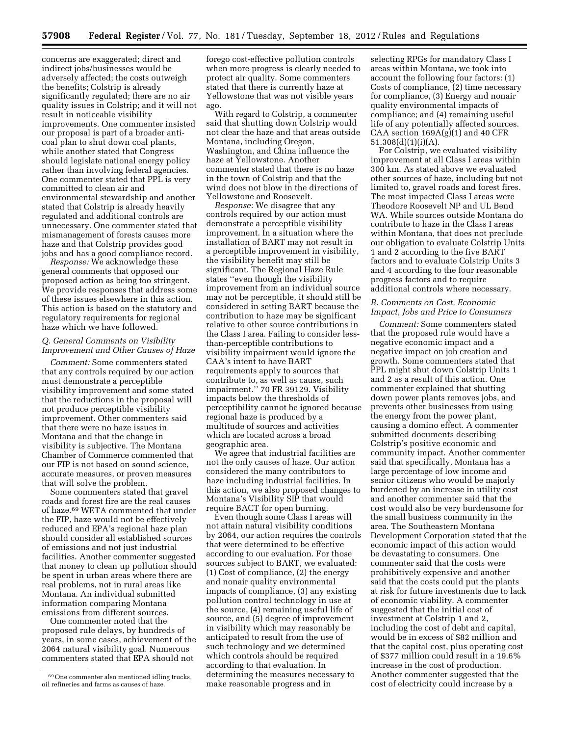concerns are exaggerated; direct and indirect jobs/businesses would be adversely affected; the costs outweigh the benefits; Colstrip is already significantly regulated; there are no air quality issues in Colstrip; and it will not result in noticeable visibility improvements. One commenter insisted our proposal is part of a broader anti-coal plan to shut down coal plants, while another stated that Congress should legislate national energy policy rather than involving federal agencies. One commenter stated that PPL is very committed to clean air and environmental stewardship and another stated that Colstrip is already heavily regulated and additional controls are unnecessary. One commenter stated that mismanagement of forests causes more haze and that Colstrip provides good jobs and has a good compliance record.

*Response:* We acknowledge these general comments that opposed our proposed action as being too stringent. We provide responses that address some of these issues elsewhere in this action. This action is based on the statutory and regulatory requirements for regional haze which we have followed.

### Q. General Comments on Visibility Improvement and Other Causes of Haze

*Comment:* Some commenters stated that any controls required by our action must demonstrate a perceptible visibility improvement and some stated that the reductions in the proposal will not produce perceptible visibility improvement. Other commenters said that there were no haze issues in Montana and that the change in visibility is subjective. The Montana Chamber of Commerce commented that our FIP is not based on sound science, accurate measures, or proven measures that will solve the problem.

Some commenters stated that gravel roads and forest fire are the real causes of haze.[69] WETA commented that under the FIP, haze would not be effectively reduced and EPA's regional haze plan should consider all established sources of emissions and not just industrial facilities. Another commenter suggested that money to clean up pollution should be spent in urban areas where there are real problems, not in rural areas like Montana. An individual submitted information comparing Montana emissions from different sources.

One commenter noted that the proposed rule delays, by hundreds of years, in some cases, achievement of the 2064 natural visibility goal. Numerous commenters stated that EPA should not forego cost-effective pollution controls when more progress is clearly needed to protect air quality. Some commenters stated that there is currently haze at Yellowstone that was not visible years ago.

With regard to Colstrip, a commenter said that shutting down Colstrip would not clear the haze and that areas outside Montana, including Oregon, Washington, and China influence the haze at Yellowstone. Another commenter stated that there is no haze in the town of Colstrip and that the wind does not blow in the directions of Yellowstone and Roosevelt.

*Response:* We disagree that any controls required by our action must demonstrate a perceptible visibility improvement. In a situation where the installation of BART may not result in a perceptible improvement in visibility, the visibility benefit may still be significant. The Regional Haze Rule states "even though the visibility improvement from an individual source may not be perceptible, it should still be considered in setting BART because the contribution to haze may be significant relative to other source contributions in the Class I area. Failing to consider less-than-perceptible contributions to visibility impairment would ignore the CAA's intent to have BART requirements apply to sources that contribute to, as well as cause, such impairment." 70 FR 39129. Visibility impacts below the thresholds of perceptibility cannot be ignored because regional haze is produced by a multitude of sources and activities which are located across a broad geographic area.

We agree that industrial facilities are not the only causes of haze. Our action considered the many contributors to haze including industrial facilities. In this action, we also proposed changes to Montana's Visibility SIP that would require BACT for open burning.

Even though some Class I areas will not attain natural visibility conditions by 2064, our action requires the controls that were determined to be effective according to our evaluation. For those sources subject to BART, we evaluated: (1) Cost of compliance, (2) the energy and nonair quality environmental impacts of compliance, (3) any existing pollution control technology in use at the source, (4) remaining useful life of source, and (5) degree of improvement in visibility which may reasonably be anticipated to result from the use of such technology and we determined which controls should be required according to that evaluation. In determining the measures necessary to make reasonable progress and in selecting RPGs for mandatory Class I areas within Montana, we took into account the following four factors: (1) Costs of compliance, (2) time necessary for compliance, (3) Energy and nonair quality environmental impacts of compliance; and (4) remaining useful life of any potentially affected sources. CAA section 169A(g)(1) and 40 CFR 51.308(d)(1)(i)(A).

For Colstrip, we evaluated visibility improvement at all Class I areas within 300 km. As stated above we evaluated other sources of haze, including but not limited to, gravel roads and forest fires. The most impacted Class I areas were Theodore Roosevelt NP and UL Bend WA. While sources outside Montana do contribute to haze in the Class I areas within Montana, that does not preclude our obligation to evaluate Colstrip Units 1 and 2 according to the five BART factors and to evaluate Colstrip Units 3 and 4 according to the four reasonable progress factors and to require additional controls where necessary.

### R. Comments on Cost, Economic Impact, Jobs and Price to Consumers

*Comment:* Some commenters stated that the proposed rule would have a negative economic impact and a negative impact on job creation and growth. Some commenters stated that PPL might shut down Colstrip Units 1 and 2 as a result of this action. One commenter explained that shutting down power plants removes jobs, and prevents other businesses from using the energy from the power plant, causing a domino effect. A commenter submitted documents describing Colstrip's positive economic and community impact. Another commenter said that specifically, Montana has a large percentage of low income and senior citizens who would be majorly burdened by an increase in utility cost and another commenter said that the cost would also be very burdensome for the small business community in the area. The Southeastern Montana Development Corporation stated that the economic impact of this action would be devastating to consumers. One commenter said that the costs were prohibitively expensive and another said that the costs could put the plants at risk for future investments due to lack of economic viability. A commenter suggested that the initial cost of investment at Colstrip 1 and 2, including the cost of debt and capital, would be in excess of $82 million and that the capital cost, plus operating cost of $377 million could result in a 19.6% increase in the cost of production. Another commenter suggested that the cost of electricity could increase by a

[69] One commenter also mentioned idling trucks, oil refineries and farms as causes of haze.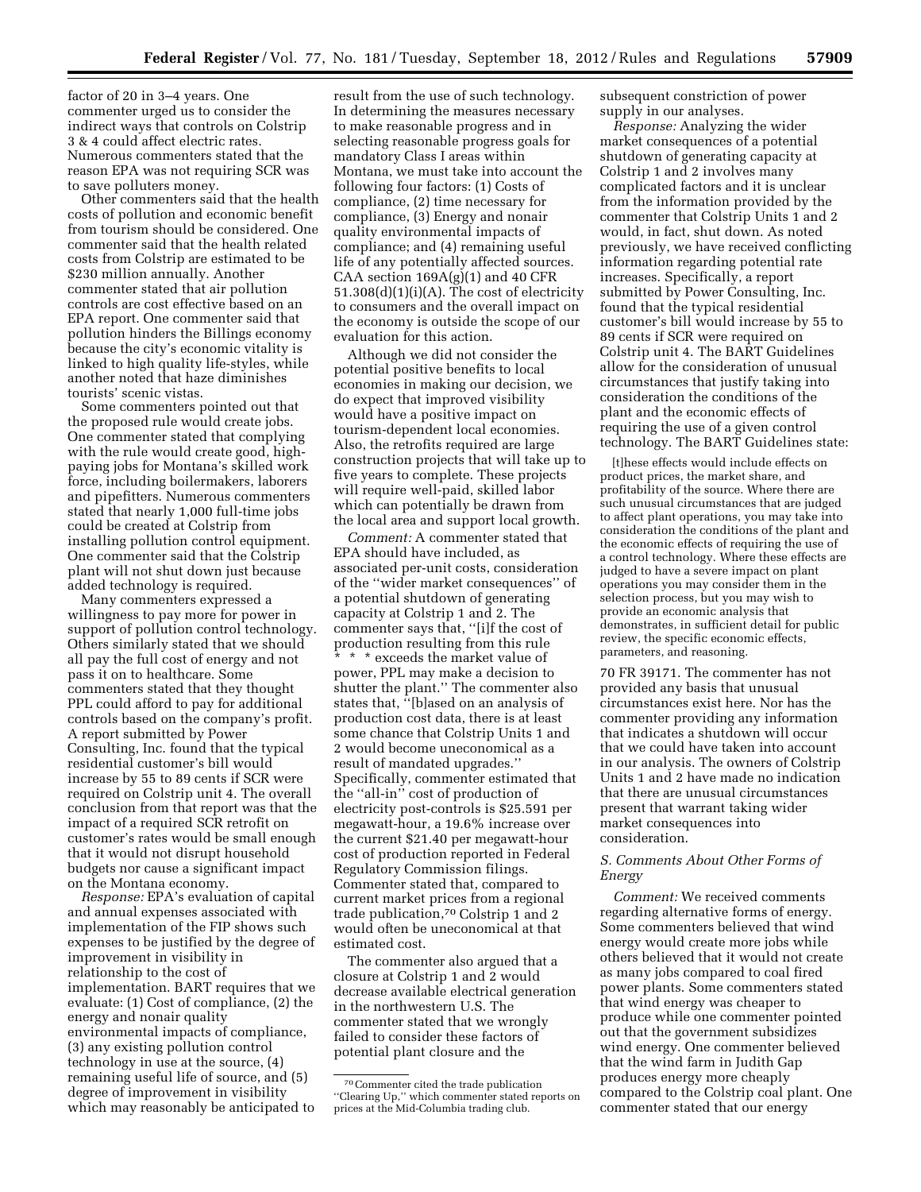factor of 20 in 3–4 years. One commenter urged us to consider the indirect ways that controls on Colstrip 3 & 4 could affect electric rates. Numerous commenters stated that the reason EPA was not requiring SCR was to save polluters money.

Other commenters said that the health costs of pollution and economic benefit from tourism should be considered. One commenter said that the health related costs from Colstrip are estimated to be $230 million annually. Another commenter stated that air pollution controls are cost effective based on an EPA report. One commenter said that pollution hinders the Billings economy because the city's economic vitality is linked to high quality life-styles, while another noted that haze diminishes tourists' scenic vistas.

Some commenters pointed out that the proposed rule would create jobs. One commenter stated that complying with the rule would create good, high-paying jobs for Montana's skilled work force, including boilermakers, laborers and pipefitters. Numerous commenters stated that nearly 1,000 full-time jobs could be created at Colstrip from installing pollution control equipment. One commenter said that the Colstrip plant will not shut down just because added technology is required.

Many commenters expressed a willingness to pay more for power in support of pollution control technology. Others similarly stated that we should all pay the full cost of energy and not pass it on to healthcare. Some commenters stated that they thought PPL could afford to pay for additional controls based on the company's profit. A report submitted by Power Consulting, Inc. found that the typical residential customer's bill would increase by 55 to 89 cents if SCR were required on Colstrip unit 4. The overall conclusion from that report was that the impact of a required SCR retrofit on customer's rates would be small enough that it would not disrupt household budgets nor cause a significant impact on the Montana economy.

*Response:* EPA's evaluation of capital and annual expenses associated with implementation of the FIP shows such expenses to be justified by the degree of improvement in visibility in relationship to the cost of implementation. BART requires that we evaluate: (1) Cost of compliance, (2) the energy and nonair quality environmental impacts of compliance, (3) any existing pollution control technology in use at the source, (4) remaining useful life of source, and (5) degree of improvement in visibility which may reasonably be anticipated to result from the use of such technology. In determining the measures necessary to make reasonable progress and in selecting reasonable progress goals for mandatory Class I areas within Montana, we must take into account the following four factors: (1) Costs of compliance, (2) time necessary for compliance, (3) Energy and nonair quality environmental impacts of compliance; and (4) remaining useful life of any potentially affected sources. CAA section 169A(g)(1) and 40 CFR 51.308(d)(1)(i)(A). The cost of electricity to consumers and the overall impact on the economy is outside the scope of our evaluation for this action.

Although we did not consider the potential positive benefits to local economies in making our decision, we do expect that improved visibility would have a positive impact on tourism-dependent local economies. Also, the retrofits required are large construction projects that will take up to five years to complete. These projects will require well-paid, skilled labor which can potentially be drawn from the local area and support local growth.

*Comment:* A commenter stated that EPA should have included, as associated per-unit costs, consideration of the ''wider market consequences'' of a potential shutdown of generating capacity at Colstrip 1 and 2. The commenter says that, ''[i]f the cost of production resulting from this rule * * * exceeds the market value of power, PPL may make a decision to shutter the plant.'' The commenter also states that, ''[b]ased on an analysis of production cost data, there is at least some chance that Colstrip Units 1 and 2 would become uneconomical as a result of mandated upgrades.'' Specifically, commenter estimated that the ''all-in'' cost of production of electricity post-controls is $25.591 per megawatt-hour, a 19.6% increase over the current $21.40 per megawatt-hour cost of production reported in Federal Regulatory Commission filings. Commenter stated that, compared to current market prices from a regional trade publication,[70] Colstrip 1 and 2 would often be uneconomical at that estimated cost.

The commenter also argued that a closure at Colstrip 1 and 2 would decrease available electrical generation in the northwestern U.S. The commenter stated that we wrongly failed to consider these factors of potential plant closure and the subsequent constriction of power supply in our analyses.

*Response:* Analyzing the wider market consequences of a potential shutdown of generating capacity at Colstrip 1 and 2 involves many complicated factors and it is unclear from the information provided by the commenter that Colstrip Units 1 and 2 would, in fact, shut down. As noted previously, we have received conflicting information regarding potential rate increases. Specifically, a report submitted by Power Consulting, Inc. found that the typical residential customer's bill would increase by 55 to 89 cents if SCR were required on Colstrip unit 4. The BART Guidelines allow for the consideration of unusual circumstances that justify taking into consideration the conditions of the plant and the economic effects of requiring the use of a given control technology. The BART Guidelines state:

> [t]hese effects would include effects on product prices, the market share, and profitability of the source. Where there are such unusual circumstances that are judged to affect plant operations, you may take into consideration the conditions of the plant and the economic effects of requiring the use of a control technology. Where these effects are judged to have a severe impact on plant operations you may consider them in the selection process, but you may wish to provide an economic analysis that demonstrates, in sufficient detail for public review, the specific economic effects, parameters, and reasoning.

70 FR 39171. The commenter has not provided any basis that unusual circumstances exist here. Nor has the commenter providing any information that indicates a shutdown will occur that we could have taken into account in our analysis. The owners of Colstrip Units 1 and 2 have made no indication that there are unusual circumstances present that warrant taking wider market consequences into consideration.

### S. Comments About Other Forms of Energy

*Comment:* We received comments regarding alternative forms of energy. Some commenters believed that wind energy would create more jobs while others believed that it would not create as many jobs compared to coal fired power plants. Some commenters stated that wind energy was cheaper to produce while one commenter pointed out that the government subsidizes wind energy. One commenter believed that the wind farm in Judith Gap produces energy more cheaply compared to the Colstrip coal plant. One commenter stated that our energy

[70] Commenter cited the trade publication ''Clearing Up,'' which commenter stated reports on prices at the Mid-Columbia trading club.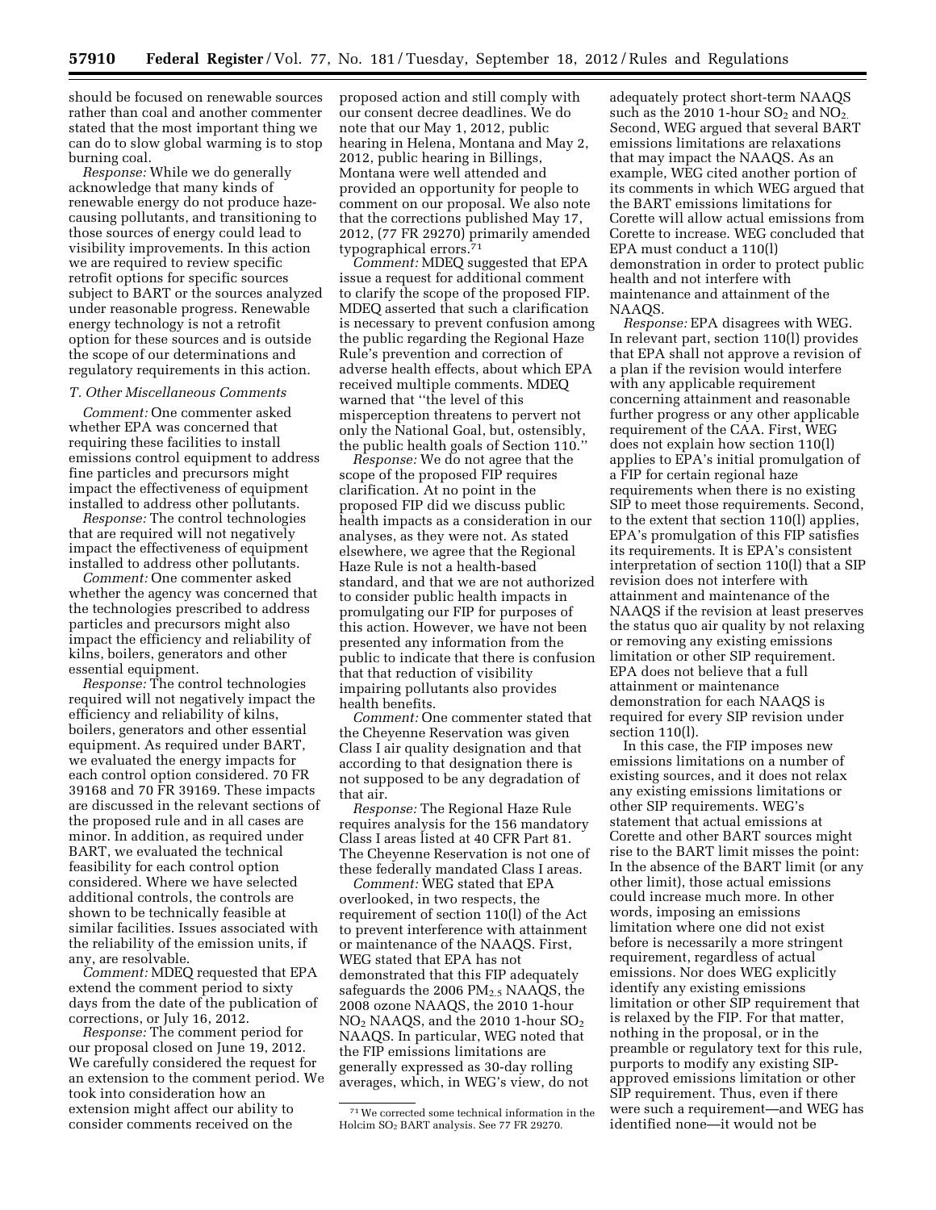should be focused on renewable sources rather than coal and another commenter stated that the most important thing we can do to slow global warming is to stop burning coal.

*Response:* While we do generally acknowledge that many kinds of renewable energy do not produce haze-causing pollutants, and transitioning to those sources of energy could lead to visibility improvements. In this action we are required to review specific retrofit options for specific sources subject to BART or the sources analyzed under reasonable progress. Renewable energy technology is not a retrofit option for these sources and is outside the scope of our determinations and regulatory requirements in this action.

### *T. Other Miscellaneous Comments*

*Comment:* One commenter asked whether EPA was concerned that requiring these facilities to install emissions control equipment to address fine particles and precursors might impact the effectiveness of equipment installed to address other pollutants.

*Response:* The control technologies that are required will not negatively impact the effectiveness of equipment installed to address other pollutants.

*Comment:* One commenter asked whether the agency was concerned that the technologies prescribed to address particles and precursors might also impact the efficiency and reliability of kilns, boilers, generators and other essential equipment.

*Response:* The control technologies required will not negatively impact the efficiency and reliability of kilns, boilers, generators and other essential equipment. As required under BART, we evaluated the energy impacts for each control option considered. 70 FR 39168 and 70 FR 39169. These impacts are discussed in the relevant sections of the proposed rule and in all cases are minor. In addition, as required under BART, we evaluated the technical feasibility for each control option considered. Where we have selected additional controls, the controls are shown to be technically feasible at similar facilities. Issues associated with the reliability of the emission units, if any, are resolvable.

*Comment:* MDEQ requested that EPA extend the comment period to sixty days from the date of the publication of corrections, or July 16, 2012.

*Response:* The comment period for our proposal closed on June 19, 2012. We carefully considered the request for an extension to the comment period. We took into consideration how an extension might affect our ability to consider comments received on the proposed action and still comply with our consent decree deadlines. We do note that our May 1, 2012, public hearing in Helena, Montana and May 2, 2012, public hearing in Billings, Montana were well attended and provided an opportunity for people to comment on our proposal. We also note that the corrections published May 17, 2012, (77 FR 29270) primarily amended typographical errors.[71]

*Comment:* MDEQ suggested that EPA issue a request for additional comment to clarify the scope of the proposed FIP. MDEQ asserted that such a clarification is necessary to prevent confusion among the public regarding the Regional Haze Rule's prevention and correction of adverse health effects, about which EPA received multiple comments. MDEQ warned that "the level of this misperception threatens to pervert not only the National Goal, but, ostensibly, the public health goals of Section 110."

*Response:* We do not agree that the scope of the proposed FIP requires clarification. At no point in the proposed FIP did we discuss public health impacts as a consideration in our analyses, as they were not. As stated elsewhere, we agree that the Regional Haze Rule is not a health-based standard, and that we are not authorized to consider public health impacts in promulgating our FIP for purposes of this action. However, we have not been presented any information from the public to indicate that there is confusion that that reduction of visibility impairing pollutants also provides health benefits.

*Comment:* One commenter stated that the Cheyenne Reservation was given Class I air quality designation and that according to that designation there is not supposed to be any degradation of that air.

*Response:* The Regional Haze Rule requires analysis for the 156 mandatory Class I areas listed at 40 CFR Part 81. The Cheyenne Reservation is not one of these federally mandated Class I areas.

*Comment:* WEG stated that EPA overlooked, in two respects, the requirement of section 110(l) of the Act to prevent interference with attainment or maintenance of the NAAQS. First, WEG stated that EPA has not demonstrated that this FIP adequately safeguards the 2006 $PM_{2.5}$ NAAQS, the 2008 ozone NAAQS, the 2010 1-hour $NO_2$ NAAQS, and the 2010 1-hour $SO_2$ NAAQS. In particular, WEG noted that the FIP emissions limitations are generally expressed as 30-day rolling averages, which, in WEG's view, do not adequately protect short-term NAAQS such as the 2010 1-hour $SO_2$ and $NO_2$. Second, WEG argued that several BART emissions limitations are relaxations that may impact the NAAQS. As an example, WEG cited another portion of its comments in which WEG argued that the BART emissions limitations for Corette will allow actual emissions from Corette to increase. WEG concluded that EPA must conduct a 110(l) demonstration in order to protect public health and not interfere with maintenance and attainment of the NAAQS.

*Response:* EPA disagrees with WEG. In relevant part, section 110(l) provides that EPA shall not approve a revision of a plan if the revision would interfere with any applicable requirement concerning attainment and reasonable further progress or any other applicable requirement of the CAA. First, WEG does not explain how section 110(l) applies to EPA's initial promulgation of a FIP for certain regional haze requirements when there is no existing SIP to meet those requirements. Second, to the extent that section 110(l) applies, EPA's promulgation of this FIP satisfies its requirements. It is EPA's consistent interpretation of section 110(l) that a SIP revision does not interfere with attainment and maintenance of the NAAQS if the revision at least preserves the status quo air quality by not relaxing or removing any existing emissions limitation or other SIP requirement. EPA does not believe that a full attainment or maintenance demonstration for each NAAQS is required for every SIP revision under section 110(l).

In this case, the FIP imposes new emissions limitations on a number of existing sources, and it does not relax any existing emissions limitations or other SIP requirements. WEG's statement that actual emissions at Corette and other BART sources might rise to the BART limit misses the point: In the absence of the BART limit (or any other limit), those actual emissions could increase much more. In other words, imposing an emissions limitation where one did not exist before is necessarily a more stringent requirement, regardless of actual emissions. Nor does WEG explicitly identify any existing emissions limitation or other SIP requirement that is relaxed by the FIP. For that matter, nothing in the proposal, or in the preamble or regulatory text for this rule, purports to modify any existing SIP-approved emissions limitation or other SIP requirement. Thus, even if there were such a requirement—and WEG has identified none—it would not be

---

[71] We corrected some technical information in the Holcim $SO_2$ BART analysis. See 77 FR 29270.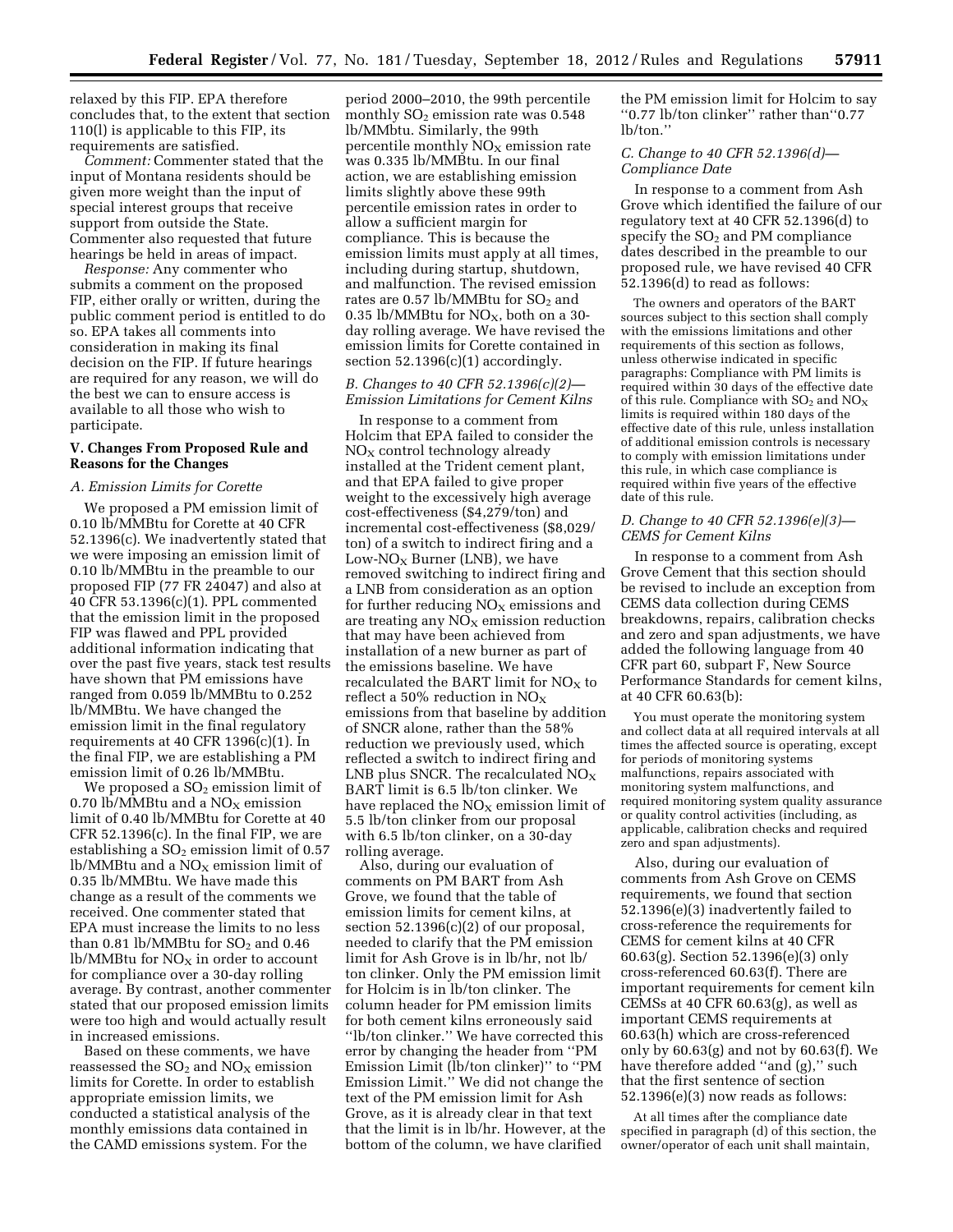relaxed by this FIP. EPA therefore concludes that, to the extent that section 110(l) is applicable to this FIP, its requirements are satisfied.

*Comment:* Commenter stated that the input of Montana residents should be given more weight than the input of special interest groups that receive support from outside the State. Commenter also requested that future hearings be held in areas of impact.

*Response:* Any commenter who submits a comment on the proposed FIP, either orally or written, during the public comment period is entitled to do so. EPA takes all comments into consideration in making its final decision on the FIP. If future hearings are required for any reason, we will do the best we can to ensure access is available to all those who wish to participate.

## V. Changes From Proposed Rule and Reasons for the Changes

### A. Emission Limits for Corette

We proposed a PM emission limit of 0.10 lb/MMBtu for Corette at 40 CFR 52.1396(c). We inadvertently stated that we were imposing an emission limit of 0.10 lb/MMBtu in the preamble to our proposed FIP (77 FR 24047) and also at 40 CFR 53.1396(c)(1). PPL commented that the emission limit in the proposed FIP was flawed and PPL provided additional information indicating that over the past five years, stack test results have shown that PM emissions have ranged from 0.059 lb/MMBtu to 0.252 lb/MMBtu. We have changed the emission limit in the final regulatory requirements at 40 CFR 1396(c)(1). In the final FIP, we are establishing a PM emission limit of 0.26 lb/MMBtu.

We proposed a $SO_2$ emission limit of 0.70 lb/MMBtu and a $NO_X$ emission limit of 0.40 lb/MMBtu for Corette at 40 CFR 52.1396(c). In the final FIP, we are establishing a $SO_2$ emission limit of 0.57 lb/MMBtu and a $NO_X$ emission limit of 0.35 lb/MMBtu. We have made this change as a result of the comments we received. One commenter stated that EPA must increase the limits to no less than 0.81 lb/MMBtu for $SO_2$ and 0.46 lb/MMBtu for $NO_X$ in order to account for compliance over a 30-day rolling average. By contrast, another commenter stated that our proposed emission limits were too high and would actually result in increased emissions.

Based on these comments, we have reassessed the $SO_2$ and $NO_X$ emission limits for Corette. In order to establish appropriate emission limits, we conducted a statistical analysis of the monthly emissions data contained in the CAMD emissions system. For the period 2000–2010, the 99th percentile monthly $SO_2$ emission rate was 0.548 lb/MMbtu. Similarly, the 99th percentile monthly $NO_X$ emission rate was 0.335 lb/MMBtu. In our final action, we are establishing emission limits slightly above these 99th percentile emission rates in order to allow a sufficient margin for compliance. This is because the emission limits must apply at all times, including during startup, shutdown, and malfunction. The revised emission rates are 0.57 lb/MMBtu for $SO_2$ and 0.35 lb/MMBtu for $NO_X$, both on a 30-day rolling average. We have revised the emission limits for Corette contained in section 52.1396(c)(1) accordingly.

### B. Changes to 40 CFR 52.1396(c)(2)—Emission Limitations for Cement Kilns

In response to a comment from Holcim that EPA failed to consider the $NO_X$ control technology already installed at the Trident cement plant, and that EPA failed to give proper weight to the excessively high average cost-effectiveness ($4,279/ton) and incremental cost-effectiveness ($8,029/ton) of a switch to indirect firing and a Low-$NO_X$ Burner (LNB), we have removed switching to indirect firing and a LNB from consideration as an option for further reducing $NO_X$ emissions and are treating any $NO_X$ emission reduction that may have been achieved from installation of a new burner as part of the emissions baseline. We have recalculated the BART limit for $NO_X$ to reflect a 50% reduction in $NO_X$ emissions from that baseline by addition of SNCR alone, rather than the 58% reduction we previously used, which reflected a switch to indirect firing and LNB plus SNCR. The recalculated $NO_X$ BART limit is 6.5 lb/ton clinker. We have replaced the $NO_X$ emission limit of 5.5 lb/ton clinker from our proposal with 6.5 lb/ton clinker, on a 30-day rolling average.

Also, during our evaluation of comments on PM BART from Ash Grove, we found that the table of emission limits for cement kilns, at section 52.1396(c)(2) of our proposal, needed to clarify that the PM emission limit for Ash Grove is in lb/hr, not lb/ton clinker. Only the PM emission limit for Holcim is in lb/ton clinker. The column header for PM emission limits for both cement kilns erroneously said "lb/ton clinker." We have corrected this error by changing the header from "PM Emission Limit (lb/ton clinker)" to "PM Emission Limit." We did not change the text of the PM emission limit for Ash Grove, as it is already clear in that text that the limit is in lb/hr. However, at the bottom of the column, we have clarified the PM emission limit for Holcim to say "0.77 lb/ton clinker" rather than "0.77 lb/ton."

### C. Change to 40 CFR 52.1396(d)—Compliance Date

In response to a comment from Ash Grove which identified the failure of our regulatory text at 40 CFR 52.1396(d) to specify the $SO_2$ and PM compliance dates described in the preamble to our proposed rule, we have revised 40 CFR 52.1396(d) to read as follows:

> The owners and operators of the BART sources subject to this section shall comply with the emissions limitations and other requirements of this section as follows, unless otherwise indicated in specific paragraphs: Compliance with PM limits is required within 30 days of the effective date of this rule. Compliance with $SO_2$ and $NO_X$ limits is required within 180 days of the effective date of this rule, unless installation of additional emission controls is necessary to comply with emission limitations under this rule, in which case compliance is required within five years of the effective date of this rule.

### D. Change to 40 CFR 52.1396(e)(3)—CEMS for Cement Kilns

In response to a comment from Ash Grove Cement that this section should be revised to include an exception from CEMS data collection during CEMS breakdowns, repairs, calibration checks and zero and span adjustments, we have added the following language from 40 CFR part 60, subpart F, New Source Performance Standards for cement kilns, at 40 CFR 60.63(b):

> You must operate the monitoring system and collect data at all required intervals at all times the affected source is operating, except for periods of monitoring systems malfunctions, repairs associated with monitoring system malfunctions, and required monitoring system quality assurance or quality control activities (including, as applicable, calibration checks and required zero and span adjustments).

Also, during our evaluation of comments from Ash Grove on CEMS requirements, we found that section 52.1396(e)(3) inadvertently failed to cross-reference the requirements for CEMS for cement kilns at 40 CFR 60.63(g). Section 52.1396(e)(3) only cross-referenced 60.63(f). There are important requirements for cement kiln CEMSs at 40 CFR 60.63(g), as well as important CEMS requirements at 60.63(h) which are cross-referenced only by 60.63(g) and not by 60.63(f). We have therefore added "and (g)," such that the first sentence of section 52.1396(e)(3) now reads as follows:

> At all times after the compliance date specified in paragraph (d) of this section, the owner/operator of each unit shall maintain,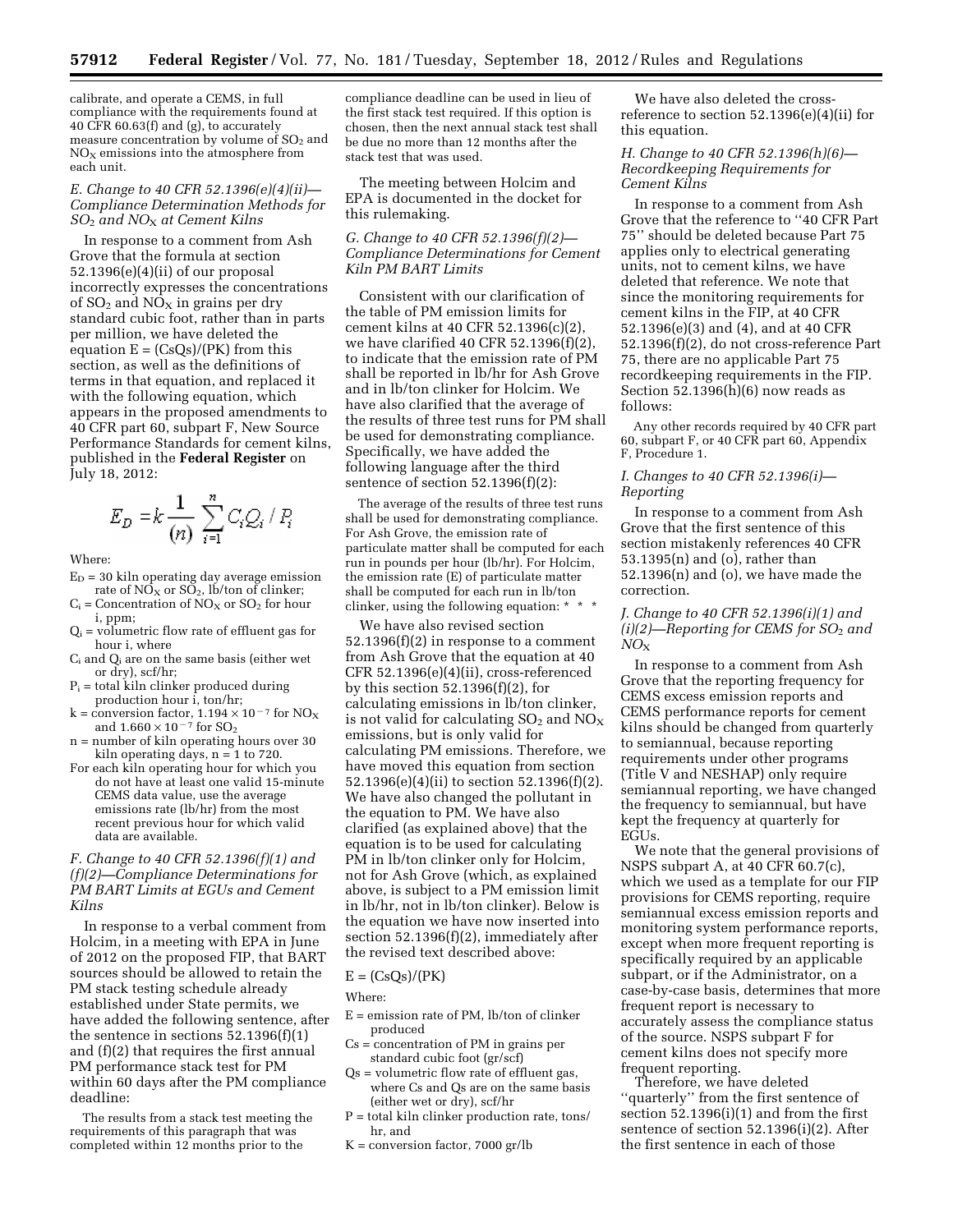calibrate, and operate a CEMS, in full compliance with the requirements found at 40 CFR 60.63(f) and (g), to accurately measure concentration by volume of $SO_2$ and $NO_X$ emissions into the atmosphere from each unit.

### *E. Change to 40 CFR 52.1396(e)(4)(ii)—Compliance Determination Methods for $SO_2$ and $NO_X$ at Cement Kilns*

In response to a comment from Ash Grove that the formula at section 52.1396(e)(4)(ii) of our proposal incorrectly expresses the concentrations of $SO_2$ and $NO_X$ in grains per dry standard cubic foot, rather than in parts per million, we have deleted the equation E = (CsQs)/(PK) from this section, as well as the definitions of terms in that equation, and replaced it with the following equation, which appears in the proposed amendments to 40 CFR part 60, subpart F, New Source Performance Standards for cement kilns, published in the **Federal Register** on July 18, 2012:

$$E_D = k \frac{1}{(n)} \sum_{i=1}^{n} C_i Q_i / P_i$$

Where:

$E_D$ = 30 kiln operating day average emission rate of $NO_X$ or $SO_2$, lb/ton of clinker;

$C_i$ = Concentration of $NO_X$ or $SO_2$ for hour i, ppm;

$Q_i$ = volumetric flow rate of effluent gas for hour i, where

$C_i$ and $Q_i$ are on the same basis (either wet or dry), scf/hr;

$P_i$ = total kiln clinker produced during production hour i, ton/hr;

k = conversion factor, $1.194 \times 10^{-7}$ for $NO_X$ and $1.660 \times 10^{-7}$ for $SO_2$

n = number of kiln operating hours over 30 kiln operating days, n = 1 to 720.

For each kiln operating hour for which you do not have at least one valid 15-minute CEMS data value, use the average emissions rate (lb/hr) from the most recent previous hour for which valid data are available.

### *F. Change to 40 CFR 52.1396(f)(1) and (f)(2)—Compliance Determinations for PM BART Limits at EGUs and Cement Kilns*

In response to a verbal comment from Holcim, in a meeting with EPA in June of 2012 on the proposed FIP, that BART sources should be allowed to retain the PM stack testing schedule already established under State permits, we have added the following sentence, after the sentence in sections 52.1396(f)(1) and (f)(2) that requires the first annual PM performance stack test for PM within 60 days after the PM compliance deadline:

The results from a stack test meeting the requirements of this paragraph that was completed within 12 months prior to the compliance deadline can be used in lieu of the first stack test required. If this option is chosen, then the next annual stack test shall be due no more than 12 months after the stack test that was used.

The meeting between Holcim and EPA is documented in the docket for this rulemaking.

### *G. Change to 40 CFR 52.1396(f)(2)—Compliance Determinations for Cement Kiln PM BART Limits*

Consistent with our clarification of the table of PM emission limits for cement kilns at 40 CFR 52.1396(c)(2), we have clarified 40 CFR 52.1396(f)(2), to indicate that the emission rate of PM shall be reported in lb/hr for Ash Grove and in lb/ton clinker for Holcim. We have also clarified that the average of the results of three test runs for PM shall be used for demonstrating compliance. Specifically, we have added the following language after the third sentence of section 52.1396(f)(2):

The average of the results of three test runs shall be used for demonstrating compliance. For Ash Grove, the emission rate of particulate matter shall be computed for each run in pounds per hour (lb/hr). For Holcim, the emission rate (E) of particulate matter shall be computed for each run in lb/ton clinker, using the following equation: * * *

We have also revised section 52.1396(f)(2) in response to a comment from Ash Grove that the equation at 40 CFR 52.1396(e)(4)(ii), cross-referenced by this section 52.1396(f)(2), for calculating emissions in lb/ton clinker, is not valid for calculating $SO_2$ and $NO_X$ emissions, but is only valid for calculating PM emissions. Therefore, we have moved this equation from section 52.1396(e)(4)(ii) to section 52.1396(f)(2). We have also changed the pollutant in the equation to PM. We have also clarified (as explained above) that the equation is to be used for calculating PM in lb/ton clinker only for Holcim, not for Ash Grove (which, as explained above, is subject to a PM emission limit in lb/hr, not in lb/ton clinker). Below is the equation we have now inserted into section 52.1396(f)(2), immediately after the revised text described above:

E = (CsQs)/(PK)

Where:

E = emission rate of PM, lb/ton of clinker produced

Cs = concentration of PM in grains per standard cubic foot (gr/scf)

Qs = volumetric flow rate of effluent gas, where Cs and Qs are on the same basis (either wet or dry), scf/hr

P = total kiln clinker production rate, tons/hr, and

K = conversion factor, 7000 gr/lb

We have also deleted the cross-reference to section 52.1396(e)(4)(ii) for this equation.

### *H. Change to 40 CFR 52.1396(h)(6)—Recordkeeping Requirements for Cement Kilns*

In response to a comment from Ash Grove that the reference to ''40 CFR Part 75'' should be deleted because Part 75 applies only to electrical generating units, not to cement kilns, we have deleted that reference. We note that since the monitoring requirements for cement kilns in the FIP, at 40 CFR 52.1396(e)(3) and (4), and at 40 CFR 52.1396(f)(2), do not cross-reference Part 75, there are no applicable Part 75 recordkeeping requirements in the FIP. Section 52.1396(h)(6) now reads as follows:

Any other records required by 40 CFR part 60, subpart F, or 40 CFR part 60, Appendix F, Procedure 1.

### *I. Changes to 40 CFR 52.1396(i)—Reporting*

In response to a comment from Ash Grove that the first sentence of this section mistakenly references 40 CFR 53.1395(n) and (o), rather than 52.1396(n) and (o), we have made the correction.

### *J. Change to 40 CFR 52.1396(i)(1) and (i)(2)—Reporting for CEMS for $SO_2$ and $NO_X$*

In response to a comment from Ash Grove that the reporting frequency for CEMS excess emission reports and CEMS performance reports for cement kilns should be changed from quarterly to semiannual, because reporting requirements under other programs (Title V and NESHAP) only require semiannual reporting, we have changed the frequency to semiannual, but have kept the frequency at quarterly for EGUs.

We note that the general provisions of NSPS subpart A, at 40 CFR 60.7(c), which we used as a template for our FIP provisions for CEMS reporting, require semiannual excess emission reports and monitoring system performance reports, except when more frequent reporting is specifically required by an applicable subpart, or if the Administrator, on a case-by-case basis, determines that more frequent report is necessary to accurately assess the compliance status of the source. NSPS subpart F for cement kilns does not specify more frequent reporting.

Therefore, we have deleted ''quarterly'' from the first sentence of section 52.1396(i)(1) and from the first sentence of section 52.1396(i)(2). After the first sentence in each of those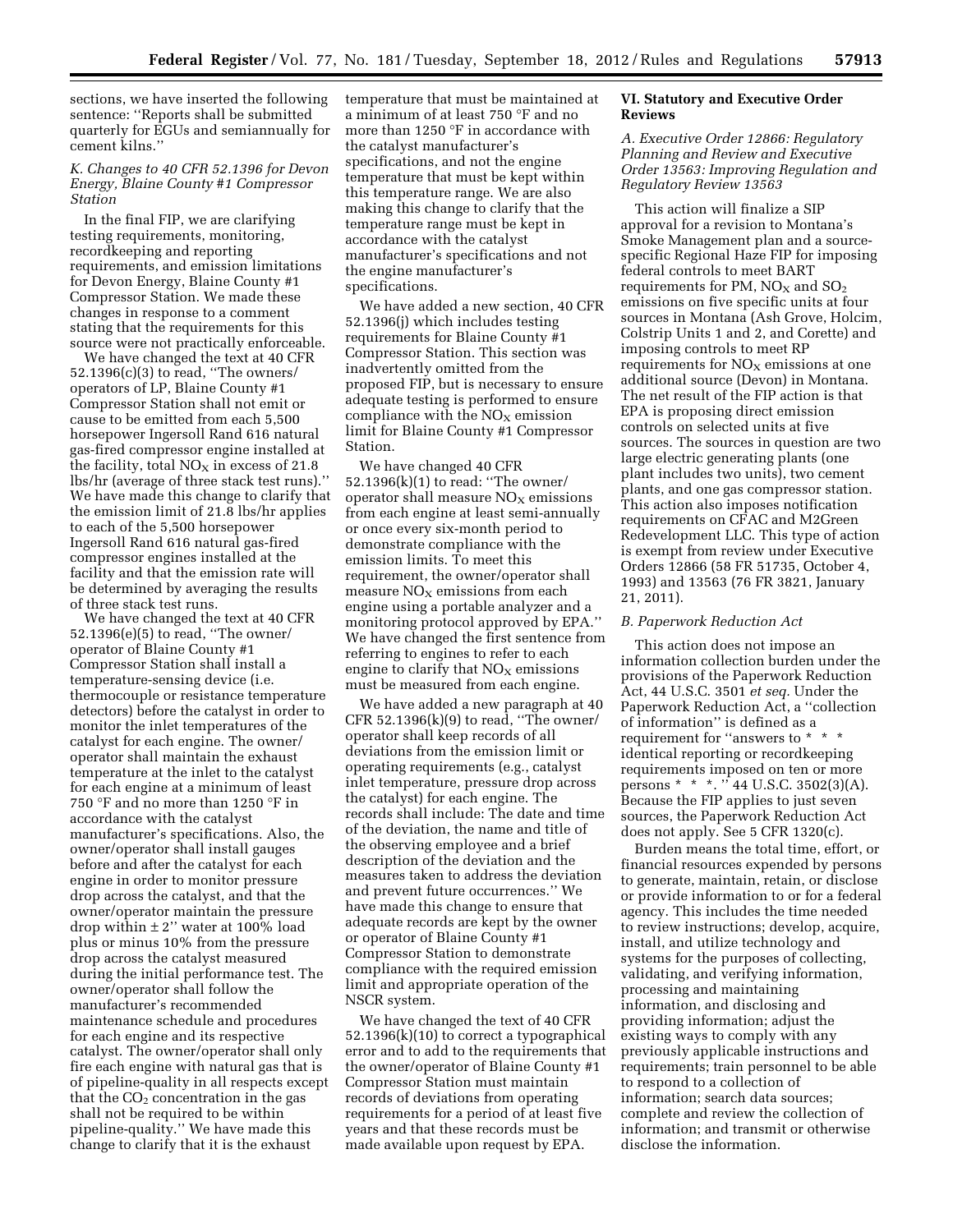sections, we have inserted the following sentence: ''Reports shall be submitted quarterly for EGUs and semiannually for cement kilns.''

### *K. Changes to 40 CFR 52.1396 for Devon Energy, Blaine County #1 Compressor Station*

In the final FIP, we are clarifying testing requirements, monitoring, recordkeeping and reporting requirements, and emission limitations for Devon Energy, Blaine County #1 Compressor Station. We made these changes in response to a comment stating that the requirements for this source were not practically enforceable.

We have changed the text at 40 CFR 52.1396(c)(3) to read, ''The owners/operators of LP, Blaine County #1 Compressor Station shall not emit or cause to be emitted from each 5,500 horsepower Ingersoll Rand 616 natural gas-fired compressor engine installed at the facility, total $NO_X$ in excess of 21.8 lbs/hr (average of three stack test runs).'' We have made this change to clarify that the emission limit of 21.8 lbs/hr applies to each of the 5,500 horsepower Ingersoll Rand 616 natural gas-fired compressor engines installed at the facility and that the emission rate will be determined by averaging the results of three stack test runs.

We have changed the text at 40 CFR 52.1396(e)(5) to read, ''The owner/operator of Blaine County #1 Compressor Station shall install a temperature-sensing device (i.e. thermocouple or resistance temperature detectors) before the catalyst in order to monitor the inlet temperatures of the catalyst for each engine. The owner/operator shall maintain the exhaust temperature at the inlet to the catalyst for each engine at a minimum of least 750 °F and no more than 1250 °F in accordance with the catalyst manufacturer's specifications. Also, the owner/operator shall install gauges before and after the catalyst for each engine in order to monitor pressure drop across the catalyst, and that the owner/operator maintain the pressure drop within ± 2'' water at 100% load plus or minus 10% from the pressure drop across the catalyst measured during the initial performance test. The owner/operator shall follow the manufacturer's recommended maintenance schedule and procedures for each engine and its respective catalyst. The owner/operator shall only fire each engine with natural gas that is of pipeline-quality in all respects except that the $CO_2$ concentration in the gas shall not be required to be within pipeline-quality.'' We have made this change to clarify that it is the exhaust temperature that must be maintained at a minimum of at least 750 °F and no more than 1250 °F in accordance with the catalyst manufacturer's specifications, and not the engine temperature that must be kept within this temperature range. We are also making this change to clarify that the temperature range must be kept in accordance with the catalyst manufacturer's specifications and not the engine manufacturer's specifications.

We have added a new section, 40 CFR 52.1396(j) which includes testing requirements for Blaine County #1 Compressor Station. This section was inadvertently omitted from the proposed FIP, but is necessary to ensure adequate testing is performed to ensure compliance with the $NO_X$ emission limit for Blaine County #1 Compressor Station.

We have changed 40 CFR 52.1396(k)(1) to read: ''The owner/operator shall measure $NO_X$ emissions from each engine at least semi-annually or once every six-month period to demonstrate compliance with the emission limits. To meet this requirement, the owner/operator shall measure $NO_X$ emissions from each engine using a portable analyzer and a monitoring protocol approved by EPA.'' We have changed the first sentence from referring to engines to refer to each engine to clarify that $NO_X$ emissions must be measured from each engine.

We have added a new paragraph at 40 CFR 52.1396(k)(9) to read, ''The owner/operator shall keep records of all deviations from the emission limit or operating requirements (e.g., catalyst inlet temperature, pressure drop across the catalyst) for each engine. The records shall include: The date and time of the deviation, the name and title of the observing employee and a brief description of the deviation and the measures taken to address the deviation and prevent future occurrences.'' We have made this change to ensure that adequate records are kept by the owner or operator of Blaine County #1 Compressor Station to demonstrate compliance with the required emission limit and appropriate operation of the NSCR system.

We have changed the text of 40 CFR 52.1396(k)(10) to correct a typographical error and to add to the requirements that the owner/operator of Blaine County #1 Compressor Station must maintain records of deviations from operating requirements for a period of at least five years and that these records must be made available upon request by EPA.

## VI. Statutory and Executive Order Reviews

### *A. Executive Order 12866: Regulatory Planning and Review and Executive Order 13563: Improving Regulation and Regulatory Review 13563*

This action will finalize a SIP approval for a revision to Montana's Smoke Management plan and a source-specific Regional Haze FIP for imposing federal controls to meet BART requirements for PM, $NO_X$ and $SO_2$ emissions on five specific units at four sources in Montana (Ash Grove, Holcim, Colstrip Units 1 and 2, and Corette) and imposing controls to meet RP requirements for $NO_X$ emissions at one additional source (Devon) in Montana. The net result of the FIP action is that EPA is proposing direct emission controls on selected units at five sources. The sources in question are two large electric generating plants (one plant includes two units), two cement plants, and one gas compressor station. This action also imposes notification requirements on CFAC and M2Green Redevelopment LLC. This type of action is exempt from review under Executive Orders 12866 (58 FR 51735, October 4, 1993) and 13563 (76 FR 3821, January 21, 2011).

### *B. Paperwork Reduction Act*

This action does not impose an information collection burden under the provisions of the Paperwork Reduction Act, 44 U.S.C. 3501 *et seq.* Under the Paperwork Reduction Act, a ''collection of information'' is defined as a requirement for ''answers to * * * identical reporting or recordkeeping requirements imposed on ten or more persons * * *. '' 44 U.S.C. 3502(3)(A). Because the FIP applies to just seven sources, the Paperwork Reduction Act does not apply. See 5 CFR 1320(c).

Burden means the total time, effort, or financial resources expended by persons to generate, maintain, retain, or disclose or provide information to or for a federal agency. This includes the time needed to review instructions; develop, acquire, install, and utilize technology and systems for the purposes of collecting, validating, and verifying information, processing and maintaining information, and disclosing and providing information; adjust the existing ways to comply with any previously applicable instructions and requirements; train personnel to be able to respond to a collection of information; search data sources; complete and review the collection of information; and transmit or otherwise disclose the information.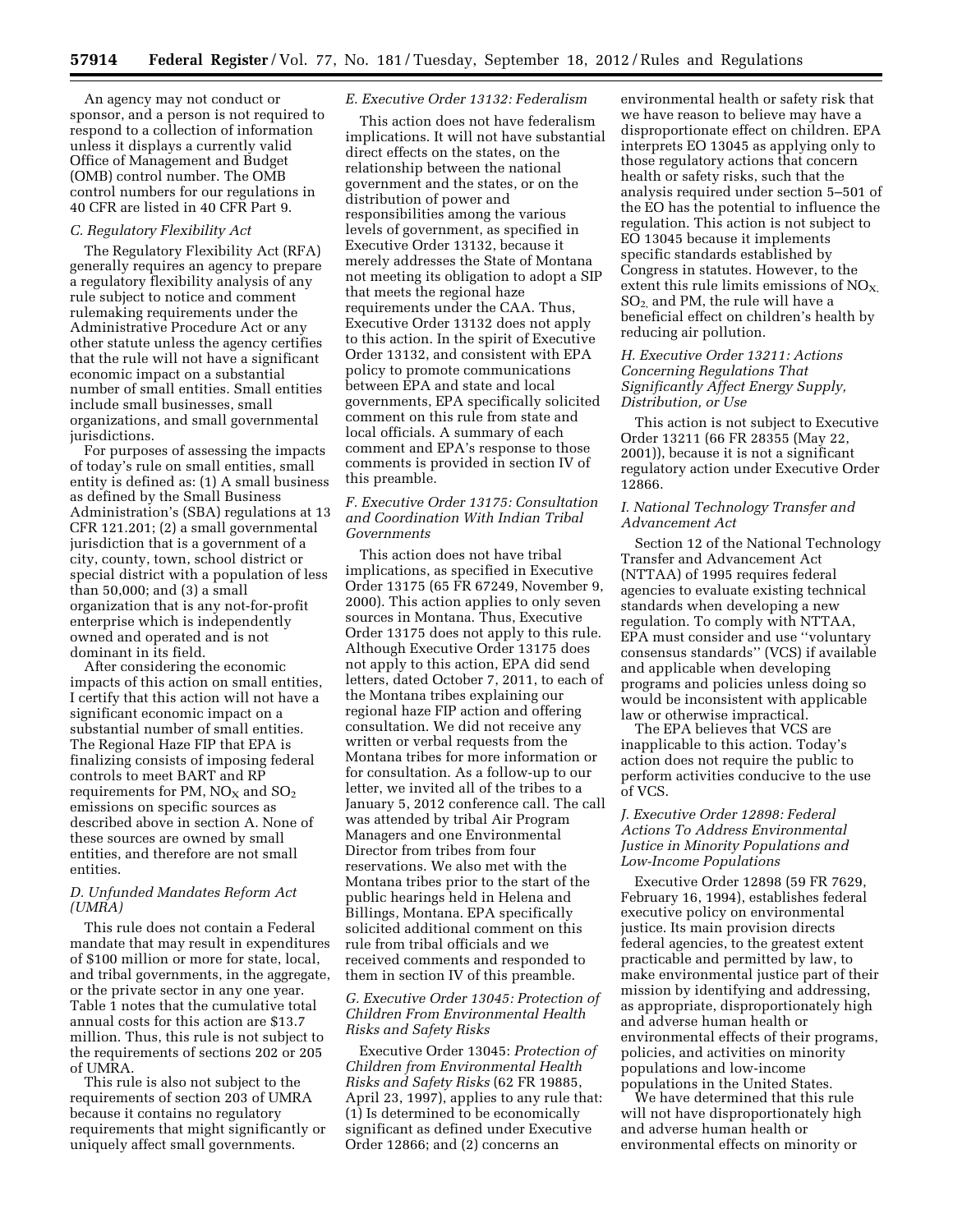An agency may not conduct or sponsor, and a person is not required to respond to a collection of information unless it displays a currently valid Office of Management and Budget (OMB) control number. The OMB control numbers for our regulations in 40 CFR are listed in 40 CFR Part 9.

### C. Regulatory Flexibility Act

The Regulatory Flexibility Act (RFA) generally requires an agency to prepare a regulatory flexibility analysis of any rule subject to notice and comment rulemaking requirements under the Administrative Procedure Act or any other statute unless the agency certifies that the rule will not have a significant economic impact on a substantial number of small entities. Small entities include small businesses, small organizations, and small governmental jurisdictions.

For purposes of assessing the impacts of today's rule on small entities, small entity is defined as: (1) A small business as defined by the Small Business Administration's (SBA) regulations at 13 CFR 121.201; (2) a small governmental jurisdiction that is a government of a city, county, town, school district or special district with a population of less than 50,000; and (3) a small organization that is any not-for-profit enterprise which is independently owned and operated and is not dominant in its field.

After considering the economic impacts of this action on small entities, I certify that this action will not have a significant economic impact on a substantial number of small entities. The Regional Haze FIP that EPA is finalizing consists of imposing federal controls to meet BART and RP requirements for PM, $NO_X$ and $SO_2$ emissions on specific sources as described above in section A. None of these sources are owned by small entities, and therefore are not small entities.

### D. Unfunded Mandates Reform Act (UMRA)

This rule does not contain a Federal mandate that may result in expenditures of $100 million or more for state, local, and tribal governments, in the aggregate, or the private sector in any one year. Table 1 notes that the cumulative total annual costs for this action are $13.7 million. Thus, this rule is not subject to the requirements of sections 202 or 205 of UMRA.

This rule is also not subject to the requirements of section 203 of UMRA because it contains no regulatory requirements that might significantly or uniquely affect small governments.

### E. Executive Order 13132: Federalism

This action does not have federalism implications. It will not have substantial direct effects on the states, on the relationship between the national government and the states, or on the distribution of power and responsibilities among the various levels of government, as specified in Executive Order 13132, because it merely addresses the State of Montana not meeting its obligation to adopt a SIP that meets the regional haze requirements under the CAA. Thus, Executive Order 13132 does not apply to this action. In the spirit of Executive Order 13132, and consistent with EPA policy to promote communications between EPA and state and local governments, EPA specifically solicited comment on this rule from state and local officials. A summary of each comment and EPA's response to those comments is provided in section IV of this preamble.

### F. Executive Order 13175: Consultation and Coordination With Indian Tribal Governments

This action does not have tribal implications, as specified in Executive Order 13175 (65 FR 67249, November 9, 2000). This action applies to only seven sources in Montana. Thus, Executive Order 13175 does not apply to this rule. Although Executive Order 13175 does not apply to this action, EPA did send letters, dated October 7, 2011, to each of the Montana tribes explaining our regional haze FIP action and offering consultation. We did not receive any written or verbal requests from the Montana tribes for more information or for consultation. As a follow-up to our letter, we invited all of the tribes to a January 5, 2012 conference call. The call was attended by tribal Air Program Managers and one Environmental Director from tribes from four reservations. We also met with the Montana tribes prior to the start of the public hearings held in Helena and Billings, Montana. EPA specifically solicited additional comment on this rule from tribal officials and we received comments and responded to them in section IV of this preamble.

### G. Executive Order 13045: Protection of Children From Environmental Health Risks and Safety Risks

Executive Order 13045: *Protection of Children from Environmental Health Risks and Safety Risks* (62 FR 19885, April 23, 1997), applies to any rule that: (1) Is determined to be economically significant as defined under Executive Order 12866; and (2) concerns an environmental health or safety risk that we have reason to believe may have a disproportionate effect on children. EPA interprets EO 13045 as applying only to those regulatory actions that concern health or safety risks, such that the analysis required under section 5–501 of the EO has the potential to influence the regulation. This action is not subject to EO 13045 because it implements specific standards established by Congress in statutes. However, to the extent this rule limits emissions of $NO_X$, $SO_2$, and PM, the rule will have a beneficial effect on children's health by reducing air pollution.

### H. Executive Order 13211: Actions Concerning Regulations That Significantly Affect Energy Supply, Distribution, or Use

This action is not subject to Executive Order 13211 (66 FR 28355 (May 22, 2001)), because it is not a significant regulatory action under Executive Order 12866.

### I. National Technology Transfer and Advancement Act

Section 12 of the National Technology Transfer and Advancement Act (NTTAA) of 1995 requires federal agencies to evaluate existing technical standards when developing a new regulation. To comply with NTTAA, EPA must consider and use ''voluntary consensus standards'' (VCS) if available and applicable when developing programs and policies unless doing so would be inconsistent with applicable law or otherwise impractical.

The EPA believes that VCS are inapplicable to this action. Today's action does not require the public to perform activities conducive to the use of VCS.

### J. Executive Order 12898: Federal Actions To Address Environmental Justice in Minority Populations and Low-Income Populations

Executive Order 12898 (59 FR 7629, February 16, 1994), establishes federal executive policy on environmental justice. Its main provision directs federal agencies, to the greatest extent practicable and permitted by law, to make environmental justice part of their mission by identifying and addressing, as appropriate, disproportionately high and adverse human health or environmental effects of their programs, policies, and activities on minority populations and low-income populations in the United States.

We have determined that this rule will not have disproportionately high and adverse human health or environmental effects on minority or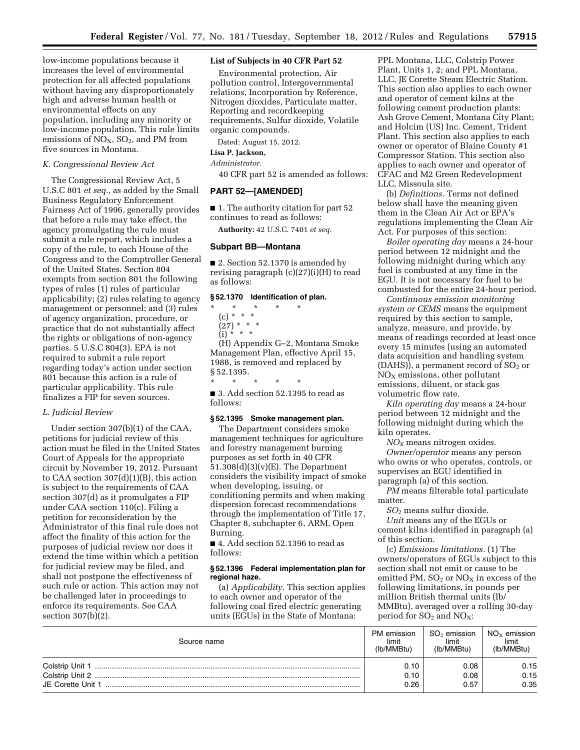low-income populations because it increases the level of environmental protection for all affected populations without having any disproportionately high and adverse human health or environmental effects on any population, including any minority or low-income population. This rule limits emissions of $NO_X$, $SO_2$, and PM from five sources in Montana.

### *K. Congressional Review Act*

The Congressional Review Act, 5 U.S.C 801 *et seq.,* as added by the Small Business Regulatory Enforcement Fairness Act of 1996, generally provides that before a rule may take effect, the agency promulgating the rule must submit a rule report, which includes a copy of the rule, to each House of the Congress and to the Comptroller General of the United States. Section 804 exempts from section 801 the following types of rules (1) rules of particular applicability; (2) rules relating to agency management or personnel; and (3) rules of agency organization, procedure, or practice that do not substantially affect the rights or obligations of non-agency parties. 5 U.S.C 804(3). EPA is not required to submit a rule report regarding today's action under section 801 because this action is a rule of particular applicability. This rule finalizes a FIP for seven sources.

### *L. Judicial Review*

Under section 307(b)(1) of the CAA, petitions for judicial review of this action must be filed in the United States Court of Appeals for the appropriate circuit by November 19, 2012. Pursuant to CAA section 307(d)(1)(B), this action is subject to the requirements of CAA section 307(d) as it promulgates a FIP under CAA section 110(c). Filing a petition for reconsideration by the Administrator of this final rule does not affect the finality of this action for the purposes of judicial review nor does it extend the time within which a petition for judicial review may be filed, and shall not postpone the effectiveness of such rule or action. This action may not be challenged later in proceedings to enforce its requirements. See CAA section 307(b)(2).

### List of Subjects in 40 CFR Part 52

Environmental protection, Air pollution control, Intergovernmental relations, Incorporation by Reference, Nitrogen dioxides, Particulate matter, Reporting and recordkeeping requirements, Sulfur dioxide, Volatile organic compounds.

Dated: August 15, 2012.

**Lisa P. Jackson,**

*Administrator.*

40 CFR part 52 is amended as follows:

## PART 52—[AMENDED]

■ 1. The authority citation for part 52 continues to read as follows:

**Authority:** 42 U.S.C. 7401 *et seq.*

### Subpart BB—Montana

■ 2. Section 52.1370 is amended by revising paragraph (c)(27)(i)(H) to read as follows:

#### § 52.1370 Identification of plan.

\* \* \* \* \*

(c) \* \* \*

(27) \* \* \*

(i) \* \* \*

(H) Appendix G–2, Montana Smoke Management Plan, effective April 15, 1988, is removed and replaced by § 52.1395.

\* \* \* \* \*

■ 3. Add section 52.1395 to read as follows:

#### § 52.1395 Smoke management plan.

The Department considers smoke management techniques for agriculture and forestry management burning purposes as set forth in 40 CFR 51.308(d)(3)(v)(E). The Department considers the visibility impact of smoke when developing, issuing, or conditioning permits and when making dispersion forecast recommendations through the implementation of Title 17, Chapter 8, subchapter 6, ARM, Open Burning.

■ 4. Add section 52.1396 to read as follows:

#### § 52.1396 Federal implementation plan for regional haze.

(a) *Applicability.* This section applies to each owner and operator of the following coal fired electric generating units (EGUs) in the State of Montana: PPL Montana, LLC, Colstrip Power Plant, Units 1, 2; and PPL Montana, LLC, JE Corette Steam Electric Station. This section also applies to each owner and operator of cement kilns at the following cement production plants: Ash Grove Cement, Montana City Plant; and Holcim (US) Inc. Cement, Trident Plant. This section also applies to each owner or operator of Blaine County #1 Compressor Station. This section also applies to each owner and operator of CFAC and M2 Green Redevelopment LLC, Missoula site.

(b) *Definitions.* Terms not defined below shall have the meaning given them in the Clean Air Act or EPA's regulations implementing the Clean Air Act. For purposes of this section:

*Boiler operating day* means a 24-hour period between 12 midnight and the following midnight during which any fuel is combusted at any time in the EGU. It is not necessary for fuel to be combusted for the entire 24-hour period.

*Continuous emission monitoring system or CEMS* means the equipment required by this section to sample, analyze, measure, and provide, by means of readings recorded at least once every 15 minutes (using an automated data acquisition and handling system (DAHS)), a permanent record of $SO_2$ or $NO_X$ emissions, other pollutant emissions, diluent, or stack gas volumetric flow rate.

*Kiln operating day* means a 24-hour period between 12 midnight and the following midnight during which the kiln operates.

*$NO_X$* means nitrogen oxides.

*Owner/operator* means any person who owns or who operates, controls, or supervises an EGU identified in paragraph (a) of this section.

*PM* means filterable total particulate matter.

*$SO_2$* means sulfur dioxide.

*Unit* means any of the EGUs or cement kilns identified in paragraph (a) of this section.

(c) *Emissions limitations.* (1) The owners/operators of EGUs subject to this section shall not emit or cause to be emitted PM, $SO_2$ or $NO_X$ in excess of the following limitations, in pounds per million British thermal units (lb/MMBtu), averaged over a rolling 30-day period for $SO_2$ and $NO_X$:

| Source name | PM emission limit (lb/MMBtu) | $SO_2$ emission limit (lb/MMBtu) | $NO_X$ emission limit (lb/MMBtu) |
|---|---|---|---|
| Colstrip Unit 1 | 0.10 | 0.08 | 0.15 |
| Colstrip Unit 2 | 0.10 | 0.08 | 0.15 |
| JE Corette Unit 1 | 0.26 | 0.57 | 0.35 |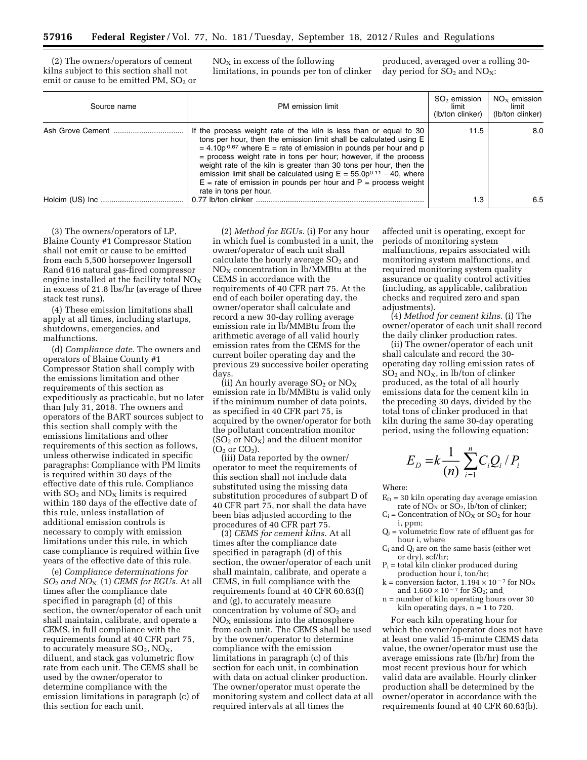(2) The owners/operators of cement kilns subject to this section shall not emit or cause to be emitted PM, $SO_2$ or $NO_X$ in excess of the following limitations, in pounds per ton of clinker produced, averaged over a rolling 30-day period for $SO_2$ and $NO_X$:

| Source name | PM emission limit | $SO_2$ emission limit (lb/ton clinker) | $NO_X$ emission limit (lb/ton clinker) |
| --- | --- | --- | --- |
| Ash Grove Cement | If the process weight rate of the kiln is less than or equal to 30 tons per hour, then the emission limit shall be calculated using $E = 4.10p^{0.67}$ where E = rate of emission in pounds per hour and p = process weight rate in tons per hour; however, if the process weight rate of the kiln is greater than 30 tons per hour, then the emission limit shall be calculated using $E = 55.0p^{0.11} - 40$, where E = rate of emission in pounds per hour and P = process weight rate in tons per hour. | 11.5 | 8.0 |
| Holcim (US) Inc | 0.77 lb/ton clinker | 1.3 | 6.5 |

(3) The owners/operators of LP, Blaine County #1 Compressor Station shall not emit or cause to be emitted from each 5,500 horsepower Ingersoll Rand 616 natural gas-fired compressor engine installed at the facility total $NO_X$ in excess of 21.8 lbs/hr (average of three stack test runs).

(4) These emission limitations shall apply at all times, including startups, shutdowns, emergencies, and malfunctions.

(d) *Compliance date.* The owners and operators of Blaine County #1 Compressor Station shall comply with the emissions limitation and other requirements of this section as expeditiously as practicable, but no later than July 31, 2018. The owners and operators of the BART sources subject to this section shall comply with the emissions limitations and other requirements of this section as follows, unless otherwise indicated in specific paragraphs: Compliance with PM limits is required within 30 days of the effective date of this rule. Compliance with $SO_2$ and $NO_X$ limits is required within 180 days of the effective date of this rule, unless installation of additional emission controls is necessary to comply with emission limitations under this rule, in which case compliance is required within five years of the effective date of this rule.

(e) *Compliance determinations for $SO_2$ and $NO_X$.* (1) *CEMS for EGUs.* At all times after the compliance date specified in paragraph (d) of this section, the owner/operator of each unit shall maintain, calibrate, and operate a CEMS, in full compliance with the requirements found at 40 CFR part 75, to accurately measure $SO_2$, $NO_X$, diluent, and stack gas volumetric flow rate from each unit. The CEMS shall be used by the owner/operator to determine compliance with the emission limitations in paragraph (c) of this section for each unit.

(2) *Method for EGUs.* (i) For any hour in which fuel is combusted in a unit, the owner/operator of each unit shall calculate the hourly average $SO_2$ and $NO_X$ concentration in lb/MMBtu at the CEMS in accordance with the requirements of 40 CFR part 75. At the end of each boiler operating day, the owner/operator shall calculate and record a new 30-day rolling average emission rate in lb/MMBtu from the arithmetic average of all valid hourly emission rates from the CEMS for the current boiler operating day and the previous 29 successive boiler operating days.

(ii) An hourly average $SO_2$ or $NO_X$ emission rate in lb/MMBtu is valid only if the minimum number of data points, as specified in 40 CFR part 75, is acquired by the owner/operator for both the pollutant concentration monitor ($SO_2$ or $NO_X$) and the diluent monitor ($O_2$ or $CO_2$).

(iii) Data reported by the owner/operator to meet the requirements of this section shall not include data substituted using the missing data substitution procedures of subpart D of 40 CFR part 75, nor shall the data have been bias adjusted according to the procedures of 40 CFR part 75.

(3) *CEMS for cement kilns.* At all times after the compliance date specified in paragraph (d) of this section, the owner/operator of each unit shall maintain, calibrate, and operate a CEMS, in full compliance with the requirements found at 40 CFR 60.63(f) and (g), to accurately measure concentration by volume of $SO_2$ and $NO_X$ emissions into the atmosphere from each unit. The CEMS shall be used by the owner/operator to determine compliance with the emission limitations in paragraph (c) of this section for each unit, in combination with data on actual clinker production. The owner/operator must operate the monitoring system and collect data at all required intervals at all times the affected unit is operating, except for periods of monitoring system malfunctions, repairs associated with monitoring system malfunctions, and required monitoring system quality assurance or quality control activities (including, as applicable, calibration checks and required zero and span adjustments).

(4) *Method for cement kilns.* (i) The owner/operator of each unit shall record the daily clinker production rates.

(ii) The owner/operator of each unit shall calculate and record the 30-operating day rolling emission rates of $SO_2$ and $NO_X$, in lb/ton of clinker produced, as the total of all hourly emissions data for the cement kiln in the preceding 30 days, divided by the total tons of clinker produced in that kiln during the same 30-day operating period, using the following equation:

$$E_D = k \frac{1}{(n)} \sum_{i=1}^{n} C_i Q_i / P_i$$

Where:

$E_D$ = 30 kiln operating day average emission rate of $NO_X$ or $SO_2$, lb/ton of clinker;

$C_i$ = Concentration of $NO_X$ or $SO_2$ for hour i, ppm;

$Q_i$ = volumetric flow rate of effluent gas for hour i, where

$C_i$ and $Q_i$ are on the same basis (either wet or dry), scf/hr;

$P_i$ = total kiln clinker produced during production hour i, ton/hr;

k = conversion factor, $1.194 \times 10^{-7}$ for $NO_X$ and $1.660 \times 10^{-7}$ for $SO_2$; and

n = number of kiln operating hours over 30 kiln operating days, n = 1 to 720.

For each kiln operating hour for which the owner/operator does not have at least one valid 15-minute CEMS data value, the owner/operator must use the average emissions rate (lb/hr) from the most recent previous hour for which valid data are available. Hourly clinker production shall be determined by the owner/operator in accordance with the requirements found at 40 CFR 60.63(b).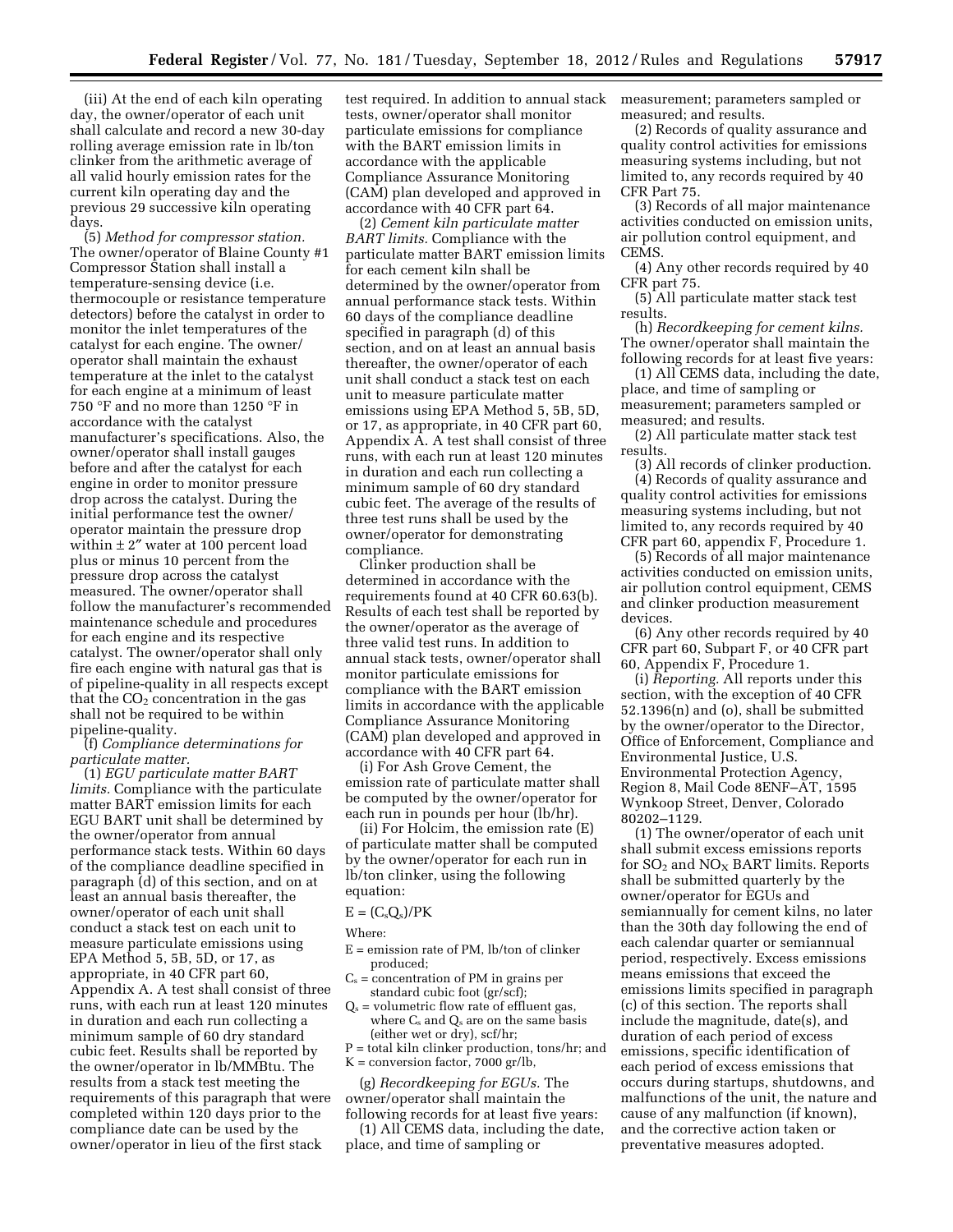(iii) At the end of each kiln operating day, the owner/operator of each unit shall calculate and record a new 30-day rolling average emission rate in lb/ton clinker from the arithmetic average of all valid hourly emission rates for the current kiln operating day and the previous 29 successive kiln operating days.

(5) *Method for compressor station.* The owner/operator of Blaine County #1 Compressor Station shall install a temperature-sensing device (i.e. thermocouple or resistance temperature detectors) before the catalyst in order to monitor the inlet temperatures of the catalyst for each engine. The owner/operator shall maintain the exhaust temperature at the inlet to the catalyst for each engine at a minimum of least 750 °F and no more than 1250 °F in accordance with the catalyst manufacturer's specifications. Also, the owner/operator shall install gauges before and after the catalyst for each engine in order to monitor pressure drop across the catalyst. During the initial performance test the owner/operator maintain the pressure drop within ± 2″ water at 100 percent load plus or minus 10 percent from the pressure drop across the catalyst measured. The owner/operator shall follow the manufacturer's recommended maintenance schedule and procedures for each engine and its respective catalyst. The owner/operator shall only fire each engine with natural gas that is of pipeline-quality in all respects except that the $CO_2$ concentration in the gas shall not be required to be within pipeline-quality.

(f) *Compliance determinations for particulate matter.*

(1) *EGU particulate matter BART limits.* Compliance with the particulate matter BART emission limits for each EGU BART unit shall be determined by the owner/operator from annual performance stack tests. Within 60 days of the compliance deadline specified in paragraph (d) of this section, and on at least an annual basis thereafter, the owner/operator of each unit shall conduct a stack test on each unit to measure particulate emissions using EPA Method 5, 5B, 5D, or 17, as appropriate, in 40 CFR part 60, Appendix A. A test shall consist of three runs, with each run at least 120 minutes in duration and each run collecting a minimum sample of 60 dry standard cubic feet. Results shall be reported by the owner/operator in lb/MMBtu. The results from a stack test meeting the requirements of this paragraph that were completed within 120 days prior to the compliance date can be used by the owner/operator in lieu of the first stack test required. In addition to annual stack tests, owner/operator shall monitor particulate emissions for compliance with the BART emission limits in accordance with the applicable Compliance Assurance Monitoring (CAM) plan developed and approved in accordance with 40 CFR part 64.

(2) *Cement kiln particulate matter BART limits.* Compliance with the particulate matter BART emission limits for each cement kiln shall be determined by the owner/operator from annual performance stack tests. Within 60 days of the compliance deadline specified in paragraph (d) of this section, and on at least an annual basis thereafter, the owner/operator of each unit shall conduct a stack test on each unit to measure particulate matter emissions using EPA Method 5, 5B, 5D, or 17, as appropriate, in 40 CFR part 60, Appendix A. A test shall consist of three runs, with each run at least 120 minutes in duration and each run collecting a minimum sample of 60 dry standard cubic feet. The average of the results of three test runs shall be used by the owner/operator for demonstrating compliance.

Clinker production shall be determined in accordance with the requirements found at 40 CFR 60.63(b). Results of each test shall be reported by the owner/operator as the average of three valid test runs. In addition to annual stack tests, owner/operator shall monitor particulate emissions for compliance with the BART emission limits in accordance with the applicable Compliance Assurance Monitoring (CAM) plan developed and approved in accordance with 40 CFR part 64.

(i) For Ash Grove Cement, the emission rate of particulate matter shall be computed by the owner/operator for each run in pounds per hour (lb/hr).

(ii) For Holcim, the emission rate (E) of particulate matter shall be computed by the owner/operator for each run in lb/ton clinker, using the following equation:

$$E = (C_s Q_s)/PK$$

Where:

E = emission rate of PM, lb/ton of clinker produced;

$C_s$ = concentration of PM in grains per standard cubic foot (gr/scf);

$Q_s$ = volumetric flow rate of effluent gas, where $C_s$ and $Q_s$ are on the same basis (either wet or dry), scf/hr;

P = total kiln clinker production, tons/hr; and

K = conversion factor, 7000 gr/lb,

(g) *Recordkeeping for EGUs.* The owner/operator shall maintain the following records for at least five years:

(1) All CEMS data, including the date, place, and time of sampling or measurement; parameters sampled or measured; and results.

(2) Records of quality assurance and quality control activities for emissions measuring systems including, but not limited to, any records required by 40 CFR Part 75.

(3) Records of all major maintenance activities conducted on emission units, air pollution control equipment, and CEMS.

(4) Any other records required by 40 CFR part 75.

(5) All particulate matter stack test results.

(h) *Recordkeeping for cement kilns.* The owner/operator shall maintain the following records for at least five years:

(1) All CEMS data, including the date, place, and time of sampling or measurement; parameters sampled or measured; and results.

(2) All particulate matter stack test results.

(3) All records of clinker production.

(4) Records of quality assurance and quality control activities for emissions measuring systems including, but not limited to, any records required by 40 CFR part 60, appendix F, Procedure 1.

(5) Records of all major maintenance activities conducted on emission units, air pollution control equipment, CEMS and clinker production measurement devices.

(6) Any other records required by 40 CFR part 60, Subpart F, or 40 CFR part 60, Appendix F, Procedure 1.

(i) *Reporting.* All reports under this section, with the exception of 40 CFR 52.1396(n) and (o), shall be submitted by the owner/operator to the Director, Office of Enforcement, Compliance and Environmental Justice, U.S. Environmental Protection Agency, Region 8, Mail Code 8ENF–AT, 1595 Wynkoop Street, Denver, Colorado 80202–1129.

(1) The owner/operator of each unit shall submit excess emissions reports for $SO_2$ and $NO_X$ BART limits. Reports shall be submitted quarterly by the owner/operator for EGUs and semiannually for cement kilns, no later than the 30th day following the end of each calendar quarter or semiannual period, respectively. Excess emissions means emissions that exceed the emissions limits specified in paragraph (c) of this section. The reports shall include the magnitude, date(s), and duration of each period of excess emissions, specific identification of each period of excess emissions that occurs during startups, shutdowns, and malfunctions of the unit, the nature and cause of any malfunction (if known), and the corrective action taken or preventative measures adopted.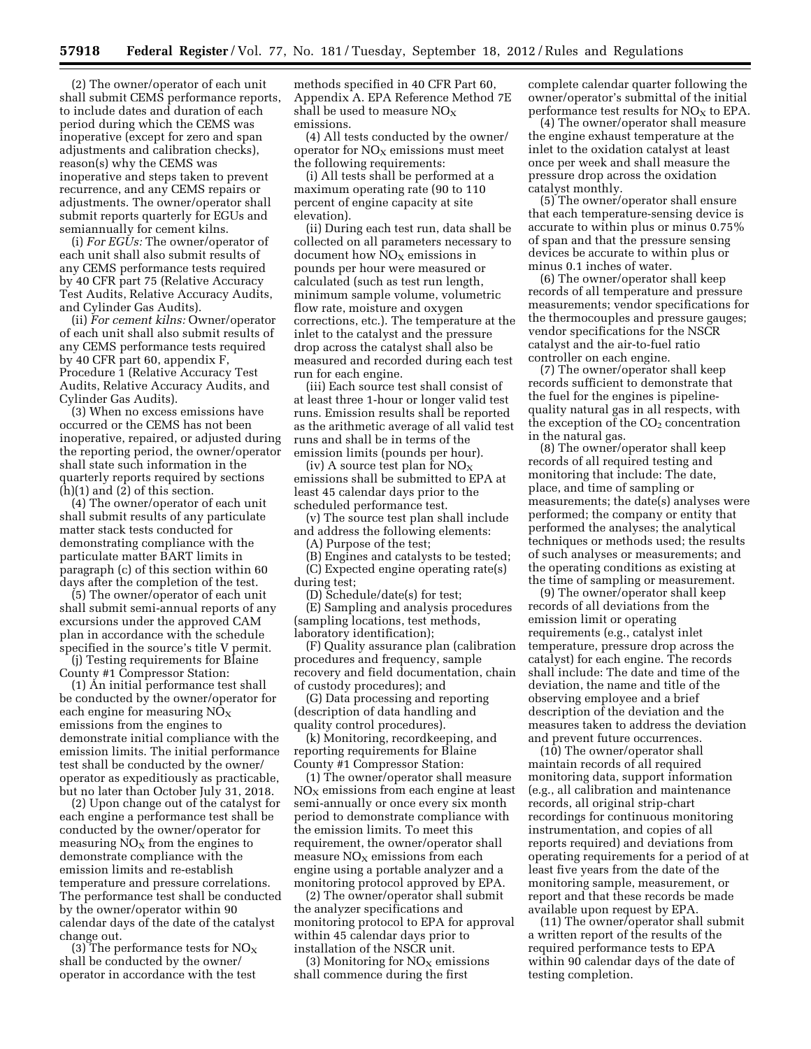(2) The owner/operator of each unit shall submit CEMS performance reports, to include dates and duration of each period during which the CEMS was inoperative (except for zero and span adjustments and calibration checks), reason(s) why the CEMS was inoperative and steps taken to prevent recurrence, and any CEMS repairs or adjustments. The owner/operator shall submit reports quarterly for EGUs and semiannually for cement kilns.

(i) *For EGUs:* The owner/operator of each unit shall also submit results of any CEMS performance tests required by 40 CFR part 75 (Relative Accuracy Test Audits, Relative Accuracy Audits, and Cylinder Gas Audits).

(ii) *For cement kilns:* Owner/operator of each unit shall also submit results of any CEMS performance tests required by 40 CFR part 60, appendix F, Procedure 1 (Relative Accuracy Test Audits, Relative Accuracy Audits, and Cylinder Gas Audits).

(3) When no excess emissions have occurred or the CEMS has not been inoperative, repaired, or adjusted during the reporting period, the owner/operator shall state such information in the quarterly reports required by sections (h)(1) and (2) of this section.

(4) The owner/operator of each unit shall submit results of any particulate matter stack tests conducted for demonstrating compliance with the particulate matter BART limits in paragraph (c) of this section within 60 days after the completion of the test.

(5) The owner/operator of each unit shall submit semi-annual reports of any excursions under the approved CAM plan in accordance with the schedule specified in the source's title V permit.

(j) Testing requirements for Blaine County #1 Compressor Station:

(1) An initial performance test shall be conducted by the owner/operator for each engine for measuring $NO_X$ emissions from the engines to demonstrate initial compliance with the emission limits. The initial performance test shall be conducted by the owner/operator as expeditiously as practicable, but no later than October July 31, 2018.

(2) Upon change out of the catalyst for each engine a performance test shall be conducted by the owner/operator for measuring $NO_X$ from the engines to demonstrate compliance with the emission limits and re-establish temperature and pressure correlations. The performance test shall be conducted by the owner/operator within 90 calendar days of the date of the catalyst change out.

(3) The performance tests for $NO_X$ shall be conducted by the owner/operator in accordance with the test methods specified in 40 CFR Part 60, Appendix A. EPA Reference Method 7E shall be used to measure $NO_X$ emissions.

(4) All tests conducted by the owner/operator for $NO_X$ emissions must meet the following requirements:

(i) All tests shall be performed at a maximum operating rate (90 to 110 percent of engine capacity at site elevation).

(ii) During each test run, data shall be collected on all parameters necessary to document how $NO_X$ emissions in pounds per hour were measured or calculated (such as test run length, minimum sample volume, volumetric flow rate, moisture and oxygen corrections, etc.). The temperature at the inlet to the catalyst and the pressure drop across the catalyst shall also be measured and recorded during each test run for each engine.

(iii) Each source test shall consist of at least three 1-hour or longer valid test runs. Emission results shall be reported as the arithmetic average of all valid test runs and shall be in terms of the emission limits (pounds per hour).

(iv) A source test plan for $NO_X$ emissions shall be submitted to EPA at least 45 calendar days prior to the scheduled performance test.

(v) The source test plan shall include and address the following elements:

(A) Purpose of the test;

(B) Engines and catalysts to be tested;

(C) Expected engine operating rate(s) during test;

(D) Schedule/date(s) for test;

(E) Sampling and analysis procedures (sampling locations, test methods, laboratory identification);

(F) Quality assurance plan (calibration procedures and frequency, sample recovery and field documentation, chain of custody procedures); and

(G) Data processing and reporting (description of data handling and quality control procedures).

(k) Monitoring, recordkeeping, and reporting requirements for Blaine County #1 Compressor Station:

(1) The owner/operator shall measure $NO_X$ emissions from each engine at least semi-annually or once every six month period to demonstrate compliance with the emission limits. To meet this requirement, the owner/operator shall measure $NO_X$ emissions from each engine using a portable analyzer and a monitoring protocol approved by EPA.

(2) The owner/operator shall submit the analyzer specifications and monitoring protocol to EPA for approval within 45 calendar days prior to installation of the NSCR unit.

(3) Monitoring for $NO_X$ emissions shall commence during the first complete calendar quarter following the owner/operator's submittal of the initial performance test results for $NO_X$ to EPA.

(4) The owner/operator shall measure the engine exhaust temperature at the inlet to the oxidation catalyst at least once per week and shall measure the pressure drop across the oxidation catalyst monthly.

(5) The owner/operator shall ensure that each temperature-sensing device is accurate to within plus or minus 0.75% of span and that the pressure sensing devices be accurate to within plus or minus 0.1 inches of water.

(6) The owner/operator shall keep records of all temperature and pressure measurements; vendor specifications for the thermocouples and pressure gauges; vendor specifications for the NSCR catalyst and the air-to-fuel ratio controller on each engine.

(7) The owner/operator shall keep records sufficient to demonstrate that the fuel for the engines is pipeline-quality natural gas in all respects, with the exception of the $CO_2$ concentration in the natural gas.

(8) The owner/operator shall keep records of all required testing and monitoring that include: The date, place, and time of sampling or measurements; the date(s) analyses were performed; the company or entity that performed the analyses; the analytical techniques or methods used; the results of such analyses or measurements; and the operating conditions as existing at the time of sampling or measurement.

(9) The owner/operator shall keep records of all deviations from the emission limit or operating requirements (e.g., catalyst inlet temperature, pressure drop across the catalyst) for each engine. The records shall include: The date and time of the deviation, the name and title of the observing employee and a brief description of the deviation and the measures taken to address the deviation and prevent future occurrences.

(10) The owner/operator shall maintain records of all required monitoring data, support information (e.g., all calibration and maintenance records, all original strip-chart recordings for continuous monitoring instrumentation, and copies of all reports required) and deviations from operating requirements for a period of at least five years from the date of the monitoring sample, measurement, or report and that these records be made available upon request by EPA.

(11) The owner/operator shall submit a written report of the results of the required performance tests to EPA within 90 calendar days of the date of testing completion.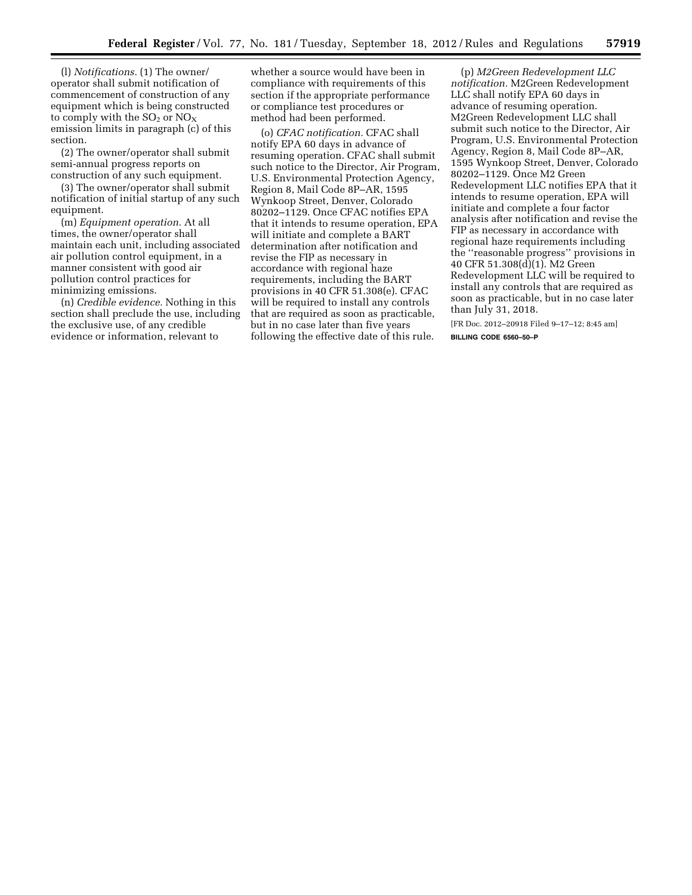(l) *Notifications.* (1) The owner/operator shall submit notification of commencement of construction of any equipment which is being constructed to comply with the $SO_2$ or $NO_X$ emission limits in paragraph (c) of this section.

(2) The owner/operator shall submit semi-annual progress reports on construction of any such equipment.

(3) The owner/operator shall submit notification of initial startup of any such equipment.

(m) *Equipment operation.* At all times, the owner/operator shall maintain each unit, including associated air pollution control equipment, in a manner consistent with good air pollution control practices for minimizing emissions.

(n) *Credible evidence.* Nothing in this section shall preclude the use, including the exclusive use, of any credible evidence or information, relevant to whether a source would have been in compliance with requirements of this section if the appropriate performance or compliance test procedures or method had been performed.

(o) *CFAC notification.* CFAC shall notify EPA 60 days in advance of resuming operation. CFAC shall submit such notice to the Director, Air Program, U.S. Environmental Protection Agency, Region 8, Mail Code 8P–AR, 1595 Wynkoop Street, Denver, Colorado 80202–1129. Once CFAC notifies EPA that it intends to resume operation, EPA will initiate and complete a BART determination after notification and revise the FIP as necessary in accordance with regional haze requirements, including the BART provisions in 40 CFR 51.308(e). CFAC will be required to install any controls that are required as soon as practicable, but in no case later than five years following the effective date of this rule.

(p) *M2Green Redevelopment LLC notification.* M2Green Redevelopment LLC shall notify EPA 60 days in advance of resuming operation. M2Green Redevelopment LLC shall submit such notice to the Director, Air Program, U.S. Environmental Protection Agency, Region 8, Mail Code 8P–AR, 1595 Wynkoop Street, Denver, Colorado 80202–1129. Once M2 Green Redevelopment LLC notifies EPA that it intends to resume operation, EPA will initiate and complete a four factor analysis after notification and revise the FIP as necessary in accordance with regional haze requirements including the ''reasonable progress'' provisions in 40 CFR 51.308(d)(1). M2 Green Redevelopment LLC will be required to install any controls that are required as soon as practicable, but in no case later than July 31, 2018.

[FR Doc. 2012–20918 Filed 9–17–12; 8:45 am]

**BILLING CODE 6560–50–P**